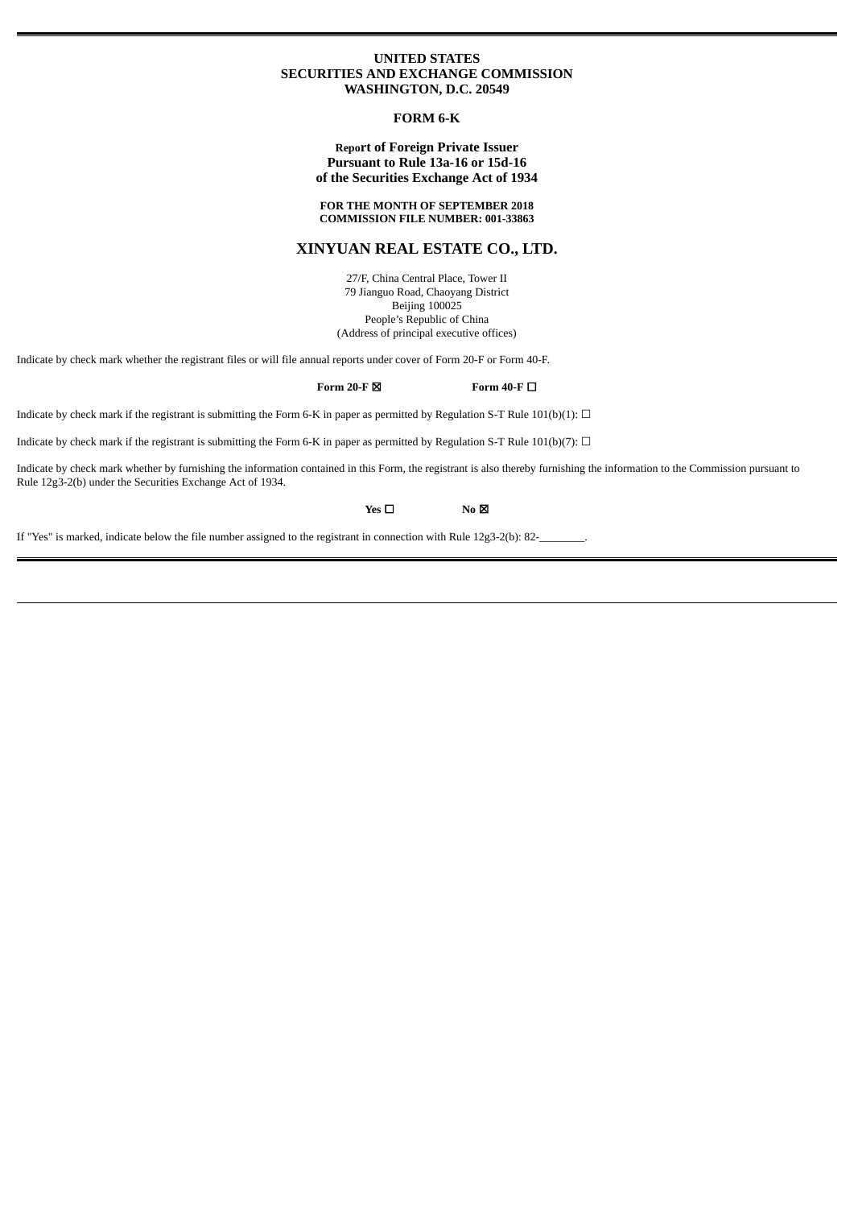**UNITED STATES**
**SECURITIES AND EXCHANGE COMMISSION**
**WASHINGTON, D.C. 20549**

**FORM 6-K**

**Report of Foreign Private Issuer**
**Pursuant to Rule 13a-16 or 15d-16**
**of the Securities Exchange Act of 1934**

**FOR THE MONTH OF SEPTEMBER 2018**
**COMMISSION FILE NUMBER: 001-33863**

# XINYUAN REAL ESTATE CO., LTD.

27/F, China Central Place, Tower II
79 Jianguo Road, Chaoyang District
Beijing 100025
People's Republic of China
(Address of principal executive offices)

Indicate by check mark whether the registrant files or will file annual reports under cover of Form 20-F or Form 40-F.

**Form 20-F** ☒ **Form 40-F** ☐

Indicate by check mark if the registrant is submitting the Form 6-K in paper as permitted by Regulation S-T Rule 101(b)(1): ☐

Indicate by check mark if the registrant is submitting the Form 6-K in paper as permitted by Regulation S-T Rule 101(b)(7): ☐

Indicate by check mark whether by furnishing the information contained in this Form, the registrant is also thereby furnishing the information to the Commission pursuant to Rule 12g3-2(b) under the Securities Exchange Act of 1934.

**Yes** ☐ **No** ☒

If "Yes" is marked, indicate below the file number assigned to the registrant in connection with Rule 12g3-2(b): 82-________.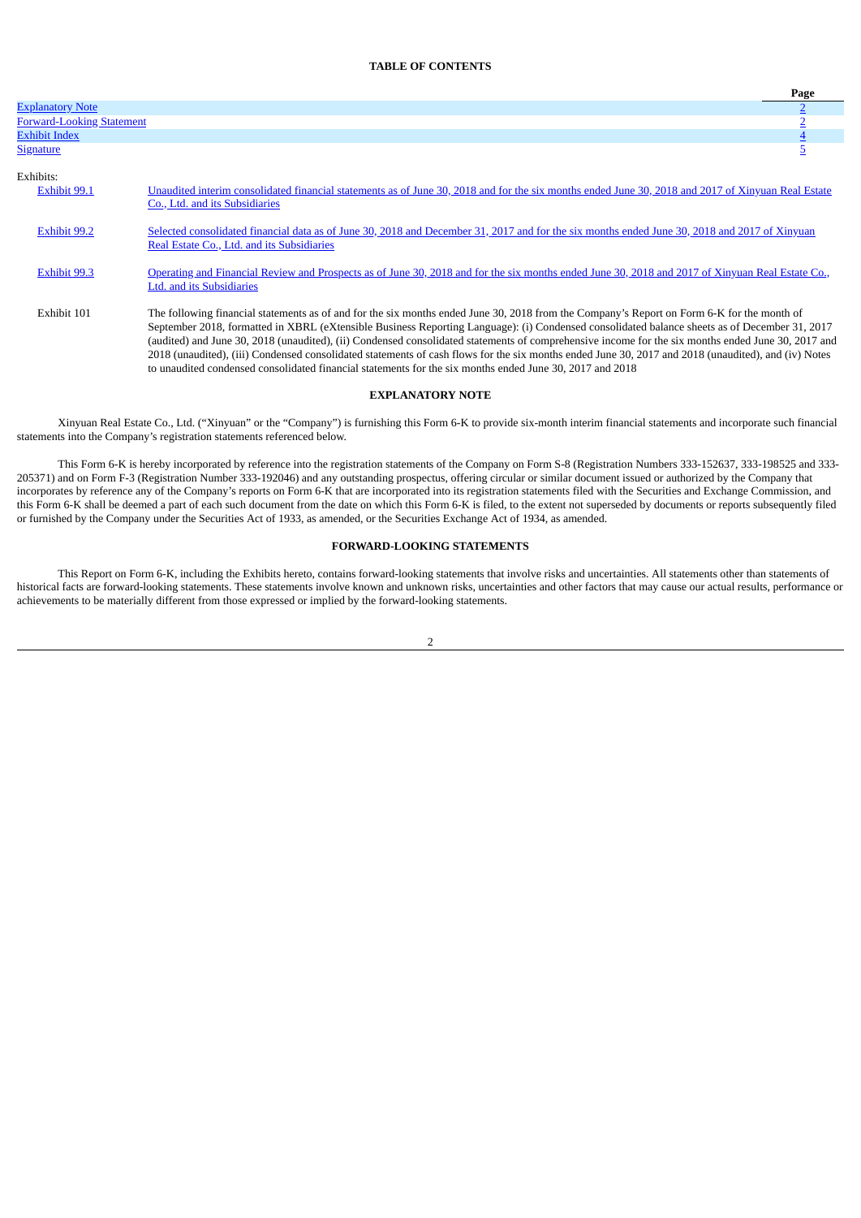**TABLE OF CONTENTS**

| | Page |
|---|---|
| Explanatory Note | 2 |
| Forward-Looking Statement | 2 |
| Exhibit Index | 4 |
| Signature | 5 |

Exhibits:

| | |
|---|---|
| Exhibit 99.1 | Unaudited interim consolidated financial statements as of June 30, 2018 and for the six months ended June 30, 2018 and 2017 of Xinyuan Real Estate Co., Ltd. and its Subsidiaries |
| Exhibit 99.2 | Selected consolidated financial data as of June 30, 2018 and December 31, 2017 and for the six months ended June 30, 2018 and 2017 of Xinyuan Real Estate Co., Ltd. and its Subsidiaries |
| Exhibit 99.3 | Operating and Financial Review and Prospects as of June 30, 2018 and for the six months ended June 30, 2018 and 2017 of Xinyuan Real Estate Co., Ltd. and its Subsidiaries |
| Exhibit 101 | The following financial statements as of and for the six months ended June 30, 2018 from the Company's Report on Form 6-K for the month of September 2018, formatted in XBRL (eXtensible Business Reporting Language): (i) Condensed consolidated balance sheets as of December 31, 2017 (audited) and June 30, 2018 (unaudited), (ii) Condensed consolidated statements of comprehensive income for the six months ended June 30, 2017 and 2018 (unaudited), (iii) Condensed consolidated statements of cash flows for the six months ended June 30, 2017 and 2018 (unaudited), and (iv) Notes to unaudited condensed consolidated financial statements for the six months ended June 30, 2017 and 2018 |

## EXPLANATORY NOTE

Xinyuan Real Estate Co., Ltd. ("Xinyuan" or the "Company") is furnishing this Form 6-K to provide six-month interim financial statements and incorporate such financial statements into the Company's registration statements referenced below.

This Form 6-K is hereby incorporated by reference into the registration statements of the Company on Form S-8 (Registration Numbers 333-152637, 333-198525 and 333-205371) and on Form F-3 (Registration Number 333-192046) and any outstanding prospectus, offering circular or similar document issued or authorized by the Company that incorporates by reference any of the Company's reports on Form 6-K that are incorporated into its registration statements filed with the Securities and Exchange Commission, and this Form 6-K shall be deemed a part of each such document from the date on which this Form 6-K is filed, to the extent not superseded by documents or reports subsequently filed or furnished by the Company under the Securities Act of 1933, as amended, or the Securities Exchange Act of 1934, as amended.

## FORWARD-LOOKING STATEMENTS

This Report on Form 6-K, including the Exhibits hereto, contains forward-looking statements that involve risks and uncertainties. All statements other than statements of historical facts are forward-looking statements. These statements involve known and unknown risks, uncertainties and other factors that may cause our actual results, performance or achievements to be materially different from those expressed or implied by the forward-looking statements.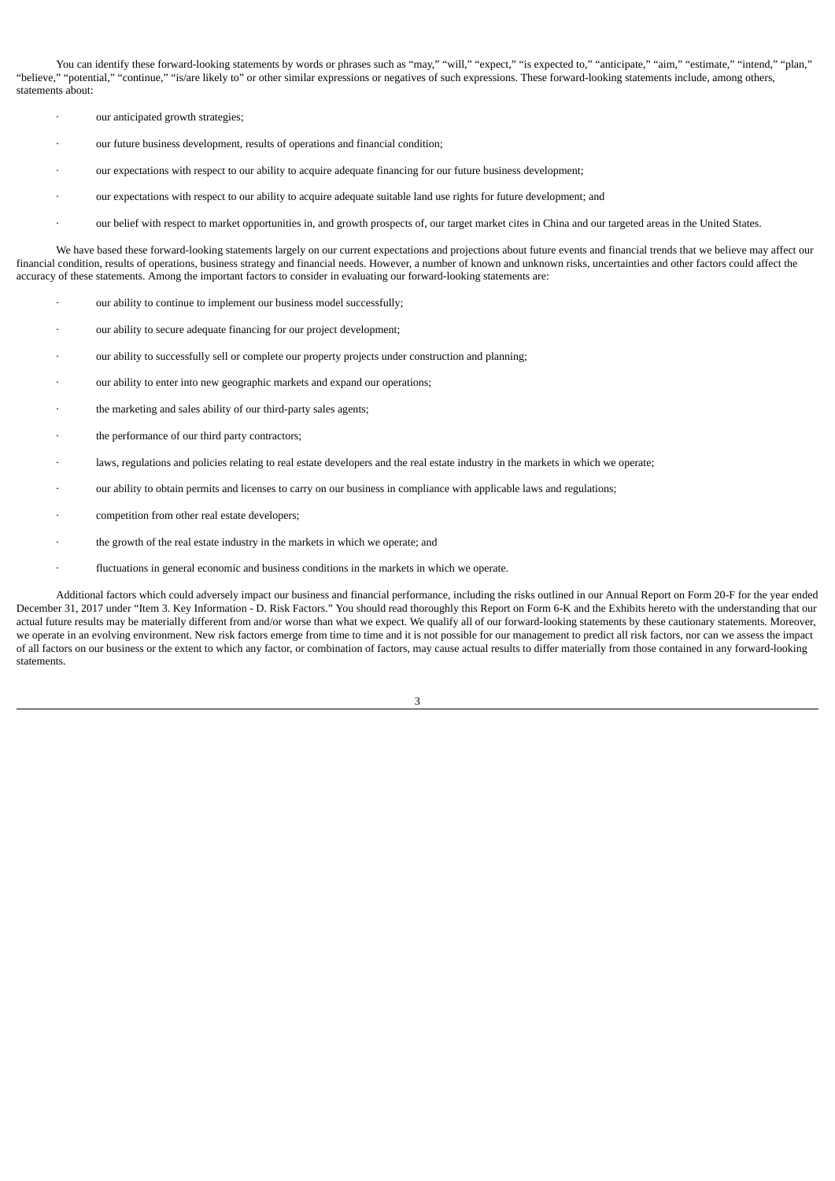You can identify these forward-looking statements by words or phrases such as "may," "will," "expect," "is expected to," "anticipate," "aim," "estimate," "intend," "plan," "believe," "potential," "continue," "is/are likely to" or other similar expressions or negatives of such expressions. These forward-looking statements include, among others, statements about:

- our anticipated growth strategies;
- our future business development, results of operations and financial condition;
- our expectations with respect to our ability to acquire adequate financing for our future business development;
- our expectations with respect to our ability to acquire adequate suitable land use rights for future development; and
- our belief with respect to market opportunities in, and growth prospects of, our target market cites in China and our targeted areas in the United States.

We have based these forward-looking statements largely on our current expectations and projections about future events and financial trends that we believe may affect our financial condition, results of operations, business strategy and financial needs. However, a number of known and unknown risks, uncertainties and other factors could affect the accuracy of these statements. Among the important factors to consider in evaluating our forward-looking statements are:

- our ability to continue to implement our business model successfully;
- our ability to secure adequate financing for our project development;
- our ability to successfully sell or complete our property projects under construction and planning;
- our ability to enter into new geographic markets and expand our operations;
- the marketing and sales ability of our third-party sales agents;
- the performance of our third party contractors;
- laws, regulations and policies relating to real estate developers and the real estate industry in the markets in which we operate;
- our ability to obtain permits and licenses to carry on our business in compliance with applicable laws and regulations;
- competition from other real estate developers;
- the growth of the real estate industry in the markets in which we operate; and
- fluctuations in general economic and business conditions in the markets in which we operate.

Additional factors which could adversely impact our business and financial performance, including the risks outlined in our Annual Report on Form 20-F for the year ended December 31, 2017 under "Item 3. Key Information - D. Risk Factors." You should read thoroughly this Report on Form 6-K and the Exhibits hereto with the understanding that our actual future results may be materially different from and/or worse than what we expect. We qualify all of our forward-looking statements by these cautionary statements. Moreover, we operate in an evolving environment. New risk factors emerge from time to time and it is not possible for our management to predict all risk factors, nor can we assess the impact of all factors on our business or the extent to which any factor, or combination of factors, may cause actual results to differ materially from those contained in any forward-looking statements.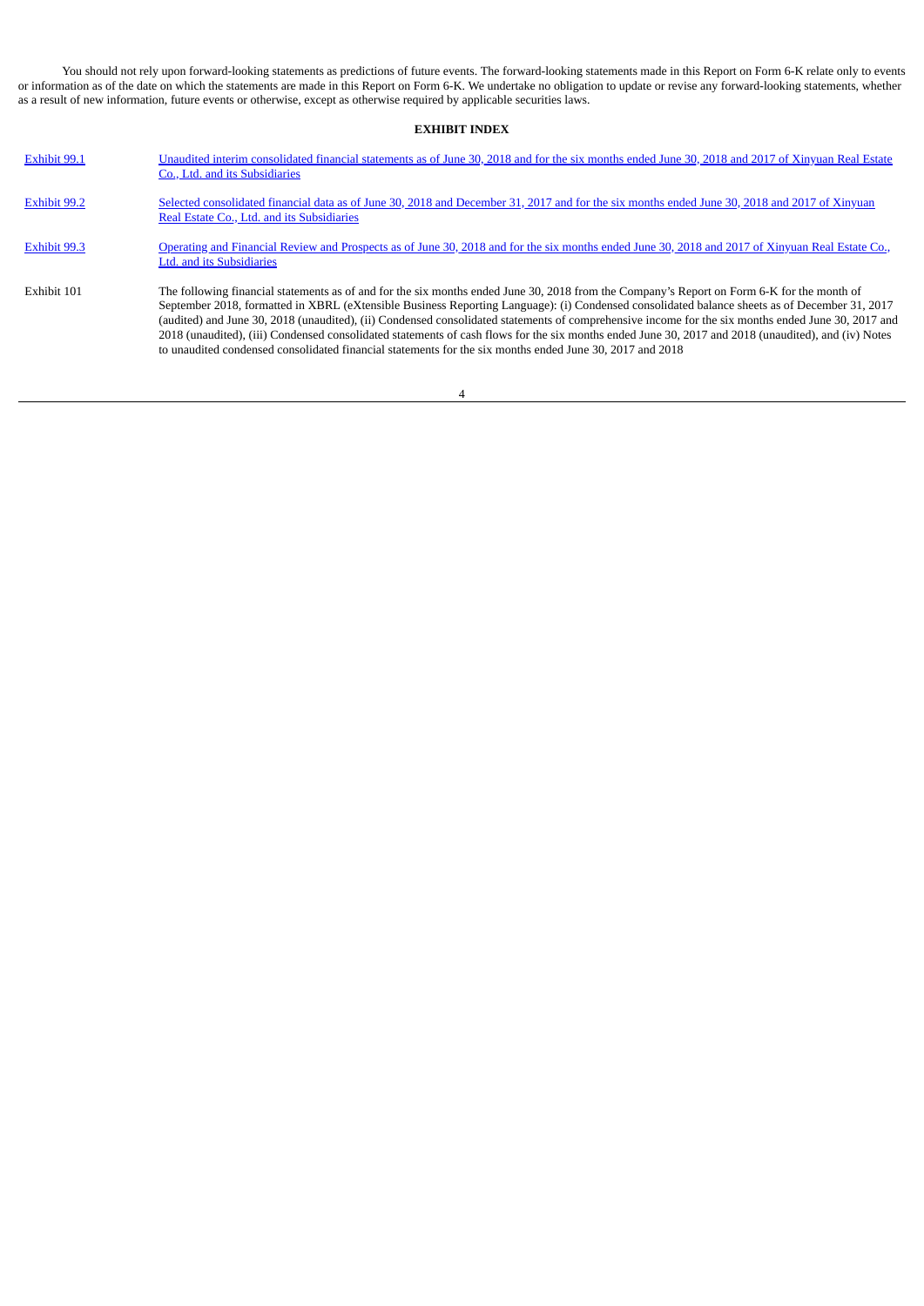You should not rely upon forward-looking statements as predictions of future events. The forward-looking statements made in this Report on Form 6-K relate only to events or information as of the date on which the statements are made in this Report on Form 6-K. We undertake no obligation to update or revise any forward-looking statements, whether as a result of new information, future events or otherwise, except as otherwise required by applicable securities laws.

**EXHIBIT INDEX**

| | |
|---|---|
| Exhibit 99.1 | Unaudited interim consolidated financial statements as of June 30, 2018 and for the six months ended June 30, 2018 and 2017 of Xinyuan Real Estate Co., Ltd. and its Subsidiaries |
| Exhibit 99.2 | Selected consolidated financial data as of June 30, 2018 and December 31, 2017 and for the six months ended June 30, 2018 and 2017 of Xinyuan Real Estate Co., Ltd. and its Subsidiaries |
| Exhibit 99.3 | Operating and Financial Review and Prospects as of June 30, 2018 and for the six months ended June 30, 2018 and 2017 of Xinyuan Real Estate Co., Ltd. and its Subsidiaries |
| Exhibit 101 | The following financial statements as of and for the six months ended June 30, 2018 from the Company's Report on Form 6-K for the month of September 2018, formatted in XBRL (eXtensible Business Reporting Language): (i) Condensed consolidated balance sheets as of December 31, 2017 (audited) and June 30, 2018 (unaudited), (ii) Condensed consolidated statements of comprehensive income for the six months ended June 30, 2017 and 2018 (unaudited), (iii) Condensed consolidated statements of cash flows for the six months ended June 30, 2017 and 2018 (unaudited), and (iv) Notes to unaudited condensed consolidated financial statements for the six months ended June 30, 2017 and 2018 |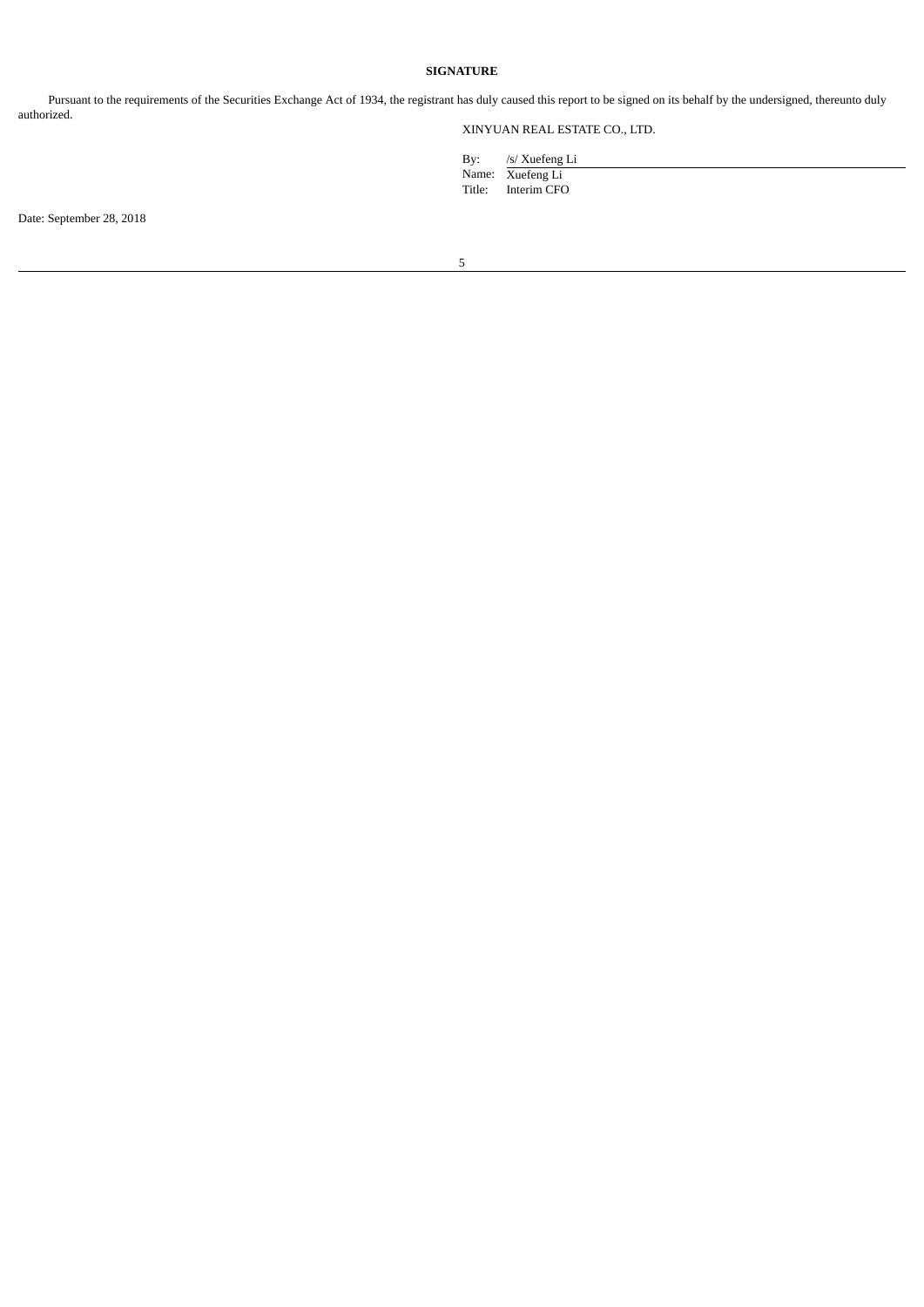**SIGNATURE**

Pursuant to the requirements of the Securities Exchange Act of 1934, the registrant has duly caused this report to be signed on its behalf by the undersigned, thereunto duly authorized.

XINYUAN REAL ESTATE CO., LTD.

By: /s/ Xuefeng Li
Name: Xuefeng Li
Title: Interim CFO

Date: September 28, 2018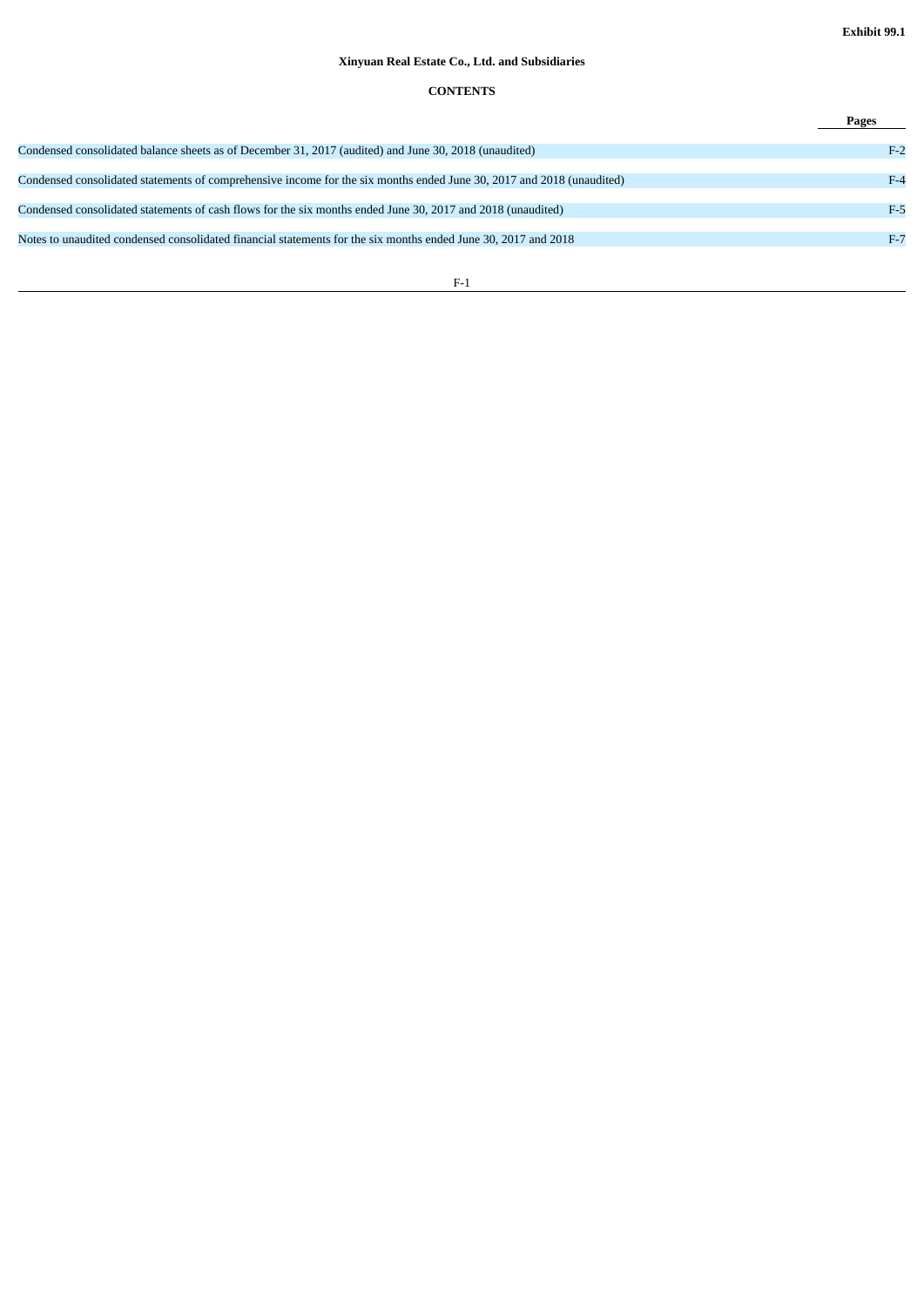**Exhibit 99.1**

# Xinyuan Real Estate Co., Ltd. and Subsidiaries

## CONTENTS

| | Pages |
|---|---|
| Condensed consolidated balance sheets as of December 31, 2017 (audited) and June 30, 2018 (unaudited) | F-2 |
| Condensed consolidated statements of comprehensive income for the six months ended June 30, 2017 and 2018 (unaudited) | F-4 |
| Condensed consolidated statements of cash flows for the six months ended June 30, 2017 and 2018 (unaudited) | F-5 |
| Notes to unaudited condensed consolidated financial statements for the six months ended June 30, 2017 and 2018 | F-7 |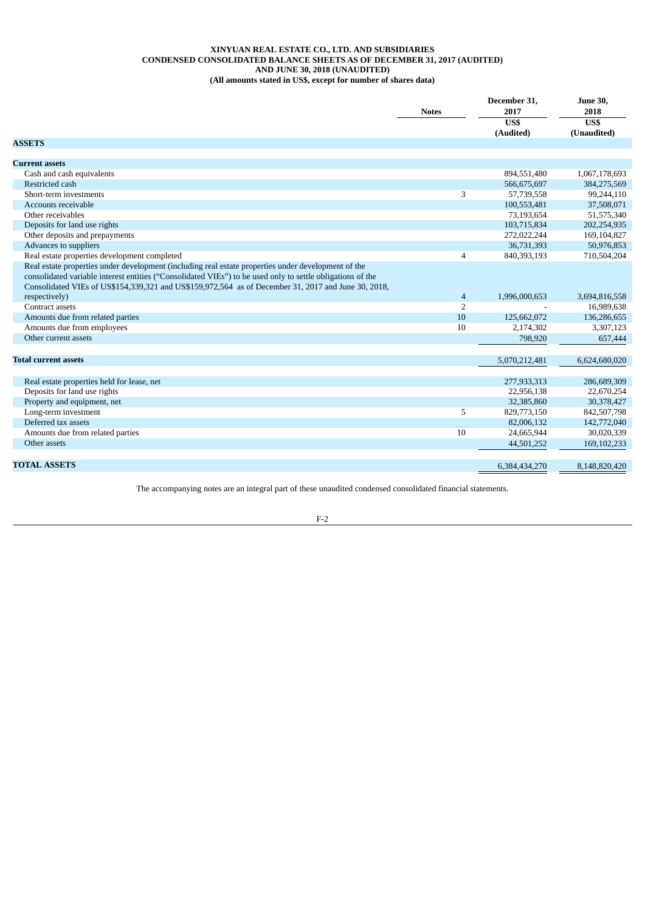**XINYUAN REAL ESTATE CO., LTD. AND SUBSIDIARIES**
**CONDENSED CONSOLIDATED BALANCE SHEETS AS OF DECEMBER 31, 2017 (AUDITED)**
**AND JUNE 30, 2018 (UNAUDITED)**
**(All amounts stated in US$, except for number of shares data)**

| | Notes | December 31, 2017 | June 30, 2018 |
|---|---|---|---|
| | | US$ (Audited) | US$ (Unaudited) |
| **ASSETS** | | | |
| **Current assets** | | | |
| Cash and cash equivalents | | 894,551,480 | 1,067,178,693 |
| Restricted cash | | 566,675,697 | 384,275,569 |
| Short-term investments | 3 | 57,739,558 | 99,244,110 |
| Accounts receivable | | 100,553,481 | 37,508,071 |
| Other receivables | | 73,193,654 | 51,575,340 |
| Deposits for land use rights | | 103,715,834 | 202,254,935 |
| Other deposits and prepayments | | 272,022,244 | 169,104,827 |
| Advances to suppliers | | 36,731,393 | 50,976,853 |
| Real estate properties development completed | 4 | 840,393,193 | 710,504,204 |
| Real estate properties under development (including real estate properties under development of the consolidated variable interest entities ("Consolidated VIEs") to be used only to settle obligations of the Consolidated VIEs of US$154,339,321 and US$159,972,564 as of December 31, 2017 and June 30, 2018, respectively) | 4 | 1,996,000,653 | 3,694,816,558 |
| Contract assets | 2 | - | 16,989,638 |
| Amounts due from related parties | 10 | 125,662,072 | 136,286,655 |
| Amounts due from employees | 10 | 2,174,302 | 3,307,123 |
| Other current assets | | 798,920 | 657,444 |
| **Total current assets** | | 5,070,212,481 | 6,624,680,020 |
| Real estate properties held for lease, net | | 277,933,313 | 286,689,309 |
| Deposits for land use rights | | 22,956,138 | 22,670,254 |
| Property and equipment, net | | 32,385,860 | 30,378,427 |
| Long-term investment | 5 | 829,773,150 | 842,507,798 |
| Deferred tax assets | | 82,006,132 | 142,772,040 |
| Amounts due from related parties | 10 | 24,665,944 | 30,020,339 |
| Other assets | | 44,501,252 | 169,102,233 |
| **TOTAL ASSETS** | | 6,384,434,270 | 8,148,820,420 |

The accompanying notes are an integral part of these unaudited condensed consolidated financial statements.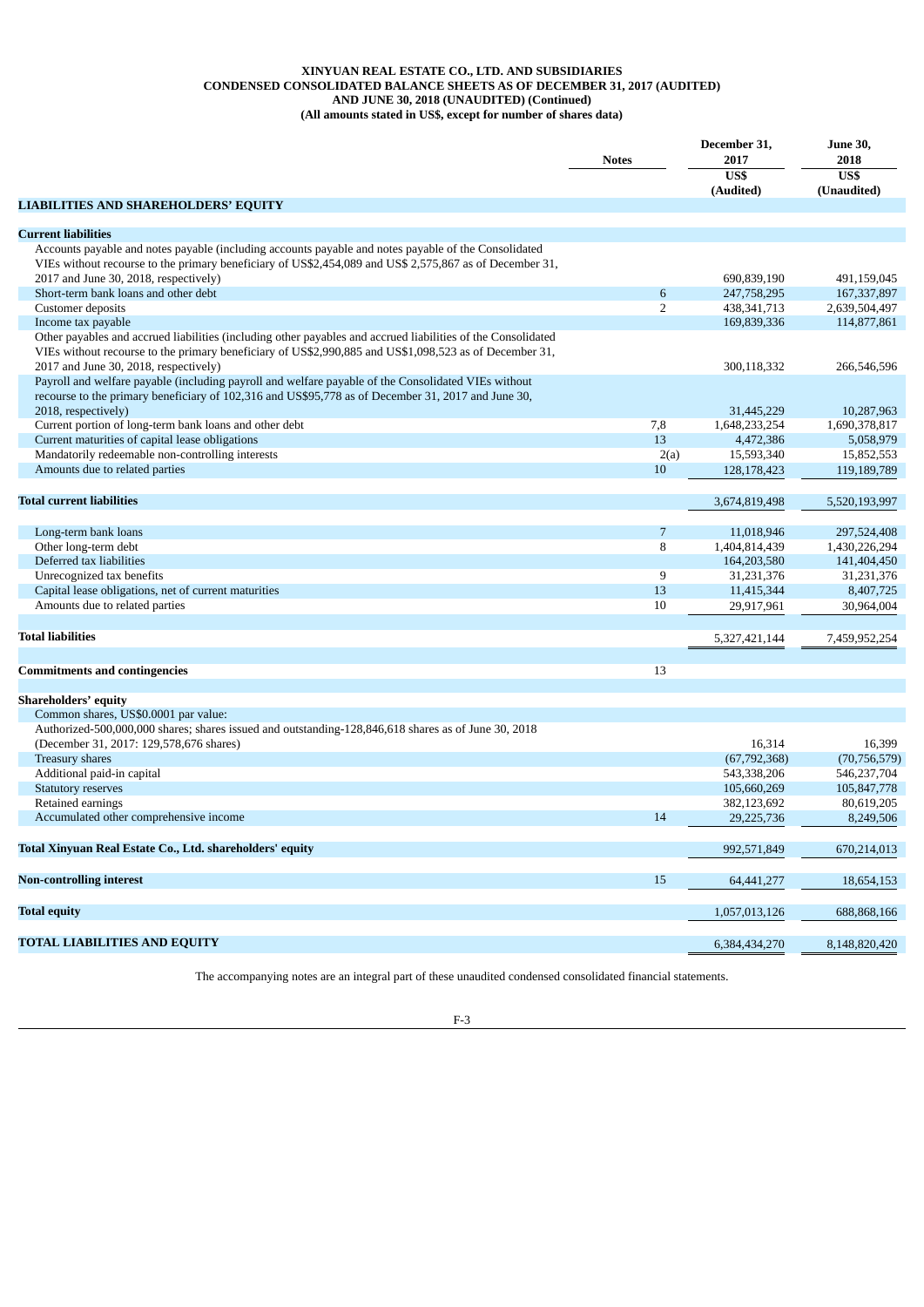**XINYUAN REAL ESTATE CO., LTD. AND SUBSIDIARIES**
**CONDENSED CONSOLIDATED BALANCE SHEETS AS OF DECEMBER 31, 2017 (AUDITED)**
**AND JUNE 30, 2018 (UNAUDITED) (Continued)**
**(All amounts stated in US$, except for number of shares data)**

| | Notes | December 31, 2017 | June 30, 2018 |
|---|---|---|---|
| | | US$ (Audited) | US$ (Unaudited) |
| **LIABILITIES AND SHAREHOLDERS' EQUITY** | | | |
| **Current liabilities** | | | |
| Accounts payable and notes payable (including accounts payable and notes payable of the Consolidated VIEs without recourse to the primary beneficiary of US$2,454,089 and US$ 2,575,867 as of December 31, 2017 and June 30, 2018, respectively) | | 690,839,190 | 491,159,045 |
| Short-term bank loans and other debt | 6 | 247,758,295 | 167,337,897 |
| Customer deposits | 2 | 438,341,713 | 2,639,504,497 |
| Income tax payable | | 169,839,336 | 114,877,861 |
| Other payables and accrued liabilities (including other payables and accrued liabilities of the Consolidated VIEs without recourse to the primary beneficiary of US$2,990,885 and US$1,098,523 as of December 31, 2017 and June 30, 2018, respectively) | | 300,118,332 | 266,546,596 |
| Payroll and welfare payable (including payroll and welfare payable of the Consolidated VIEs without recourse to the primary beneficiary of 102,316 and US$95,778 as of December 31, 2017 and June 30, 2018, respectively) | | 31,445,229 | 10,287,963 |
| Current portion of long-term bank loans and other debt | 7,8 | 1,648,233,254 | 1,690,378,817 |
| Current maturities of capital lease obligations | 13 | 4,472,386 | 5,058,979 |
| Mandatorily redeemable non-controlling interests | 2(a) | 15,593,340 | 15,852,553 |
| Amounts due to related parties | 10 | 128,178,423 | 119,189,789 |
| **Total current liabilities** | | 3,674,819,498 | 5,520,193,997 |
| Long-term bank loans | 7 | 11,018,946 | 297,524,408 |
| Other long-term debt | 8 | 1,404,814,439 | 1,430,226,294 |
| Deferred tax liabilities | | 164,203,580 | 141,404,450 |
| Unrecognized tax benefits | 9 | 31,231,376 | 31,231,376 |
| Capital lease obligations, net of current maturities | 13 | 11,415,344 | 8,407,725 |
| Amounts due to related parties | 10 | 29,917,961 | 30,964,004 |
| **Total liabilities** | | 5,327,421,144 | 7,459,952,254 |
| **Commitments and contingencies** | 13 | | |
| **Shareholders' equity** | | | |
| Common shares, US$0.0001 par value: | | | |
| Authorized-500,000,000 shares; shares issued and outstanding-128,846,618 shares as of June 30, 2018 (December 31, 2017: 129,578,676 shares) | | 16,314 | 16,399 |
| Treasury shares | | (67,792,368) | (70,756,579) |
| Additional paid-in capital | | 543,338,206 | 546,237,704 |
| Statutory reserves | | 105,660,269 | 105,847,778 |
| Retained earnings | | 382,123,692 | 80,619,205 |
| Accumulated other comprehensive income | 14 | 29,225,736 | 8,249,506 |
| **Total Xinyuan Real Estate Co., Ltd. shareholders' equity** | | 992,571,849 | 670,214,013 |
| **Non-controlling interest** | 15 | 64,441,277 | 18,654,153 |
| **Total equity** | | 1,057,013,126 | 688,868,166 |
| **TOTAL LIABILITIES AND EQUITY** | | 6,384,434,270 | 8,148,820,420 |

The accompanying notes are an integral part of these unaudited condensed consolidated financial statements.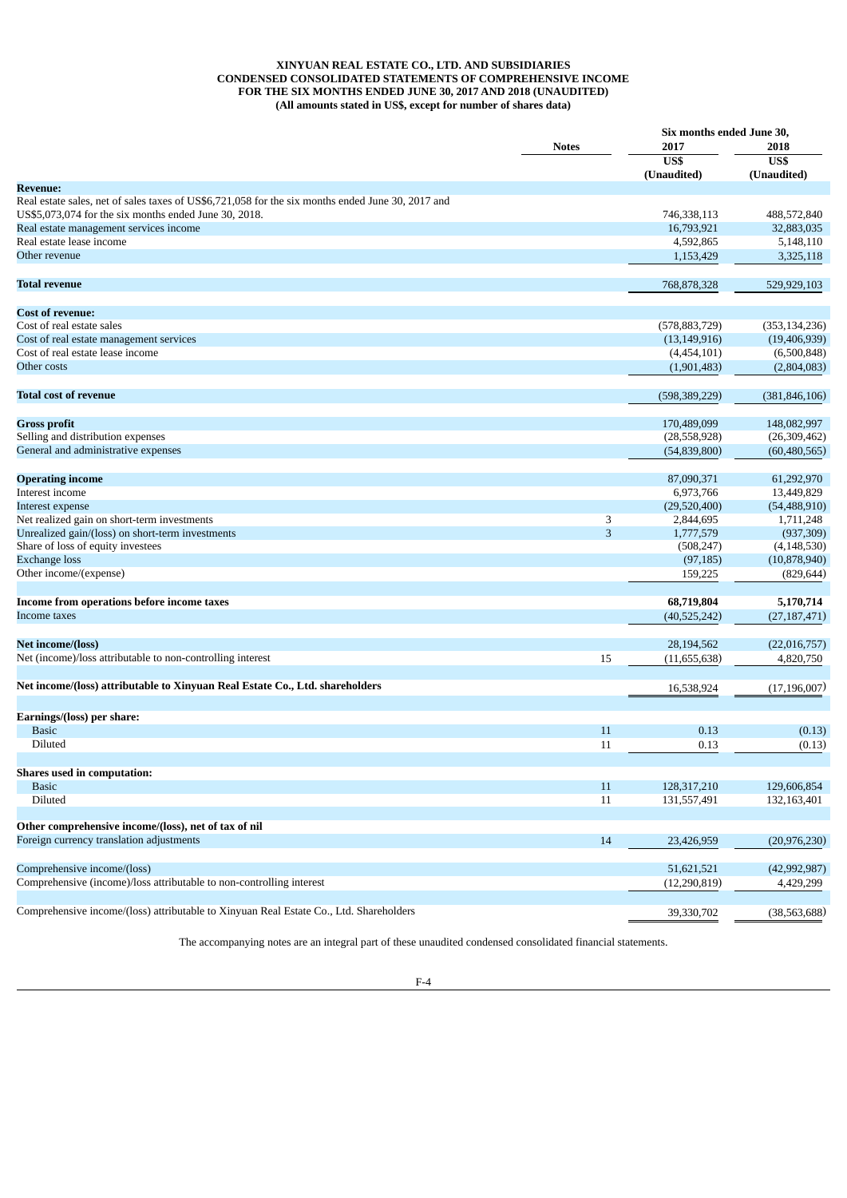**XINYUAN REAL ESTATE CO., LTD. AND SUBSIDIARIES**
**CONDENSED CONSOLIDATED STATEMENTS OF COMPREHENSIVE INCOME**
**FOR THE SIX MONTHS ENDED JUNE 30, 2017 AND 2018 (UNAUDITED)**
**(All amounts stated in US$, except for number of shares data)**

| | Notes | Six months ended June 30, 2017 | Six months ended June 30, 2018 |
|---|---|---|---|
| | | US$ (Unaudited) | US$ (Unaudited) |
| **Revenue:** | | | |
| Real estate sales, net of sales taxes of US$6,721,058 for the six months ended June 30, 2017 and US$5,073,074 for the six months ended June 30, 2018. | | 746,338,113 | 488,572,840 |
| Real estate management services income | | 16,793,921 | 32,883,035 |
| Real estate lease income | | 4,592,865 | 5,148,110 |
| Other revenue | | 1,153,429 | 3,325,118 |
| **Total revenue** | | 768,878,328 | 529,929,103 |
| **Cost of revenue:** | | | |
| Cost of real estate sales | | (578,883,729) | (353,134,236) |
| Cost of real estate management services | | (13,149,916) | (19,406,939) |
| Cost of real estate lease income | | (4,454,101) | (6,500,848) |
| Other costs | | (1,901,483) | (2,804,083) |
| **Total cost of revenue** | | (598,389,229) | (381,846,106) |
| **Gross profit** | | 170,489,099 | 148,082,997 |
| Selling and distribution expenses | | (28,558,928) | (26,309,462) |
| General and administrative expenses | | (54,839,800) | (60,480,565) |
| **Operating income** | | 87,090,371 | 61,292,970 |
| Interest income | | 6,973,766 | 13,449,829 |
| Interest expense | | (29,520,400) | (54,488,910) |
| Net realized gain on short-term investments | 3 | 2,844,695 | 1,711,248 |
| Unrealized gain/(loss) on short-term investments | 3 | 1,777,579 | (937,309) |
| Share of loss of equity investees | | (508,247) | (4,148,530) |
| Exchange loss | | (97,185) | (10,878,940) |
| Other income/(expense) | | 159,225 | (829,644) |
| **Income from operations before income taxes** | | **68,719,804** | **5,170,714** |
| Income taxes | | (40,525,242) | (27,187,471) |
| **Net income/(loss)** | | 28,194,562 | (22,016,757) |
| Net (income)/loss attributable to non-controlling interest | 15 | (11,655,638) | 4,820,750 |
| **Net income/(loss) attributable to Xinyuan Real Estate Co., Ltd. shareholders** | | 16,538,924 | (17,196,007) |
| **Earnings/(loss) per share:** | | | |
| Basic | 11 | 0.13 | (0.13) |
| Diluted | 11 | 0.13 | (0.13) |
| **Shares used in computation:** | | | |
| Basic | 11 | 128,317,210 | 129,606,854 |
| Diluted | 11 | 131,557,491 | 132,163,401 |
| **Other comprehensive income/(loss), net of tax of nil** | | | |
| Foreign currency translation adjustments | 14 | 23,426,959 | (20,976,230) |
| Comprehensive income/(loss) | | 51,621,521 | (42,992,987) |
| Comprehensive (income)/loss attributable to non-controlling interest | | (12,290,819) | 4,429,299 |
| Comprehensive income/(loss) attributable to Xinyuan Real Estate Co., Ltd. Shareholders | | 39,330,702 | (38,563,688) |

The accompanying notes are an integral part of these unaudited condensed consolidated financial statements.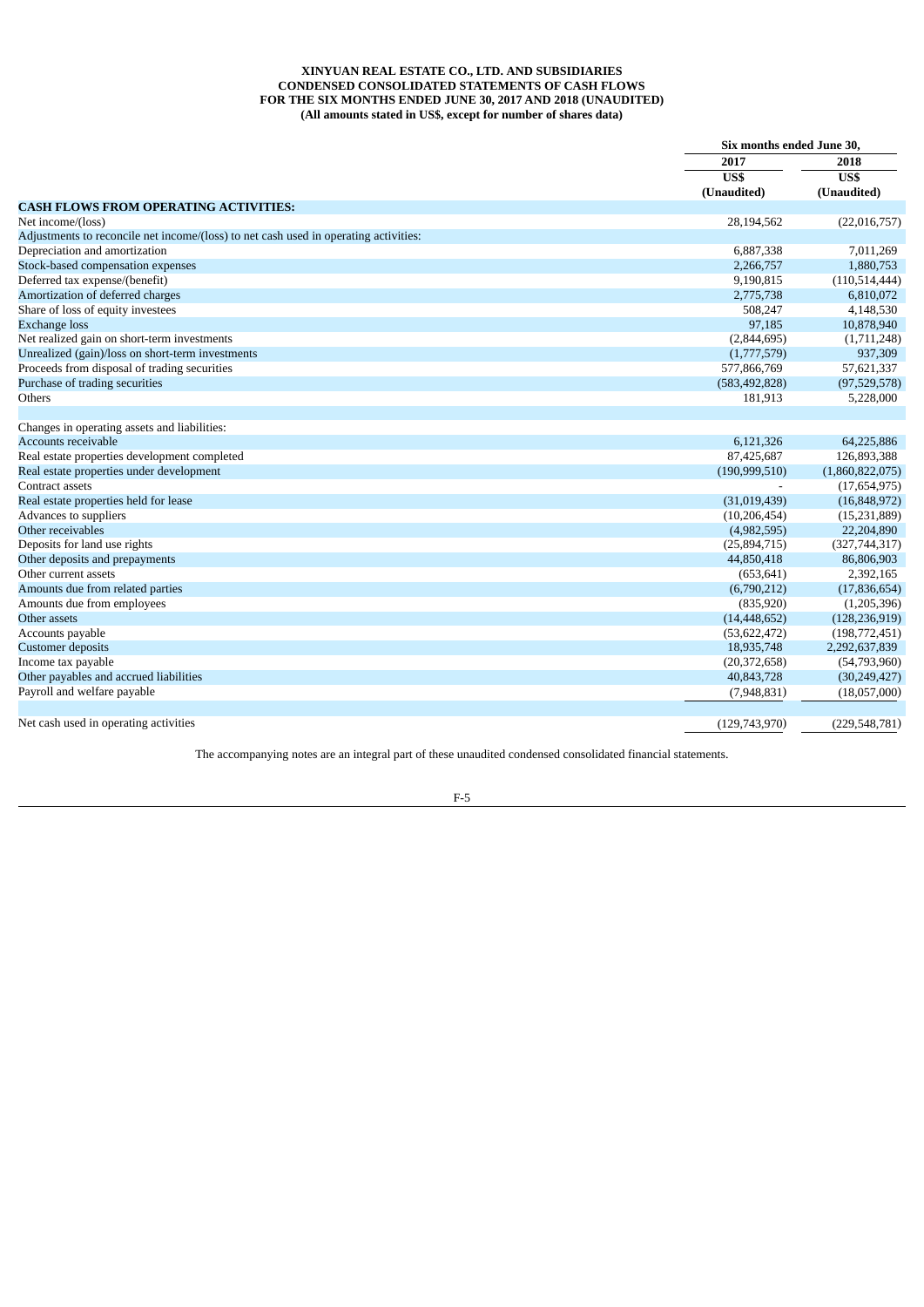**XINYUAN REAL ESTATE CO., LTD. AND SUBSIDIARIES**
**CONDENSED CONSOLIDATED STATEMENTS OF CASH FLOWS**
**FOR THE SIX MONTHS ENDED JUNE 30, 2017 AND 2018 (UNAUDITED)**
**(All amounts stated in US$, except for number of shares data)**

| | Six months ended June 30, | |
|---|---|---|
| | 2017 | 2018 |
| | US$ (Unaudited) | US$ (Unaudited) |
| **CASH FLOWS FROM OPERATING ACTIVITIES:** | | |
| Net income/(loss) | 28,194,562 | (22,016,757) |
| Adjustments to reconcile net income/(loss) to net cash used in operating activities: | | |
| Depreciation and amortization | 6,887,338 | 7,011,269 |
| Stock-based compensation expenses | 2,266,757 | 1,880,753 |
| Deferred tax expense/(benefit) | 9,190,815 | (110,514,444) |
| Amortization of deferred charges | 2,775,738 | 6,810,072 |
| Share of loss of equity investees | 508,247 | 4,148,530 |
| Exchange loss | 97,185 | 10,878,940 |
| Net realized gain on short-term investments | (2,844,695) | (1,711,248) |
| Unrealized (gain)/loss on short-term investments | (1,777,579) | 937,309 |
| Proceeds from disposal of trading securities | 577,866,769 | 57,621,337 |
| Purchase of trading securities | (583,492,828) | (97,529,578) |
| Others | 181,913 | 5,228,000 |
| | | |
| Changes in operating assets and liabilities: | | |
| Accounts receivable | 6,121,326 | 64,225,886 |
| Real estate properties development completed | 87,425,687 | 126,893,388 |
| Real estate properties under development | (190,999,510) | (1,860,822,075) |
| Contract assets | - | (17,654,975) |
| Real estate properties held for lease | (31,019,439) | (16,848,972) |
| Advances to suppliers | (10,206,454) | (15,231,889) |
| Other receivables | (4,982,595) | 22,204,890 |
| Deposits for land use rights | (25,894,715) | (327,744,317) |
| Other deposits and prepayments | 44,850,418 | 86,806,903 |
| Other current assets | (653,641) | 2,392,165 |
| Amounts due from related parties | (6,790,212) | (17,836,654) |
| Amounts due from employees | (835,920) | (1,205,396) |
| Other assets | (14,448,652) | (128,236,919) |
| Accounts payable | (53,622,472) | (198,772,451) |
| Customer deposits | 18,935,748 | 2,292,637,839 |
| Income tax payable | (20,372,658) | (54,793,960) |
| Other payables and accrued liabilities | 40,843,728 | (30,249,427) |
| Payroll and welfare payable | (7,948,831) | (18,057,000) |
| | | |
| Net cash used in operating activities | (129,743,970) | (229,548,781) |

The accompanying notes are an integral part of these unaudited condensed consolidated financial statements.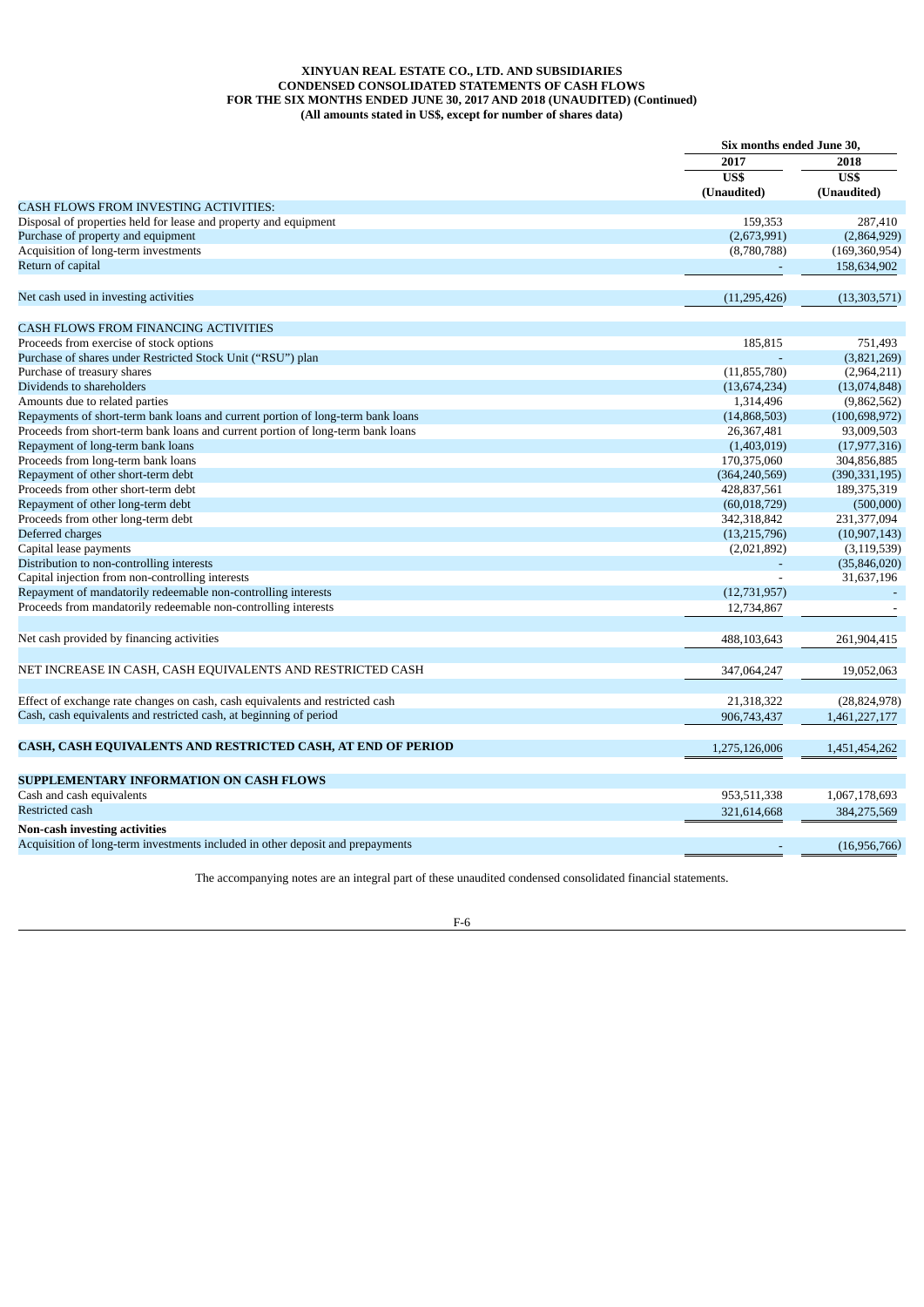**XINYUAN REAL ESTATE CO., LTD. AND SUBSIDIARIES**
**CONDENSED CONSOLIDATED STATEMENTS OF CASH FLOWS**
**FOR THE SIX MONTHS ENDED JUNE 30, 2017 AND 2018 (UNAUDITED) (Continued)**
**(All amounts stated in US$, except for number of shares data)**

| | Six months ended June 30, | |
|---|---|---|
| | 2017 | 2018 |
| | US$ (Unaudited) | US$ (Unaudited) |
| CASH FLOWS FROM INVESTING ACTIVITIES: | | |
| Disposal of properties held for lease and property and equipment | 159,353 | 287,410 |
| Purchase of property and equipment | (2,673,991) | (2,864,929) |
| Acquisition of long-term investments | (8,780,788) | (169,360,954) |
| Return of capital | - | 158,634,902 |
| Net cash used in investing activities | (11,295,426) | (13,303,571) |
| CASH FLOWS FROM FINANCING ACTIVITIES | | |
| Proceeds from exercise of stock options | 185,815 | 751,493 |
| Purchase of shares under Restricted Stock Unit ("RSU") plan | - | (3,821,269) |
| Purchase of treasury shares | (11,855,780) | (2,964,211) |
| Dividends to shareholders | (13,674,234) | (13,074,848) |
| Amounts due to related parties | 1,314,496 | (9,862,562) |
| Repayments of short-term bank loans and current portion of long-term bank loans | (14,868,503) | (100,698,972) |
| Proceeds from short-term bank loans and current portion of long-term bank loans | 26,367,481 | 93,009,503 |
| Repayment of long-term bank loans | (1,403,019) | (17,977,316) |
| Proceeds from long-term bank loans | 170,375,060 | 304,856,885 |
| Repayment of other short-term debt | (364,240,569) | (390,331,195) |
| Proceeds from other short-term debt | 428,837,561 | 189,375,319 |
| Repayment of other long-term debt | (60,018,729) | (500,000) |
| Proceeds from other long-term debt | 342,318,842 | 231,377,094 |
| Deferred charges | (13,215,796) | (10,907,143) |
| Capital lease payments | (2,021,892) | (3,119,539) |
| Distribution to non-controlling interests | - | (35,846,020) |
| Capital injection from non-controlling interests | - | 31,637,196 |
| Repayment of mandatorily redeemable non-controlling interests | (12,731,957) | - |
| Proceeds from mandatorily redeemable non-controlling interests | 12,734,867 | - |
| Net cash provided by financing activities | 488,103,643 | 261,904,415 |
| NET INCREASE IN CASH, CASH EQUIVALENTS AND RESTRICTED CASH | 347,064,247 | 19,052,063 |
| Effect of exchange rate changes on cash, cash equivalents and restricted cash | 21,318,322 | (28,824,978) |
| Cash, cash equivalents and restricted cash, at beginning of period | 906,743,437 | 1,461,227,177 |
| **CASH, CASH EQUIVALENTS AND RESTRICTED CASH, AT END OF PERIOD** | 1,275,126,006 | 1,451,454,262 |
| **SUPPLEMENTARY INFORMATION ON CASH FLOWS** | | |
| Cash and cash equivalents | 953,511,338 | 1,067,178,693 |
| Restricted cash | 321,614,668 | 384,275,569 |
| **Non-cash investing activities** | | |
| Acquisition of long-term investments included in other deposit and prepayments | - | (16,956,766) |

The accompanying notes are an integral part of these unaudited condensed consolidated financial statements.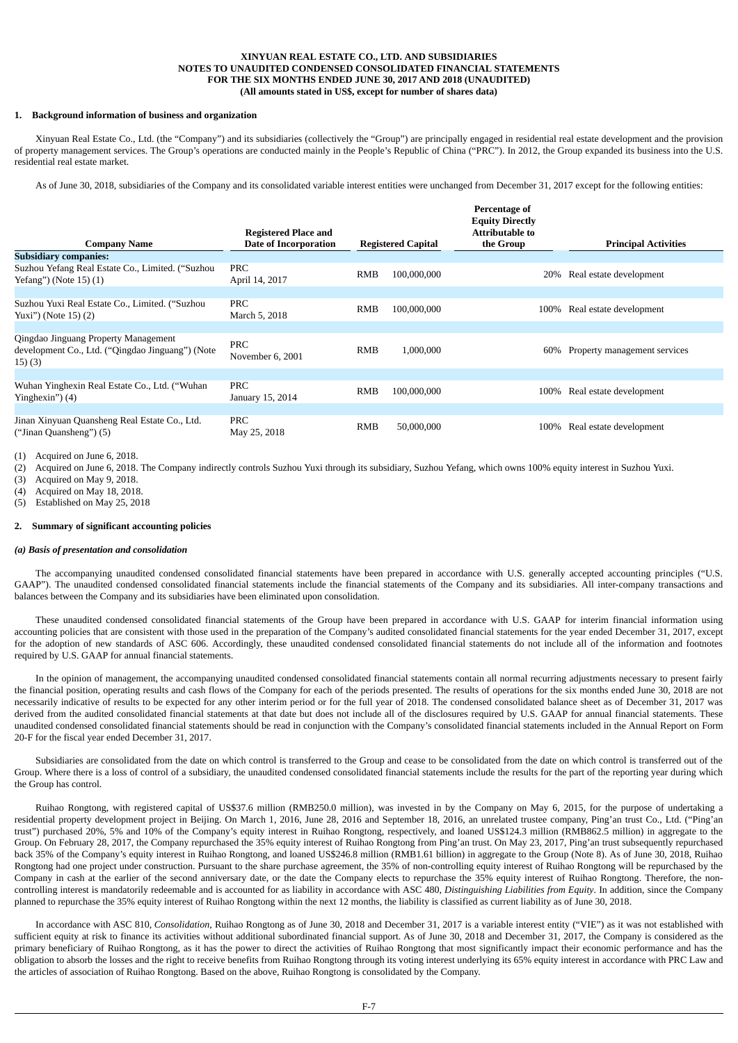**XINYUAN REAL ESTATE CO., LTD. AND SUBSIDIARIES**
**NOTES TO UNAUDITED CONDENSED CONSOLIDATED FINANCIAL STATEMENTS**
**FOR THE SIX MONTHS ENDED JUNE 30, 2017 AND 2018 (UNAUDITED)**
**(All amounts stated in US$, except for number of shares data)**

## 1. Background information of business and organization

Xinyuan Real Estate Co., Ltd. (the "Company") and its subsidiaries (collectively the "Group") are principally engaged in residential real estate development and the provision of property management services. The Group's operations are conducted mainly in the People's Republic of China ("PRC"). In 2012, the Group expanded its business into the U.S. residential real estate market.

As of June 30, 2018, subsidiaries of the Company and its consolidated variable interest entities were unchanged from December 31, 2017 except for the following entities:

| Company Name | Registered Place and Date of Incorporation | Registered Capital | | Percentage of Equity Directly Attributable to the Group | Principal Activities |
|---|---|---|---|---|---|
| **Subsidiary companies:** | | | | | |
| Suzhou Yefang Real Estate Co., Limited. ("Suzhou Yefang") (Note 15) (1) | PRC April 14, 2017 | RMB | 100,000,000 | 20% | Real estate development |
| Suzhou Yuxi Real Estate Co., Limited. ("Suzhou Yuxi") (Note 15) (2) | PRC March 5, 2018 | RMB | 100,000,000 | 100% | Real estate development |
| Qingdao Jinguang Property Management development Co., Ltd. ("Qingdao Jinguang") (Note 15) (3) | PRC November 6, 2001 | RMB | 1,000,000 | 60% | Property management services |
| Wuhan Yinghexin Real Estate Co., Ltd. ("Wuhan Yinghexin") (4) | PRC January 15, 2014 | RMB | 100,000,000 | 100% | Real estate development |
| Jinan Xinyuan Quansheng Real Estate Co., Ltd. ("Jinan Quansheng") (5) | PRC May 25, 2018 | RMB | 50,000,000 | 100% | Real estate development |

(1) Acquired on June 6, 2018.
(2) Acquired on June 6, 2018. The Company indirectly controls Suzhou Yuxi through its subsidiary, Suzhou Yefang, which owns 100% equity interest in Suzhou Yuxi.
(3) Acquired on May 9, 2018.
(4) Acquired on May 18, 2018.
(5) Established on May 25, 2018

## 2. Summary of significant accounting policies

### *(a) Basis of presentation and consolidation*

The accompanying unaudited condensed consolidated financial statements have been prepared in accordance with U.S. generally accepted accounting principles ("U.S. GAAP"). The unaudited condensed consolidated financial statements include the financial statements of the Company and its subsidiaries. All inter-company transactions and balances between the Company and its subsidiaries have been eliminated upon consolidation.

These unaudited condensed consolidated financial statements of the Group have been prepared in accordance with U.S. GAAP for interim financial information using accounting policies that are consistent with those used in the preparation of the Company's audited consolidated financial statements for the year ended December 31, 2017, except for the adoption of new standards of ASC 606. Accordingly, these unaudited condensed consolidated financial statements do not include all of the information and footnotes required by U.S. GAAP for annual financial statements.

In the opinion of management, the accompanying unaudited condensed consolidated financial statements contain all normal recurring adjustments necessary to present fairly the financial position, operating results and cash flows of the Company for each of the periods presented. The results of operations for the six months ended June 30, 2018 are not necessarily indicative of results to be expected for any other interim period or for the full year of 2018. The condensed consolidated balance sheet as of December 31, 2017 was derived from the audited consolidated financial statements at that date but does not include all of the disclosures required by U.S. GAAP for annual financial statements. These unaudited condensed consolidated financial statements should be read in conjunction with the Company's consolidated financial statements included in the Annual Report on Form 20-F for the fiscal year ended December 31, 2017.

Subsidiaries are consolidated from the date on which control is transferred to the Group and cease to be consolidated from the date on which control is transferred out of the Group. Where there is a loss of control of a subsidiary, the unaudited condensed consolidated financial statements include the results for the part of the reporting year during which the Group has control.

Ruihao Rongtong, with registered capital of US$37.6 million (RMB250.0 million), was invested in by the Company on May 6, 2015, for the purpose of undertaking a residential property development project in Beijing. On March 1, 2016, June 28, 2016 and September 18, 2016, an unrelated trustee company, Ping'an trust Co., Ltd. ("Ping'an trust") purchased 20%, 5% and 10% of the Company's equity interest in Ruihao Rongtong, respectively, and loaned US$124.3 million (RMB862.5 million) in aggregate to the Group. On February 28, 2017, the Company repurchased the 35% equity interest of Ruihao Rongtong from Ping'an trust. On May 23, 2017, Ping'an trust subsequently repurchased back 35% of the Company's equity interest in Ruihao Rongtong, and loaned US$246.8 million (RMB1.61 billion) in aggregate to the Group (Note 8). As of June 30, 2018, Ruihao Rongtong had one project under construction. Pursuant to the share purchase agreement, the 35% of non-controlling equity interest of Ruihao Rongtong will be repurchased by the Company in cash at the earlier of the second anniversary date, or the date the Company elects to repurchase the 35% equity interest of Ruihao Rongtong. Therefore, the non-controlling interest is mandatorily redeemable and is accounted for as liability in accordance with ASC 480, *Distinguishing Liabilities from Equity*. In addition, since the Company planned to repurchase the 35% equity interest of Ruihao Rongtong within the next 12 months, the liability is classified as current liability as of June 30, 2018.

In accordance with ASC 810, *Consolidation*, Ruihao Rongtong as of June 30, 2018 and December 31, 2017 is a variable interest entity ("VIE") as it was not established with sufficient equity at risk to finance its activities without additional subordinated financial support. As of June 30, 2018 and December 31, 2017, the Company is considered as the primary beneficiary of Ruihao Rongtong, as it has the power to direct the activities of Ruihao Rongtong that most significantly impact their economic performance and has the obligation to absorb the losses and the right to receive benefits from Ruihao Rongtong through its voting interest underlying its 65% equity interest in accordance with PRC Law and the articles of association of Ruihao Rongtong. Based on the above, Ruihao Rongtong is consolidated by the Company.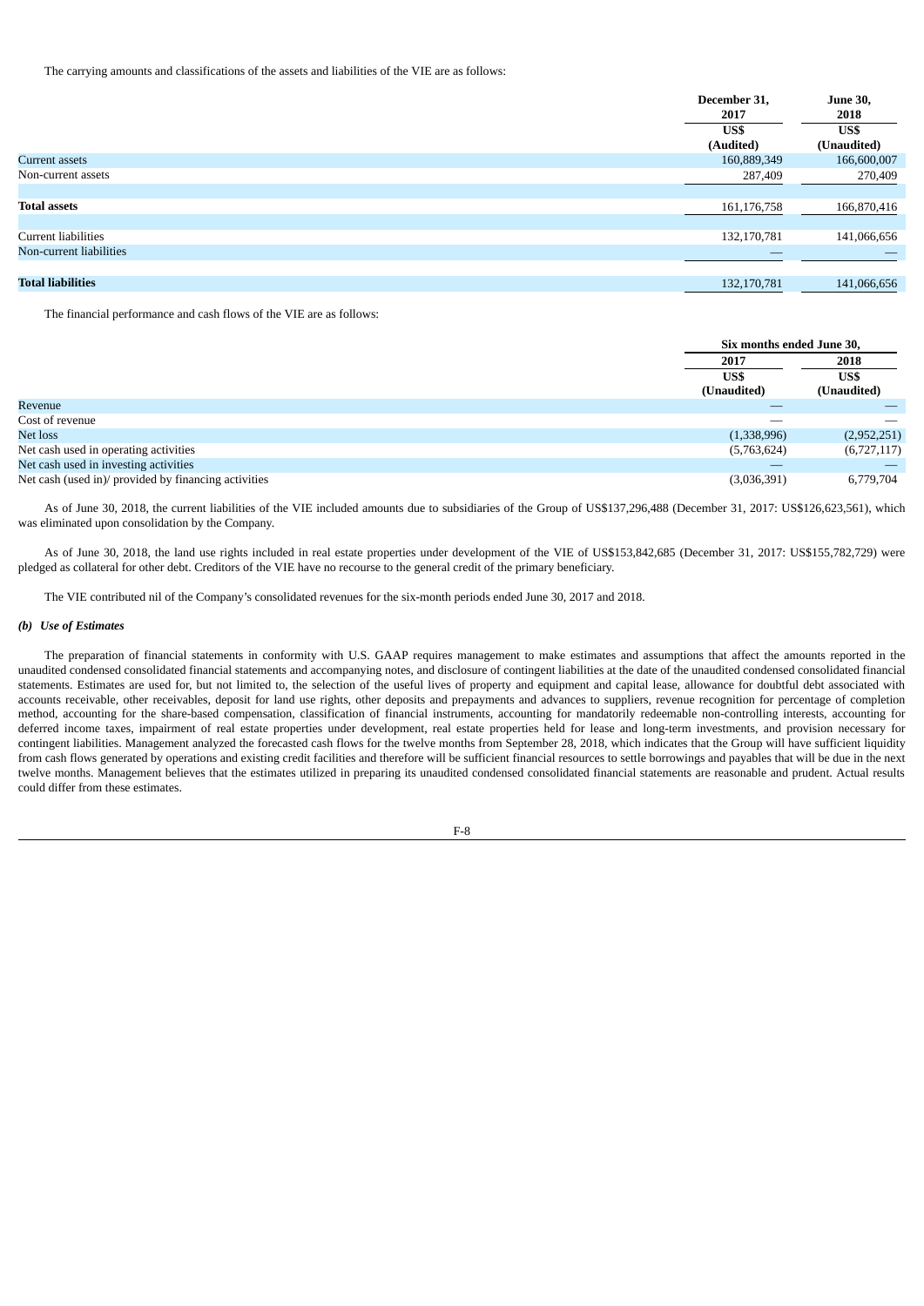The carrying amounts and classifications of the assets and liabilities of the VIE are as follows:

| | December 31, 2017 | June 30, 2018 |
|---|---|---|
| | US$ (Audited) | US$ (Unaudited) |
| Current assets | 160,889,349 | 166,600,007 |
| Non-current assets | 287,409 | 270,409 |
| **Total assets** | 161,176,758 | 166,870,416 |
| Current liabilities | 132,170,781 | 141,066,656 |
| Non-current liabilities | — | — |
| **Total liabilities** | 132,170,781 | 141,066,656 |

The financial performance and cash flows of the VIE are as follows:

| | Six months ended June 30, | |
|---|---|---|
| | 2017 | 2018 |
| | US$ (Unaudited) | US$ (Unaudited) |
| Revenue | — | — |
| Cost of revenue | — | — |
| Net loss | (1,338,996) | (2,952,251) |
| Net cash used in operating activities | (5,763,624) | (6,727,117) |
| Net cash used in investing activities | — | — |
| Net cash (used in)/ provided by financing activities | (3,036,391) | 6,779,704 |

As of June 30, 2018, the current liabilities of the VIE included amounts due to subsidiaries of the Group of US$137,296,488 (December 31, 2017: US$126,623,561), which was eliminated upon consolidation by the Company.

As of June 30, 2018, the land use rights included in real estate properties under development of the VIE of US$153,842,685 (December 31, 2017: US$155,782,729) were pledged as collateral for other debt. Creditors of the VIE have no recourse to the general credit of the primary beneficiary.

The VIE contributed nil of the Company's consolidated revenues for the six-month periods ended June 30, 2017 and 2018.

*(b) Use of Estimates*

The preparation of financial statements in conformity with U.S. GAAP requires management to make estimates and assumptions that affect the amounts reported in the unaudited condensed consolidated financial statements and accompanying notes, and disclosure of contingent liabilities at the date of the unaudited condensed consolidated financial statements. Estimates are used for, but not limited to, the selection of the useful lives of property and equipment and capital lease, allowance for doubtful debt associated with accounts receivable, other receivables, deposit for land use rights, other deposits and prepayments and advances to suppliers, revenue recognition for percentage of completion method, accounting for the share-based compensation, classification of financial instruments, accounting for mandatorily redeemable non-controlling interests, accounting for deferred income taxes, impairment of real estate properties under development, real estate properties held for lease and long-term investments, and provision necessary for contingent liabilities. Management analyzed the forecasted cash flows for the twelve months from September 28, 2018, which indicates that the Group will have sufficient liquidity from cash flows generated by operations and existing credit facilities and therefore will be sufficient financial resources to settle borrowings and payables that will be due in the next twelve months. Management believes that the estimates utilized in preparing its unaudited condensed consolidated financial statements are reasonable and prudent. Actual results could differ from these estimates.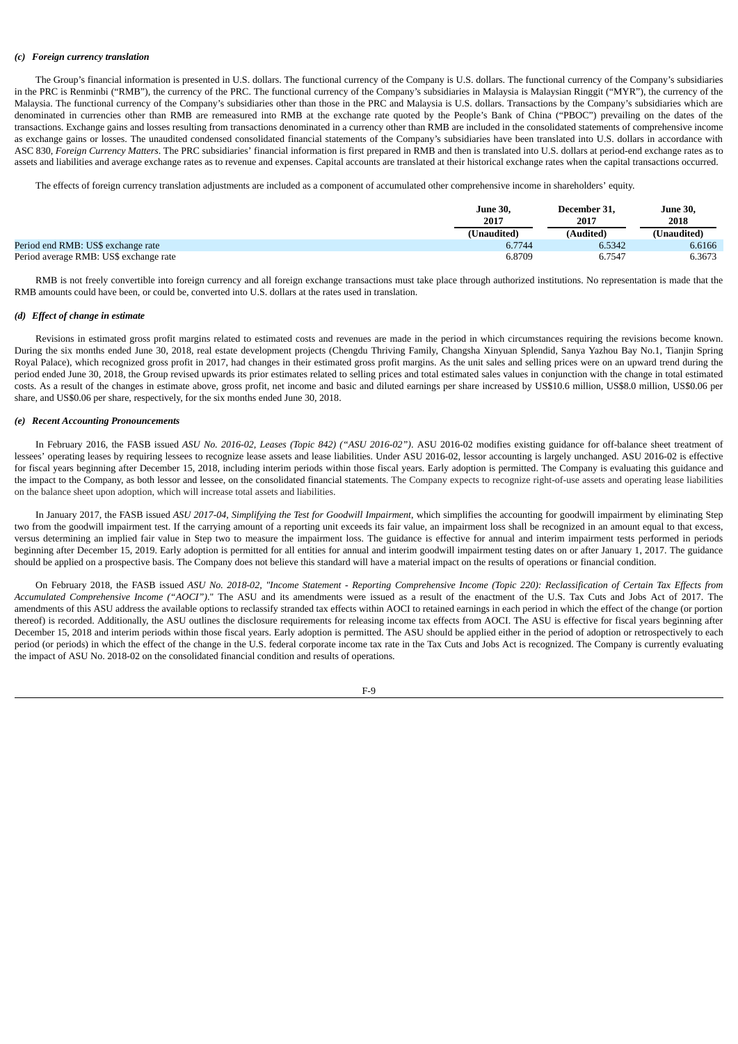### *(c) Foreign currency translation*

The Group's financial information is presented in U.S. dollars. The functional currency of the Company is U.S. dollars. The functional currency of the Company's subsidiaries in the PRC is Renminbi ("RMB"), the currency of the PRC. The functional currency of the Company's subsidiaries in Malaysia is Malaysian Ringgit ("MYR"), the currency of the Malaysia. The functional currency of the Company's subsidiaries other than those in the PRC and Malaysia is U.S. dollars. Transactions by the Company's subsidiaries which are denominated in currencies other than RMB are remeasured into RMB at the exchange rate quoted by the People's Bank of China ("PBOC") prevailing on the dates of the transactions. Exchange gains and losses resulting from transactions denominated in a currency other than RMB are included in the consolidated statements of comprehensive income as exchange gains or losses. The unaudited condensed consolidated financial statements of the Company's subsidiaries have been translated into U.S. dollars in accordance with ASC 830, *Foreign Currency Matters*. The PRC subsidiaries' financial information is first prepared in RMB and then is translated into U.S. dollars at period-end exchange rates as to assets and liabilities and average exchange rates as to revenue and expenses. Capital accounts are translated at their historical exchange rates when the capital transactions occurred.

The effects of foreign currency translation adjustments are included as a component of accumulated other comprehensive income in shareholders' equity.

| | June 30, 2017 | December 31, 2017 | June 30, 2018 |
|---|---|---|---|
| | (Unaudited) | (Audited) | (Unaudited) |
| Period end RMB: US$ exchange rate | 6.7744 | 6.5342 | 6.6166 |
| Period average RMB: US$ exchange rate | 6.8709 | 6.7547 | 6.3673 |

RMB is not freely convertible into foreign currency and all foreign exchange transactions must take place through authorized institutions. No representation is made that the RMB amounts could have been, or could be, converted into U.S. dollars at the rates used in translation.

### *(d) Effect of change in estimate*

Revisions in estimated gross profit margins related to estimated costs and revenues are made in the period in which circumstances requiring the revisions become known. During the six months ended June 30, 2018, real estate development projects (Chengdu Thriving Family, Changsha Xinyuan Splendid, Sanya Yazhou Bay No.1, Tianjin Spring Royal Palace), which recognized gross profit in 2017, had changes in their estimated gross profit margins. As the unit sales and selling prices were on an upward trend during the period ended June 30, 2018, the Group revised upwards its prior estimates related to selling prices and total estimated sales values in conjunction with the change in total estimated costs. As a result of the changes in estimate above, gross profit, net income and basic and diluted earnings per share increased by US$10.6 million, US$8.0 million, US$0.06 per share, and US$0.06 per share, respectively, for the six months ended June 30, 2018.

### *(e) Recent Accounting Pronouncements*

In February 2016, the FASB issued *ASU No. 2016-02, Leases (Topic 842) ("ASU 2016-02")*. ASU 2016-02 modifies existing guidance for off-balance sheet treatment of lessees' operating leases by requiring lessees to recognize lease assets and lease liabilities. Under ASU 2016-02, lessor accounting is largely unchanged. ASU 2016-02 is effective for fiscal years beginning after December 15, 2018, including interim periods within those fiscal years. Early adoption is permitted. The Company is evaluating this guidance and the impact to the Company, as both lessor and lessee, on the consolidated financial statements. The Company expects to recognize right-of-use assets and operating lease liabilities on the balance sheet upon adoption, which will increase total assets and liabilities.

In January 2017, the FASB issued *ASU 2017-04, Simplifying the Test for Goodwill Impairment*, which simplifies the accounting for goodwill impairment by eliminating Step two from the goodwill impairment test. If the carrying amount of a reporting unit exceeds its fair value, an impairment loss shall be recognized in an amount equal to that excess, versus determining an implied fair value in Step two to measure the impairment loss. The guidance is effective for annual and interim impairment tests performed in periods beginning after December 15, 2019. Early adoption is permitted for all entities for annual and interim goodwill impairment testing dates on or after January 1, 2017. The guidance should be applied on a prospective basis. The Company does not believe this standard will have a material impact on the results of operations or financial condition.

On February 2018, the FASB issued *ASU No. 2018-02, "Income Statement - Reporting Comprehensive Income (Topic 220): Reclassification of Certain Tax Effects from Accumulated Comprehensive Income ("AOCI")*." The ASU and its amendments were issued as a result of the enactment of the U.S. Tax Cuts and Jobs Act of 2017. The amendments of this ASU address the available options to reclassify stranded tax effects within AOCI to retained earnings in each period in which the effect of the change (or portion thereof) is recorded. Additionally, the ASU outlines the disclosure requirements for releasing income tax effects from AOCI. The ASU is effective for fiscal years beginning after December 15, 2018 and interim periods within those fiscal years. Early adoption is permitted. The ASU should be applied either in the period of adoption or retrospectively to each period (or periods) in which the effect of the change in the U.S. federal corporate income tax rate in the Tax Cuts and Jobs Act is recognized. The Company is currently evaluating the impact of ASU No. 2018-02 on the consolidated financial condition and results of operations.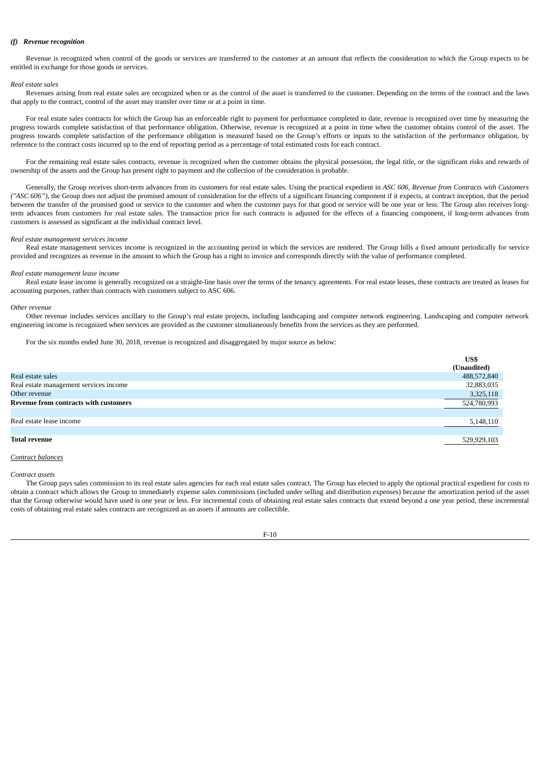### *(f) Revenue recognition*

Revenue is recognized when control of the goods or services are transferred to the customer at an amount that reflects the consideration to which the Group expects to be entitled in exchange for those goods or services.

*Real estate sales*

Revenues arising from real estate sales are recognized when or as the control of the asset is transferred to the customer. Depending on the terms of the contract and the laws that apply to the contract, control of the asset may transfer over time or at a point in time.

For real estate sales contracts for which the Group has an enforceable right to payment for performance completed to date, revenue is recognized over time by measuring the progress towards complete satisfaction of that performance obligation. Otherwise, revenue is recognized at a point in time when the customer obtains control of the asset. The progress towards complete satisfaction of the performance obligation is measured based on the Group's efforts or inputs to the satisfaction of the performance obligation, by reference to the contract costs incurred up to the end of reporting period as a percentage of total estimated costs for each contract.

For the remaining real estate sales contracts, revenue is recognized when the customer obtains the physical possession, the legal title, or the significant risks and rewards of ownership of the assets and the Group has present right to payment and the collection of the consideration is probable.

Generally, the Group receives short-term advances from its customers for real estate sales. Using the practical expedient in *ASC 606, Revenue from Contracts with Customers ("ASC 606")*, the Group does not adjust the promised amount of consideration for the effects of a significant financing component if it expects, at contract inception, that the period between the transfer of the promised good or service to the customer and when the customer pays for that good or service will be one year or less. The Group also receives long-term advances from customers for real estate sales. The transaction price for such contracts is adjusted for the effects of a financing component, if long-term advances from customers is assessed as significant at the individual contract level.

*Real estate management services income*

Real estate management services income is recognized in the accounting period in which the services are rendered. The Group bills a fixed amount periodically for service provided and recognizes as revenue in the amount to which the Group has a right to invoice and corresponds directly with the value of performance completed.

*Real estate management lease income*

Real estate lease income is generally recognized on a straight-line basis over the terms of the tenancy agreements. For real estate leases, these contracts are treated as leases for accounting purposes, rather than contracts with customers subject to ASC 606.

*Other revenue*

Other revenue includes services ancillary to the Group's real estate projects, including landscaping and computer network engineering. Landscaping and computer network engineering income is recognized when services are provided as the customer simultaneously benefits from the services as they are performed.

For the six months ended June 30, 2018, revenue is recognized and disaggregated by major source as below:

| | US$ (Unaudited) |
|---|---|
| Real estate sales | 488,572,840 |
| Real estate management services income | 32,883,035 |
| Other revenue | 3,325,118 |
| **Revenue from contracts with customers** | 524,780,993 |
| | |
| Real estate lease income | 5,148,110 |
| | |
| **Total revenue** | 529,929,103 |

<u>*Contract balances*</u>

*Contract assets*

The Group pays sales commission to its real estate sales agencies for each real estate sales contract. The Group has elected to apply the optional practical expedient for costs to obtain a contract which allows the Group to immediately expense sales commissions (included under selling and distribution expenses) because the amortization period of the asset that the Group otherwise would have used is one year or less. For incremental costs of obtaining real estate sales contracts that extend beyond a one year period, these incremental costs of obtaining real estate sales contracts are recognized as an assets if amounts are collectible.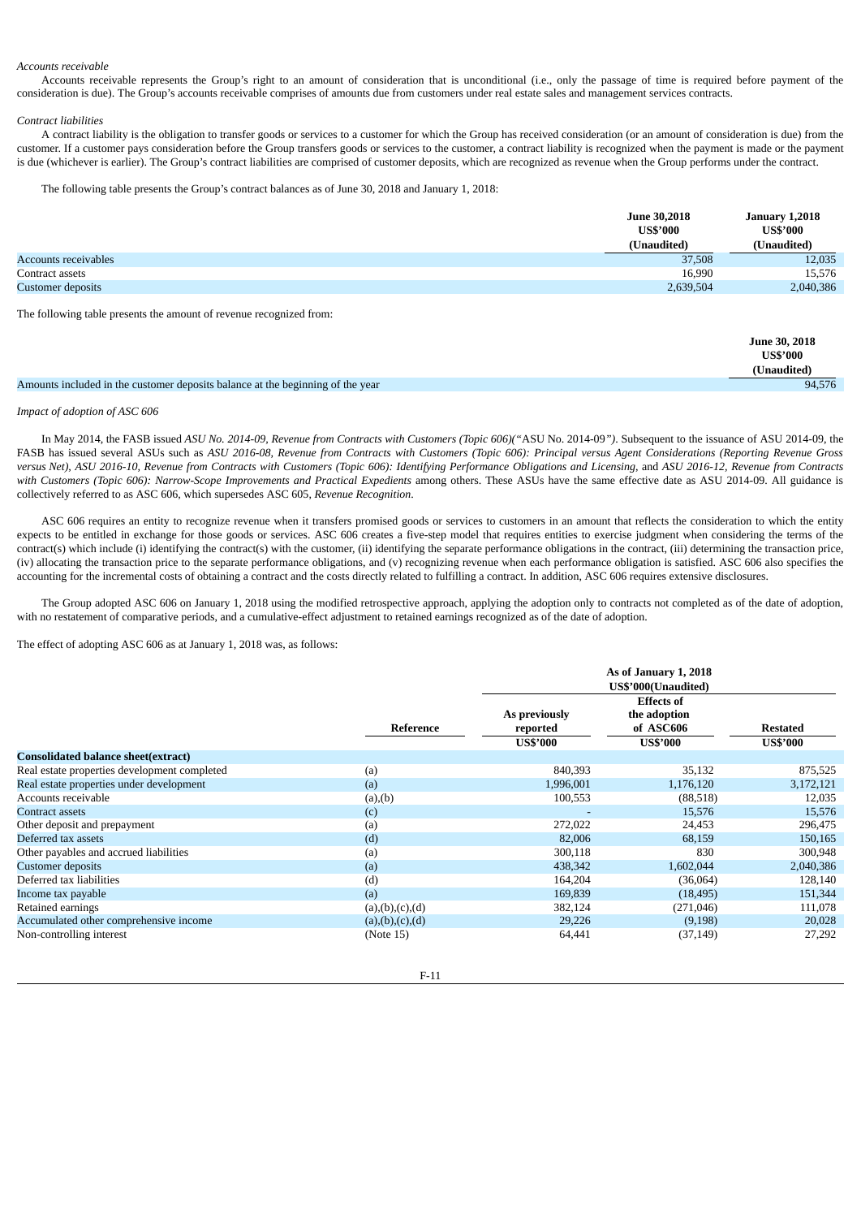*Accounts receivable*

Accounts receivable represents the Group's right to an amount of consideration that is unconditional (i.e., only the passage of time is required before payment of the consideration is due). The Group's accounts receivable comprises of amounts due from customers under real estate sales and management services contracts.

*Contract liabilities*

A contract liability is the obligation to transfer goods or services to a customer for which the Group has received consideration (or an amount of consideration is due) from the customer. If a customer pays consideration before the Group transfers goods or services to the customer, a contract liability is recognized when the payment is made or the payment is due (whichever is earlier). The Group's contract liabilities are comprised of customer deposits, which are recognized as revenue when the Group performs under the contract.

The following table presents the Group's contract balances as of June 30, 2018 and January 1, 2018:

| | June 30,2018 US$'000 (Unaudited) | January 1,2018 US$'000 (Unaudited) |
|---|---|---|
| Accounts receivables | 37,508 | 12,035 |
| Contract assets | 16,990 | 15,576 |
| Customer deposits | 2,639,504 | 2,040,386 |

The following table presents the amount of revenue recognized from:

| | June 30, 2018 US$'000 (Unaudited) |
|---|---|
| Amounts included in the customer deposits balance at the beginning of the year | 94,576 |

*Impact of adoption of ASC 606*

In May 2014, the FASB issued *ASU No. 2014-09, Revenue from Contracts with Customers (Topic 606)("*ASU No. 2014-09*")*. Subsequent to the issuance of ASU 2014-09, the FASB has issued several ASUs such as *ASU 2016-08, Revenue from Contracts with Customers (Topic 606): Principal versus Agent Considerations (Reporting Revenue Gross versus Net), ASU 2016-10, Revenue from Contracts with Customers (Topic 606): Identifying Performance Obligations and Licensing,* and *ASU 2016-12, Revenue from Contracts with Customers (Topic 606): Narrow-Scope Improvements and Practical Expedients* among others. These ASUs have the same effective date as ASU 2014-09. All guidance is collectively referred to as ASC 606, which supersedes ASC 605, *Revenue Recognition*.

ASC 606 requires an entity to recognize revenue when it transfers promised goods or services to customers in an amount that reflects the consideration to which the entity expects to be entitled in exchange for those goods or services. ASC 606 creates a five-step model that requires entities to exercise judgment when considering the terms of the contract(s) which include (i) identifying the contract(s) with the customer, (ii) identifying the separate performance obligations in the contract, (iii) determining the transaction price, (iv) allocating the transaction price to the separate performance obligations, and (v) recognizing revenue when each performance obligation is satisfied. ASC 606 also specifies the accounting for the incremental costs of obtaining a contract and the costs directly related to fulfilling a contract. In addition, ASC 606 requires extensive disclosures.

The Group adopted ASC 606 on January 1, 2018 using the modified retrospective approach, applying the adoption only to contracts not completed as of the date of adoption, with no restatement of comparative periods, and a cumulative-effect adjustment to retained earnings recognized as of the date of adoption.

The effect of adopting ASC 606 as at January 1, 2018 was, as follows:

| | | As of January 1, 2018 US$'000(Unaudited) | | |
|---|---|---|---|---|
| | Reference | As previously reported US$'000 | Effects of the adoption of ASC606 US$'000 | Restated US$'000 |
| **Consolidated balance sheet(extract)** | | | | |
| Real estate properties development completed | (a) | 840,393 | 35,132 | 875,525 |
| Real estate properties under development | (a) | 1,996,001 | 1,176,120 | 3,172,121 |
| Accounts receivable | (a),(b) | 100,553 | (88,518) | 12,035 |
| Contract assets | (c) | - | 15,576 | 15,576 |
| Other deposit and prepayment | (a) | 272,022 | 24,453 | 296,475 |
| Deferred tax assets | (d) | 82,006 | 68,159 | 150,165 |
| Other payables and accrued liabilities | (a) | 300,118 | 830 | 300,948 |
| Customer deposits | (a) | 438,342 | 1,602,044 | 2,040,386 |
| Deferred tax liabilities | (d) | 164,204 | (36,064) | 128,140 |
| Income tax payable | (a) | 169,839 | (18,495) | 151,344 |
| Retained earnings | (a),(b),(c),(d) | 382,124 | (271,046) | 111,078 |
| Accumulated other comprehensive income | (a),(b),(c),(d) | 29,226 | (9,198) | 20,028 |
| Non-controlling interest | (Note 15) | 64,441 | (37,149) | 27,292 |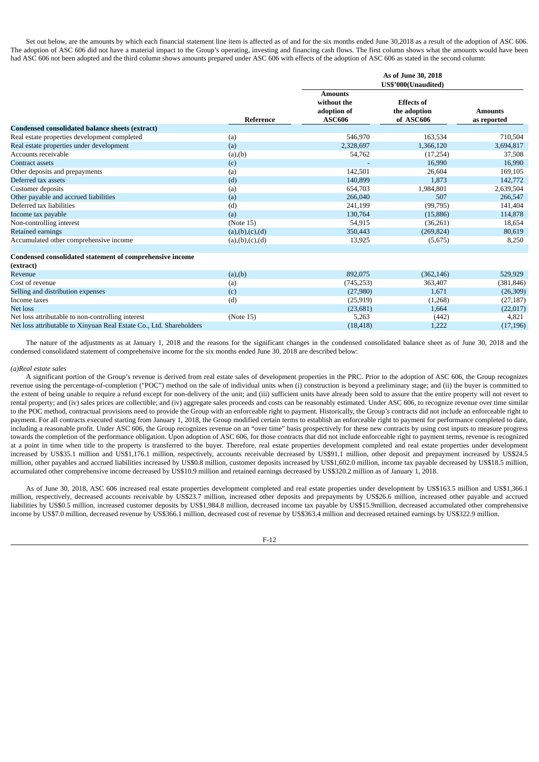Set out below, are the amounts by which each financial statement line item is affected as of and for the six months ended June 30,2018 as a result of the adoption of ASC 606. The adoption of ASC 606 did not have a material impact to the Group's operating, investing and financing cash flows. The first column shows what the amounts would have been had ASC 606 not been adopted and the third column shows amounts prepared under ASC 606 with effects of the adoption of ASC 606 as stated in the second column:

| | | As of June 30, 2018 US$'000(Unaudited) | | |
|---|---|---|---|---|
| | **Reference** | **Amounts without the adoption of ASC606** | **Effects of the adoption of ASC606** | **Amounts as reported** |
| **Condensed consolidated balance sheets (extract)** | | | | |
| Real estate properties development completed | (a) | 546,970 | 163,534 | 710,504 |
| Real estate properties under development | (a) | 2,328,697 | 1,366,120 | 3,694,817 |
| Accounts receivable | (a),(b) | 54,762 | (17,254) | 37,508 |
| Contract assets | (c) | - | 16,990 | 16,990 |
| Other deposits and prepayments | (a) | 142,501 | 26,604 | 169,105 |
| Deferred tax assets | (d) | 140,899 | 1,873 | 142,772 |
| Customer deposits | (a) | 654,703 | 1,984,801 | 2,639,504 |
| Other payable and accrued liabilities | (a) | 266,040 | 507 | 266,547 |
| Deferred tax liabilities | (d) | 241,199 | (99,795) | 141,404 |
| Income tax payable | (a) | 130,764 | (15,886) | 114,878 |
| Non-controlling interest | (Note 15) | 54,915 | (36,261) | 18,654 |
| Retained earnings | (a),(b),(c),(d) | 350,443 | (269,824) | 80,619 |
| Accumulated other comprehensive income | (a),(b),(c),(d) | 13,925 | (5,675) | 8,250 |
| **Condensed consolidated statement of comprehensive income (extract)** | | | | |
| Revenue | (a),(b) | 892,075 | (362,146) | 529,929 |
| Cost of revenue | (a) | (745,253) | 363,407 | (381,846) |
| Selling and distribution expenses | (c) | (27,980) | 1,671 | (26,309) |
| Income taxes | (d) | (25,919) | (1,268) | (27,187) |
| Net loss | | (23,681) | 1,664 | (22,017) |
| Net loss attributable to non-controlling interest | (Note 15) | 5,263 | (442) | 4,821 |
| Net loss attributable to Xinyuan Real Estate Co., Ltd. Shareholders | | (18,418) | 1,222 | (17,196) |

The nature of the adjustments as at January 1, 2018 and the reasons for the significant changes in the condensed consolidated balance sheet as of June 30, 2018 and the condensed consolidated statement of comprehensive income for the six months ended June 30, 2018 are described below:

*(a)Real estate sales*

A significant portion of the Group's revenue is derived from real estate sales of development properties in the PRC. Prior to the adoption of ASC 606, the Group recognizes revenue using the percentage-of-completion ("POC") method on the sale of individual units when (i) construction is beyond a preliminary stage; and (ii) the buyer is committed to the extent of being unable to require a refund except for non-delivery of the unit; and (iii) sufficient units have already been sold to assure that the entire property will not revert to rental property; and (iv) sales prices are collectible; and (iv) aggregate sales proceeds and costs can be reasonably estimated. Under ASC 606, to recognize revenue over time similar to the POC method, contractual provisions need to provide the Group with an enforceable right to payment. Historically, the Group's contracts did not include an enforceable right to payment. For all contracts executed starting from January 1, 2018, the Group modified certain terms to establish an enforceable right to payment for performance completed to date, including a reasonable profit. Under ASC 606, the Group recognizes revenue on an "over time" basis prospectively for these new contracts by using cost inputs to measure progress towards the completion of the performance obligation. Upon adoption of ASC 606, for those contracts that did not include enforceable right to payment terms, revenue is recognized at a point in time when title to the property is transferred to the buyer. Therefore, real estate properties development completed and real estate properties under development increased by US$35.1 million and US$1,176.1 million, respectively, accounts receivable decreased by US$91.1 million, other deposit and prepayment increased by US$24.5 million, other payables and accrued liabilities increased by US$0.8 million, customer deposits increased by US$1,602.0 million, income tax payable decreased by US$18.5 million, accumulated other comprehensive income decreased by US$10.9 million and retained earnings decreased by US$320.2 million as of January 1, 2018.

As of June 30, 2018, ASC 606 increased real estate properties development completed and real estate properties under development by US$163.5 million and US$1,366.1 million, respectively, decreased accounts receivable by US$23.7 million, increased other deposits and prepayments by US$26.6 million, increased other payable and accrued liabilities by US$0.5 million, increased customer deposits by US$1,984.8 million, decreased income tax payable by US$15.9million, decreased accumulated other comprehensive income by US$7.0 million, decreased revenue by US$366.1 million, decreased cost of revenue by US$363.4 million and decreased retained earnings by US$322.9 million.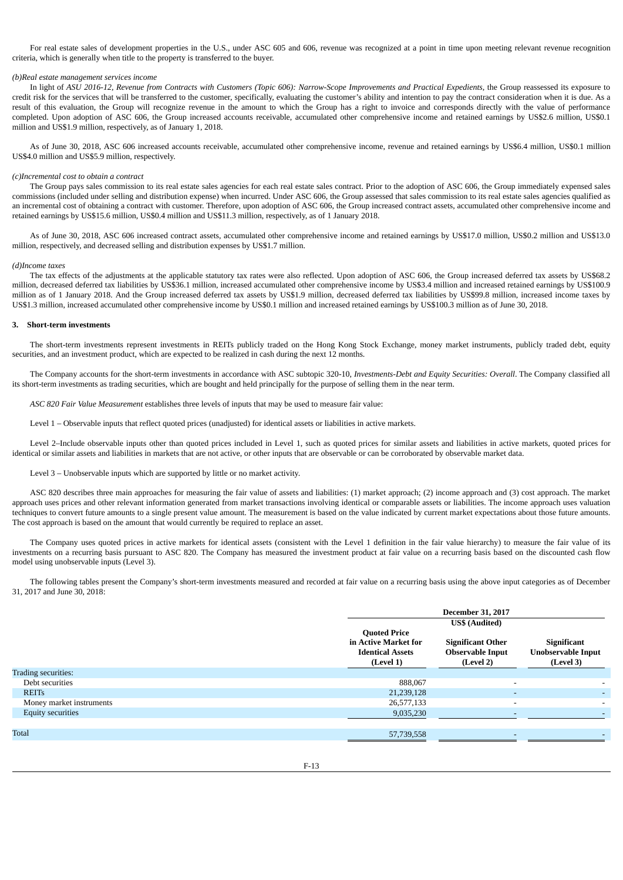For real estate sales of development properties in the U.S., under ASC 605 and 606, revenue was recognized at a point in time upon meeting relevant revenue recognition criteria, which is generally when title to the property is transferred to the buyer.

*(b)Real estate management services income*

In light of *ASU 2016-12, Revenue from Contracts with Customers (Topic 606): Narrow-Scope Improvements and Practical Expedients*, the Group reassessed its exposure to credit risk for the services that will be transferred to the customer, specifically, evaluating the customer's ability and intention to pay the contract consideration when it is due. As a result of this evaluation, the Group will recognize revenue in the amount to which the Group has a right to invoice and corresponds directly with the value of performance completed. Upon adoption of ASC 606, the Group increased accounts receivable, accumulated other comprehensive income and retained earnings by US$2.6 million, US$0.1 million and US$1.9 million, respectively, as of January 1, 2018.

As of June 30, 2018, ASC 606 increased accounts receivable, accumulated other comprehensive income, revenue and retained earnings by US$6.4 million, US$0.1 million US$4.0 million and US$5.9 million, respectively.

*(c)Incremental cost to obtain a contract*

The Group pays sales commission to its real estate sales agencies for each real estate sales contract. Prior to the adoption of ASC 606, the Group immediately expensed sales commissions (included under selling and distribution expense) when incurred. Under ASC 606, the Group assessed that sales commission to its real estate sales agencies qualified as an incremental cost of obtaining a contract with customer. Therefore, upon adoption of ASC 606, the Group increased contract assets, accumulated other comprehensive income and retained earnings by US$15.6 million, US$0.4 million and US$11.3 million, respectively, as of 1 January 2018.

As of June 30, 2018, ASC 606 increased contract assets, accumulated other comprehensive income and retained earnings by US$17.0 million, US$0.2 million and US$13.0 million, respectively, and decreased selling and distribution expenses by US$1.7 million.

*(d)Income taxes*

The tax effects of the adjustments at the applicable statutory tax rates were also reflected. Upon adoption of ASC 606, the Group increased deferred tax assets by US$68.2 million, decreased deferred tax liabilities by US$36.1 million, increased accumulated other comprehensive income by US$3.4 million and increased retained earnings by US$100.9 million as of 1 January 2018. And the Group increased deferred tax assets by US$1.9 million, decreased deferred tax liabilities by US$99.8 million, increased income taxes by US$1.3 million, increased accumulated other comprehensive income by US$0.1 million and increased retained earnings by US$100.3 million as of June 30, 2018.

**3. Short-term investments**

The short-term investments represent investments in REITs publicly traded on the Hong Kong Stock Exchange, money market instruments, publicly traded debt, equity securities, and an investment product, which are expected to be realized in cash during the next 12 months.

The Company accounts for the short-term investments in accordance with ASC subtopic 320-10, *Investments-Debt and Equity Securities: Overall*. The Company classified all its short-term investments as trading securities, which are bought and held principally for the purpose of selling them in the near term.

*ASC 820 Fair Value Measurement* establishes three levels of inputs that may be used to measure fair value:

Level 1 – Observable inputs that reflect quoted prices (unadjusted) for identical assets or liabilities in active markets.

Level 2–Include observable inputs other than quoted prices included in Level 1, such as quoted prices for similar assets and liabilities in active markets, quoted prices for identical or similar assets and liabilities in markets that are not active, or other inputs that are observable or can be corroborated by observable market data.

Level 3 – Unobservable inputs which are supported by little or no market activity.

ASC 820 describes three main approaches for measuring the fair value of assets and liabilities: (1) market approach; (2) income approach and (3) cost approach. The market approach uses prices and other relevant information generated from market transactions involving identical or comparable assets or liabilities. The income approach uses valuation techniques to convert future amounts to a single present value amount. The measurement is based on the value indicated by current market expectations about those future amounts. The cost approach is based on the amount that would currently be required to replace an asset.

The Company uses quoted prices in active markets for identical assets (consistent with the Level 1 definition in the fair value hierarchy) to measure the fair value of its investments on a recurring basis pursuant to ASC 820. The Company has measured the investment product at fair value on a recurring basis based on the discounted cash flow model using unobservable inputs (Level 3).

The following tables present the Company's short-term investments measured and recorded at fair value on a recurring basis using the above input categories as of December 31, 2017 and June 30, 2018:

| | December 31, 2017 | | |
|---|---|---|---|
| | US$ (Audited) | | |
| | Quoted Price in Active Market for Identical Assets (Level 1) | Significant Other Observable Input (Level 2) | Significant Unobservable Input (Level 3) |
| Trading securities: | | | |
| Debt securities | 888,067 | - | - |
| REITs | 21,239,128 | - | - |
| Money market instruments | 26,577,133 | - | - |
| Equity securities | 9,035,230 | - | - |
| Total | 57,739,558 | - | - |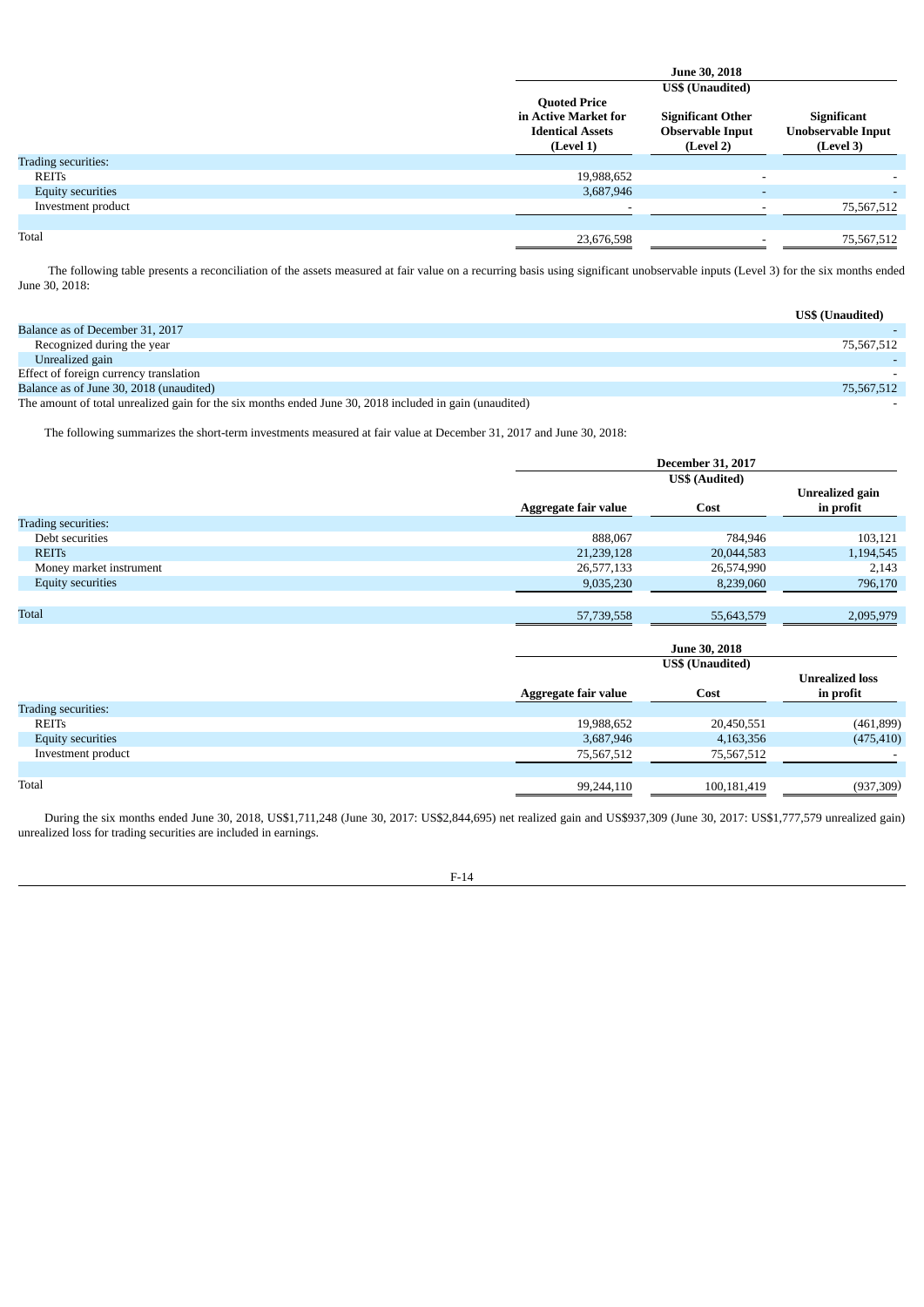| | June 30, 2018 | | |
|---|---|---|---|
| | US$ (Unaudited) | | |
| | Quoted Price in Active Market for Identical Assets (Level 1) | Significant Other Observable Input (Level 2) | Significant Unobservable Input (Level 3) |
| Trading securities: | | | |
| REITs | 19,988,652 | - | - |
| Equity securities | 3,687,946 | - | - |
| Investment product | - | - | 75,567,512 |
| Total | 23,676,598 | - | 75,567,512 |

The following table presents a reconciliation of the assets measured at fair value on a recurring basis using significant unobservable inputs (Level 3) for the six months ended June 30, 2018:

| | US$ (Unaudited) |
|---|---|
| Balance as of December 31, 2017 | - |
| Recognized during the year | 75,567,512 |
| Unrealized gain | - |
| Effect of foreign currency translation | - |
| Balance as of June 30, 2018 (unaudited) | 75,567,512 |
| The amount of total unrealized gain for the six months ended June 30, 2018 included in gain (unaudited) | - |

The following summarizes the short-term investments measured at fair value at December 31, 2017 and June 30, 2018:

| | December 31, 2017 | | |
|---|---|---|---|
| | US$ (Audited) | | |
| | Aggregate fair value | Cost | Unrealized gain in profit |
| Trading securities: | | | |
| Debt securities | 888,067 | 784,946 | 103,121 |
| REITs | 21,239,128 | 20,044,583 | 1,194,545 |
| Money market instrument | 26,577,133 | 26,574,990 | 2,143 |
| Equity securities | 9,035,230 | 8,239,060 | 796,170 |
| Total | 57,739,558 | 55,643,579 | 2,095,979 |

| | June 30, 2018 | | |
|---|---|---|---|
| | US$ (Unaudited) | | |
| | Aggregate fair value | Cost | Unrealized loss in profit |
| Trading securities: | | | |
| REITs | 19,988,652 | 20,450,551 | (461,899) |
| Equity securities | 3,687,946 | 4,163,356 | (475,410) |
| Investment product | 75,567,512 | 75,567,512 | - |
| Total | 99,244,110 | 100,181,419 | (937,309) |

During the six months ended June 30, 2018, US$1,711,248 (June 30, 2017: US$2,844,695) net realized gain and US$937,309 (June 30, 2017: US$1,777,579 unrealized gain) unrealized loss for trading securities are included in earnings.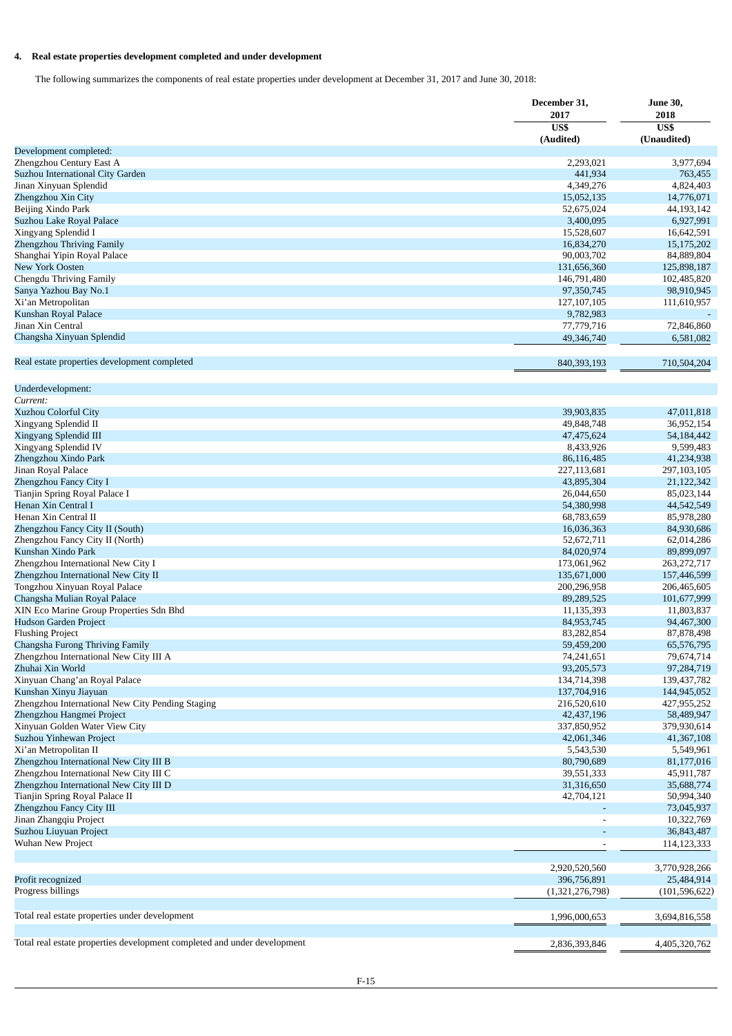#### 4. Real estate properties development completed and under development

The following summarizes the components of real estate properties under development at December 31, 2017 and June 30, 2018:

| | December 31, 2017 | June 30, 2018 |
|---|---|---|
| | US$ (Audited) | US$ (Unaudited) |
| Development completed: | | |
| Zhengzhou Century East A | 2,293,021 | 3,977,694 |
| Suzhou International City Garden | 441,934 | 763,455 |
| Jinan Xinyuan Splendid | 4,349,276 | 4,824,403 |
| Zhengzhou Xin City | 15,052,135 | 14,776,071 |
| Beijing Xindo Park | 52,675,024 | 44,193,142 |
| Suzhou Lake Royal Palace | 3,400,095 | 6,927,991 |
| Xingyang Splendid I | 15,528,607 | 16,642,591 |
| Zhengzhou Thriving Family | 16,834,270 | 15,175,202 |
| Shanghai Yipin Royal Palace | 90,003,702 | 84,889,804 |
| New York Oosten | 131,656,360 | 125,898,187 |
| Chengdu Thriving Family | 146,791,480 | 102,485,820 |
| Sanya Yazhou Bay No.1 | 97,350,745 | 98,910,945 |
| Xi'an Metropolitan | 127,107,105 | 111,610,957 |
| Kunshan Royal Palace | 9,782,983 | - |
| Jinan Xin Central | 77,779,716 | 72,846,860 |
| Changsha Xinyuan Splendid | 49,346,740 | 6,581,082 |
| Real estate properties development completed | 840,393,193 | 710,504,204 |
| Underdevelopment: | | |
| *Current:* | | |
| Xuzhou Colorful City | 39,903,835 | 47,011,818 |
| Xingyang Splendid II | 49,848,748 | 36,952,154 |
| Xingyang Splendid III | 47,475,624 | 54,184,442 |
| Xingyang Splendid IV | 8,433,926 | 9,599,483 |
| Zhengzhou Xindo Park | 86,116,485 | 41,234,938 |
| Jinan Royal Palace | 227,113,681 | 297,103,105 |
| Zhengzhou Fancy City I | 43,895,304 | 21,122,342 |
| Tianjin Spring Royal Palace I | 26,044,650 | 85,023,144 |
| Henan Xin Central I | 54,380,998 | 44,542,549 |
| Henan Xin Central II | 68,783,659 | 85,978,280 |
| Zhengzhou Fancy City II (South) | 16,036,363 | 84,930,686 |
| Zhengzhou Fancy City II (North) | 52,672,711 | 62,014,286 |
| Kunshan Xindo Park | 84,020,974 | 89,899,097 |
| Zhengzhou International New City I | 173,061,962 | 263,272,717 |
| Zhengzhou International New City II | 135,671,000 | 157,446,599 |
| Tongzhou Xinyuan Royal Palace | 200,296,958 | 206,465,605 |
| Changsha Mulian Royal Palace | 89,289,525 | 101,677,999 |
| XIN Eco Marine Group Properties Sdn Bhd | 11,135,393 | 11,803,837 |
| Hudson Garden Project | 84,953,745 | 94,467,300 |
| Flushing Project | 83,282,854 | 87,878,498 |
| Changsha Furong Thriving Family | 59,459,200 | 65,576,795 |
| Zhengzhou International New City III A | 74,241,651 | 79,674,714 |
| Zhuhai Xin World | 93,205,573 | 97,284,719 |
| Xinyuan Chang'an Royal Palace | 134,714,398 | 139,437,782 |
| Kunshan Xinyu Jiayuan | 137,704,916 | 144,945,052 |
| Zhengzhou International New City Pending Staging | 216,520,610 | 427,955,252 |
| Zhengzhou Hangmei Project | 42,437,196 | 58,489,947 |
| Xinyuan Golden Water View City | 337,850,952 | 379,930,614 |
| Suzhou Yinhewan Project | 42,061,346 | 41,367,108 |
| Xi'an Metropolitan II | 5,543,530 | 5,549,961 |
| Zhengzhou International New City III B | 80,790,689 | 81,177,016 |
| Zhengzhou International New City III C | 39,551,333 | 45,911,787 |
| Zhengzhou International New City III D | 31,316,650 | 35,688,774 |
| Tianjin Spring Royal Palace II | 42,704,121 | 50,994,340 |
| Zhengzhou Fancy City III | - | 73,045,937 |
| Jinan Zhangqiu Project | - | 10,322,769 |
| Suzhou Liuyuan Project | - | 36,843,487 |
| Wuhan New Project | - | 114,123,333 |
| | 2,920,520,560 | 3,770,928,266 |
| Profit recognized | 396,756,891 | 25,484,914 |
| Progress billings | (1,321,276,798) | (101,596,622) |
| Total real estate properties under development | 1,996,000,653 | 3,694,816,558 |
| Total real estate properties development completed and under development | 2,836,393,846 | 4,405,320,762 |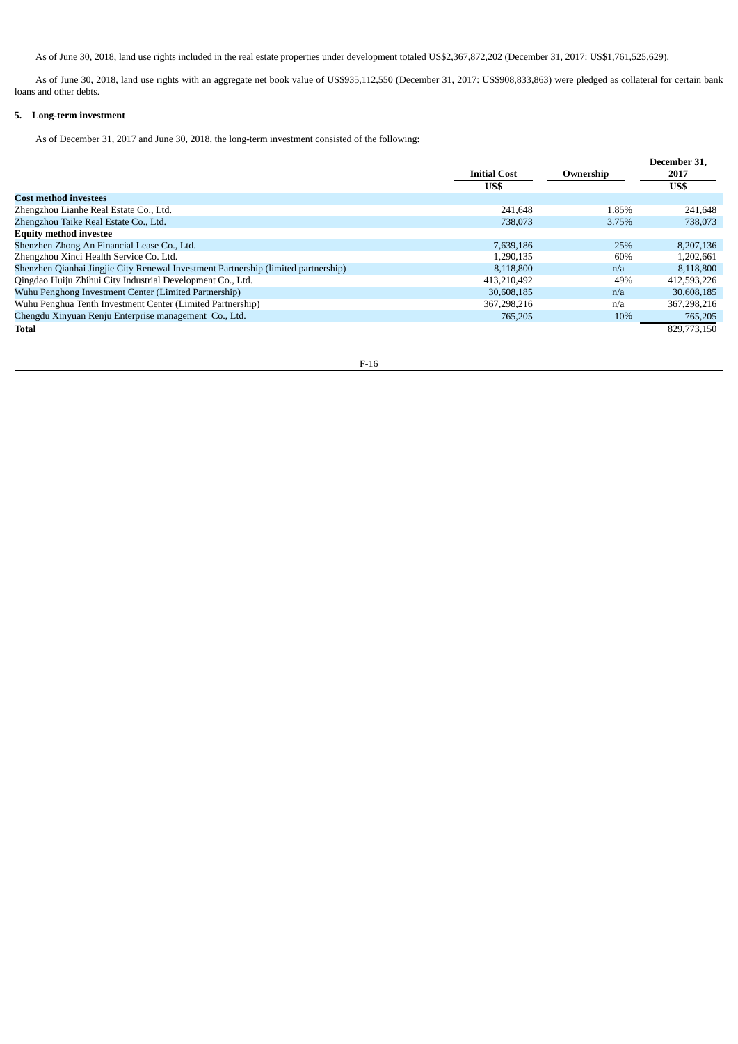As of June 30, 2018, land use rights included in the real estate properties under development totaled US$2,367,872,202 (December 31, 2017: US$1,761,525,629).

As of June 30, 2018, land use rights with an aggregate net book value of US$935,112,550 (December 31, 2017: US$908,833,863) were pledged as collateral for certain bank loans and other debts.

## 5. Long-term investment

As of December 31, 2017 and June 30, 2018, the long-term investment consisted of the following:

| | Initial Cost | Ownership | December 31, 2017 |
|---|---|---|---|
| | US$ | | US$ |
| **Cost method investees** | | | |
| Zhengzhou Lianhe Real Estate Co., Ltd. | 241,648 | 1.85% | 241,648 |
| Zhengzhou Taike Real Estate Co., Ltd. | 738,073 | 3.75% | 738,073 |
| **Equity method investee** | | | |
| Shenzhen Zhong An Financial Lease Co., Ltd. | 7,639,186 | 25% | 8,207,136 |
| Zhengzhou Xinci Health Service Co. Ltd. | 1,290,135 | 60% | 1,202,661 |
| Shenzhen Qianhai Jingjie City Renewal Investment Partnership (limited partnership) | 8,118,800 | n/a | 8,118,800 |
| Qingdao Huiju Zhihui City Industrial Development Co., Ltd. | 413,210,492 | 49% | 412,593,226 |
| Wuhu Penghong Investment Center (Limited Partnership) | 30,608,185 | n/a | 30,608,185 |
| Wuhu Penghua Tenth Investment Center (Limited Partnership) | 367,298,216 | n/a | 367,298,216 |
| Chengdu Xinyuan Renju Enterprise management Co., Ltd. | 765,205 | 10% | 765,205 |
| **Total** | | | 829,773,150 |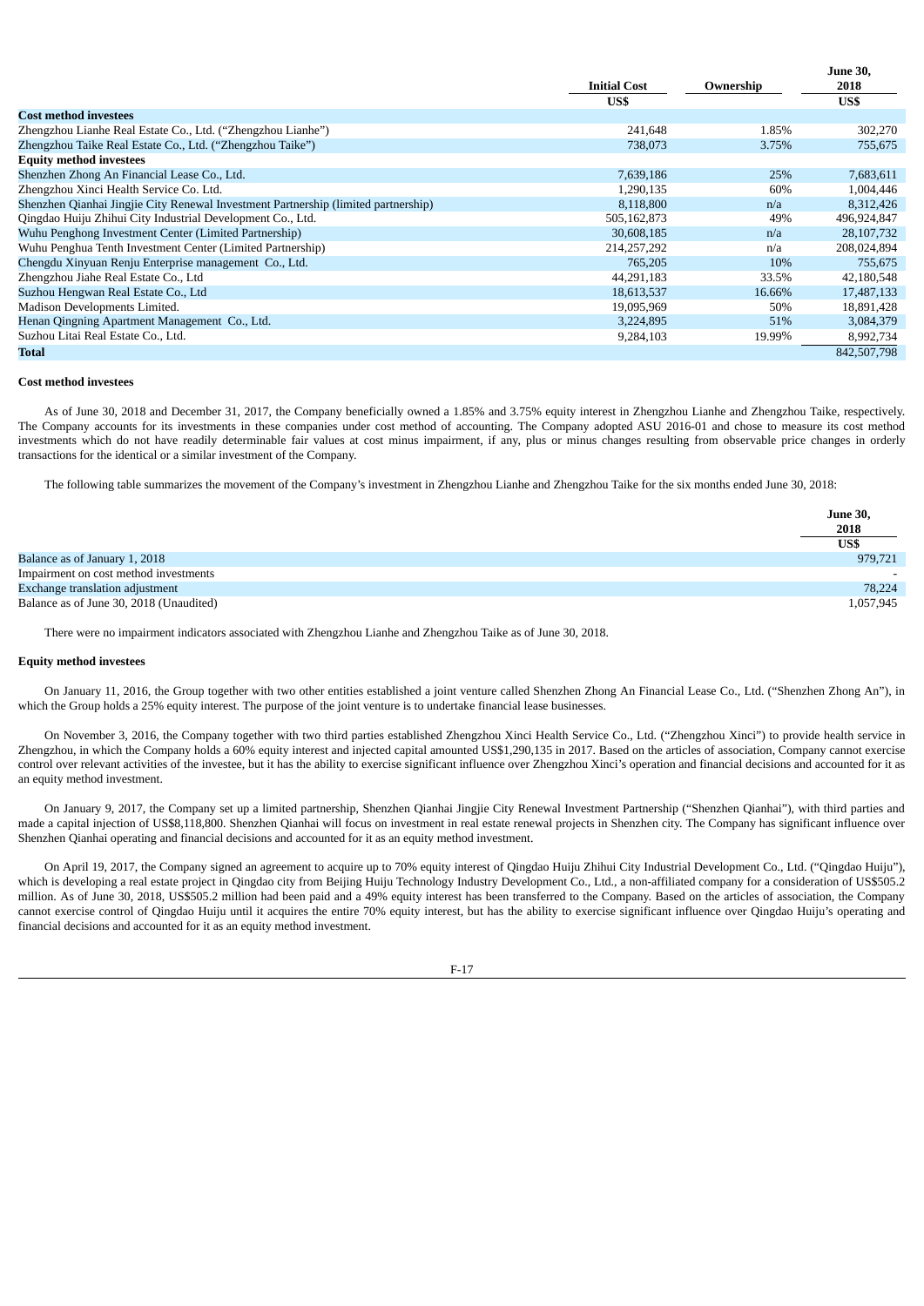| | Initial Cost | Ownership | June 30, 2018 |
|---|---|---|---|
| | US$ | | US$ |
| **Cost method investees** | | | |
| Zhengzhou Lianhe Real Estate Co., Ltd. ("Zhengzhou Lianhe") | 241,648 | 1.85% | 302,270 |
| Zhengzhou Taike Real Estate Co., Ltd. ("Zhengzhou Taike") | 738,073 | 3.75% | 755,675 |
| **Equity method investees** | | | |
| Shenzhen Zhong An Financial Lease Co., Ltd. | 7,639,186 | 25% | 7,683,611 |
| Zhengzhou Xinci Health Service Co. Ltd. | 1,290,135 | 60% | 1,004,446 |
| Shenzhen Qianhai Jingjie City Renewal Investment Partnership (limited partnership) | 8,118,800 | n/a | 8,312,426 |
| Qingdao Huiju Zhihui City Industrial Development Co., Ltd. | 505,162,873 | 49% | 496,924,847 |
| Wuhu Penghong Investment Center (Limited Partnership) | 30,608,185 | n/a | 28,107,732 |
| Wuhu Penghua Tenth Investment Center (Limited Partnership) | 214,257,292 | n/a | 208,024,894 |
| Chengdu Xinyuan Renju Enterprise management Co., Ltd. | 765,205 | 10% | 755,675 |
| Zhengzhou Jiahe Real Estate Co., Ltd | 44,291,183 | 33.5% | 42,180,548 |
| Suzhou Hengwan Real Estate Co., Ltd | 18,613,537 | 16.66% | 17,487,133 |
| Madison Developments Limited. | 19,095,969 | 50% | 18,891,428 |
| Henan Qingning Apartment Management Co., Ltd. | 3,224,895 | 51% | 3,084,379 |
| Suzhou Litai Real Estate Co., Ltd. | 9,284,103 | 19.99% | 8,992,734 |
| **Total** | | | 842,507,798 |

**Cost method investees**

As of June 30, 2018 and December 31, 2017, the Company beneficially owned a 1.85% and 3.75% equity interest in Zhengzhou Lianhe and Zhengzhou Taike, respectively. The Company accounts for its investments in these companies under cost method of accounting. The Company adopted ASU 2016-01 and chose to measure its cost method investments which do not have readily determinable fair values at cost minus impairment, if any, plus or minus changes resulting from observable price changes in orderly transactions for the identical or a similar investment of the Company.

The following table summarizes the movement of the Company's investment in Zhengzhou Lianhe and Zhengzhou Taike for the six months ended June 30, 2018:

| | June 30, 2018 |
|---|---|
| | US$ |
| Balance as of January 1, 2018 | 979,721 |
| Impairment on cost method investments | - |
| Exchange translation adjustment | 78,224 |
| Balance as of June 30, 2018 (Unaudited) | 1,057,945 |

There were no impairment indicators associated with Zhengzhou Lianhe and Zhengzhou Taike as of June 30, 2018.

**Equity method investees**

On January 11, 2016, the Group together with two other entities established a joint venture called Shenzhen Zhong An Financial Lease Co., Ltd. ("Shenzhen Zhong An"), in which the Group holds a 25% equity interest. The purpose of the joint venture is to undertake financial lease businesses.

On November 3, 2016, the Company together with two third parties established Zhengzhou Xinci Health Service Co., Ltd. ("Zhengzhou Xinci") to provide health service in Zhengzhou, in which the Company holds a 60% equity interest and injected capital amounted US$1,290,135 in 2017. Based on the articles of association, Company cannot exercise control over relevant activities of the investee, but it has the ability to exercise significant influence over Zhengzhou Xinci's operation and financial decisions and accounted for it as an equity method investment.

On January 9, 2017, the Company set up a limited partnership, Shenzhen Qianhai Jingjie City Renewal Investment Partnership ("Shenzhen Qianhai"), with third parties and made a capital injection of US$8,118,800. Shenzhen Qianhai will focus on investment in real estate renewal projects in Shenzhen city. The Company has significant influence over Shenzhen Qianhai operating and financial decisions and accounted for it as an equity method investment.

On April 19, 2017, the Company signed an agreement to acquire up to 70% equity interest of Qingdao Huiju Zhihui City Industrial Development Co., Ltd. ("Qingdao Huiju"), which is developing a real estate project in Qingdao city from Beijing Huiju Technology Industry Development Co., Ltd., a non-affiliated company for a consideration of US$505.2 million. As of June 30, 2018, US$505.2 million had been paid and a 49% equity interest has been transferred to the Company. Based on the articles of association, the Company cannot exercise control of Qingdao Huiju until it acquires the entire 70% equity interest, but has the ability to exercise significant influence over Qingdao Huiju's operating and financial decisions and accounted for it as an equity method investment.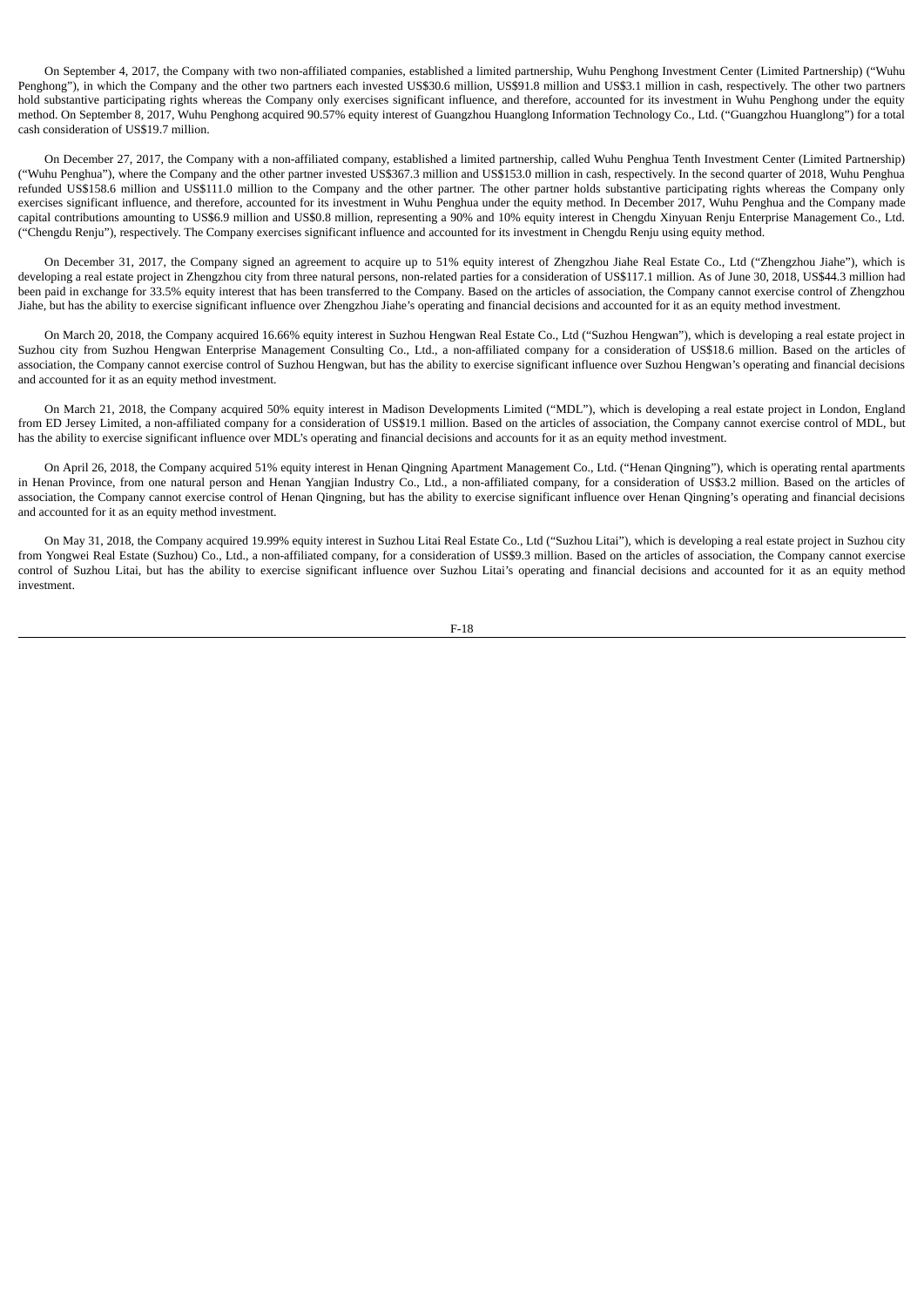On September 4, 2017, the Company with two non-affiliated companies, established a limited partnership, Wuhu Penghong Investment Center (Limited Partnership) ("Wuhu Penghong"), in which the Company and the other two partners each invested US$30.6 million, US$91.8 million and US$3.1 million in cash, respectively. The other two partners hold substantive participating rights whereas the Company only exercises significant influence, and therefore, accounted for its investment in Wuhu Penghong under the equity method. On September 8, 2017, Wuhu Penghong acquired 90.57% equity interest of Guangzhou Huanglong Information Technology Co., Ltd. ("Guangzhou Huanglong") for a total cash consideration of US$19.7 million.

On December 27, 2017, the Company with a non-affiliated company, established a limited partnership, called Wuhu Penghua Tenth Investment Center (Limited Partnership) ("Wuhu Penghua"), where the Company and the other partner invested US$367.3 million and US$153.0 million in cash, respectively. In the second quarter of 2018, Wuhu Penghua refunded US$158.6 million and US$111.0 million to the Company and the other partner. The other partner holds substantive participating rights whereas the Company only exercises significant influence, and therefore, accounted for its investment in Wuhu Penghua under the equity method. In December 2017, Wuhu Penghua and the Company made capital contributions amounting to US$6.9 million and US$0.8 million, representing a 90% and 10% equity interest in Chengdu Xinyuan Renju Enterprise Management Co., Ltd. ("Chengdu Renju"), respectively. The Company exercises significant influence and accounted for its investment in Chengdu Renju using equity method.

On December 31, 2017, the Company signed an agreement to acquire up to 51% equity interest of Zhengzhou Jiahe Real Estate Co., Ltd ("Zhengzhou Jiahe"), which is developing a real estate project in Zhengzhou city from three natural persons, non-related parties for a consideration of US$117.1 million. As of June 30, 2018, US$44.3 million had been paid in exchange for 33.5% equity interest that has been transferred to the Company. Based on the articles of association, the Company cannot exercise control of Zhengzhou Jiahe, but has the ability to exercise significant influence over Zhengzhou Jiahe's operating and financial decisions and accounted for it as an equity method investment.

On March 20, 2018, the Company acquired 16.66% equity interest in Suzhou Hengwan Real Estate Co., Ltd ("Suzhou Hengwan"), which is developing a real estate project in Suzhou city from Suzhou Hengwan Enterprise Management Consulting Co., Ltd., a non-affiliated company for a consideration of US$18.6 million. Based on the articles of association, the Company cannot exercise control of Suzhou Hengwan, but has the ability to exercise significant influence over Suzhou Hengwan's operating and financial decisions and accounted for it as an equity method investment.

On March 21, 2018, the Company acquired 50% equity interest in Madison Developments Limited ("MDL"), which is developing a real estate project in London, England from ED Jersey Limited, a non-affiliated company for a consideration of US$19.1 million. Based on the articles of association, the Company cannot exercise control of MDL, but has the ability to exercise significant influence over MDL's operating and financial decisions and accounts for it as an equity method investment.

On April 26, 2018, the Company acquired 51% equity interest in Henan Qingning Apartment Management Co., Ltd. ("Henan Qingning"), which is operating rental apartments in Henan Province, from one natural person and Henan Yangjian Industry Co., Ltd., a non-affiliated company, for a consideration of US$3.2 million. Based on the articles of association, the Company cannot exercise control of Henan Qingning, but has the ability to exercise significant influence over Henan Qingning's operating and financial decisions and accounted for it as an equity method investment.

On May 31, 2018, the Company acquired 19.99% equity interest in Suzhou Litai Real Estate Co., Ltd ("Suzhou Litai"), which is developing a real estate project in Suzhou city from Yongwei Real Estate (Suzhou) Co., Ltd., a non-affiliated company, for a consideration of US$9.3 million. Based on the articles of association, the Company cannot exercise control of Suzhou Litai, but has the ability to exercise significant influence over Suzhou Litai's operating and financial decisions and accounted for it as an equity method investment.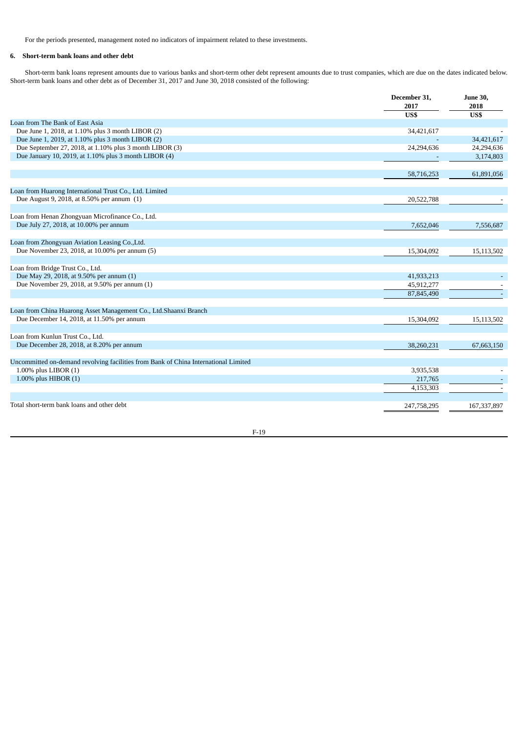For the periods presented, management noted no indicators of impairment related to these investments.

## 6. Short-term bank loans and other debt

Short-term bank loans represent amounts due to various banks and short-term other debt represent amounts due to trust companies, which are due on the dates indicated below. Short-term bank loans and other debt as of December 31, 2017 and June 30, 2018 consisted of the following:

| | December 31, 2017 | June 30, 2018 |
|---|---|---|
| | US$ | US$ |
| Loan from The Bank of East Asia | | |
| Due June 1, 2018, at 1.10% plus 3 month LIBOR (2) | 34,421,617 | - |
| Due June 1, 2019, at 1.10% plus 3 month LIBOR (2) | - | 34,421,617 |
| Due September 27, 2018, at 1.10% plus 3 month LIBOR (3) | 24,294,636 | 24,294,636 |
| Due January 10, 2019, at 1.10% plus 3 month LIBOR (4) | - | 3,174,803 |
| | 58,716,253 | 61,891,056 |
| Loan from Huarong International Trust Co., Ltd. Limited | | |
| Due August 9, 2018, at 8.50% per annum (1) | 20,522,788 | - |
| Loan from Henan Zhongyuan Microfinance Co., Ltd. | | |
| Due July 27, 2018, at 10.00% per annum | 7,652,046 | 7,556,687 |
| Loan from Zhongyuan Aviation Leasing Co.,Ltd. | | |
| Due November 23, 2018, at 10.00% per annum (5) | 15,304,092 | 15,113,502 |
| Loan from Bridge Trust Co., Ltd. | | |
| Due May 29, 2018, at 9.50% per annum (1) | 41,933,213 | - |
| Due November 29, 2018, at 9.50% per annum (1) | 45,912,277 | - |
| | 87,845,490 | - |
| Loan from China Huarong Asset Management Co., Ltd.Shaanxi Branch | | |
| Due December 14, 2018, at 11.50% per annum | 15,304,092 | 15,113,502 |
| Loan from Kunlun Trust Co., Ltd. | | |
| Due December 28, 2018, at 8.20% per annum | 38,260,231 | 67,663,150 |
| Uncommitted on-demand revolving facilities from Bank of China International Limited | | |
| 1.00% plus LIBOR (1) | 3,935,538 | - |
| 1.00% plus HIBOR (1) | 217,765 | - |
| | 4,153,303 | - |
| Total short-term bank loans and other debt | 247,758,295 | 167,337,897 |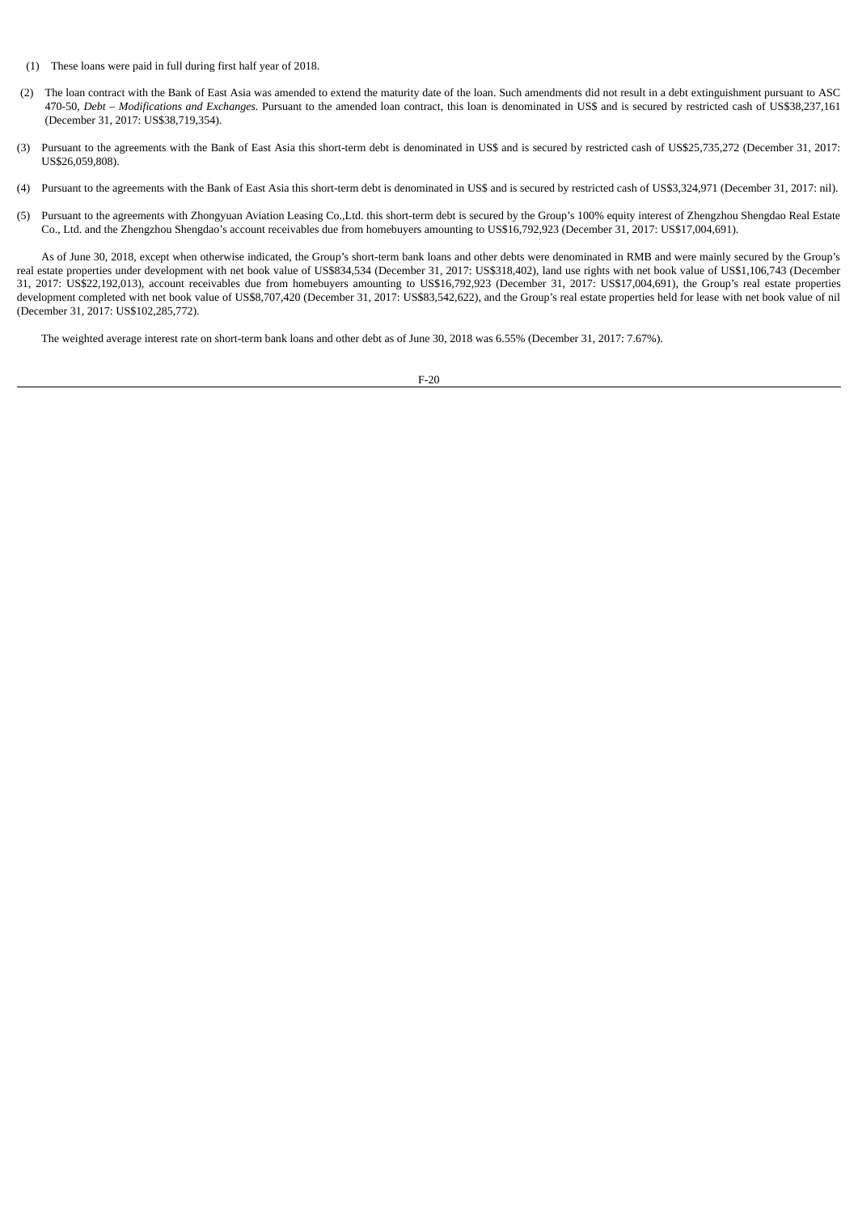(1) These loans were paid in full during first half year of 2018.

(2) The loan contract with the Bank of East Asia was amended to extend the maturity date of the loan. Such amendments did not result in a debt extinguishment pursuant to ASC 470-50, *Debt – Modifications and Exchanges.* Pursuant to the amended loan contract, this loan is denominated in US$ and is secured by restricted cash of US$38,237,161 (December 31, 2017: US$38,719,354).

(3) Pursuant to the agreements with the Bank of East Asia this short-term debt is denominated in US$ and is secured by restricted cash of US$25,735,272 (December 31, 2017: US$26,059,808).

(4) Pursuant to the agreements with the Bank of East Asia this short-term debt is denominated in US$ and is secured by restricted cash of US$3,324,971 (December 31, 2017: nil).

(5) Pursuant to the agreements with Zhongyuan Aviation Leasing Co.,Ltd. this short-term debt is secured by the Group's 100% equity interest of Zhengzhou Shengdao Real Estate Co., Ltd. and the Zhengzhou Shengdao's account receivables due from homebuyers amounting to US$16,792,923 (December 31, 2017: US$17,004,691).

As of June 30, 2018, except when otherwise indicated, the Group's short-term bank loans and other debts were denominated in RMB and were mainly secured by the Group's real estate properties under development with net book value of US$834,534 (December 31, 2017: US$318,402), land use rights with net book value of US$1,106,743 (December 31, 2017: US$22,192,013), account receivables due from homebuyers amounting to US$16,792,923 (December 31, 2017: US$17,004,691), the Group's real estate properties development completed with net book value of US$8,707,420 (December 31, 2017: US$83,542,622), and the Group's real estate properties held for lease with net book value of nil (December 31, 2017: US$102,285,772).

The weighted average interest rate on short-term bank loans and other debt as of June 30, 2018 was 6.55% (December 31, 2017: 7.67%).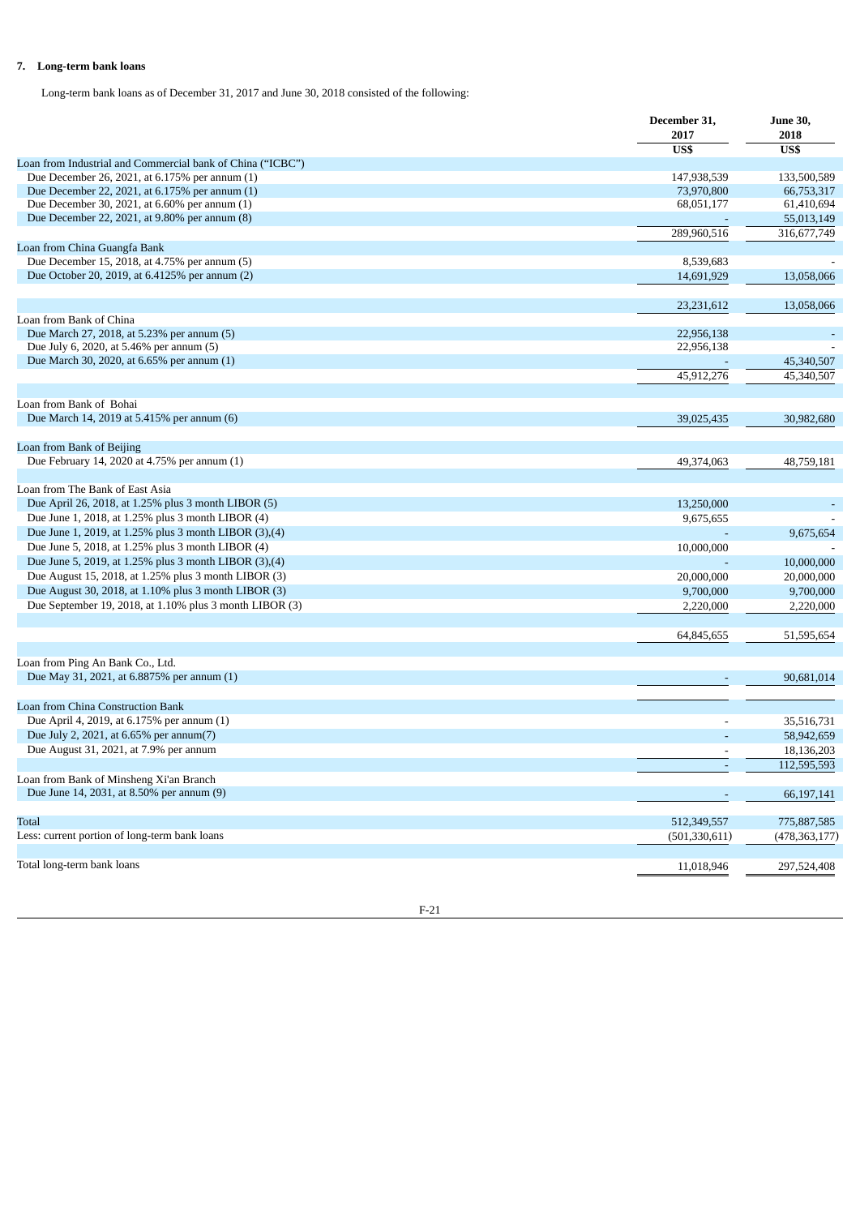## 7. Long-term bank loans

Long-term bank loans as of December 31, 2017 and June 30, 2018 consisted of the following:

| | December 31, 2017 | June 30, 2018 |
|---|---|---|
| | US$ | US$ |
| Loan from Industrial and Commercial bank of China ("ICBC") | | |
| Due December 26, 2021, at 6.175% per annum (1) | 147,938,539 | 133,500,589 |
| Due December 22, 2021, at 6.175% per annum (1) | 73,970,800 | 66,753,317 |
| Due December 30, 2021, at 6.60% per annum (1) | 68,051,177 | 61,410,694 |
| Due December 22, 2021, at 9.80% per annum (8) | - | 55,013,149 |
| | 289,960,516 | 316,677,749 |
| Loan from China Guangfa Bank | | |
| Due December 15, 2018, at 4.75% per annum (5) | 8,539,683 | - |
| Due October 20, 2019, at 6.4125% per annum (2) | 14,691,929 | 13,058,066 |
| | 23,231,612 | 13,058,066 |
| Loan from Bank of China | | |
| Due March 27, 2018, at 5.23% per annum (5) | 22,956,138 | - |
| Due July 6, 2020, at 5.46% per annum (5) | 22,956,138 | - |
| Due March 30, 2020, at 6.65% per annum (1) | - | 45,340,507 |
| | 45,912,276 | 45,340,507 |
| Loan from Bank of Bohai | | |
| Due March 14, 2019 at 5.415% per annum (6) | 39,025,435 | 30,982,680 |
| Loan from Bank of Beijing | | |
| Due February 14, 2020 at 4.75% per annum (1) | 49,374,063 | 48,759,181 |
| Loan from The Bank of East Asia | | |
| Due April 26, 2018, at 1.25% plus 3 month LIBOR (5) | 13,250,000 | - |
| Due June 1, 2018, at 1.25% plus 3 month LIBOR (4) | 9,675,655 | - |
| Due June 1, 2019, at 1.25% plus 3 month LIBOR (3),(4) | - | 9,675,654 |
| Due June 5, 2018, at 1.25% plus 3 month LIBOR (4) | 10,000,000 | - |
| Due June 5, 2019, at 1.25% plus 3 month LIBOR (3),(4) | - | 10,000,000 |
| Due August 15, 2018, at 1.25% plus 3 month LIBOR (3) | 20,000,000 | 20,000,000 |
| Due August 30, 2018, at 1.10% plus 3 month LIBOR (3) | 9,700,000 | 9,700,000 |
| Due September 19, 2018, at 1.10% plus 3 month LIBOR (3) | 2,220,000 | 2,220,000 |
| | 64,845,655 | 51,595,654 |
| Loan from Ping An Bank Co., Ltd. | | |
| Due May 31, 2021, at 6.8875% per annum (1) | - | 90,681,014 |
| Loan from China Construction Bank | | |
| Due April 4, 2019, at 6.175% per annum (1) | - | 35,516,731 |
| Due July 2, 2021, at 6.65% per annum(7) | - | 58,942,659 |
| Due August 31, 2021, at 7.9% per annum | - | 18,136,203 |
| | - | 112,595,593 |
| Loan from Bank of Minsheng Xi'an Branch | | |
| Due June 14, 2031, at 8.50% per annum (9) | - | 66,197,141 |
| Total | 512,349,557 | 775,887,585 |
| Less: current portion of long-term bank loans | (501,330,611) | (478,363,177) |
| Total long-term bank loans | 11,018,946 | 297,524,408 |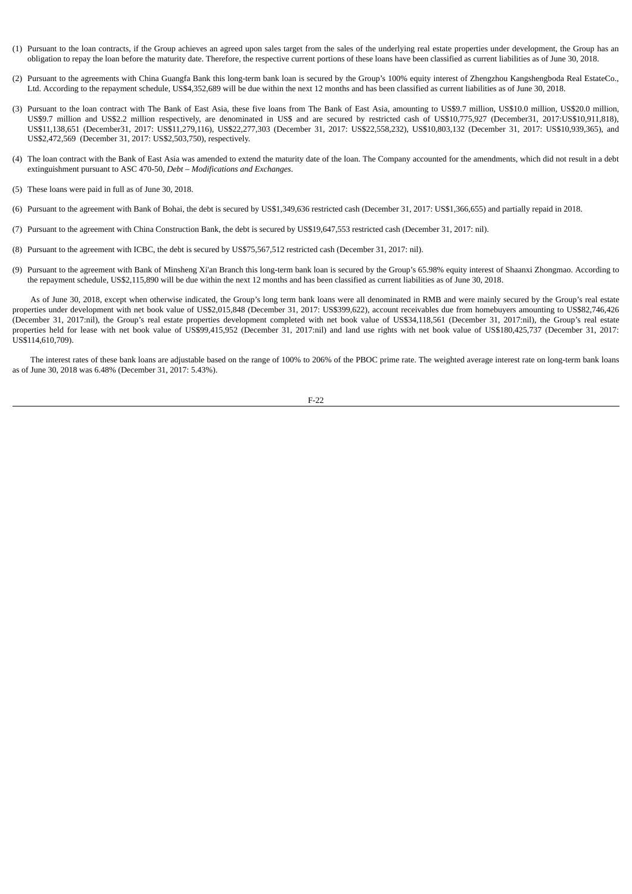(1) Pursuant to the loan contracts, if the Group achieves an agreed upon sales target from the sales of the underlying real estate properties under development, the Group has an obligation to repay the loan before the maturity date. Therefore, the respective current portions of these loans have been classified as current liabilities as of June 30, 2018.

(2) Pursuant to the agreements with China Guangfa Bank this long-term bank loan is secured by the Group's 100% equity interest of Zhengzhou Kangshengboda Real EstateCo., Ltd. According to the repayment schedule, US$4,352,689 will be due within the next 12 months and has been classified as current liabilities as of June 30, 2018.

(3) Pursuant to the loan contract with The Bank of East Asia, these five loans from The Bank of East Asia, amounting to US$9.7 million, US$10.0 million, US$20.0 million, US$9.7 million and US$2.2 million respectively, are denominated in US$ and are secured by restricted cash of US$10,775,927 (December31, 2017:US$10,911,818), US$11,138,651 (December31, 2017: US$11,279,116), US$22,277,303 (December 31, 2017: US$22,558,232), US$10,803,132 (December 31, 2017: US$10,939,365), and US$2,472,569 (December 31, 2017: US$2,503,750), respectively.

(4) The loan contract with the Bank of East Asia was amended to extend the maturity date of the loan. The Company accounted for the amendments, which did not result in a debt extinguishment pursuant to ASC 470-50, *Debt – Modifications and Exchanges*.

(5) These loans were paid in full as of June 30, 2018.

(6) Pursuant to the agreement with Bank of Bohai, the debt is secured by US$1,349,636 restricted cash (December 31, 2017: US$1,366,655) and partially repaid in 2018.

(7) Pursuant to the agreement with China Construction Bank, the debt is secured by US$19,647,553 restricted cash (December 31, 2017: nil).

(8) Pursuant to the agreement with ICBC, the debt is secured by US$75,567,512 restricted cash (December 31, 2017: nil).

(9) Pursuant to the agreement with Bank of Minsheng Xi'an Branch this long-term bank loan is secured by the Group's 65.98% equity interest of Shaanxi Zhongmao. According to the repayment schedule, US$2,115,890 will be due within the next 12 months and has been classified as current liabilities as of June 30, 2018.

As of June 30, 2018, except when otherwise indicated, the Group's long term bank loans were all denominated in RMB and were mainly secured by the Group's real estate properties under development with net book value of US$2,015,848 (December 31, 2017: US$399,622), account receivables due from homebuyers amounting to US$82,746,426 (December 31, 2017:nil), the Group's real estate properties development completed with net book value of US$34,118,561 (December 31, 2017:nil), the Group's real estate properties held for lease with net book value of US$99,415,952 (December 31, 2017:nil) and land use rights with net book value of US$180,425,737 (December 31, 2017: US$114,610,709).

The interest rates of these bank loans are adjustable based on the range of 100% to 206% of the PBOC prime rate. The weighted average interest rate on long-term bank loans as of June 30, 2018 was 6.48% (December 31, 2017: 5.43%).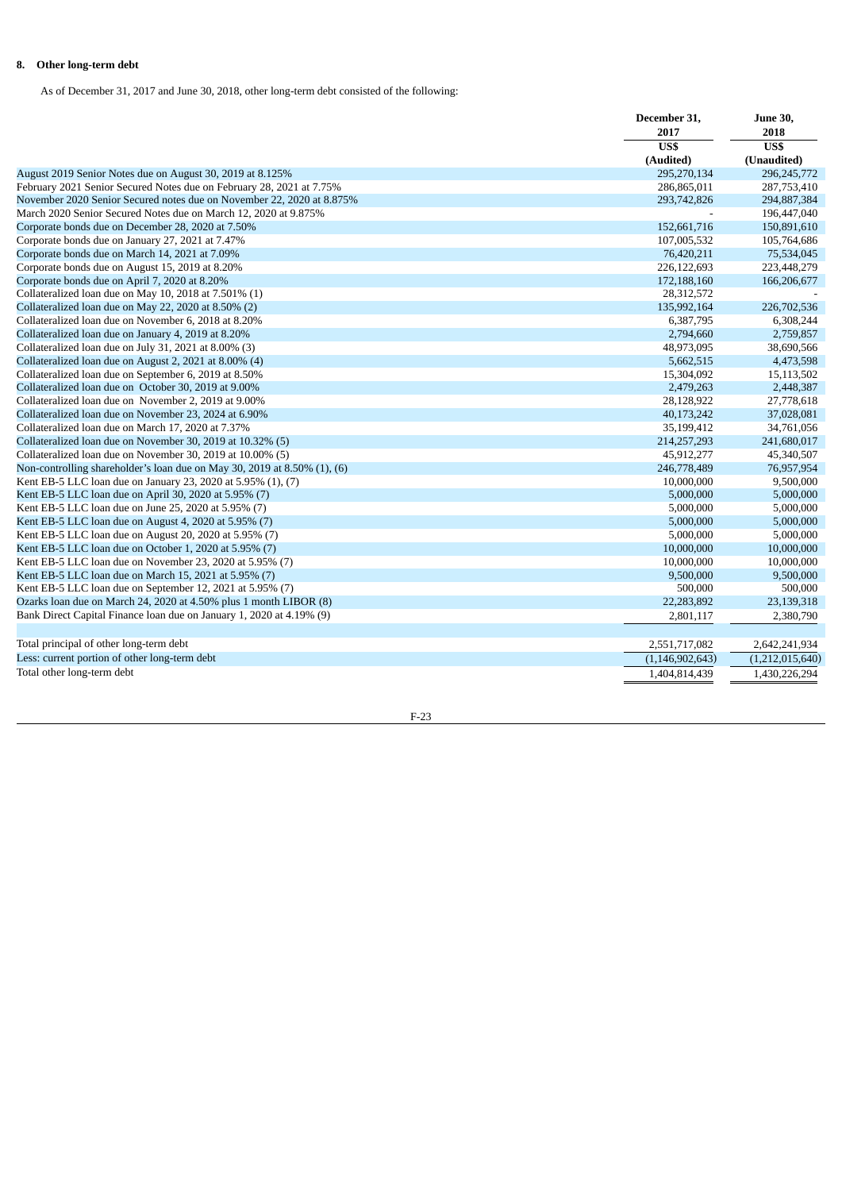## 8. Other long-term debt

As of December 31, 2017 and June 30, 2018, other long-term debt consisted of the following:

| | December 31, 2017 | June 30, 2018 |
|---|---|---|
| | US$ | US$ |
| | (Audited) | (Unaudited) |
| August 2019 Senior Notes due on August 30, 2019 at 8.125% | 295,270,134 | 296,245,772 |
| February 2021 Senior Secured Notes due on February 28, 2021 at 7.75% | 286,865,011 | 287,753,410 |
| November 2020 Senior Secured notes due on November 22, 2020 at 8.875% | 293,742,826 | 294,887,384 |
| March 2020 Senior Secured Notes due on March 12, 2020 at 9.875% | - | 196,447,040 |
| Corporate bonds due on December 28, 2020 at 7.50% | 152,661,716 | 150,891,610 |
| Corporate bonds due on January 27, 2021 at 7.47% | 107,005,532 | 105,764,686 |
| Corporate bonds due on March 14, 2021 at 7.09% | 76,420,211 | 75,534,045 |
| Corporate bonds due on August 15, 2019 at 8.20% | 226,122,693 | 223,448,279 |
| Corporate bonds due on April 7, 2020 at 8.20% | 172,188,160 | 166,206,677 |
| Collateralized loan due on May 10, 2018 at 7.501% (1) | 28,312,572 | - |
| Collateralized loan due on May 22, 2020 at 8.50% (2) | 135,992,164 | 226,702,536 |
| Collateralized loan due on November 6, 2018 at 8.20% | 6,387,795 | 6,308,244 |
| Collateralized loan due on January 4, 2019 at 8.20% | 2,794,660 | 2,759,857 |
| Collateralized loan due on July 31, 2021 at 8.00% (3) | 48,973,095 | 38,690,566 |
| Collateralized loan due on August 2, 2021 at 8.00% (4) | 5,662,515 | 4,473,598 |
| Collateralized loan due on September 6, 2019 at 8.50% | 15,304,092 | 15,113,502 |
| Collateralized loan due on October 30, 2019 at 9.00% | 2,479,263 | 2,448,387 |
| Collateralized loan due on November 2, 2019 at 9.00% | 28,128,922 | 27,778,618 |
| Collateralized loan due on November 23, 2024 at 6.90% | 40,173,242 | 37,028,081 |
| Collateralized loan due on March 17, 2020 at 7.37% | 35,199,412 | 34,761,056 |
| Collateralized loan due on November 30, 2019 at 10.32% (5) | 214,257,293 | 241,680,017 |
| Collateralized loan due on November 30, 2019 at 10.00% (5) | 45,912,277 | 45,340,507 |
| Non-controlling shareholder's loan due on May 30, 2019 at 8.50% (1), (6) | 246,778,489 | 76,957,954 |
| Kent EB-5 LLC loan due on January 23, 2020 at 5.95% (1), (7) | 10,000,000 | 9,500,000 |
| Kent EB-5 LLC loan due on April 30, 2020 at 5.95% (7) | 5,000,000 | 5,000,000 |
| Kent EB-5 LLC loan due on June 25, 2020 at 5.95% (7) | 5,000,000 | 5,000,000 |
| Kent EB-5 LLC loan due on August 4, 2020 at 5.95% (7) | 5,000,000 | 5,000,000 |
| Kent EB-5 LLC loan due on August 20, 2020 at 5.95% (7) | 5,000,000 | 5,000,000 |
| Kent EB-5 LLC loan due on October 1, 2020 at 5.95% (7) | 10,000,000 | 10,000,000 |
| Kent EB-5 LLC loan due on November 23, 2020 at 5.95% (7) | 10,000,000 | 10,000,000 |
| Kent EB-5 LLC loan due on March 15, 2021 at 5.95% (7) | 9,500,000 | 9,500,000 |
| Kent EB-5 LLC loan due on September 12, 2021 at 5.95% (7) | 500,000 | 500,000 |
| Ozarks loan due on March 24, 2020 at 4.50% plus 1 month LIBOR (8) | 22,283,892 | 23,139,318 |
| Bank Direct Capital Finance loan due on January 1, 2020 at 4.19% (9) | 2,801,117 | 2,380,790 |
| | | |
| Total principal of other long-term debt | 2,551,717,082 | 2,642,241,934 |
| Less: current portion of other long-term debt | (1,146,902,643) | (1,212,015,640) |
| Total other long-term debt | 1,404,814,439 | 1,430,226,294 |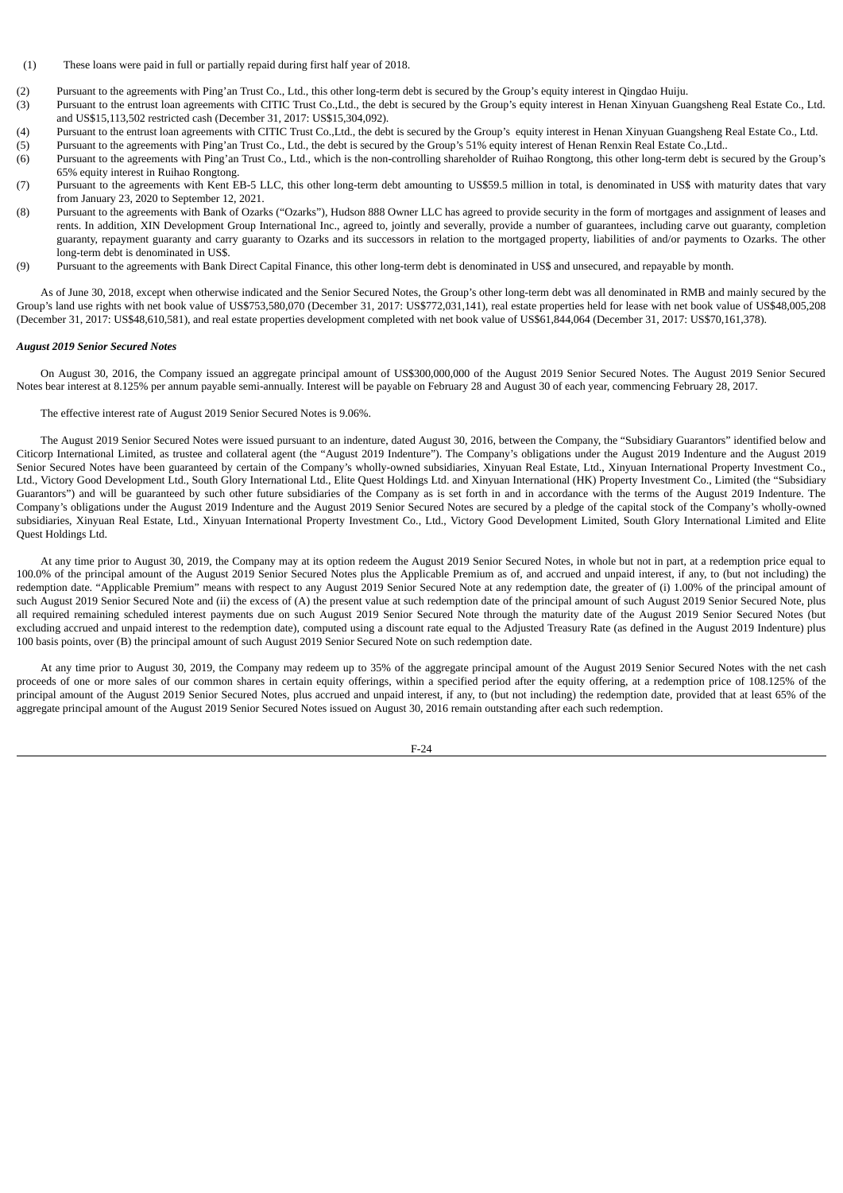(1) These loans were paid in full or partially repaid during first half year of 2018.

(2) Pursuant to the agreements with Ping'an Trust Co., Ltd., this other long-term debt is secured by the Group's equity interest in Qingdao Huiju.

(3) Pursuant to the entrust loan agreements with CITIC Trust Co.,Ltd., the debt is secured by the Group's equity interest in Henan Xinyuan Guangsheng Real Estate Co., Ltd. and US$15,113,502 restricted cash (December 31, 2017: US$15,304,092).

(4) Pursuant to the entrust loan agreements with CITIC Trust Co.,Ltd., the debt is secured by the Group's equity interest in Henan Xinyuan Guangsheng Real Estate Co., Ltd.

(5) Pursuant to the agreements with Ping'an Trust Co., Ltd., the debt is secured by the Group's 51% equity interest of Henan Renxin Real Estate Co.,Ltd..

(6) Pursuant to the agreements with Ping'an Trust Co., Ltd., which is the non-controlling shareholder of Ruihao Rongtong, this other long-term debt is secured by the Group's 65% equity interest in Ruihao Rongtong.

(7) Pursuant to the agreements with Kent EB-5 LLC, this other long-term debt amounting to US$59.5 million in total, is denominated in US$ with maturity dates that vary from January 23, 2020 to September 12, 2021.

(8) Pursuant to the agreements with Bank of Ozarks ("Ozarks"), Hudson 888 Owner LLC has agreed to provide security in the form of mortgages and assignment of leases and rents. In addition, XIN Development Group International Inc., agreed to, jointly and severally, provide a number of guarantees, including carve out guaranty, completion guaranty, repayment guaranty and carry guaranty to Ozarks and its successors in relation to the mortgaged property, liabilities of and/or payments to Ozarks. The other long-term debt is denominated in US$.

(9) Pursuant to the agreements with Bank Direct Capital Finance, this other long-term debt is denominated in US$ and unsecured, and repayable by month.

As of June 30, 2018, except when otherwise indicated and the Senior Secured Notes, the Group's other long-term debt was all denominated in RMB and mainly secured by the Group's land use rights with net book value of US$753,580,070 (December 31, 2017: US$772,031,141), real estate properties held for lease with net book value of US$48,005,208 (December 31, 2017: US$48,610,581), and real estate properties development completed with net book value of US$61,844,064 (December 31, 2017: US$70,161,378).

***August 2019 Senior Secured Notes***

On August 30, 2016, the Company issued an aggregate principal amount of US$300,000,000 of the August 2019 Senior Secured Notes. The August 2019 Senior Secured Notes bear interest at 8.125% per annum payable semi-annually. Interest will be payable on February 28 and August 30 of each year, commencing February 28, 2017.

The effective interest rate of August 2019 Senior Secured Notes is 9.06%.

The August 2019 Senior Secured Notes were issued pursuant to an indenture, dated August 30, 2016, between the Company, the "Subsidiary Guarantors" identified below and Citicorp International Limited, as trustee and collateral agent (the "August 2019 Indenture"). The Company's obligations under the August 2019 Indenture and the August 2019 Senior Secured Notes have been guaranteed by certain of the Company's wholly-owned subsidiaries, Xinyuan Real Estate, Ltd., Xinyuan International Property Investment Co., Ltd., Victory Good Development Ltd., South Glory International Ltd., Elite Quest Holdings Ltd. and Xinyuan International (HK) Property Investment Co., Limited (the "Subsidiary Guarantors") and will be guaranteed by such other future subsidiaries of the Company as is set forth in and in accordance with the terms of the August 2019 Indenture. The Company's obligations under the August 2019 Indenture and the August 2019 Senior Secured Notes are secured by a pledge of the capital stock of the Company's wholly-owned subsidiaries, Xinyuan Real Estate, Ltd., Xinyuan International Property Investment Co., Ltd., Victory Good Development Limited, South Glory International Limited and Elite Quest Holdings Ltd.

At any time prior to August 30, 2019, the Company may at its option redeem the August 2019 Senior Secured Notes, in whole but not in part, at a redemption price equal to 100.0% of the principal amount of the August 2019 Senior Secured Notes plus the Applicable Premium as of, and accrued and unpaid interest, if any, to (but not including) the redemption date. "Applicable Premium" means with respect to any August 2019 Senior Secured Note at any redemption date, the greater of (i) 1.00% of the principal amount of such August 2019 Senior Secured Note and (ii) the excess of (A) the present value at such redemption date of the principal amount of such August 2019 Senior Secured Note, plus all required remaining scheduled interest payments due on such August 2019 Senior Secured Note through the maturity date of the August 2019 Senior Secured Notes (but excluding accrued and unpaid interest to the redemption date), computed using a discount rate equal to the Adjusted Treasury Rate (as defined in the August 2019 Indenture) plus 100 basis points, over (B) the principal amount of such August 2019 Senior Secured Note on such redemption date.

At any time prior to August 30, 2019, the Company may redeem up to 35% of the aggregate principal amount of the August 2019 Senior Secured Notes with the net cash proceeds of one or more sales of our common shares in certain equity offerings, within a specified period after the equity offering, at a redemption price of 108.125% of the principal amount of the August 2019 Senior Secured Notes, plus accrued and unpaid interest, if any, to (but not including) the redemption date, provided that at least 65% of the aggregate principal amount of the August 2019 Senior Secured Notes issued on August 30, 2016 remain outstanding after each such redemption.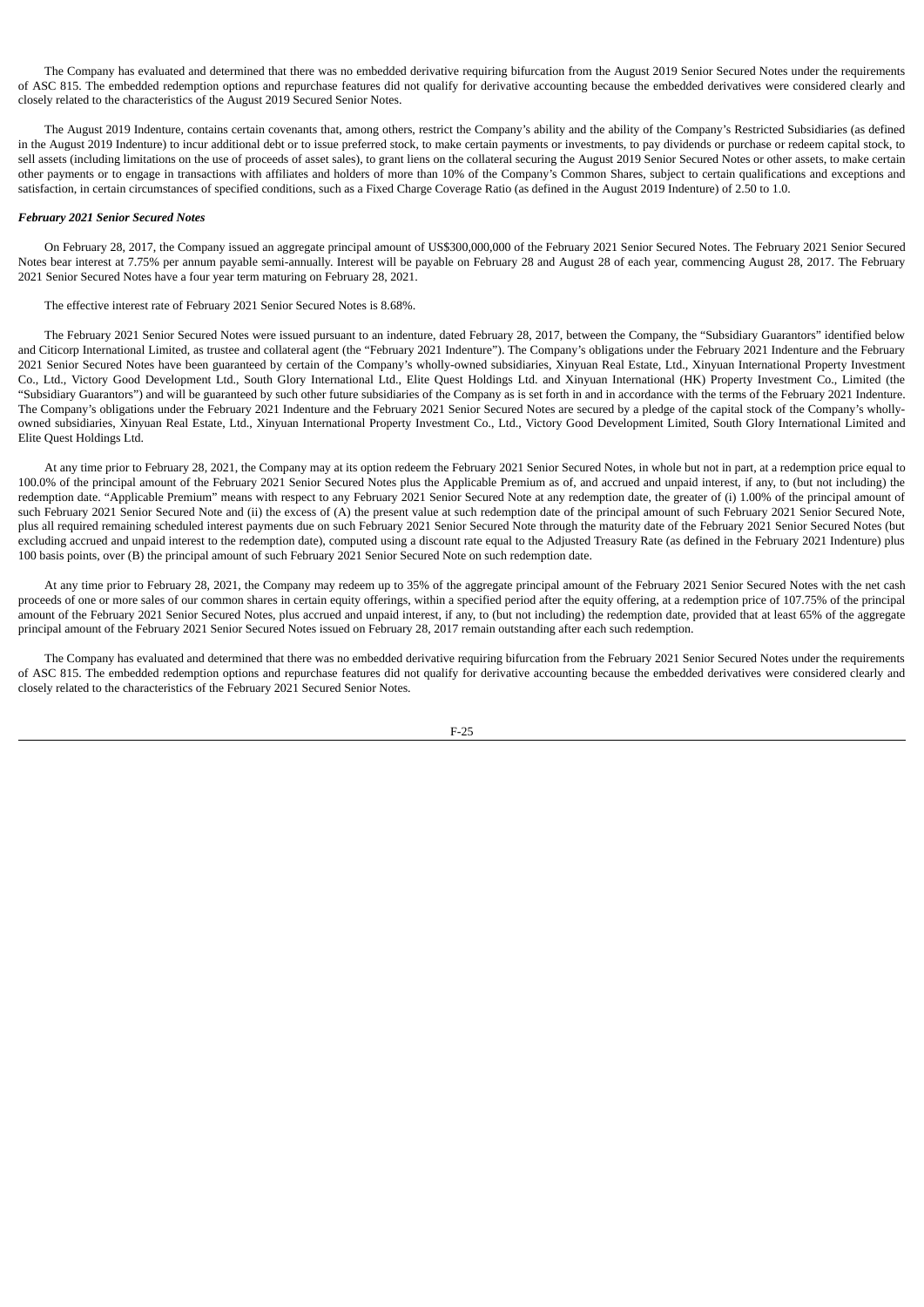The Company has evaluated and determined that there was no embedded derivative requiring bifurcation from the August 2019 Senior Secured Notes under the requirements of ASC 815. The embedded redemption options and repurchase features did not qualify for derivative accounting because the embedded derivatives were considered clearly and closely related to the characteristics of the August 2019 Secured Senior Notes.

The August 2019 Indenture, contains certain covenants that, among others, restrict the Company's ability and the ability of the Company's Restricted Subsidiaries (as defined in the August 2019 Indenture) to incur additional debt or to issue preferred stock, to make certain payments or investments, to pay dividends or purchase or redeem capital stock, to sell assets (including limitations on the use of proceeds of asset sales), to grant liens on the collateral securing the August 2019 Senior Secured Notes or other assets, to make certain other payments or to engage in transactions with affiliates and holders of more than 10% of the Company's Common Shares, subject to certain qualifications and exceptions and satisfaction, in certain circumstances of specified conditions, such as a Fixed Charge Coverage Ratio (as defined in the August 2019 Indenture) of 2.50 to 1.0.

***February 2021 Senior Secured Notes***

On February 28, 2017, the Company issued an aggregate principal amount of US$300,000,000 of the February 2021 Senior Secured Notes. The February 2021 Senior Secured Notes bear interest at 7.75% per annum payable semi-annually. Interest will be payable on February 28 and August 28 of each year, commencing August 28, 2017. The February 2021 Senior Secured Notes have a four year term maturing on February 28, 2021.

The effective interest rate of February 2021 Senior Secured Notes is 8.68%.

The February 2021 Senior Secured Notes were issued pursuant to an indenture, dated February 28, 2017, between the Company, the "Subsidiary Guarantors" identified below and Citicorp International Limited, as trustee and collateral agent (the "February 2021 Indenture"). The Company's obligations under the February 2021 Indenture and the February 2021 Senior Secured Notes have been guaranteed by certain of the Company's wholly-owned subsidiaries, Xinyuan Real Estate, Ltd., Xinyuan International Property Investment Co., Ltd., Victory Good Development Ltd., South Glory International Ltd., Elite Quest Holdings Ltd. and Xinyuan International (HK) Property Investment Co., Limited (the "Subsidiary Guarantors") and will be guaranteed by such other future subsidiaries of the Company as is set forth in and in accordance with the terms of the February 2021 Indenture. The Company's obligations under the February 2021 Indenture and the February 2021 Senior Secured Notes are secured by a pledge of the capital stock of the Company's wholly-owned subsidiaries, Xinyuan Real Estate, Ltd., Xinyuan International Property Investment Co., Ltd., Victory Good Development Limited, South Glory International Limited and Elite Quest Holdings Ltd.

At any time prior to February 28, 2021, the Company may at its option redeem the February 2021 Senior Secured Notes, in whole but not in part, at a redemption price equal to 100.0% of the principal amount of the February 2021 Senior Secured Notes plus the Applicable Premium as of, and accrued and unpaid interest, if any, to (but not including) the redemption date. "Applicable Premium" means with respect to any February 2021 Senior Secured Note at any redemption date, the greater of (i) 1.00% of the principal amount of such February 2021 Senior Secured Note and (ii) the excess of (A) the present value at such redemption date of the principal amount of such February 2021 Senior Secured Note, plus all required remaining scheduled interest payments due on such February 2021 Senior Secured Note through the maturity date of the February 2021 Senior Secured Notes (but excluding accrued and unpaid interest to the redemption date), computed using a discount rate equal to the Adjusted Treasury Rate (as defined in the February 2021 Indenture) plus 100 basis points, over (B) the principal amount of such February 2021 Senior Secured Note on such redemption date.

At any time prior to February 28, 2021, the Company may redeem up to 35% of the aggregate principal amount of the February 2021 Senior Secured Notes with the net cash proceeds of one or more sales of our common shares in certain equity offerings, within a specified period after the equity offering, at a redemption price of 107.75% of the principal amount of the February 2021 Senior Secured Notes, plus accrued and unpaid interest, if any, to (but not including) the redemption date, provided that at least 65% of the aggregate principal amount of the February 2021 Senior Secured Notes issued on February 28, 2017 remain outstanding after each such redemption.

The Company has evaluated and determined that there was no embedded derivative requiring bifurcation from the February 2021 Senior Secured Notes under the requirements of ASC 815. The embedded redemption options and repurchase features did not qualify for derivative accounting because the embedded derivatives were considered clearly and closely related to the characteristics of the February 2021 Secured Senior Notes.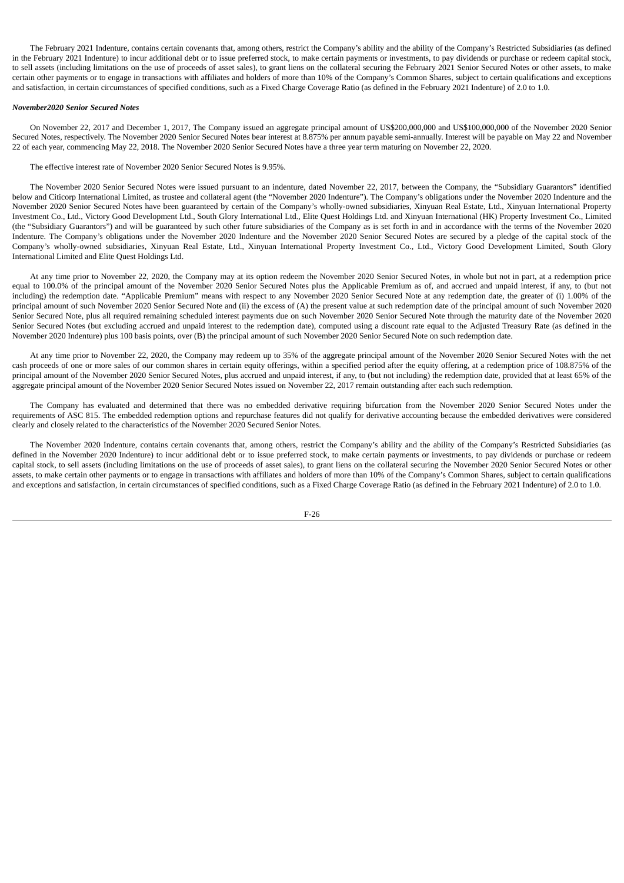The February 2021 Indenture, contains certain covenants that, among others, restrict the Company's ability and the ability of the Company's Restricted Subsidiaries (as defined in the February 2021 Indenture) to incur additional debt or to issue preferred stock, to make certain payments or investments, to pay dividends or purchase or redeem capital stock, to sell assets (including limitations on the use of proceeds of asset sales), to grant liens on the collateral securing the February 2021 Senior Secured Notes or other assets, to make certain other payments or to engage in transactions with affiliates and holders of more than 10% of the Company's Common Shares, subject to certain qualifications and exceptions and satisfaction, in certain circumstances of specified conditions, such as a Fixed Charge Coverage Ratio (as defined in the February 2021 Indenture) of 2.0 to 1.0.

***November2020 Senior Secured Notes***

On November 22, 2017 and December 1, 2017, The Company issued an aggregate principal amount of US$200,000,000 and US$100,000,000 of the November 2020 Senior Secured Notes, respectively. The November 2020 Senior Secured Notes bear interest at 8.875% per annum payable semi-annually. Interest will be payable on May 22 and November 22 of each year, commencing May 22, 2018. The November 2020 Senior Secured Notes have a three year term maturing on November 22, 2020.

The effective interest rate of November 2020 Senior Secured Notes is 9.95%.

The November 2020 Senior Secured Notes were issued pursuant to an indenture, dated November 22, 2017, between the Company, the "Subsidiary Guarantors" identified below and Citicorp International Limited, as trustee and collateral agent (the "November 2020 Indenture"). The Company's obligations under the November 2020 Indenture and the November 2020 Senior Secured Notes have been guaranteed by certain of the Company's wholly-owned subsidiaries, Xinyuan Real Estate, Ltd., Xinyuan International Property Investment Co., Ltd., Victory Good Development Ltd., South Glory International Ltd., Elite Quest Holdings Ltd. and Xinyuan International (HK) Property Investment Co., Limited (the "Subsidiary Guarantors") and will be guaranteed by such other future subsidiaries of the Company as is set forth in and in accordance with the terms of the November 2020 Indenture. The Company's obligations under the November 2020 Indenture and the November 2020 Senior Secured Notes are secured by a pledge of the capital stock of the Company's wholly-owned subsidiaries, Xinyuan Real Estate, Ltd., Xinyuan International Property Investment Co., Ltd., Victory Good Development Limited, South Glory International Limited and Elite Quest Holdings Ltd.

At any time prior to November 22, 2020, the Company may at its option redeem the November 2020 Senior Secured Notes, in whole but not in part, at a redemption price equal to 100.0% of the principal amount of the November 2020 Senior Secured Notes plus the Applicable Premium as of, and accrued and unpaid interest, if any, to (but not including) the redemption date. "Applicable Premium" means with respect to any November 2020 Senior Secured Note at any redemption date, the greater of (i) 1.00% of the principal amount of such November 2020 Senior Secured Note and (ii) the excess of (A) the present value at such redemption date of the principal amount of such November 2020 Senior Secured Note, plus all required remaining scheduled interest payments due on such November 2020 Senior Secured Note through the maturity date of the November 2020 Senior Secured Notes (but excluding accrued and unpaid interest to the redemption date), computed using a discount rate equal to the Adjusted Treasury Rate (as defined in the November 2020 Indenture) plus 100 basis points, over (B) the principal amount of such November 2020 Senior Secured Note on such redemption date.

At any time prior to November 22, 2020, the Company may redeem up to 35% of the aggregate principal amount of the November 2020 Senior Secured Notes with the net cash proceeds of one or more sales of our common shares in certain equity offerings, within a specified period after the equity offering, at a redemption price of 108.875% of the principal amount of the November 2020 Senior Secured Notes, plus accrued and unpaid interest, if any, to (but not including) the redemption date, provided that at least 65% of the aggregate principal amount of the November 2020 Senior Secured Notes issued on November 22, 2017 remain outstanding after each such redemption.

The Company has evaluated and determined that there was no embedded derivative requiring bifurcation from the November 2020 Senior Secured Notes under the requirements of ASC 815. The embedded redemption options and repurchase features did not qualify for derivative accounting because the embedded derivatives were considered clearly and closely related to the characteristics of the November 2020 Secured Senior Notes.

The November 2020 Indenture, contains certain covenants that, among others, restrict the Company's ability and the ability of the Company's Restricted Subsidiaries (as defined in the November 2020 Indenture) to incur additional debt or to issue preferred stock, to make certain payments or investments, to pay dividends or purchase or redeem capital stock, to sell assets (including limitations on the use of proceeds of asset sales), to grant liens on the collateral securing the November 2020 Senior Secured Notes or other assets, to make certain other payments or to engage in transactions with affiliates and holders of more than 10% of the Company's Common Shares, subject to certain qualifications and exceptions and satisfaction, in certain circumstances of specified conditions, such as a Fixed Charge Coverage Ratio (as defined in the February 2021 Indenture) of 2.0 to 1.0.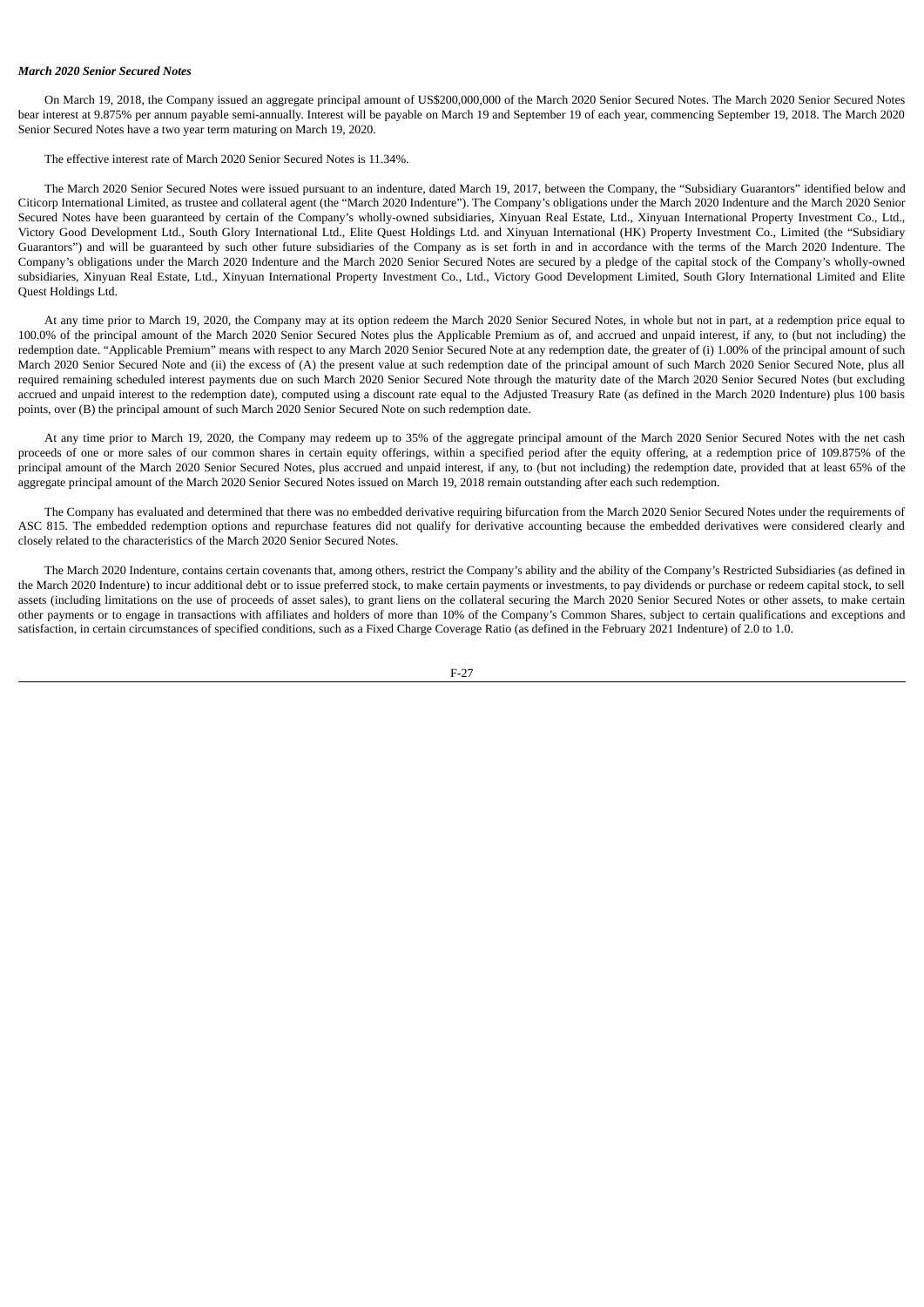***March 2020 Senior Secured Notes***

On March 19, 2018, the Company issued an aggregate principal amount of US$200,000,000 of the March 2020 Senior Secured Notes. The March 2020 Senior Secured Notes bear interest at 9.875% per annum payable semi-annually. Interest will be payable on March 19 and September 19 of each year, commencing September 19, 2018. The March 2020 Senior Secured Notes have a two year term maturing on March 19, 2020.

The effective interest rate of March 2020 Senior Secured Notes is 11.34%.

The March 2020 Senior Secured Notes were issued pursuant to an indenture, dated March 19, 2017, between the Company, the "Subsidiary Guarantors" identified below and Citicorp International Limited, as trustee and collateral agent (the "March 2020 Indenture"). The Company's obligations under the March 2020 Indenture and the March 2020 Senior Secured Notes have been guaranteed by certain of the Company's wholly-owned subsidiaries, Xinyuan Real Estate, Ltd., Xinyuan International Property Investment Co., Ltd., Victory Good Development Ltd., South Glory International Ltd., Elite Quest Holdings Ltd. and Xinyuan International (HK) Property Investment Co., Limited (the "Subsidiary Guarantors") and will be guaranteed by such other future subsidiaries of the Company as is set forth in and in accordance with the terms of the March 2020 Indenture. The Company's obligations under the March 2020 Indenture and the March 2020 Senior Secured Notes are secured by a pledge of the capital stock of the Company's wholly-owned subsidiaries, Xinyuan Real Estate, Ltd., Xinyuan International Property Investment Co., Ltd., Victory Good Development Limited, South Glory International Limited and Elite Quest Holdings Ltd.

At any time prior to March 19, 2020, the Company may at its option redeem the March 2020 Senior Secured Notes, in whole but not in part, at a redemption price equal to 100.0% of the principal amount of the March 2020 Senior Secured Notes plus the Applicable Premium as of, and accrued and unpaid interest, if any, to (but not including) the redemption date. "Applicable Premium" means with respect to any March 2020 Senior Secured Note at any redemption date, the greater of (i) 1.00% of the principal amount of such March 2020 Senior Secured Note and (ii) the excess of (A) the present value at such redemption date of the principal amount of such March 2020 Senior Secured Note, plus all required remaining scheduled interest payments due on such March 2020 Senior Secured Note through the maturity date of the March 2020 Senior Secured Notes (but excluding accrued and unpaid interest to the redemption date), computed using a discount rate equal to the Adjusted Treasury Rate (as defined in the March 2020 Indenture) plus 100 basis points, over (B) the principal amount of such March 2020 Senior Secured Note on such redemption date.

At any time prior to March 19, 2020, the Company may redeem up to 35% of the aggregate principal amount of the March 2020 Senior Secured Notes with the net cash proceeds of one or more sales of our common shares in certain equity offerings, within a specified period after the equity offering, at a redemption price of 109.875% of the principal amount of the March 2020 Senior Secured Notes, plus accrued and unpaid interest, if any, to (but not including) the redemption date, provided that at least 65% of the aggregate principal amount of the March 2020 Senior Secured Notes issued on March 19, 2018 remain outstanding after each such redemption.

The Company has evaluated and determined that there was no embedded derivative requiring bifurcation from the March 2020 Senior Secured Notes under the requirements of ASC 815. The embedded redemption options and repurchase features did not qualify for derivative accounting because the embedded derivatives were considered clearly and closely related to the characteristics of the March 2020 Senior Secured Notes.

The March 2020 Indenture, contains certain covenants that, among others, restrict the Company's ability and the ability of the Company's Restricted Subsidiaries (as defined in the March 2020 Indenture) to incur additional debt or to issue preferred stock, to make certain payments or investments, to pay dividends or purchase or redeem capital stock, to sell assets (including limitations on the use of proceeds of asset sales), to grant liens on the collateral securing the March 2020 Senior Secured Notes or other assets, to make certain other payments or to engage in transactions with affiliates and holders of more than 10% of the Company's Common Shares, subject to certain qualifications and exceptions and satisfaction, in certain circumstances of specified conditions, such as a Fixed Charge Coverage Ratio (as defined in the February 2021 Indenture) of 2.0 to 1.0.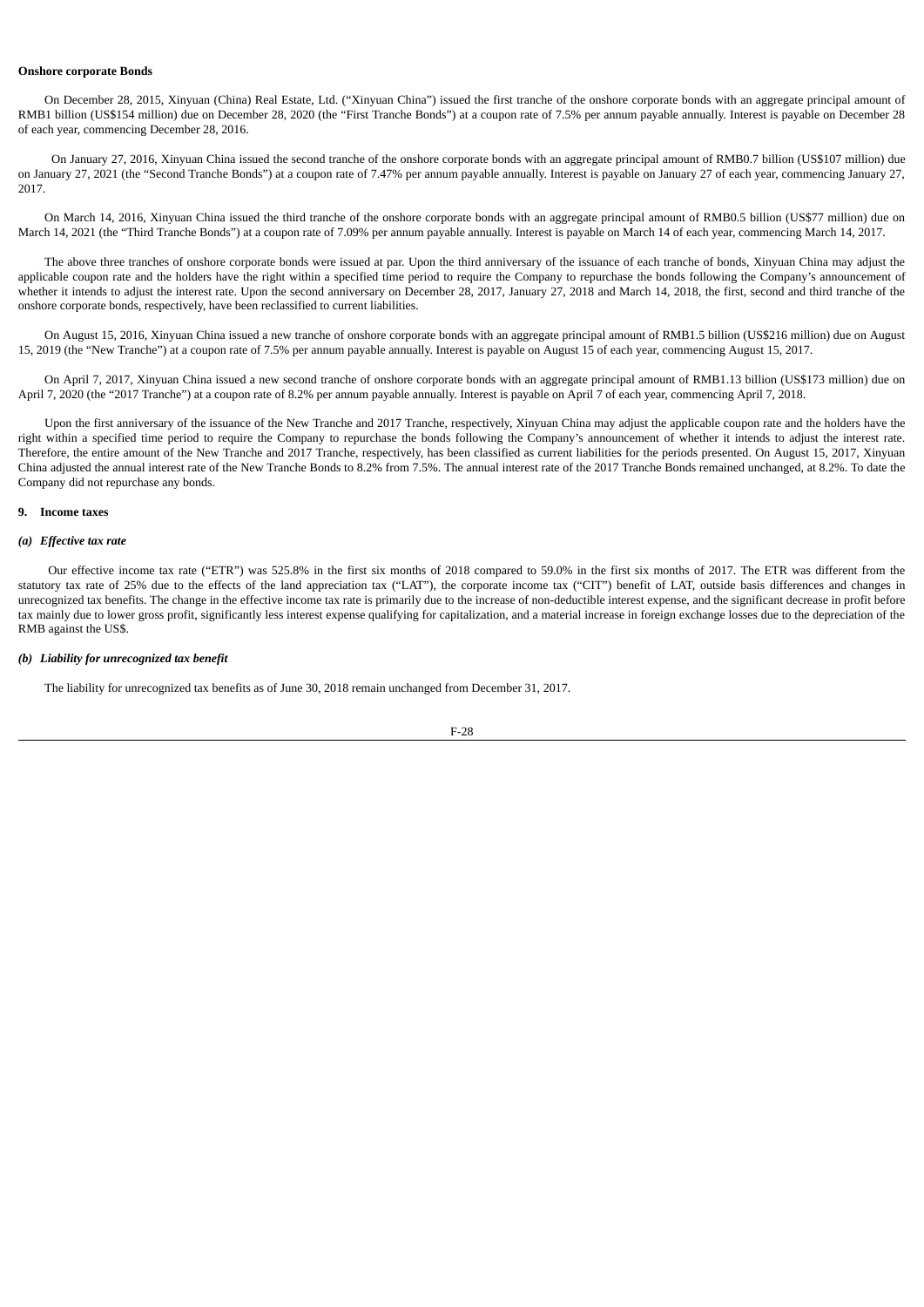**Onshore corporate Bonds**

On December 28, 2015, Xinyuan (China) Real Estate, Ltd. ("Xinyuan China") issued the first tranche of the onshore corporate bonds with an aggregate principal amount of RMB1 billion (US$154 million) due on December 28, 2020 (the "First Tranche Bonds") at a coupon rate of 7.5% per annum payable annually. Interest is payable on December 28 of each year, commencing December 28, 2016.

On January 27, 2016, Xinyuan China issued the second tranche of the onshore corporate bonds with an aggregate principal amount of RMB0.7 billion (US$107 million) due on January 27, 2021 (the "Second Tranche Bonds") at a coupon rate of 7.47% per annum payable annually. Interest is payable on January 27 of each year, commencing January 27, 2017.

On March 14, 2016, Xinyuan China issued the third tranche of the onshore corporate bonds with an aggregate principal amount of RMB0.5 billion (US$77 million) due on March 14, 2021 (the "Third Tranche Bonds") at a coupon rate of 7.09% per annum payable annually. Interest is payable on March 14 of each year, commencing March 14, 2017.

The above three tranches of onshore corporate bonds were issued at par. Upon the third anniversary of the issuance of each tranche of bonds, Xinyuan China may adjust the applicable coupon rate and the holders have the right within a specified time period to require the Company to repurchase the bonds following the Company's announcement of whether it intends to adjust the interest rate. Upon the second anniversary on December 28, 2017, January 27, 2018 and March 14, 2018, the first, second and third tranche of the onshore corporate bonds, respectively, have been reclassified to current liabilities.

On August 15, 2016, Xinyuan China issued a new tranche of onshore corporate bonds with an aggregate principal amount of RMB1.5 billion (US$216 million) due on August 15, 2019 (the "New Tranche") at a coupon rate of 7.5% per annum payable annually. Interest is payable on August 15 of each year, commencing August 15, 2017.

On April 7, 2017, Xinyuan China issued a new second tranche of onshore corporate bonds with an aggregate principal amount of RMB1.13 billion (US$173 million) due on April 7, 2020 (the "2017 Tranche") at a coupon rate of 8.2% per annum payable annually. Interest is payable on April 7 of each year, commencing April 7, 2018.

Upon the first anniversary of the issuance of the New Tranche and 2017 Tranche, respectively, Xinyuan China may adjust the applicable coupon rate and the holders have the right within a specified time period to require the Company to repurchase the bonds following the Company's announcement of whether it intends to adjust the interest rate. Therefore, the entire amount of the New Tranche and 2017 Tranche, respectively, has been classified as current liabilities for the periods presented. On August 15, 2017, Xinyuan China adjusted the annual interest rate of the New Tranche Bonds to 8.2% from 7.5%. The annual interest rate of the 2017 Tranche Bonds remained unchanged, at 8.2%. To date the Company did not repurchase any bonds.

## 9. Income taxes

### *(a) Effective tax rate*

Our effective income tax rate ("ETR") was 525.8% in the first six months of 2018 compared to 59.0% in the first six months of 2017. The ETR was different from the statutory tax rate of 25% due to the effects of the land appreciation tax ("LAT"), the corporate income tax ("CIT") benefit of LAT, outside basis differences and changes in unrecognized tax benefits. The change in the effective income tax rate is primarily due to the increase of non-deductible interest expense, and the significant decrease in profit before tax mainly due to lower gross profit, significantly less interest expense qualifying for capitalization, and a material increase in foreign exchange losses due to the depreciation of the RMB against the US$.

### *(b) Liability for unrecognized tax benefit*

The liability for unrecognized tax benefits as of June 30, 2018 remain unchanged from December 31, 2017.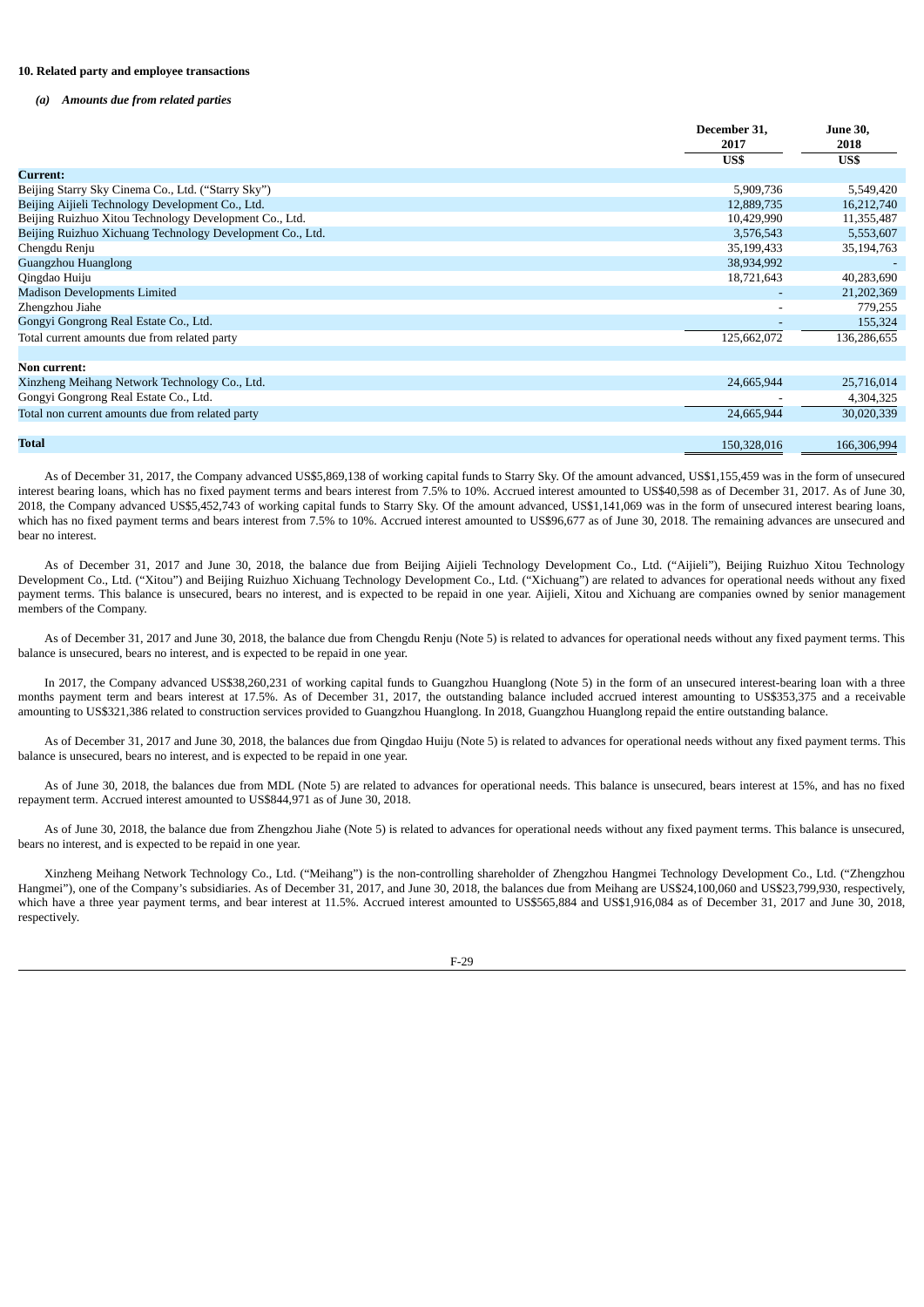**10. Related party and employee transactions**

***(a) Amounts due from related parties***

| | December 31, 2017 | June 30, 2018 |
|---|---|---|
| | US$ | US$ |
| **Current:** | | |
| Beijing Starry Sky Cinema Co., Ltd. ("Starry Sky") | 5,909,736 | 5,549,420 |
| Beijing Aijieli Technology Development Co., Ltd. | 12,889,735 | 16,212,740 |
| Beijing Ruizhuo Xitou Technology Development Co., Ltd. | 10,429,990 | 11,355,487 |
| Beijing Ruizhuo Xichuang Technology Development Co., Ltd. | 3,576,543 | 5,553,607 |
| Chengdu Renju | 35,199,433 | 35,194,763 |
| Guangzhou Huanglong | 38,934,992 | - |
| Qingdao Huiju | 18,721,643 | 40,283,690 |
| Madison Developments Limited | - | 21,202,369 |
| Zhengzhou Jiahe | - | 779,255 |
| Gongyi Gongrong Real Estate Co., Ltd. | - | 155,324 |
| Total current amounts due from related party | 125,662,072 | 136,286,655 |
| | | |
| **Non current:** | | |
| Xinzheng Meihang Network Technology Co., Ltd. | 24,665,944 | 25,716,014 |
| Gongyi Gongrong Real Estate Co., Ltd. | - | 4,304,325 |
| Total non current amounts due from related party | 24,665,944 | 30,020,339 |
| | | |
| **Total** | 150,328,016 | 166,306,994 |

As of December 31, 2017, the Company advanced US$5,869,138 of working capital funds to Starry Sky. Of the amount advanced, US$1,155,459 was in the form of unsecured interest bearing loans, which has no fixed payment terms and bears interest from 7.5% to 10%. Accrued interest amounted to US$40,598 as of December 31, 2017. As of June 30, 2018, the Company advanced US$5,452,743 of working capital funds to Starry Sky. Of the amount advanced, US$1,141,069 was in the form of unsecured interest bearing loans, which has no fixed payment terms and bears interest from 7.5% to 10%. Accrued interest amounted to US$96,677 as of June 30, 2018. The remaining advances are unsecured and bear no interest.

As of December 31, 2017 and June 30, 2018, the balance due from Beijing Aijieli Technology Development Co., Ltd. ("Aijieli"), Beijing Ruizhuo Xitou Technology Development Co., Ltd. ("Xitou") and Beijing Ruizhuo Xichuang Technology Development Co., Ltd. ("Xichuang") are related to advances for operational needs without any fixed payment terms. This balance is unsecured, bears no interest, and is expected to be repaid in one year. Aijieli, Xitou and Xichuang are companies owned by senior management members of the Company.

As of December 31, 2017 and June 30, 2018, the balance due from Chengdu Renju (Note 5) is related to advances for operational needs without any fixed payment terms. This balance is unsecured, bears no interest, and is expected to be repaid in one year.

In 2017, the Company advanced US$38,260,231 of working capital funds to Guangzhou Huanglong (Note 5) in the form of an unsecured interest-bearing loan with a three months payment term and bears interest at 17.5%. As of December 31, 2017, the outstanding balance included accrued interest amounting to US$353,375 and a receivable amounting to US$321,386 related to construction services provided to Guangzhou Huanglong. In 2018, Guangzhou Huanglong repaid the entire outstanding balance.

As of December 31, 2017 and June 30, 2018, the balances due from Qingdao Huiju (Note 5) is related to advances for operational needs without any fixed payment terms. This balance is unsecured, bears no interest, and is expected to be repaid in one year.

As of June 30, 2018, the balances due from MDL (Note 5) are related to advances for operational needs. This balance is unsecured, bears interest at 15%, and has no fixed repayment term. Accrued interest amounted to US$844,971 as of June 30, 2018.

As of June 30, 2018, the balance due from Zhengzhou Jiahe (Note 5) is related to advances for operational needs without any fixed payment terms. This balance is unsecured, bears no interest, and is expected to be repaid in one year.

Xinzheng Meihang Network Technology Co., Ltd. ("Meihang") is the non-controlling shareholder of Zhengzhou Hangmei Technology Development Co., Ltd. ("Zhengzhou Hangmei"), one of the Company's subsidiaries. As of December 31, 2017, and June 30, 2018, the balances due from Meihang are US$24,100,060 and US$23,799,930, respectively, which have a three year payment terms, and bear interest at 11.5%. Accrued interest amounted to US$565,884 and US$1,916,084 as of December 31, 2017 and June 30, 2018, respectively.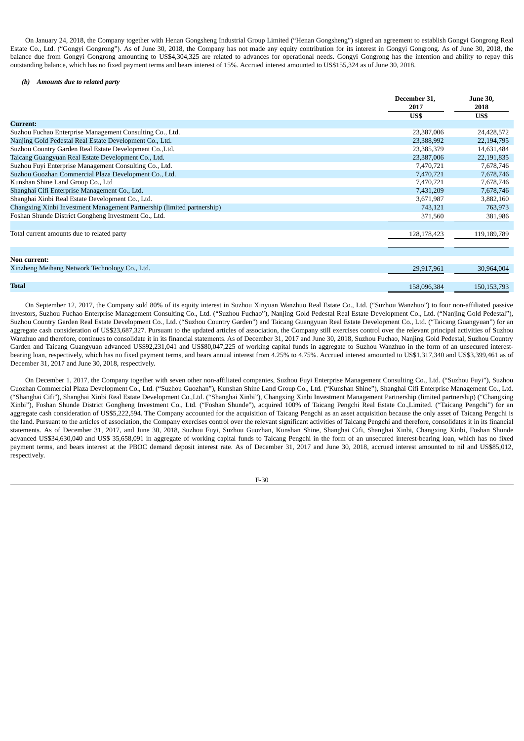On January 24, 2018, the Company together with Henan Gongsheng Industrial Group Limited ("Henan Gongsheng") signed an agreement to establish Gongyi Gongrong Real Estate Co., Ltd. ("Gongyi Gongrong"). As of June 30, 2018, the Company has not made any equity contribution for its interest in Gongyi Gongrong. As of June 30, 2018, the balance due from Gongyi Gongrong amounting to US$4,304,325 are related to advances for operational needs. Gongyi Gongrong has the intention and ability to repay this outstanding balance, which has no fixed payment terms and bears interest of 15%. Accrued interest amounted to US$155,324 as of June 30, 2018.

***(b) Amounts due to related party***

| | December 31, 2017 | June 30, 2018 |
|---|---|---|
| | US$ | US$ |
| **Current:** | | |
| Suzhou Fuchao Enterprise Management Consulting Co., Ltd. | 23,387,006 | 24,428,572 |
| Nanjing Gold Pedestal Real Estate Development Co., Ltd. | 23,388,992 | 22,194,795 |
| Suzhou Country Garden Real Estate Development Co.,Ltd. | 23,385,379 | 14,631,484 |
| Taicang Guangyuan Real Estate Development Co., Ltd. | 23,387,006 | 22,191,835 |
| Suzhou Fuyi Enterprise Management Consulting Co., Ltd. | 7,470,721 | 7,678,746 |
| Suzhou Guozhan Commercial Plaza Development Co., Ltd. | 7,470,721 | 7,678,746 |
| Kunshan Shine Land Group Co., Ltd | 7,470,721 | 7,678,746 |
| Shanghai Cifi Enterprise Management Co., Ltd. | 7,431,209 | 7,678,746 |
| Shanghai Xinbi Real Estate Development Co., Ltd. | 3,671,987 | 3,882,160 |
| Changxing Xinbi Investment Management Partnership (limited partnership) | 743,121 | 763,973 |
| Foshan Shunde District Gongheng Investment Co., Ltd. | 371,560 | 381,986 |
| Total current amounts due to related party | 128,178,423 | 119,189,789 |
| **Non current:** | | |
| Xinzheng Meihang Network Technology Co., Ltd. | 29,917,961 | 30,964,004 |
| **Total** | 158,096,384 | 150,153,793 |

On September 12, 2017, the Company sold 80% of its equity interest in Suzhou Xinyuan Wanzhuo Real Estate Co., Ltd. ("Suzhou Wanzhuo") to four non-affiliated passive investors, Suzhou Fuchao Enterprise Management Consulting Co., Ltd. ("Suzhou Fuchao"), Nanjing Gold Pedestal Real Estate Development Co., Ltd. ("Nanjing Gold Pedestal"), Suzhou Country Garden Real Estate Development Co., Ltd. ("Suzhou Country Garden") and Taicang Guangyuan Real Estate Development Co., Ltd. ("Taicang Guangyuan") for an aggregate cash consideration of US$23,687,327. Pursuant to the updated articles of association, the Company still exercises control over the relevant principal activities of Suzhou Wanzhuo and therefore, continues to consolidate it in its financial statements. As of December 31, 2017 and June 30, 2018, Suzhou Fuchao, Nanjing Gold Pedestal, Suzhou Country Garden and Taicang Guangyuan advanced US$92,231,041 and US$80,047,225 of working capital funds in aggregate to Suzhou Wanzhuo in the form of an unsecured interest-bearing loan, respectively, which has no fixed payment terms, and bears annual interest from 4.25% to 4.75%. Accrued interest amounted to US$1,317,340 and US$3,399,461 as of December 31, 2017 and June 30, 2018, respectively.

On December 1, 2017, the Company together with seven other non-affiliated companies, Suzhou Fuyi Enterprise Management Consulting Co., Ltd. ("Suzhou Fuyi"), Suzhou Guozhan Commercial Plaza Development Co., Ltd. ("Suzhou Guozhan"), Kunshan Shine Land Group Co., Ltd. ("Kunshan Shine"), Shanghai Cifi Enterprise Management Co., Ltd. ("Shanghai Cifi"), Shanghai Xinbi Real Estate Development Co.,Ltd. ("Shanghai Xinbi"), Changxing Xinbi Investment Management Partnership (limited partnership) ("Changxing Xinbi"), Foshan Shunde District Gongheng Investment Co., Ltd. ("Foshan Shunde"), acquired 100% of Taicang Pengchi Real Estate Co.,Limited. ("Taicang Pengchi") for an aggregate cash consideration of US$5,222,594. The Company accounted for the acquisition of Taicang Pengchi as an asset acquisition because the only asset of Taicang Pengchi is the land. Pursuant to the articles of association, the Company exercises control over the relevant significant activities of Taicang Pengchi and therefore, consolidates it in its financial statements. As of December 31, 2017, and June 30, 2018, Suzhou Fuyi, Suzhou Guozhan, Kunshan Shine, Shanghai Cifi, Shanghai Xinbi, Changxing Xinbi, Foshan Shunde advanced US$34,630,040 and US$ 35,658,091 in aggregate of working capital funds to Taicang Pengchi in the form of an unsecured interest-bearing loan, which has no fixed payment terms, and bears interest at the PBOC demand deposit interest rate. As of December 31, 2017 and June 30, 2018, accrued interest amounted to nil and US$85,012, respectively.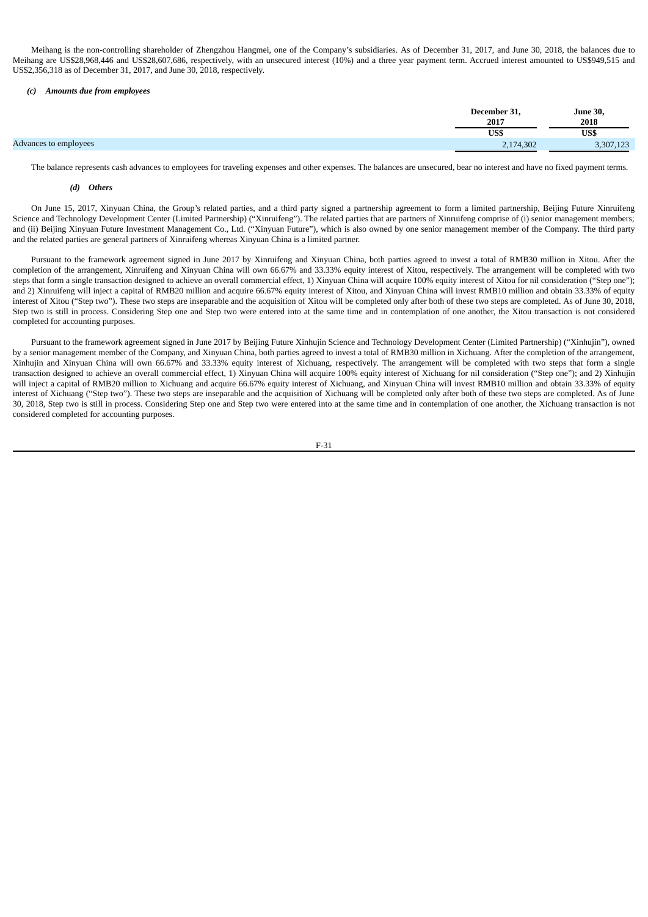Meihang is the non-controlling shareholder of Zhengzhou Hangmei, one of the Company's subsidiaries. As of December 31, 2017, and June 30, 2018, the balances due to Meihang are US$28,968,446 and US$28,607,686, respectively, with an unsecured interest (10%) and a three year payment term. Accrued interest amounted to US$949,515 and US$2,356,318 as of December 31, 2017, and June 30, 2018, respectively.

***(c) Amounts due from employees***

| | December 31, 2017 | June 30, 2018 |
|---|---|---|
| | US$ | US$ |
| Advances to employees | 2,174,302 | 3,307,123 |

The balance represents cash advances to employees for traveling expenses and other expenses. The balances are unsecured, bear no interest and have no fixed payment terms.

***(d) Others***

On June 15, 2017, Xinyuan China, the Group's related parties, and a third party signed a partnership agreement to form a limited partnership, Beijing Future Xinruifeng Science and Technology Development Center (Limited Partnership) ("Xinruifeng"). The related parties that are partners of Xinruifeng comprise of (i) senior management members; and (ii) Beijing Xinyuan Future Investment Management Co., Ltd. ("Xinyuan Future"), which is also owned by one senior management member of the Company. The third party and the related parties are general partners of Xinruifeng whereas Xinyuan China is a limited partner.

Pursuant to the framework agreement signed in June 2017 by Xinruifeng and Xinyuan China, both parties agreed to invest a total of RMB30 million in Xitou. After the completion of the arrangement, Xinruifeng and Xinyuan China will own 66.67% and 33.33% equity interest of Xitou, respectively. The arrangement will be completed with two steps that form a single transaction designed to achieve an overall commercial effect, 1) Xinyuan China will acquire 100% equity interest of Xitou for nil consideration ("Step one"); and 2) Xinruifeng will inject a capital of RMB20 million and acquire 66.67% equity interest of Xitou, and Xinyuan China will invest RMB10 million and obtain 33.33% of equity interest of Xitou ("Step two"). These two steps are inseparable and the acquisition of Xitou will be completed only after both of these two steps are completed. As of June 30, 2018, Step two is still in process. Considering Step one and Step two were entered into at the same time and in contemplation of one another, the Xitou transaction is not considered completed for accounting purposes.

Pursuant to the framework agreement signed in June 2017 by Beijing Future Xinhujin Science and Technology Development Center (Limited Partnership) ("Xinhujin"), owned by a senior management member of the Company, and Xinyuan China, both parties agreed to invest a total of RMB30 million in Xichuang. After the completion of the arrangement, Xinhujin and Xinyuan China will own 66.67% and 33.33% equity interest of Xichuang, respectively. The arrangement will be completed with two steps that form a single transaction designed to achieve an overall commercial effect, 1) Xinyuan China will acquire 100% equity interest of Xichuang for nil consideration ("Step one"); and 2) Xinhujin will inject a capital of RMB20 million to Xichuang and acquire 66.67% equity interest of Xichuang, and Xinyuan China will invest RMB10 million and obtain 33.33% of equity interest of Xichuang ("Step two"). These two steps are inseparable and the acquisition of Xichuang will be completed only after both of these two steps are completed. As of June 30, 2018, Step two is still in process. Considering Step one and Step two were entered into at the same time and in contemplation of one another, the Xichuang transaction is not considered completed for accounting purposes.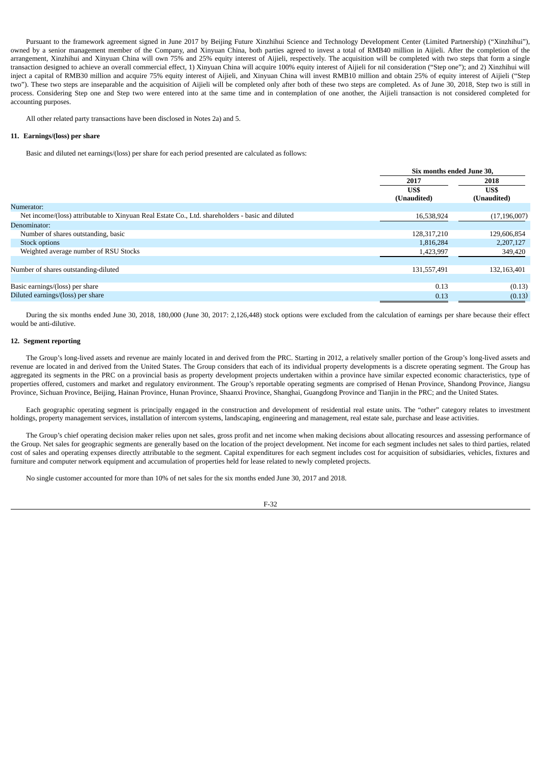Pursuant to the framework agreement signed in June 2017 by Beijing Future Xinzhihui Science and Technology Development Center (Limited Partnership) ("Xinzhihui"), owned by a senior management member of the Company, and Xinyuan China, both parties agreed to invest a total of RMB40 million in Aijieli. After the completion of the arrangement, Xinzhihui and Xinyuan China will own 75% and 25% equity interest of Aijieli, respectively. The acquisition will be completed with two steps that form a single transaction designed to achieve an overall commercial effect, 1) Xinyuan China will acquire 100% equity interest of Aijieli for nil consideration ("Step one"); and 2) Xinzhihui will inject a capital of RMB30 million and acquire 75% equity interest of Aijieli, and Xinyuan China will invest RMB10 million and obtain 25% of equity interest of Aijieli ("Step two"). These two steps are inseparable and the acquisition of Aijieli will be completed only after both of these two steps are completed. As of June 30, 2018, Step two is still in process. Considering Step one and Step two were entered into at the same time and in contemplation of one another, the Aijieli transaction is not considered completed for accounting purposes.

All other related party transactions have been disclosed in Notes 2a) and 5.

## 11. Earnings/(loss) per share

Basic and diluted net earnings/(loss) per share for each period presented are calculated as follows:

| | Six months ended June 30, | |
|---|---|---|
| | 2017 | 2018 |
| | US$ (Unaudited) | US$ (Unaudited) |
| Numerator: | | |
| Net income/(loss) attributable to Xinyuan Real Estate Co., Ltd. shareholders - basic and diluted | 16,538,924 | (17,196,007) |
| Denominator: | | |
| Number of shares outstanding, basic | 128,317,210 | 129,606,854 |
| Stock options | 1,816,284 | 2,207,127 |
| Weighted average number of RSU Stocks | 1,423,997 | 349,420 |
| Number of shares outstanding-diluted | 131,557,491 | 132,163,401 |
| Basic earnings/(loss) per share | 0.13 | (0.13) |
| Diluted earnings/(loss) per share | 0.13 | (0.13) |

During the six months ended June 30, 2018, 180,000 (June 30, 2017: 2,126,448) stock options were excluded from the calculation of earnings per share because their effect would be anti-dilutive.

## 12. Segment reporting

The Group's long-lived assets and revenue are mainly located in and derived from the PRC. Starting in 2012, a relatively smaller portion of the Group's long-lived assets and revenue are located in and derived from the United States. The Group considers that each of its individual property developments is a discrete operating segment. The Group has aggregated its segments in the PRC on a provincial basis as property development projects undertaken within a province have similar expected economic characteristics, type of properties offered, customers and market and regulatory environment. The Group's reportable operating segments are comprised of Henan Province, Shandong Province, Jiangsu Province, Sichuan Province, Beijing, Hainan Province, Hunan Province, Shaanxi Province, Shanghai, Guangdong Province and Tianjin in the PRC; and the United States.

Each geographic operating segment is principally engaged in the construction and development of residential real estate units. The "other" category relates to investment holdings, property management services, installation of intercom systems, landscaping, engineering and management, real estate sale, purchase and lease activities.

The Group's chief operating decision maker relies upon net sales, gross profit and net income when making decisions about allocating resources and assessing performance of the Group. Net sales for geographic segments are generally based on the location of the project development. Net income for each segment includes net sales to third parties, related cost of sales and operating expenses directly attributable to the segment. Capital expenditures for each segment includes cost for acquisition of subsidiaries, vehicles, fixtures and furniture and computer network equipment and accumulation of properties held for lease related to newly completed projects.

No single customer accounted for more than 10% of net sales for the six months ended June 30, 2017 and 2018.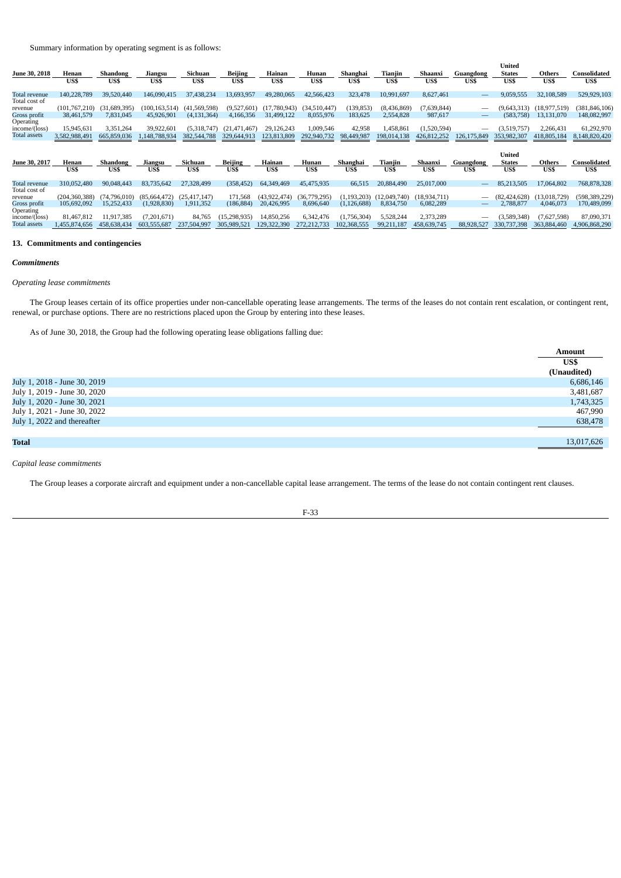Summary information by operating segment is as follows:

| June 30, 2018 | Henan | Shandong | Jiangsu | Sichuan | Beijing | Hainan | Hunan | Shanghai | Tianjin | Shaanxi | Guangdong | United States | Others | Consolidated |
|---|---|---|---|---|---|---|---|---|---|---|---|---|---|---|
| | US$ | US$ | US$ | US$ | US$ | US$ | US$ | US$ | US$ | US$ | US$ | US$ | US$ | US$ |
| Total revenue | 140,228,789 | 39,520,440 | 146,090,415 | 37,438,234 | 13,693,957 | 49,280,065 | 42,566,423 | 323,478 | 10,991,697 | 8,627,461 | — | 9,059,555 | 32,108,589 | 529,929,103 |
| Total cost of revenue | (101,767,210) | (31,689,395) | (100,163,514) | (41,569,598) | (9,527,601) | (17,780,943) | (34,510,447) | (139,853) | (8,436,869) | (7,639,844) | — | (9,643,313) | (18,977,519) | (381,846,106) |
| Gross profit | 38,461,579 | 7,831,045 | 45,926,901 | (4,131,364) | 4,166,356 | 31,499,122 | 8,055,976 | 183,625 | 2,554,828 | 987,617 | — | (583,758) | 13,131,070 | 148,082,997 |
| Operating income/(loss) | 15,945,631 | 3,351,264 | 39,922,601 | (5,318,747) | (21,471,467) | 29,126,243 | 1,009,546 | 42,958 | 1,458,861 | (1,520,594) | — | (3,519,757) | 2,266,431 | 61,292,970 |
| Total assets | 3,582,988,491 | 665,859,036 | 1,148,788,934 | 382,544,788 | 329,644,913 | 123,813,809 | 292,940,732 | 98,449,987 | 198,014,138 | 426,812,252 | 126,175,849 | 353,982,307 | 418,805,184 | 8,148,820,420 |

| June 30, 2017 | Henan | Shandong | Jiangsu | Sichuan | Beijing | Hainan | Hunan | Shanghai | Tianjin | Shaanxi | Guangdong | United States | Others | Consolidated |
|---|---|---|---|---|---|---|---|---|---|---|---|---|---|---|
| | US$ | US$ | US$ | US$ | US$ | US$ | US$ | US$ | US$ | US$ | US$ | US$ | US$ | US$ |
| Total revenue | 310,052,480 | 90,048,443 | 83,735,642 | 27,328,499 | (358,452) | 64,349,469 | 45,475,935 | 66,515 | 20,884,490 | 25,017,000 | — | 85,213,505 | 17,064,802 | 768,878,328 |
| Total cost of revenue | (204,360,388) | (74,796,010) | (85,664,472) | (25,417,147) | 171,568 | (43,922,474) | (36,779,295) | (1,193,203) | (12,049,740) | (18,934,711) | — | (82,424,628) | (13,018,729) | (598,389,229) |
| Gross profit | 105,692,092 | 15,252,433 | (1,928,830) | 1,911,352 | (186,884) | 20,426,995 | 8,696,640 | (1,126,688) | 8,834,750 | 6,082,289 | — | 2,788,877 | 4,046,073 | 170,489,099 |
| Operating income/(loss) | 81,467,812 | 11,917,385 | (7,201,671) | 84,765 | (15,298,935) | 14,850,256 | 6,342,476 | (1,756,304) | 5,528,244 | 2,373,289 | — | (3,589,348) | (7,627,598) | 87,090,371 |
| Total assets | 1,455,874,656 | 458,638,434 | 603,555,687 | 237,504,997 | 305,989,521 | 129,322,390 | 272,212,733 | 102,368,555 | 99,211,187 | 458,639,745 | 88,928,527 | 330,737,398 | 363,884,460 | 4,906,868,290 |

## 13. Commitments and contingencies

### *Commitments*

*Operating lease commitments*

The Group leases certain of its office properties under non-cancellable operating lease arrangements. The terms of the leases do not contain rent escalation, or contingent rent, renewal, or purchase options. There are no restrictions placed upon the Group by entering into these leases.

As of June 30, 2018, the Group had the following operating lease obligations falling due:

| | Amount |
|---|---|
| | US$ |
| | (Unaudited) |
| July 1, 2018 - June 30, 2019 | 6,686,146 |
| July 1, 2019 - June 30, 2020 | 3,481,687 |
| July 1, 2020 - June 30, 2021 | 1,743,325 |
| July 1, 2021 - June 30, 2022 | 467,990 |
| July 1, 2022 and thereafter | 638,478 |
| **Total** | 13,017,626 |

*Capital lease commitments*

The Group leases a corporate aircraft and equipment under a non-cancellable capital lease arrangement. The terms of the lease do not contain contingent rent clauses.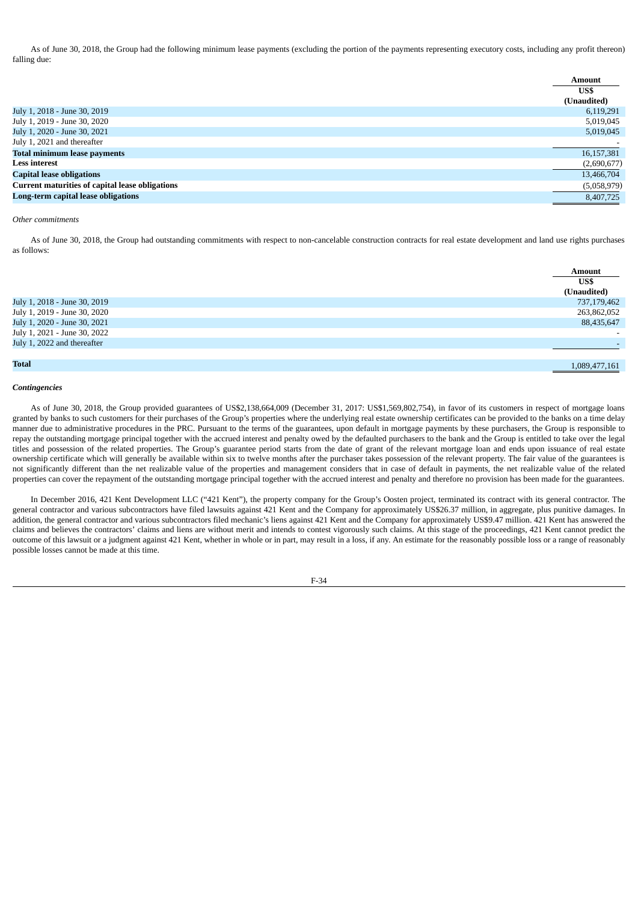As of June 30, 2018, the Group had the following minimum lease payments (excluding the portion of the payments representing executory costs, including any profit thereon) falling due:

| | Amount |
|---|---|
| | US$ |
| | (Unaudited) |
| July 1, 2018 - June 30, 2019 | 6,119,291 |
| July 1, 2019 - June 30, 2020 | 5,019,045 |
| July 1, 2020 - June 30, 2021 | 5,019,045 |
| July 1, 2021 and thereafter | - |
| **Total minimum lease payments** | 16,157,381 |
| **Less interest** | (2,690,677) |
| **Capital lease obligations** | 13,466,704 |
| **Current maturities of capital lease obligations** | (5,058,979) |
| **Long-term capital lease obligations** | 8,407,725 |

*Other commitments*

As of June 30, 2018, the Group had outstanding commitments with respect to non-cancelable construction contracts for real estate development and land use rights purchases as follows:

| | Amount |
|---|---|
| | US$ |
| | (Unaudited) |
| July 1, 2018 - June 30, 2019 | 737,179,462 |
| July 1, 2019 - June 30, 2020 | 263,862,052 |
| July 1, 2020 - June 30, 2021 | 88,435,647 |
| July 1, 2021 - June 30, 2022 | - |
| July 1, 2022 and thereafter | - |
| **Total** | 1,089,477,161 |

***Contingencies***

As of June 30, 2018, the Group provided guarantees of US$2,138,664,009 (December 31, 2017: US$1,569,802,754), in favor of its customers in respect of mortgage loans granted by banks to such customers for their purchases of the Group's properties where the underlying real estate ownership certificates can be provided to the banks on a time delay manner due to administrative procedures in the PRC. Pursuant to the terms of the guarantees, upon default in mortgage payments by these purchasers, the Group is responsible to repay the outstanding mortgage principal together with the accrued interest and penalty owed by the defaulted purchasers to the bank and the Group is entitled to take over the legal titles and possession of the related properties. The Group's guarantee period starts from the date of grant of the relevant mortgage loan and ends upon issuance of real estate ownership certificate which will generally be available within six to twelve months after the purchaser takes possession of the relevant property. The fair value of the guarantees is not significantly different than the net realizable value of the properties and management considers that in case of default in payments, the net realizable value of the related properties can cover the repayment of the outstanding mortgage principal together with the accrued interest and penalty and therefore no provision has been made for the guarantees.

In December 2016, 421 Kent Development LLC ("421 Kent"), the property company for the Group's Oosten project, terminated its contract with its general contractor. The general contractor and various subcontractors have filed lawsuits against 421 Kent and the Company for approximately US$26.37 million, in aggregate, plus punitive damages. In addition, the general contractor and various subcontractors filed mechanic's liens against 421 Kent and the Company for approximately US$9.47 million. 421 Kent has answered the claims and believes the contractors' claims and liens are without merit and intends to contest vigorously such claims. At this stage of the proceedings, 421 Kent cannot predict the outcome of this lawsuit or a judgment against 421 Kent, whether in whole or in part, may result in a loss, if any. An estimate for the reasonably possible loss or a range of reasonably possible losses cannot be made at this time.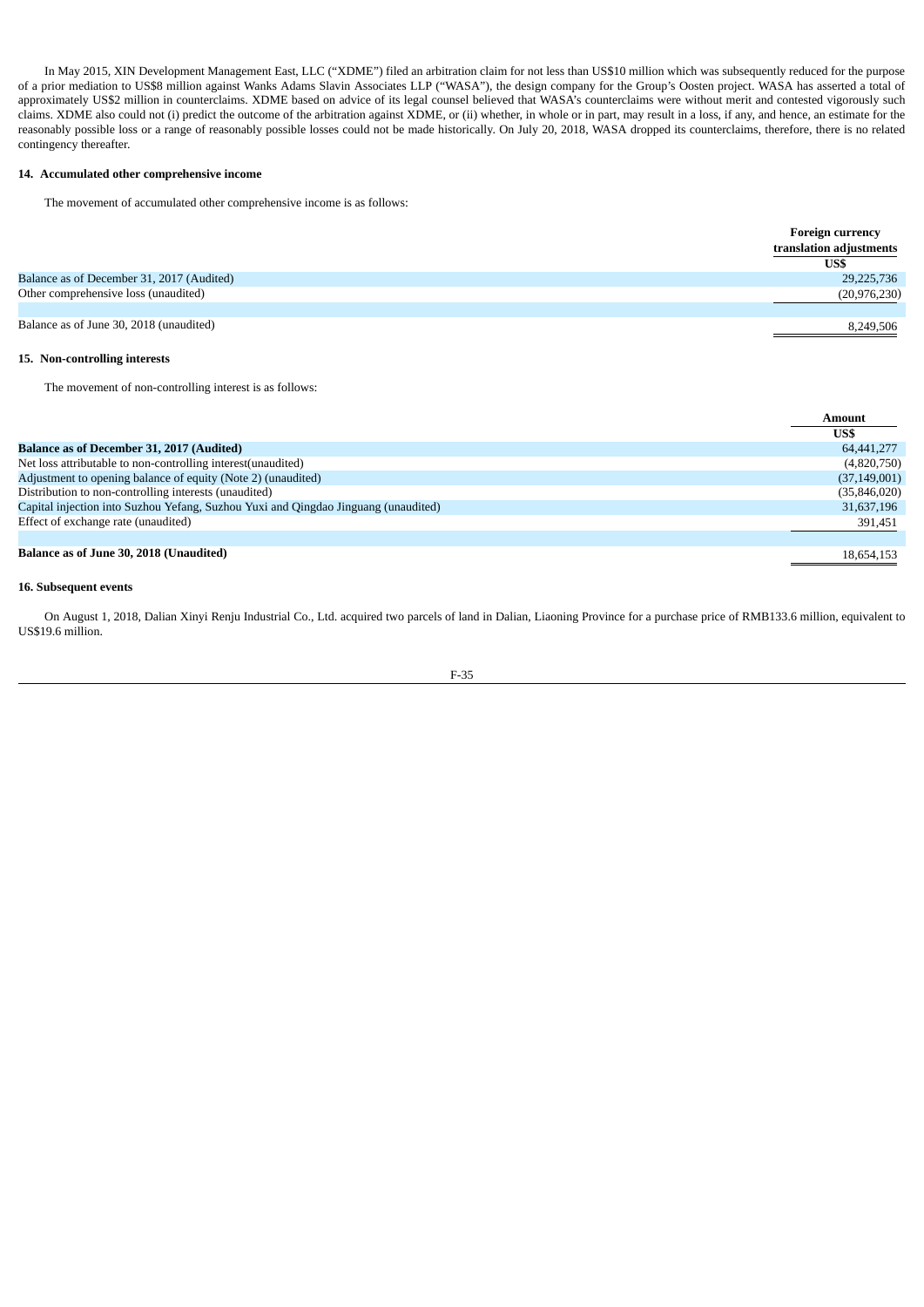In May 2015, XIN Development Management East, LLC ("XDME") filed an arbitration claim for not less than US$10 million which was subsequently reduced for the purpose of a prior mediation to US$8 million against Wanks Adams Slavin Associates LLP ("WASA"), the design company for the Group's Oosten project. WASA has asserted a total of approximately US$2 million in counterclaims. XDME based on advice of its legal counsel believed that WASA's counterclaims were without merit and contested vigorously such claims. XDME also could not (i) predict the outcome of the arbitration against XDME, or (ii) whether, in whole or in part, may result in a loss, if any, and hence, an estimate for the reasonably possible loss or a range of reasonably possible losses could not be made historically. On July 20, 2018, WASA dropped its counterclaims, therefore, there is no related contingency thereafter.

**14. Accumulated other comprehensive income**

The movement of accumulated other comprehensive income is as follows:

| | Foreign currency translation adjustments |
|---|---|
| | US$ |
| Balance as of December 31, 2017 (Audited) | 29,225,736 |
| Other comprehensive loss (unaudited) | (20,976,230) |
| Balance as of June 30, 2018 (unaudited) | 8,249,506 |

**15. Non-controlling interests**

The movement of non-controlling interest is as follows:

| | Amount |
|---|---|
| | US$ |
| **Balance as of December 31, 2017 (Audited)** | 64,441,277 |
| Net loss attributable to non-controlling interest(unaudited) | (4,820,750) |
| Adjustment to opening balance of equity (Note 2) (unaudited) | (37,149,001) |
| Distribution to non-controlling interests (unaudited) | (35,846,020) |
| Capital injection into Suzhou Yefang, Suzhou Yuxi and Qingdao Jinguang (unaudited) | 31,637,196 |
| Effect of exchange rate (unaudited) | 391,451 |
| **Balance as of June 30, 2018 (Unaudited)** | 18,654,153 |

**16. Subsequent events**

On August 1, 2018, Dalian Xinyi Renju Industrial Co., Ltd. acquired two parcels of land in Dalian, Liaoning Province for a purchase price of RMB133.6 million, equivalent to US$19.6 million.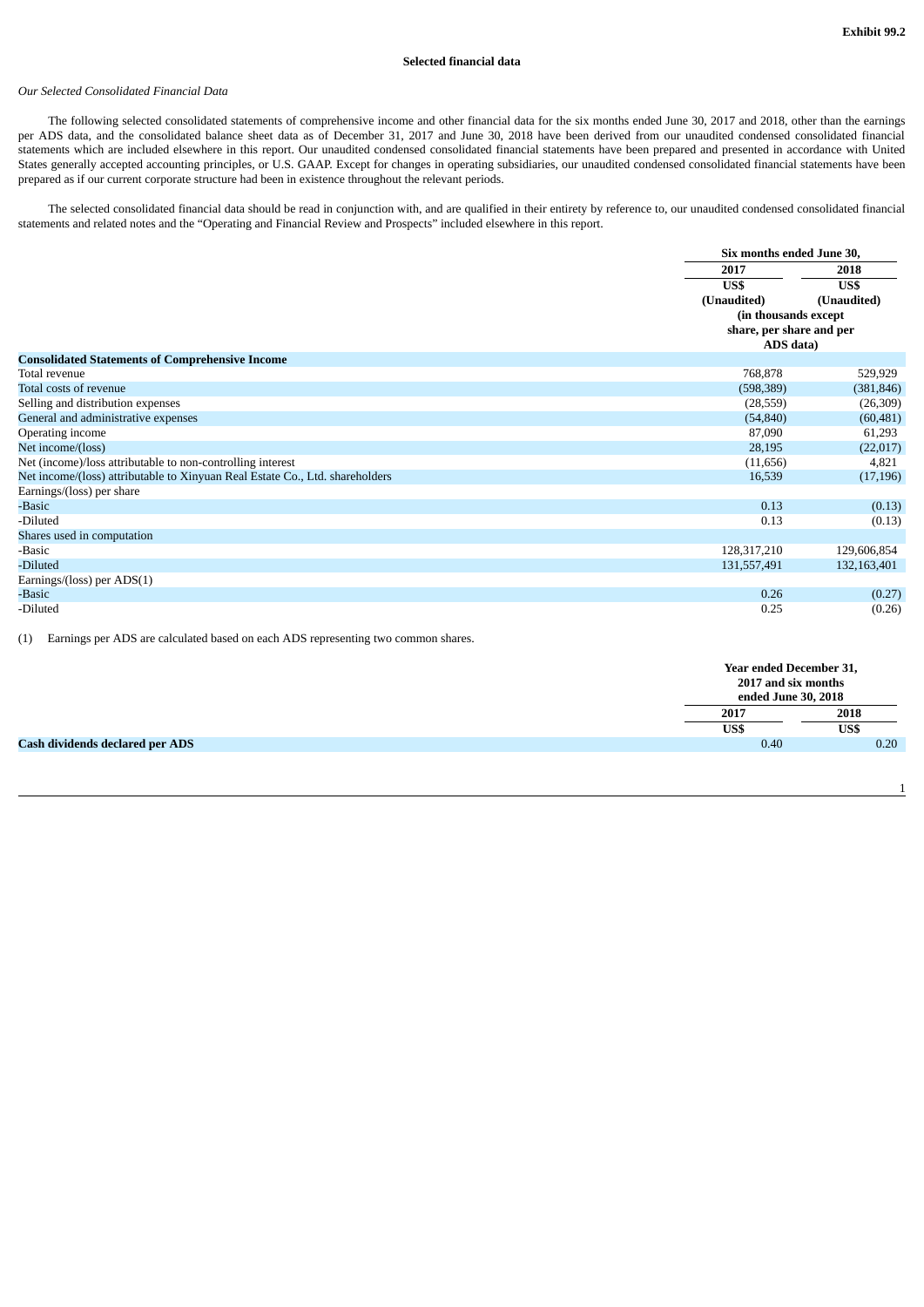**Exhibit 99.2**

**Selected financial data**

*Our Selected Consolidated Financial Data*

The following selected consolidated statements of comprehensive income and other financial data for the six months ended June 30, 2017 and 2018, other than the earnings per ADS data, and the consolidated balance sheet data as of December 31, 2017 and June 30, 2018 have been derived from our unaudited condensed consolidated financial statements which are included elsewhere in this report. Our unaudited condensed consolidated financial statements have been prepared and presented in accordance with United States generally accepted accounting principles, or U.S. GAAP. Except for changes in operating subsidiaries, our unaudited condensed consolidated financial statements have been prepared as if our current corporate structure had been in existence throughout the relevant periods.

The selected consolidated financial data should be read in conjunction with, and are qualified in their entirety by reference to, our unaudited condensed consolidated financial statements and related notes and the "Operating and Financial Review and Prospects" included elsewhere in this report.

| | Six months ended June 30, | |
|---|---|---|
| | 2017 | 2018 |
| | US$ (Unaudited) | US$ (Unaudited) |
| | (in thousands except share, per share and per ADS data) | |
| **Consolidated Statements of Comprehensive Income** | | |
| Total revenue | 768,878 | 529,929 |
| Total costs of revenue | (598,389) | (381,846) |
| Selling and distribution expenses | (28,559) | (26,309) |
| General and administrative expenses | (54,840) | (60,481) |
| Operating income | 87,090 | 61,293 |
| Net income/(loss) | 28,195 | (22,017) |
| Net (income)/loss attributable to non-controlling interest | (11,656) | 4,821 |
| Net income/(loss) attributable to Xinyuan Real Estate Co., Ltd. shareholders | 16,539 | (17,196) |
| Earnings/(loss) per share | | |
| -Basic | 0.13 | (0.13) |
| -Diluted | 0.13 | (0.13) |
| Shares used in computation | | |
| -Basic | 128,317,210 | 129,606,854 |
| -Diluted | 131,557,491 | 132,163,401 |
| Earnings/(loss) per ADS(1) | | |
| -Basic | 0.26 | (0.27) |
| -Diluted | 0.25 | (0.26) |

(1) Earnings per ADS are calculated based on each ADS representing two common shares.

| | Year ended December 31, 2017 and six months ended June 30, 2018 | |
|---|---|---|
| | 2017 | 2018 |
| | US$ | US$ |
| **Cash dividends declared per ADS** | 0.40 | 0.20 |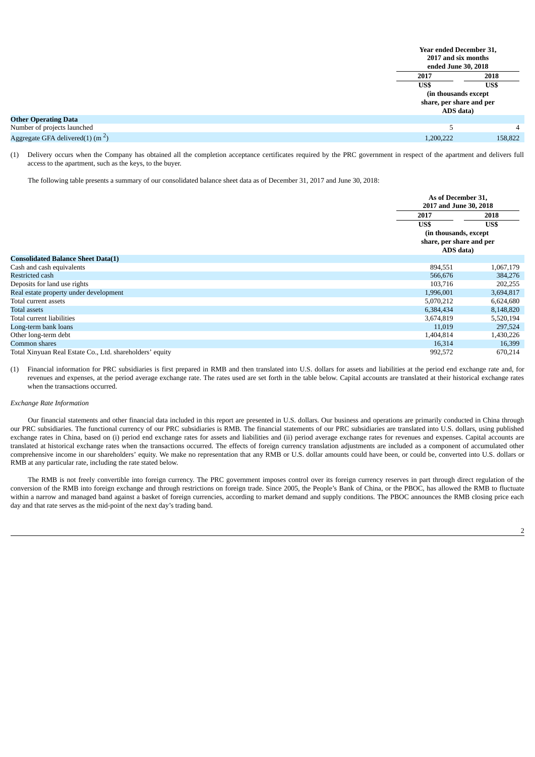| | Year ended December 31, 2017 and six months ended June 30, 2018 | |
|---|---|---|
| | 2017 | 2018 |
| | US$ | US$ |
| | (in thousands except share, per share and per ADS data) | |
| **Other Operating Data** | | |
| Number of projects launched | 5 | 4 |
| Aggregate GFA delivered(1) ($m^2$) | 1,200,222 | 158,822 |

(1) Delivery occurs when the Company has obtained all the completion acceptance certificates required by the PRC government in respect of the apartment and delivers full access to the apartment, such as the keys, to the buyer.

The following table presents a summary of our consolidated balance sheet data as of December 31, 2017 and June 30, 2018:

| | As of December 31, 2017 and June 30, 2018 | |
|---|---|---|
| | 2017 | 2018 |
| | US$ | US$ |
| | (in thousands, except share, per share and per ADS data) | |
| **Consolidated Balance Sheet Data(1)** | | |
| Cash and cash equivalents | 894,551 | 1,067,179 |
| Restricted cash | 566,676 | 384,276 |
| Deposits for land use rights | 103,716 | 202,255 |
| Real estate property under development | 1,996,001 | 3,694,817 |
| Total current assets | 5,070,212 | 6,624,680 |
| Total assets | 6,384,434 | 8,148,820 |
| Total current liabilities | 3,674,819 | 5,520,194 |
| Long-term bank loans | 11,019 | 297,524 |
| Other long-term debt | 1,404,814 | 1,430,226 |
| Common shares | 16,314 | 16,399 |
| Total Xinyuan Real Estate Co., Ltd. shareholders' equity | 992,572 | 670,214 |

(1) Financial information for PRC subsidiaries is first prepared in RMB and then translated into U.S. dollars for assets and liabilities at the period end exchange rate and, for revenues and expenses, at the period average exchange rate. The rates used are set forth in the table below. Capital accounts are translated at their historical exchange rates when the transactions occurred.

*Exchange Rate Information*

Our financial statements and other financial data included in this report are presented in U.S. dollars. Our business and operations are primarily conducted in China through our PRC subsidiaries. The functional currency of our PRC subsidiaries is RMB. The financial statements of our PRC subsidiaries are translated into U.S. dollars, using published exchange rates in China, based on (i) period end exchange rates for assets and liabilities and (ii) period average exchange rates for revenues and expenses. Capital accounts are translated at historical exchange rates when the transactions occurred. The effects of foreign currency translation adjustments are included as a component of accumulated other comprehensive income in our shareholders' equity. We make no representation that any RMB or U.S. dollar amounts could have been, or could be, converted into U.S. dollars or RMB at any particular rate, including the rate stated below.

The RMB is not freely convertible into foreign currency. The PRC government imposes control over its foreign currency reserves in part through direct regulation of the conversion of the RMB into foreign exchange and through restrictions on foreign trade. Since 2005, the People's Bank of China, or the PBOC, has allowed the RMB to fluctuate within a narrow and managed band against a basket of foreign currencies, according to market demand and supply conditions. The PBOC announces the RMB closing price each day and that rate serves as the mid-point of the next day's trading band.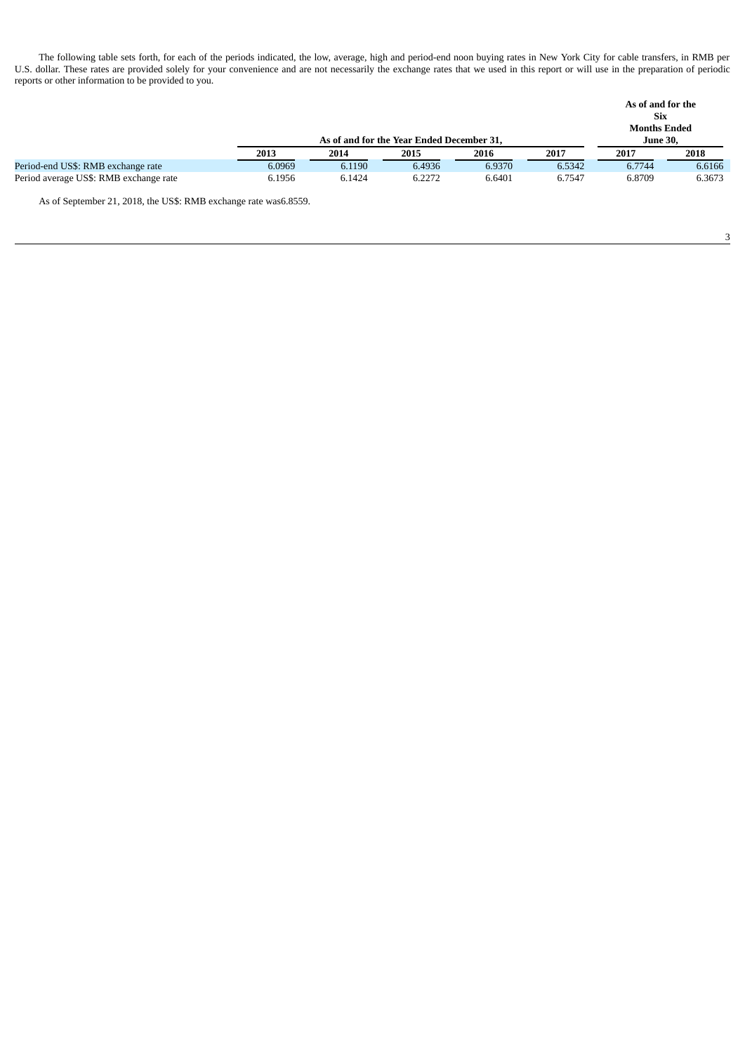The following table sets forth, for each of the periods indicated, the low, average, high and period-end noon buying rates in New York City for cable transfers, in RMB per U.S. dollar. These rates are provided solely for your convenience and are not necessarily the exchange rates that we used in this report or will use in the preparation of periodic reports or other information to be provided to you.

| | As of and for the Year Ended December 31, | | | | | As of and for the Six Months Ended June 30, | |
|---|---|---|---|---|---|---|---|
| | 2013 | 2014 | 2015 | 2016 | 2017 | 2017 | 2018 |
| Period-end US$: RMB exchange rate | 6.0969 | 6.1190 | 6.4936 | 6.9370 | 6.5342 | 6.7744 | 6.6166 |
| Period average US$: RMB exchange rate | 6.1956 | 6.1424 | 6.2272 | 6.6401 | 6.7547 | 6.8709 | 6.3673 |

As of September 21, 2018, the US$: RMB exchange rate was6.8559.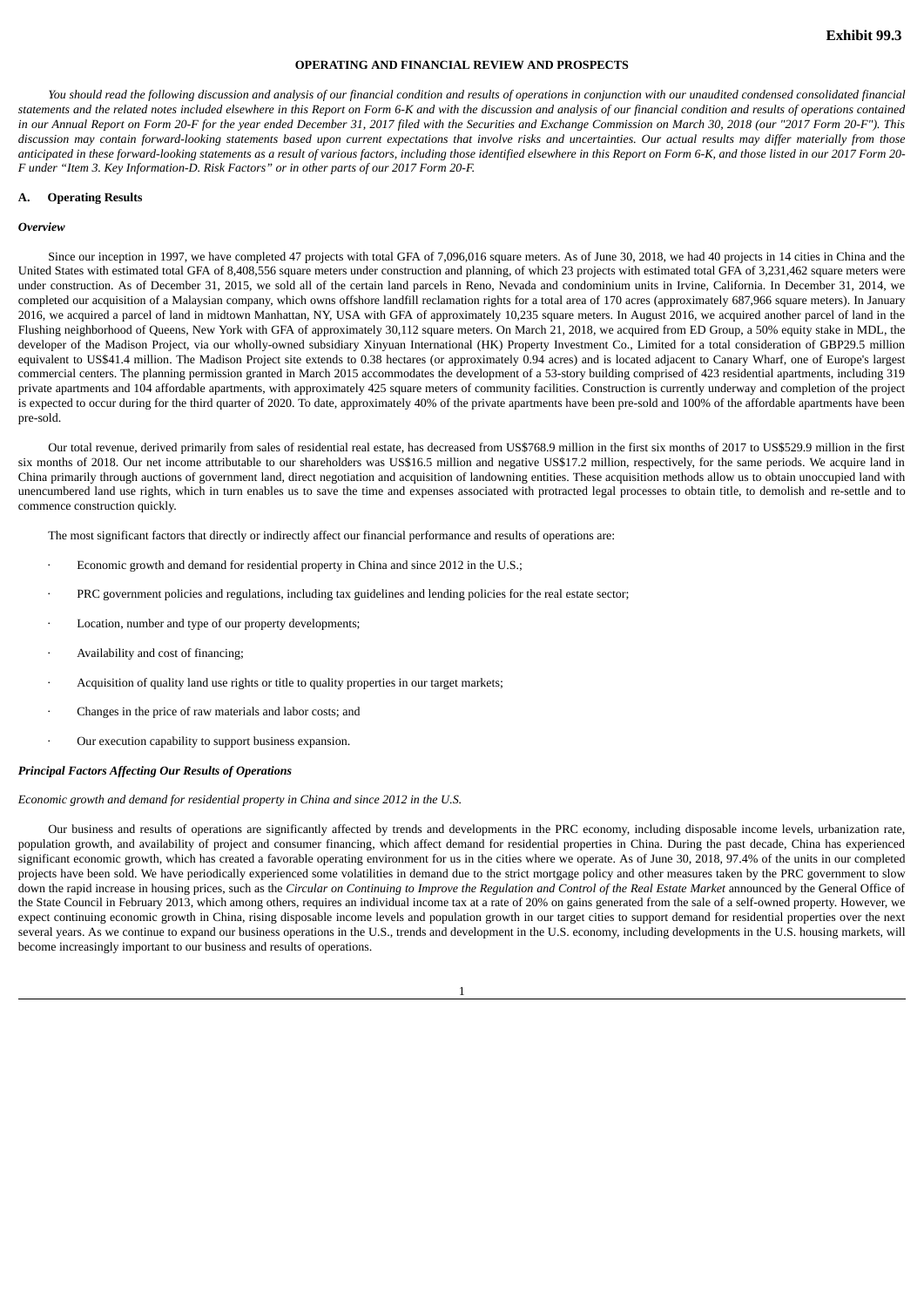**Exhibit 99.3**

**OPERATING AND FINANCIAL REVIEW AND PROSPECTS**

*You should read the following discussion and analysis of our financial condition and results of operations in conjunction with our unaudited condensed consolidated financial statements and the related notes included elsewhere in this Report on Form 6-K and with the discussion and analysis of our financial condition and results of operations contained in our Annual Report on Form 20-F for the year ended December 31, 2017 filed with the Securities and Exchange Commission on March 30, 2018 (our "2017 Form 20-F"). This discussion may contain forward-looking statements based upon current expectations that involve risks and uncertainties. Our actual results may differ materially from those anticipated in these forward-looking statements as a result of various factors, including those identified elsewhere in this Report on Form 6-K, and those listed in our 2017 Form 20-F under "Item 3. Key Information-D. Risk Factors" or in other parts of our 2017 Form 20-F.*

## A. Operating Results

***Overview***

Since our inception in 1997, we have completed 47 projects with total GFA of 7,096,016 square meters. As of June 30, 2018, we had 40 projects in 14 cities in China and the United States with estimated total GFA of 8,408,556 square meters under construction and planning, of which 23 projects with estimated total GFA of 3,231,462 square meters were under construction. As of December 31, 2015, we sold all of the certain land parcels in Reno, Nevada and condominium units in Irvine, California. In December 31, 2014, we completed our acquisition of a Malaysian company, which owns offshore landfill reclamation rights for a total area of 170 acres (approximately 687,966 square meters). In January 2016, we acquired a parcel of land in midtown Manhattan, NY, USA with GFA of approximately 10,235 square meters. In August 2016, we acquired another parcel of land in the Flushing neighborhood of Queens, New York with GFA of approximately 30,112 square meters. On March 21, 2018, we acquired from ED Group, a 50% equity stake in MDL, the developer of the Madison Project, via our wholly-owned subsidiary Xinyuan International (HK) Property Investment Co., Limited for a total consideration of GBP29.5 million equivalent to US$41.4 million. The Madison Project site extends to 0.38 hectares (or approximately 0.94 acres) and is located adjacent to Canary Wharf, one of Europe's largest commercial centers. The planning permission granted in March 2015 accommodates the development of a 53-story building comprised of 423 residential apartments, including 319 private apartments and 104 affordable apartments, with approximately 425 square meters of community facilities. Construction is currently underway and completion of the project is expected to occur during for the third quarter of 2020. To date, approximately 40% of the private apartments have been pre-sold and 100% of the affordable apartments have been pre-sold.

Our total revenue, derived primarily from sales of residential real estate, has decreased from US$768.9 million in the first six months of 2017 to US$529.9 million in the first six months of 2018. Our net income attributable to our shareholders was US$16.5 million and negative US$17.2 million, respectively, for the same periods. We acquire land in China primarily through auctions of government land, direct negotiation and acquisition of landowning entities. These acquisition methods allow us to obtain unoccupied land with unencumbered land use rights, which in turn enables us to save the time and expenses associated with protracted legal processes to obtain title, to demolish and re-settle and to commence construction quickly.

The most significant factors that directly or indirectly affect our financial performance and results of operations are:

- Economic growth and demand for residential property in China and since 2012 in the U.S.;
- PRC government policies and regulations, including tax guidelines and lending policies for the real estate sector;
- Location, number and type of our property developments;
- Availability and cost of financing;
- Acquisition of quality land use rights or title to quality properties in our target markets;
- Changes in the price of raw materials and labor costs; and
- Our execution capability to support business expansion.

***Principal Factors Affecting Our Results of Operations***

*Economic growth and demand for residential property in China and since 2012 in the U.S.*

Our business and results of operations are significantly affected by trends and developments in the PRC economy, including disposable income levels, urbanization rate, population growth, and availability of project and consumer financing, which affect demand for residential properties in China. During the past decade, China has experienced significant economic growth, which has created a favorable operating environment for us in the cities where we operate. As of June 30, 2018, 97.4% of the units in our completed projects have been sold. We have periodically experienced some volatilities in demand due to the strict mortgage policy and other measures taken by the PRC government to slow down the rapid increase in housing prices, such as the *Circular on Continuing to Improve the Regulation and Control of the Real Estate Market* announced by the General Office of the State Council in February 2013, which among others, requires an individual income tax at a rate of 20% on gains generated from the sale of a self-owned property. However, we expect continuing economic growth in China, rising disposable income levels and population growth in our target cities to support demand for residential properties over the next several years. As we continue to expand our business operations in the U.S., trends and development in the U.S. economy, including developments in the U.S. housing markets, will become increasingly important to our business and results of operations.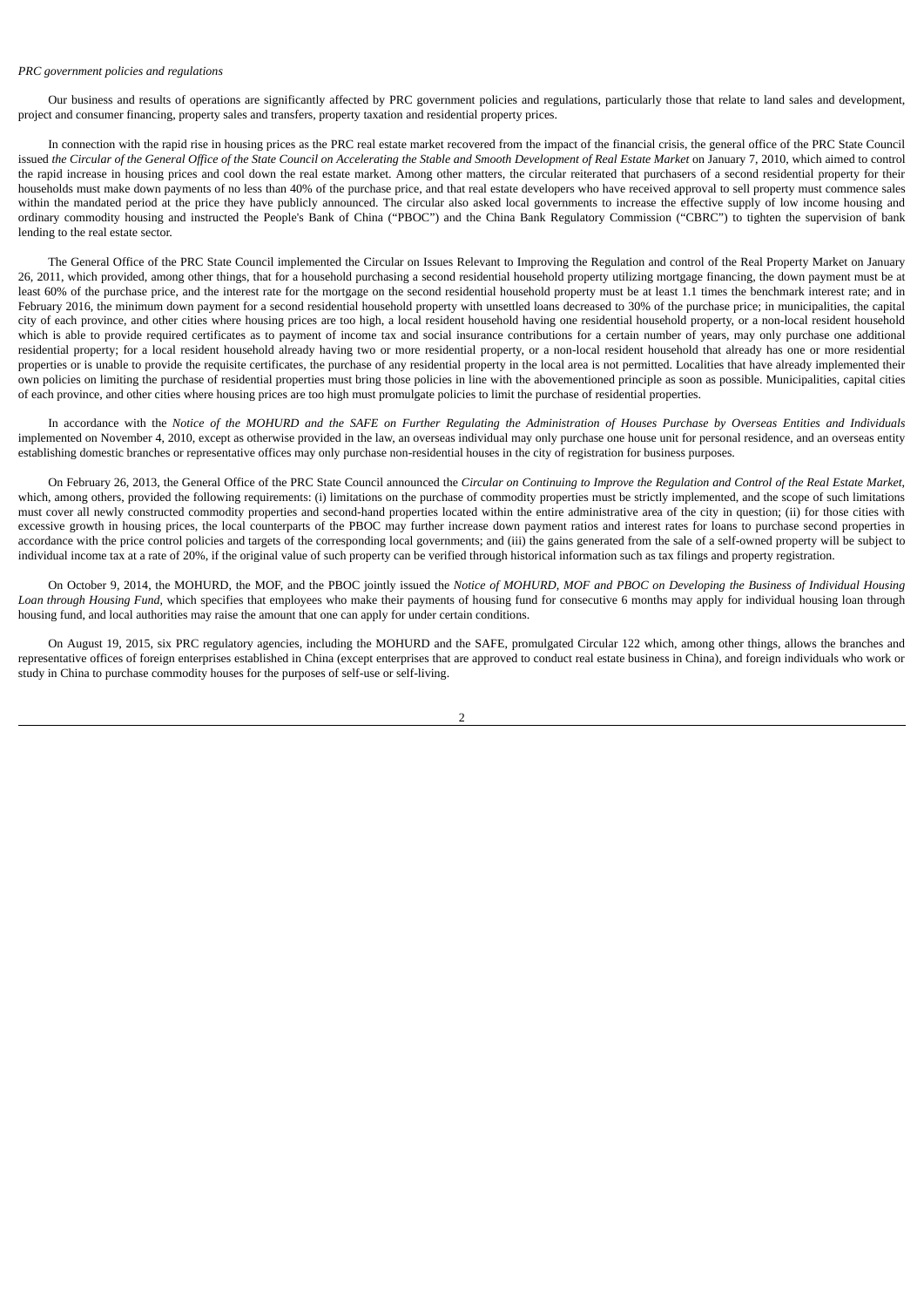*PRC government policies and regulations*

Our business and results of operations are significantly affected by PRC government policies and regulations, particularly those that relate to land sales and development, project and consumer financing, property sales and transfers, property taxation and residential property prices.

In connection with the rapid rise in housing prices as the PRC real estate market recovered from the impact of the financial crisis, the general office of the PRC State Council issued *the Circular of the General Office of the State Council on Accelerating the Stable and Smooth Development of Real Estate Market* on January 7, 2010, which aimed to control the rapid increase in housing prices and cool down the real estate market. Among other matters, the circular reiterated that purchasers of a second residential property for their households must make down payments of no less than 40% of the purchase price, and that real estate developers who have received approval to sell property must commence sales within the mandated period at the price they have publicly announced. The circular also asked local governments to increase the effective supply of low income housing and ordinary commodity housing and instructed the People's Bank of China ("PBOC") and the China Bank Regulatory Commission ("CBRC") to tighten the supervision of bank lending to the real estate sector.

The General Office of the PRC State Council implemented the Circular on Issues Relevant to Improving the Regulation and control of the Real Property Market on January 26, 2011, which provided, among other things, that for a household purchasing a second residential household property utilizing mortgage financing, the down payment must be at least 60% of the purchase price, and the interest rate for the mortgage on the second residential household property must be at least 1.1 times the benchmark interest rate; and in February 2016, the minimum down payment for a second residential household property with unsettled loans decreased to 30% of the purchase price; in municipalities, the capital city of each province, and other cities where housing prices are too high, a local resident household having one residential household property, or a non-local resident household which is able to provide required certificates as to payment of income tax and social insurance contributions for a certain number of years, may only purchase one additional residential property; for a local resident household already having two or more residential property, or a non-local resident household that already has one or more residential properties or is unable to provide the requisite certificates, the purchase of any residential property in the local area is not permitted. Localities that have already implemented their own policies on limiting the purchase of residential properties must bring those policies in line with the abovementioned principle as soon as possible. Municipalities, capital cities of each province, and other cities where housing prices are too high must promulgate policies to limit the purchase of residential properties.

In accordance with the *Notice of the MOHURD and the SAFE on Further Regulating the Administration of Houses Purchase by Overseas Entities and Individuals* implemented on November 4, 2010, except as otherwise provided in the law, an overseas individual may only purchase one house unit for personal residence, and an overseas entity establishing domestic branches or representative offices may only purchase non-residential houses in the city of registration for business purposes.

On February 26, 2013, the General Office of the PRC State Council announced the *Circular on Continuing to Improve the Regulation and Control of the Real Estate Market*, which, among others, provided the following requirements: (i) limitations on the purchase of commodity properties must be strictly implemented, and the scope of such limitations must cover all newly constructed commodity properties and second-hand properties located within the entire administrative area of the city in question; (ii) for those cities with excessive growth in housing prices, the local counterparts of the PBOC may further increase down payment ratios and interest rates for loans to purchase second properties in accordance with the price control policies and targets of the corresponding local governments; and (iii) the gains generated from the sale of a self-owned property will be subject to individual income tax at a rate of 20%, if the original value of such property can be verified through historical information such as tax filings and property registration.

On October 9, 2014, the MOHURD, the MOF, and the PBOC jointly issued the *Notice of MOHURD, MOF and PBOC on Developing the Business of Individual Housing Loan through Housing Fund*, which specifies that employees who make their payments of housing fund for consecutive 6 months may apply for individual housing loan through housing fund, and local authorities may raise the amount that one can apply for under certain conditions.

On August 19, 2015, six PRC regulatory agencies, including the MOHURD and the SAFE, promulgated Circular 122 which, among other things, allows the branches and representative offices of foreign enterprises established in China (except enterprises that are approved to conduct real estate business in China), and foreign individuals who work or study in China to purchase commodity houses for the purposes of self-use or self-living.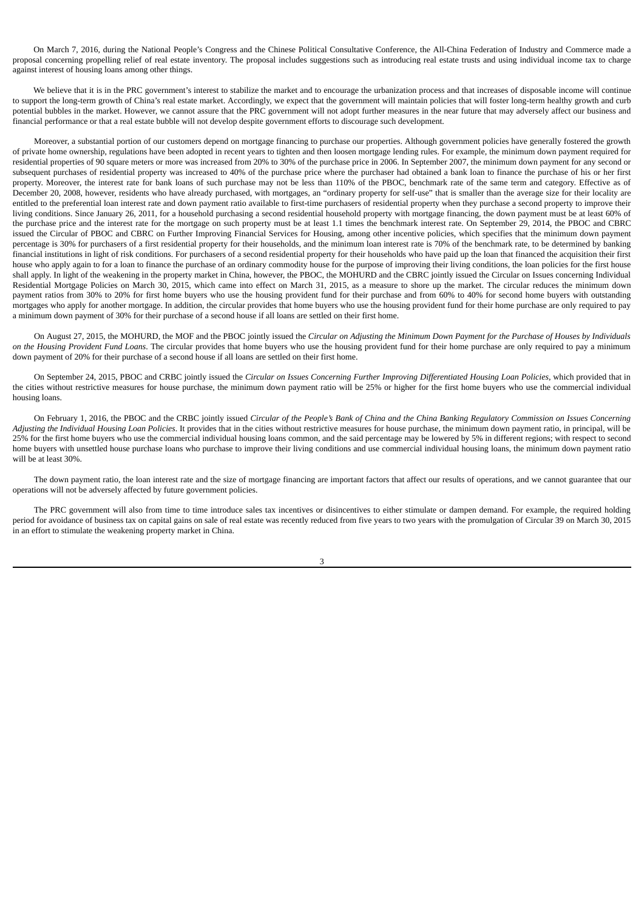On March 7, 2016, during the National People's Congress and the Chinese Political Consultative Conference, the All-China Federation of Industry and Commerce made a proposal concerning propelling relief of real estate inventory. The proposal includes suggestions such as introducing real estate trusts and using individual income tax to charge against interest of housing loans among other things.

We believe that it is in the PRC government's interest to stabilize the market and to encourage the urbanization process and that increases of disposable income will continue to support the long-term growth of China's real estate market. Accordingly, we expect that the government will maintain policies that will foster long-term healthy growth and curb potential bubbles in the market. However, we cannot assure that the PRC government will not adopt further measures in the near future that may adversely affect our business and financial performance or that a real estate bubble will not develop despite government efforts to discourage such development.

Moreover, a substantial portion of our customers depend on mortgage financing to purchase our properties. Although government policies have generally fostered the growth of private home ownership, regulations have been adopted in recent years to tighten and then loosen mortgage lending rules. For example, the minimum down payment required for residential properties of 90 square meters or more was increased from 20% to 30% of the purchase price in 2006. In September 2007, the minimum down payment for any second or subsequent purchases of residential property was increased to 40% of the purchase price where the purchaser had obtained a bank loan to finance the purchase of his or her first property. Moreover, the interest rate for bank loans of such purchase may not be less than 110% of the PBOC, benchmark rate of the same term and category. Effective as of December 20, 2008, however, residents who have already purchased, with mortgages, an "ordinary property for self-use" that is smaller than the average size for their locality are entitled to the preferential loan interest rate and down payment ratio available to first-time purchasers of residential property when they purchase a second property to improve their living conditions. Since January 26, 2011, for a household purchasing a second residential household property with mortgage financing, the down payment must be at least 60% of the purchase price and the interest rate for the mortgage on such property must be at least 1.1 times the benchmark interest rate. On September 29, 2014, the PBOC and CBRC issued the Circular of PBOC and CBRC on Further Improving Financial Services for Housing, among other incentive policies, which specifies that the minimum down payment percentage is 30% for purchasers of a first residential property for their households, and the minimum loan interest rate is 70% of the benchmark rate, to be determined by banking financial institutions in light of risk conditions. For purchasers of a second residential property for their households who have paid up the loan that financed the acquisition their first house who apply again to for a loan to finance the purchase of an ordinary commodity house for the purpose of improving their living conditions, the loan policies for the first house shall apply. In light of the weakening in the property market in China, however, the PBOC, the MOHURD and the CBRC jointly issued the Circular on Issues concerning Individual Residential Mortgage Policies on March 30, 2015, which came into effect on March 31, 2015, as a measure to shore up the market. The circular reduces the minimum down payment ratios from 30% to 20% for first home buyers who use the housing provident fund for their purchase and from 60% to 40% for second home buyers with outstanding mortgages who apply for another mortgage. In addition, the circular provides that home buyers who use the housing provident fund for their home purchase are only required to pay a minimum down payment of 30% for their purchase of a second house if all loans are settled on their first home.

On August 27, 2015, the MOHURD, the MOF and the PBOC jointly issued the *Circular on Adjusting the Minimum Down Payment for the Purchase of Houses by Individuals on the Housing Provident Fund Loans*. The circular provides that home buyers who use the housing provident fund for their home purchase are only required to pay a minimum down payment of 20% for their purchase of a second house if all loans are settled on their first home.

On September 24, 2015, PBOC and CRBC jointly issued the *Circular on Issues Concerning Further Improving Differentiated Housing Loan Policies*, which provided that in the cities without restrictive measures for house purchase, the minimum down payment ratio will be 25% or higher for the first home buyers who use the commercial individual housing loans.

On February 1, 2016, the PBOC and the CRBC jointly issued *Circular of the People's Bank of China and the China Banking Regulatory Commission on Issues Concerning Adjusting the Individual Housing Loan Policies*. It provides that in the cities without restrictive measures for house purchase, the minimum down payment ratio, in principal, will be 25% for the first home buyers who use the commercial individual housing loans common, and the said percentage may be lowered by 5% in different regions; with respect to second home buyers with unsettled house purchase loans who purchase to improve their living conditions and use commercial individual housing loans, the minimum down payment ratio will be at least 30%.

The down payment ratio, the loan interest rate and the size of mortgage financing are important factors that affect our results of operations, and we cannot guarantee that our operations will not be adversely affected by future government policies.

The PRC government will also from time to time introduce sales tax incentives or disincentives to either stimulate or dampen demand. For example, the required holding period for avoidance of business tax on capital gains on sale of real estate was recently reduced from five years to two years with the promulgation of Circular 39 on March 30, 2015 in an effort to stimulate the weakening property market in China.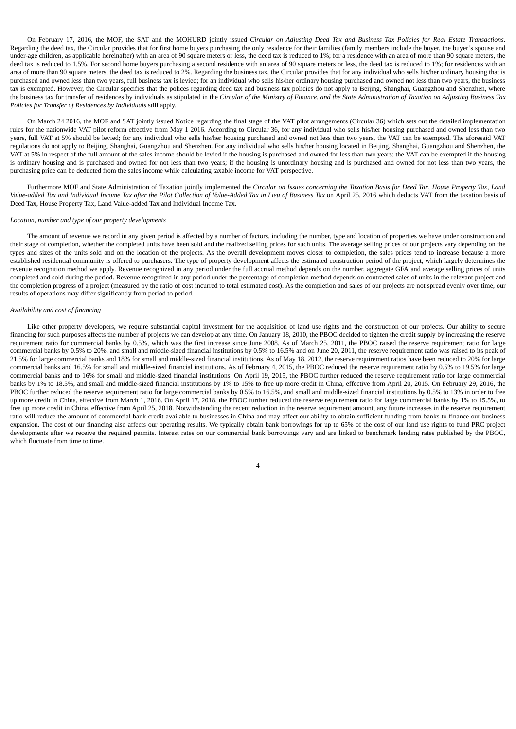On February 17, 2016, the MOF, the SAT and the MOHURD jointly issued *Circular on Adjusting Deed Tax and Business Tax Policies for Real Estate Transactions*. Regarding the deed tax, the Circular provides that for first home buyers purchasing the only residence for their families (family members include the buyer, the buyer's spouse and under-age children, as applicable hereinafter) with an area of 90 square meters or less, the deed tax is reduced to 1%; for a residence with an area of more than 90 square meters, the deed tax is reduced to 1.5%. For second home buyers purchasing a second residence with an area of 90 square meters or less, the deed tax is reduced to 1%; for residences with an area of more than 90 square meters, the deed tax is reduced to 2%. Regarding the business tax, the Circular provides that for any individual who sells his/her ordinary housing that is purchased and owned less than two years, full business tax is levied; for an individual who sells his/her ordinary housing purchased and owned not less than two years, the business tax is exempted. However, the Circular specifies that the polices regarding deed tax and business tax policies do not apply to Beijing, Shanghai, Guangzhou and Shenzhen, where the business tax for transfer of residences by individuals as stipulated in the *Circular of the Ministry of Finance, and the State Administration of Taxation on Adjusting Business Tax Policies for Transfer of Residences by Individuals* still apply.

On March 24 2016, the MOF and SAT jointly issued Notice regarding the final stage of the VAT pilot arrangements (Circular 36) which sets out the detailed implementation rules for the nationwide VAT pilot reform effective from May 1 2016. According to Circular 36, for any individual who sells his/her housing purchased and owned less than two years, full VAT at 5% should be levied; for any individual who sells his/her housing purchased and owned not less than two years, the VAT can be exempted. The aforesaid VAT regulations do not apply to Beijing, Shanghai, Guangzhou and Shenzhen. For any individual who sells his/her housing located in Beijing, Shanghai, Guangzhou and Shenzhen, the VAT at 5% in respect of the full amount of the sales income should be levied if the housing is purchased and owned for less than two years; the VAT can be exempted if the housing is ordinary housing and is purchased and owned for not less than two years; if the housing is unordinary housing and is purchased and owned for not less than two years, the purchasing price can be deducted from the sales income while calculating taxable income for VAT perspective.

Furthermore MOF and State Administration of Taxation jointly implemented the *Circular on Issues concerning the Taxation Basis for Deed Tax, House Property Tax, Land Value-added Tax and Individual Income Tax after the Pilot Collection of Value-Added Tax in Lieu of Business Tax* on April 25, 2016 which deducts VAT from the taxation basis of Deed Tax, House Property Tax, Land Value-added Tax and Individual Income Tax.

*Location, number and type of our property developments*

The amount of revenue we record in any given period is affected by a number of factors, including the number, type and location of properties we have under construction and their stage of completion, whether the completed units have been sold and the realized selling prices for such units. The average selling prices of our projects vary depending on the types and sizes of the units sold and on the location of the projects. As the overall development moves closer to completion, the sales prices tend to increase because a more established residential community is offered to purchasers. The type of property development affects the estimated construction period of the project, which largely determines the revenue recognition method we apply. Revenue recognized in any period under the full accrual method depends on the number, aggregate GFA and average selling prices of units completed and sold during the period. Revenue recognized in any period under the percentage of completion method depends on contracted sales of units in the relevant project and the completion progress of a project (measured by the ratio of cost incurred to total estimated cost). As the completion and sales of our projects are not spread evenly over time, our results of operations may differ significantly from period to period.

*Availability and cost of financing*

Like other property developers, we require substantial capital investment for the acquisition of land use rights and the construction of our projects. Our ability to secure financing for such purposes affects the number of projects we can develop at any time. On January 18, 2010, the PBOC decided to tighten the credit supply by increasing the reserve requirement ratio for commercial banks by 0.5%, which was the first increase since June 2008. As of March 25, 2011, the PBOC raised the reserve requirement ratio for large commercial banks by 0.5% to 20%, and small and middle-sized financial institutions by 0.5% to 16.5% and on June 20, 2011, the reserve requirement ratio was raised to its peak of 21.5% for large commercial banks and 18% for small and middle-sized financial institutions. As of May 18, 2012, the reserve requirement ratios have been reduced to 20% for large commercial banks and 16.5% for small and middle-sized financial institutions. As of February 4, 2015, the PBOC reduced the reserve requirement ratio by 0.5% to 19.5% for large commercial banks and to 16% for small and middle-sized financial institutions. On April 19, 2015, the PBOC further reduced the reserve requirement ratio for large commercial banks by 1% to 18.5%, and small and middle-sized financial institutions by 1% to 15% to free up more credit in China, effective from April 20, 2015. On February 29, 2016, the PBOC further reduced the reserve requirement ratio for large commercial banks by 0.5% to 16.5%, and small and middle-sized financial institutions by 0.5% to 13% in order to free up more credit in China, effective from March 1, 2016. On April 17, 2018, the PBOC further reduced the reserve requirement ratio for large commercial banks by 1% to 15.5%, to free up more credit in China, effective from April 25, 2018. Notwithstanding the recent reduction in the reserve requirement amount, any future increases in the reserve requirement ratio will reduce the amount of commercial bank credit available to businesses in China and may affect our ability to obtain sufficient funding from banks to finance our business expansion. The cost of our financing also affects our operating results. We typically obtain bank borrowings for up to 65% of the cost of our land use rights to fund PRC project developments after we receive the required permits. Interest rates on our commercial bank borrowings vary and are linked to benchmark lending rates published by the PBOC, which fluctuate from time to time.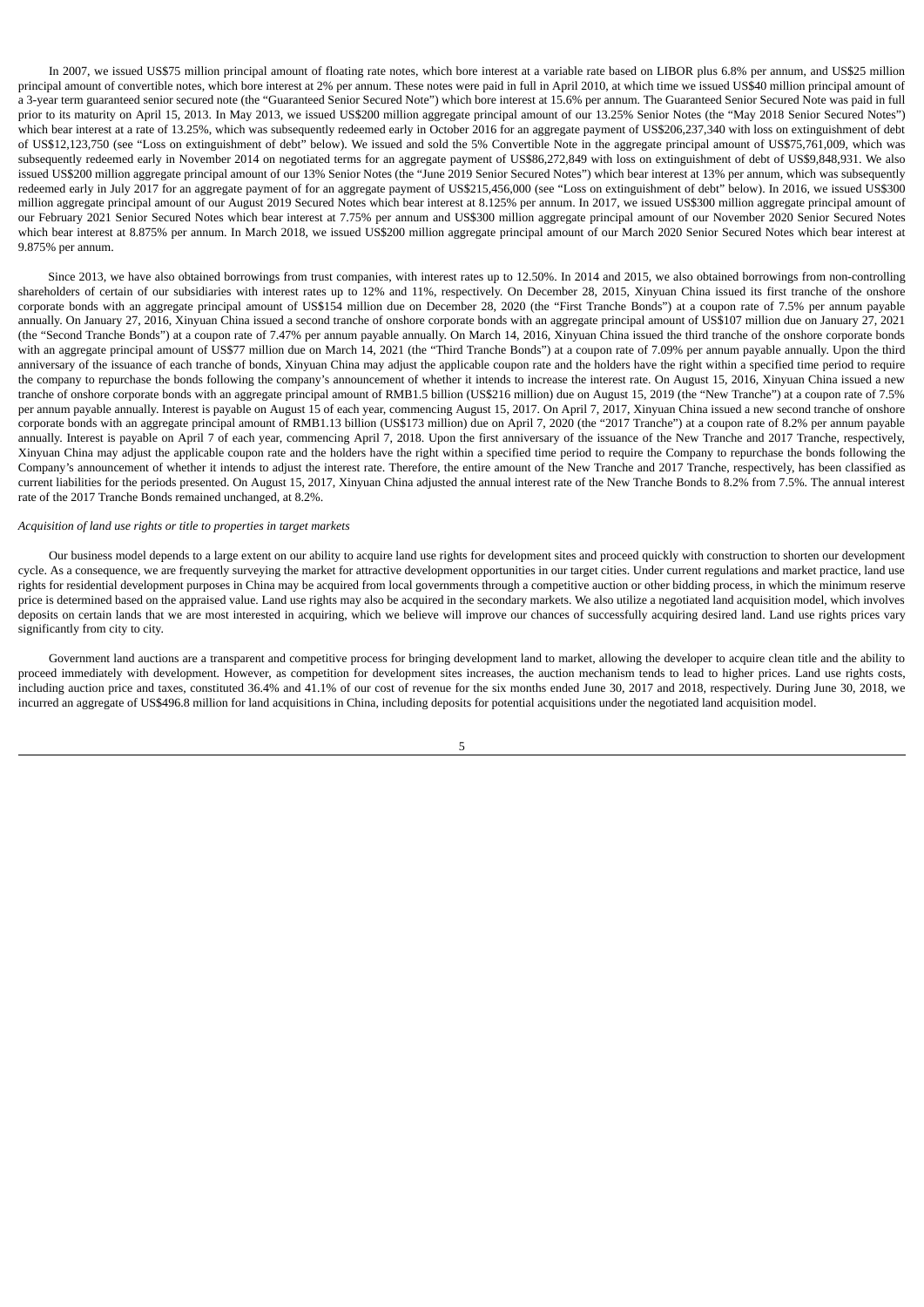In 2007, we issued US$75 million principal amount of floating rate notes, which bore interest at a variable rate based on LIBOR plus 6.8% per annum, and US$25 million principal amount of convertible notes, which bore interest at 2% per annum. These notes were paid in full in April 2010, at which time we issued US$40 million principal amount of a 3-year term guaranteed senior secured note (the "Guaranteed Senior Secured Note") which bore interest at 15.6% per annum. The Guaranteed Senior Secured Note was paid in full prior to its maturity on April 15, 2013. In May 2013, we issued US$200 million aggregate principal amount of our 13.25% Senior Notes (the "May 2018 Senior Secured Notes") which bear interest at a rate of 13.25%, which was subsequently redeemed early in October 2016 for an aggregate payment of US$206,237,340 with loss on extinguishment of debt of US$12,123,750 (see "Loss on extinguishment of debt" below). We issued and sold the 5% Convertible Note in the aggregate principal amount of US$75,761,009, which was subsequently redeemed early in November 2014 on negotiated terms for an aggregate payment of US$86,272,849 with loss on extinguishment of debt of US$9,848,931. We also issued US$200 million aggregate principal amount of our 13% Senior Notes (the "June 2019 Senior Secured Notes") which bear interest at 13% per annum, which was subsequently redeemed early in July 2017 for an aggregate payment of for an aggregate payment of US$215,456,000 (see "Loss on extinguishment of debt" below). In 2016, we issued US$300 million aggregate principal amount of our August 2019 Secured Notes which bear interest at 8.125% per annum. In 2017, we issued US$300 million aggregate principal amount of our February 2021 Senior Secured Notes which bear interest at 7.75% per annum and US$300 million aggregate principal amount of our November 2020 Senior Secured Notes which bear interest at 8.875% per annum. In March 2018, we issued US$200 million aggregate principal amount of our March 2020 Senior Secured Notes which bear interest at 9.875% per annum.

Since 2013, we have also obtained borrowings from trust companies, with interest rates up to 12.50%. In 2014 and 2015, we also obtained borrowings from non-controlling shareholders of certain of our subsidiaries with interest rates up to 12% and 11%, respectively. On December 28, 2015, Xinyuan China issued its first tranche of the onshore corporate bonds with an aggregate principal amount of US$154 million due on December 28, 2020 (the "First Tranche Bonds") at a coupon rate of 7.5% per annum payable annually. On January 27, 2016, Xinyuan China issued a second tranche of onshore corporate bonds with an aggregate principal amount of US$107 million due on January 27, 2021 (the "Second Tranche Bonds") at a coupon rate of 7.47% per annum payable annually. On March 14, 2016, Xinyuan China issued the third tranche of the onshore corporate bonds with an aggregate principal amount of US$77 million due on March 14, 2021 (the "Third Tranche Bonds") at a coupon rate of 7.09% per annum payable annually. Upon the third anniversary of the issuance of each tranche of bonds, Xinyuan China may adjust the applicable coupon rate and the holders have the right within a specified time period to require the company to repurchase the bonds following the company's announcement of whether it intends to increase the interest rate. On August 15, 2016, Xinyuan China issued a new tranche of onshore corporate bonds with an aggregate principal amount of RMB1.5 billion (US$216 million) due on August 15, 2019 (the "New Tranche") at a coupon rate of 7.5% per annum payable annually. Interest is payable on August 15 of each year, commencing August 15, 2017. On April 7, 2017, Xinyuan China issued a new second tranche of onshore corporate bonds with an aggregate principal amount of RMB1.13 billion (US$173 million) due on April 7, 2020 (the "2017 Tranche") at a coupon rate of 8.2% per annum payable annually. Interest is payable on April 7 of each year, commencing April 7, 2018. Upon the first anniversary of the issuance of the New Tranche and 2017 Tranche, respectively, Xinyuan China may adjust the applicable coupon rate and the holders have the right within a specified time period to require the Company to repurchase the bonds following the Company's announcement of whether it intends to adjust the interest rate. Therefore, the entire amount of the New Tranche and 2017 Tranche, respectively, has been classified as current liabilities for the periods presented. On August 15, 2017, Xinyuan China adjusted the annual interest rate of the New Tranche Bonds to 8.2% from 7.5%. The annual interest rate of the 2017 Tranche Bonds remained unchanged, at 8.2%.

*Acquisition of land use rights or title to properties in target markets*

Our business model depends to a large extent on our ability to acquire land use rights for development sites and proceed quickly with construction to shorten our development cycle. As a consequence, we are frequently surveying the market for attractive development opportunities in our target cities. Under current regulations and market practice, land use rights for residential development purposes in China may be acquired from local governments through a competitive auction or other bidding process, in which the minimum reserve price is determined based on the appraised value. Land use rights may also be acquired in the secondary markets. We also utilize a negotiated land acquisition model, which involves deposits on certain lands that we are most interested in acquiring, which we believe will improve our chances of successfully acquiring desired land. Land use rights prices vary significantly from city to city.

Government land auctions are a transparent and competitive process for bringing development land to market, allowing the developer to acquire clean title and the ability to proceed immediately with development. However, as competition for development sites increases, the auction mechanism tends to lead to higher prices. Land use rights costs, including auction price and taxes, constituted 36.4% and 41.1% of our cost of revenue for the six months ended June 30, 2017 and 2018, respectively. During June 30, 2018, we incurred an aggregate of US$496.8 million for land acquisitions in China, including deposits for potential acquisitions under the negotiated land acquisition model.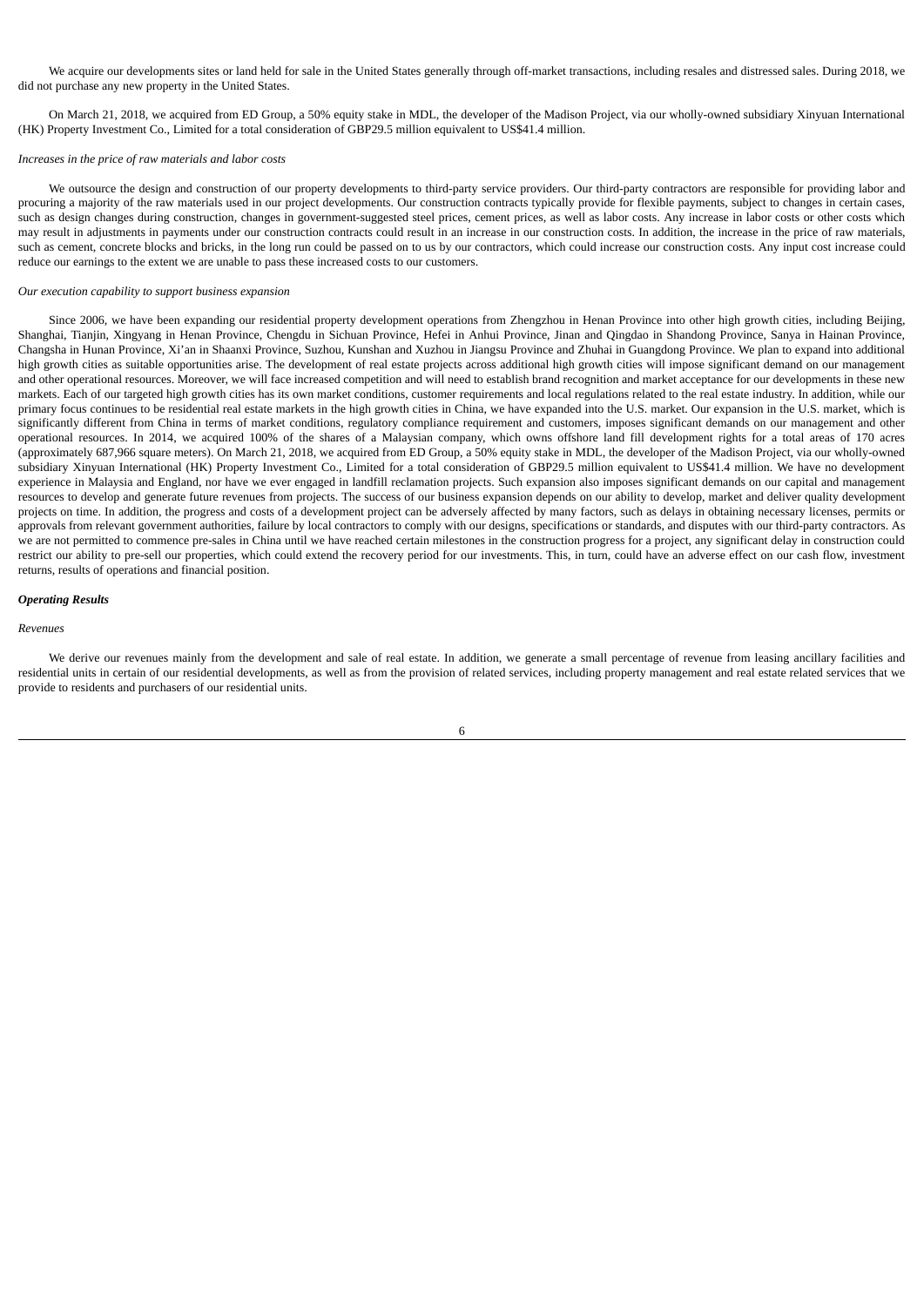We acquire our developments sites or land held for sale in the United States generally through off-market transactions, including resales and distressed sales. During 2018, we did not purchase any new property in the United States.

On March 21, 2018, we acquired from ED Group, a 50% equity stake in MDL, the developer of the Madison Project, via our wholly-owned subsidiary Xinyuan International (HK) Property Investment Co., Limited for a total consideration of GBP29.5 million equivalent to US$41.4 million.

*Increases in the price of raw materials and labor costs*

We outsource the design and construction of our property developments to third-party service providers. Our third-party contractors are responsible for providing labor and procuring a majority of the raw materials used in our project developments. Our construction contracts typically provide for flexible payments, subject to changes in certain cases, such as design changes during construction, changes in government-suggested steel prices, cement prices, as well as labor costs. Any increase in labor costs or other costs which may result in adjustments in payments under our construction contracts could result in an increase in our construction costs. In addition, the increase in the price of raw materials, such as cement, concrete blocks and bricks, in the long run could be passed on to us by our contractors, which could increase our construction costs. Any input cost increase could reduce our earnings to the extent we are unable to pass these increased costs to our customers.

*Our execution capability to support business expansion*

Since 2006, we have been expanding our residential property development operations from Zhengzhou in Henan Province into other high growth cities, including Beijing, Shanghai, Tianjin, Xingyang in Henan Province, Chengdu in Sichuan Province, Hefei in Anhui Province, Jinan and Qingdao in Shandong Province, Sanya in Hainan Province, Changsha in Hunan Province, Xi'an in Shaanxi Province, Suzhou, Kunshan and Xuzhou in Jiangsu Province and Zhuhai in Guangdong Province. We plan to expand into additional high growth cities as suitable opportunities arise. The development of real estate projects across additional high growth cities will impose significant demand on our management and other operational resources. Moreover, we will face increased competition and will need to establish brand recognition and market acceptance for our developments in these new markets. Each of our targeted high growth cities has its own market conditions, customer requirements and local regulations related to the real estate industry. In addition, while our primary focus continues to be residential real estate markets in the high growth cities in China, we have expanded into the U.S. market. Our expansion in the U.S. market, which is significantly different from China in terms of market conditions, regulatory compliance requirement and customers, imposes significant demands on our management and other operational resources. In 2014, we acquired 100% of the shares of a Malaysian company, which owns offshore land fill development rights for a total areas of 170 acres (approximately 687,966 square meters). On March 21, 2018, we acquired from ED Group, a 50% equity stake in MDL, the developer of the Madison Project, via our wholly-owned subsidiary Xinyuan International (HK) Property Investment Co., Limited for a total consideration of GBP29.5 million equivalent to US$41.4 million. We have no development experience in Malaysia and England, nor have we ever engaged in landfill reclamation projects. Such expansion also imposes significant demands on our capital and management resources to develop and generate future revenues from projects. The success of our business expansion depends on our ability to develop, market and deliver quality development projects on time. In addition, the progress and costs of a development project can be adversely affected by many factors, such as delays in obtaining necessary licenses, permits or approvals from relevant government authorities, failure by local contractors to comply with our designs, specifications or standards, and disputes with our third-party contractors. As we are not permitted to commence pre-sales in China until we have reached certain milestones in the construction progress for a project, any significant delay in construction could restrict our ability to pre-sell our properties, which could extend the recovery period for our investments. This, in turn, could have an adverse effect on our cash flow, investment returns, results of operations and financial position.

***Operating Results***

*Revenues*

We derive our revenues mainly from the development and sale of real estate. In addition, we generate a small percentage of revenue from leasing ancillary facilities and residential units in certain of our residential developments, as well as from the provision of related services, including property management and real estate related services that we provide to residents and purchasers of our residential units.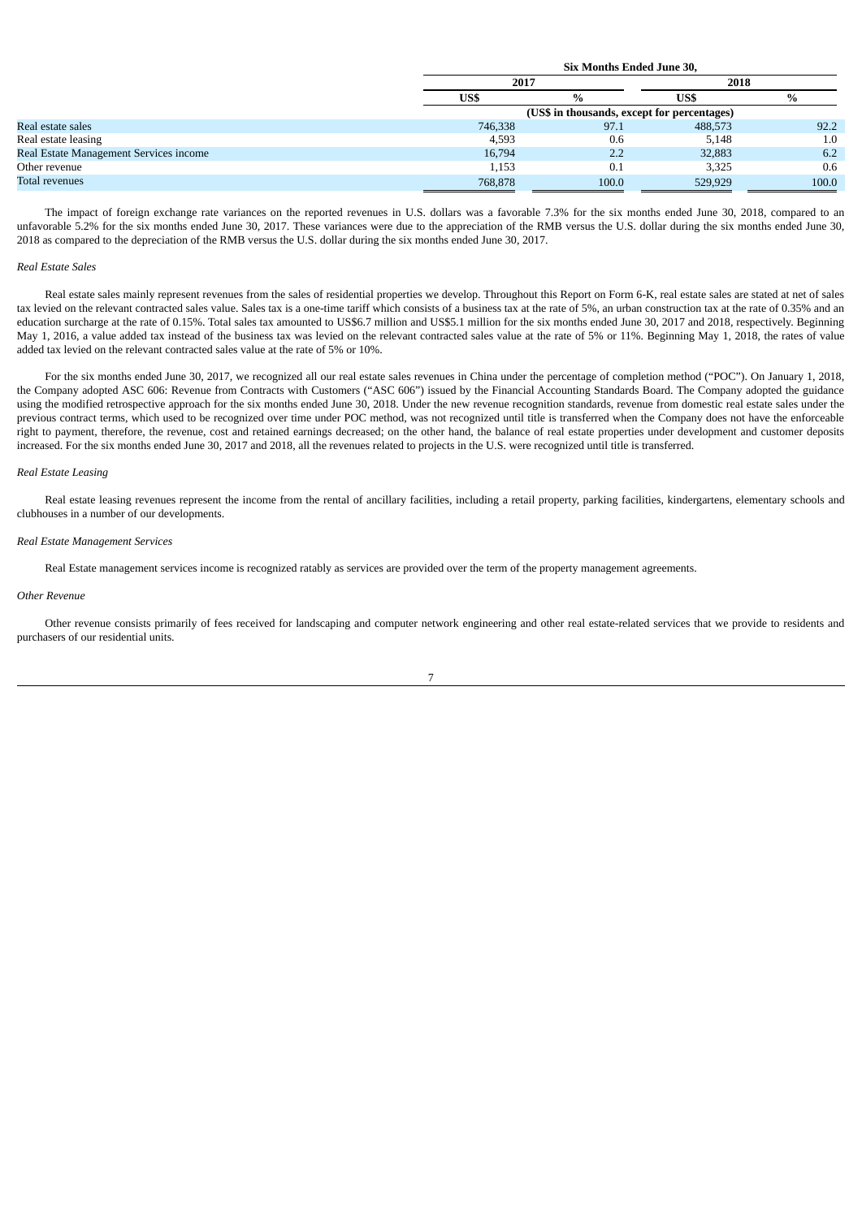| | Six Months Ended June 30, | | | |
|---|---|---|---|---|
| | 2017 | | 2018 | |
| | US$ | % | US$ | % |
| | (US$ in thousands, except for percentages) | | | |
| Real estate sales | 746,338 | 97.1 | 488,573 | 92.2 |
| Real estate leasing | 4,593 | 0.6 | 5,148 | 1.0 |
| Real Estate Management Services income | 16,794 | 2.2 | 32,883 | 6.2 |
| Other revenue | 1,153 | 0.1 | 3,325 | 0.6 |
| Total revenues | 768,878 | 100.0 | 529,929 | 100.0 |

The impact of foreign exchange rate variances on the reported revenues in U.S. dollars was a favorable 7.3% for the six months ended June 30, 2018, compared to an unfavorable 5.2% for the six months ended June 30, 2017. These variances were due to the appreciation of the RMB versus the U.S. dollar during the six months ended June 30, 2018 as compared to the depreciation of the RMB versus the U.S. dollar during the six months ended June 30, 2017.

*Real Estate Sales*

Real estate sales mainly represent revenues from the sales of residential properties we develop. Throughout this Report on Form 6-K, real estate sales are stated at net of sales tax levied on the relevant contracted sales value. Sales tax is a one-time tariff which consists of a business tax at the rate of 5%, an urban construction tax at the rate of 0.35% and an education surcharge at the rate of 0.15%. Total sales tax amounted to US$6.7 million and US$5.1 million for the six months ended June 30, 2017 and 2018, respectively. Beginning May 1, 2016, a value added tax instead of the business tax was levied on the relevant contracted sales value at the rate of 5% or 11%. Beginning May 1, 2018, the rates of value added tax levied on the relevant contracted sales value at the rate of 5% or 10%.

For the six months ended June 30, 2017, we recognized all our real estate sales revenues in China under the percentage of completion method ("POC"). On January 1, 2018, the Company adopted ASC 606: Revenue from Contracts with Customers ("ASC 606") issued by the Financial Accounting Standards Board. The Company adopted the guidance using the modified retrospective approach for the six months ended June 30, 2018. Under the new revenue recognition standards, revenue from domestic real estate sales under the previous contract terms, which used to be recognized over time under POC method, was not recognized until title is transferred when the Company does not have the enforceable right to payment, therefore, the revenue, cost and retained earnings decreased; on the other hand, the balance of real estate properties under development and customer deposits increased. For the six months ended June 30, 2017 and 2018, all the revenues related to projects in the U.S. were recognized until title is transferred.

*Real Estate Leasing*

Real estate leasing revenues represent the income from the rental of ancillary facilities, including a retail property, parking facilities, kindergartens, elementary schools and clubhouses in a number of our developments.

*Real Estate Management Services*

Real Estate management services income is recognized ratably as services are provided over the term of the property management agreements.

*Other Revenue*

Other revenue consists primarily of fees received for landscaping and computer network engineering and other real estate-related services that we provide to residents and purchasers of our residential units.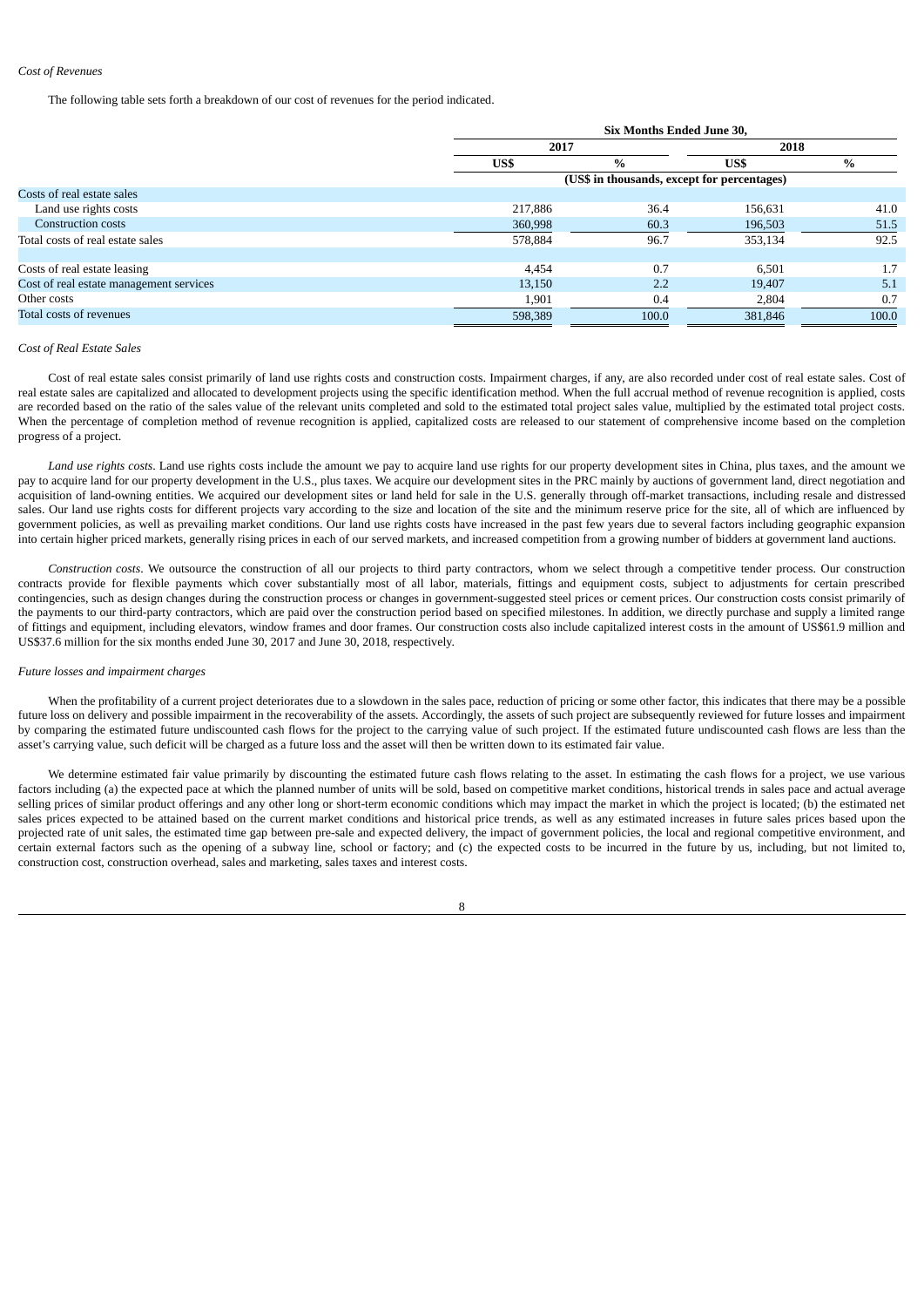*Cost of Revenues*

The following table sets forth a breakdown of our cost of revenues for the period indicated.

| | Six Months Ended June 30, | | | |
|---|---|---|---|---|
| | 2017 | | 2018 | |
| | US$ | % | US$ | % |
| | (US$ in thousands, except for percentages) | | | |
| Costs of real estate sales | | | | |
| Land use rights costs | 217,886 | 36.4 | 156,631 | 41.0 |
| Construction costs | 360,998 | 60.3 | 196,503 | 51.5 |
| Total costs of real estate sales | 578,884 | 96.7 | 353,134 | 92.5 |
| | | | | |
| Costs of real estate leasing | 4,454 | 0.7 | 6,501 | 1.7 |
| Cost of real estate management services | 13,150 | 2.2 | 19,407 | 5.1 |
| Other costs | 1,901 | 0.4 | 2,804 | 0.7 |
| Total costs of revenues | 598,389 | 100.0 | 381,846 | 100.0 |

*Cost of Real Estate Sales*

Cost of real estate sales consist primarily of land use rights costs and construction costs. Impairment charges, if any, are also recorded under cost of real estate sales. Cost of real estate sales are capitalized and allocated to development projects using the specific identification method. When the full accrual method of revenue recognition is applied, costs are recorded based on the ratio of the sales value of the relevant units completed and sold to the estimated total project sales value, multiplied by the estimated total project costs. When the percentage of completion method of revenue recognition is applied, capitalized costs are released to our statement of comprehensive income based on the completion progress of a project.

*Land use rights costs*. Land use rights costs include the amount we pay to acquire land use rights for our property development sites in China, plus taxes, and the amount we pay to acquire land for our property development in the U.S., plus taxes. We acquire our development sites in the PRC mainly by auctions of government land, direct negotiation and acquisition of land-owning entities. We acquired our development sites or land held for sale in the U.S. generally through off-market transactions, including resale and distressed sales. Our land use rights costs for different projects vary according to the size and location of the site and the minimum reserve price for the site, all of which are influenced by government policies, as well as prevailing market conditions. Our land use rights costs have increased in the past few years due to several factors including geographic expansion into certain higher priced markets, generally rising prices in each of our served markets, and increased competition from a growing number of bidders at government land auctions.

*Construction costs*. We outsource the construction of all our projects to third party contractors, whom we select through a competitive tender process. Our construction contracts provide for flexible payments which cover substantially most of all labor, materials, fittings and equipment costs, subject to adjustments for certain prescribed contingencies, such as design changes during the construction process or changes in government-suggested steel prices or cement prices. Our construction costs consist primarily of the payments to our third-party contractors, which are paid over the construction period based on specified milestones. In addition, we directly purchase and supply a limited range of fittings and equipment, including elevators, window frames and door frames. Our construction costs also include capitalized interest costs in the amount of US$61.9 million and US$37.6 million for the six months ended June 30, 2017 and June 30, 2018, respectively.

*Future losses and impairment charges*

When the profitability of a current project deteriorates due to a slowdown in the sales pace, reduction of pricing or some other factor, this indicates that there may be a possible future loss on delivery and possible impairment in the recoverability of the assets. Accordingly, the assets of such project are subsequently reviewed for future losses and impairment by comparing the estimated future undiscounted cash flows for the project to the carrying value of such project. If the estimated future undiscounted cash flows are less than the asset's carrying value, such deficit will be charged as a future loss and the asset will then be written down to its estimated fair value.

We determine estimated fair value primarily by discounting the estimated future cash flows relating to the asset. In estimating the cash flows for a project, we use various factors including (a) the expected pace at which the planned number of units will be sold, based on competitive market conditions, historical trends in sales pace and actual average selling prices of similar product offerings and any other long or short-term economic conditions which may impact the market in which the project is located; (b) the estimated net sales prices expected to be attained based on the current market conditions and historical price trends, as well as any estimated increases in future sales prices based upon the projected rate of unit sales, the estimated time gap between pre-sale and expected delivery, the impact of government policies, the local and regional competitive environment, and certain external factors such as the opening of a subway line, school or factory; and (c) the expected costs to be incurred in the future by us, including, but not limited to, construction cost, construction overhead, sales and marketing, sales taxes and interest costs.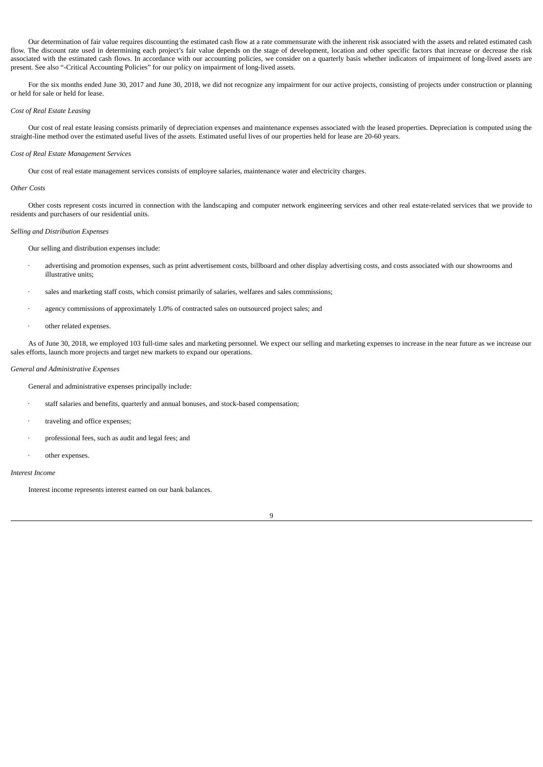Our determination of fair value requires discounting the estimated cash flow at a rate commensurate with the inherent risk associated with the assets and related estimated cash flow. The discount rate used in determining each project's fair value depends on the stage of development, location and other specific factors that increase or decrease the risk associated with the estimated cash flows. In accordance with our accounting policies, we consider on a quarterly basis whether indicators of impairment of long-lived assets are present. See also "-Critical Accounting Policies" for our policy on impairment of long-lived assets.

For the six months ended June 30, 2017 and June 30, 2018, we did not recognize any impairment for our active projects, consisting of projects under construction or planning or held for sale or held for lease.

*Cost of Real Estate Leasing*

Our cost of real estate leasing consists primarily of depreciation expenses and maintenance expenses associated with the leased properties. Depreciation is computed using the straight-line method over the estimated useful lives of the assets. Estimated useful lives of our properties held for lease are 20-60 years.

*Cost of Real Estate Management Services*

Our cost of real estate management services consists of employee salaries, maintenance water and electricity charges.

*Other Costs*

Other costs represent costs incurred in connection with the landscaping and computer network engineering services and other real estate-related services that we provide to residents and purchasers of our residential units.

*Selling and Distribution Expenses*

Our selling and distribution expenses include:

- advertising and promotion expenses, such as print advertisement costs, billboard and other display advertising costs, and costs associated with our showrooms and illustrative units;
- sales and marketing staff costs, which consist primarily of salaries, welfares and sales commissions;
- agency commissions of approximately 1.0% of contracted sales on outsourced project sales; and
- other related expenses.

As of June 30, 2018, we employed 103 full-time sales and marketing personnel. We expect our selling and marketing expenses to increase in the near future as we increase our sales efforts, launch more projects and target new markets to expand our operations.

*General and Administrative Expenses*

General and administrative expenses principally include:

- staff salaries and benefits, quarterly and annual bonuses, and stock-based compensation;
- traveling and office expenses;
- professional fees, such as audit and legal fees; and
- other expenses.

*Interest Income*

Interest income represents interest earned on our bank balances.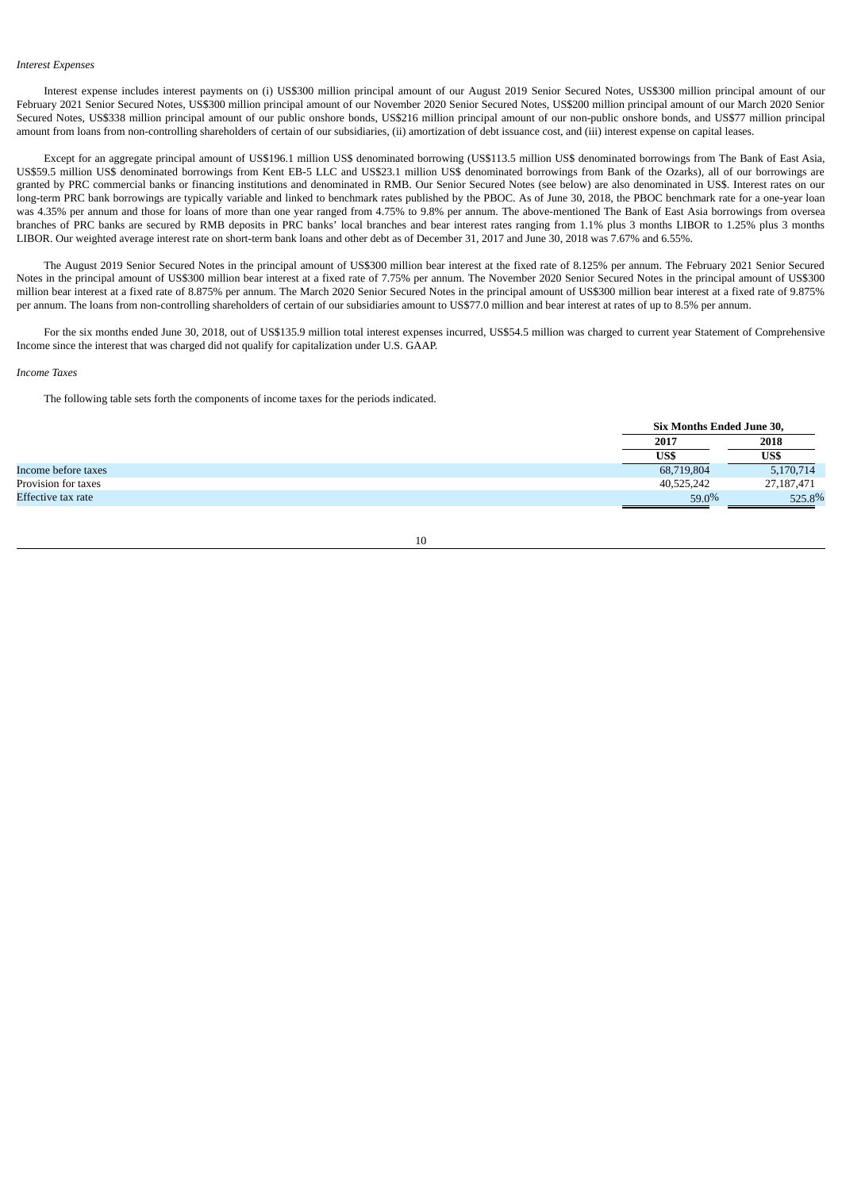*Interest Expenses*

Interest expense includes interest payments on (i) US$300 million principal amount of our August 2019 Senior Secured Notes, US$300 million principal amount of our February 2021 Senior Secured Notes, US$300 million principal amount of our November 2020 Senior Secured Notes, US$200 million principal amount of our March 2020 Senior Secured Notes, US$338 million principal amount of our public onshore bonds, US$216 million principal amount of our non-public onshore bonds, and US$77 million principal amount from loans from non-controlling shareholders of certain of our subsidiaries, (ii) amortization of debt issuance cost, and (iii) interest expense on capital leases.

Except for an aggregate principal amount of US$196.1 million US$ denominated borrowing (US$113.5 million US$ denominated borrowings from The Bank of East Asia, US$59.5 million US$ denominated borrowings from Kent EB-5 LLC and US$23.1 million US$ denominated borrowings from Bank of the Ozarks), all of our borrowings are granted by PRC commercial banks or financing institutions and denominated in RMB. Our Senior Secured Notes (see below) are also denominated in US$. Interest rates on our long-term PRC bank borrowings are typically variable and linked to benchmark rates published by the PBOC. As of June 30, 2018, the PBOC benchmark rate for a one-year loan was 4.35% per annum and those for loans of more than one year ranged from 4.75% to 9.8% per annum. The above-mentioned The Bank of East Asia borrowings from oversea branches of PRC banks are secured by RMB deposits in PRC banks' local branches and bear interest rates ranging from 1.1% plus 3 months LIBOR to 1.25% plus 3 months LIBOR. Our weighted average interest rate on short-term bank loans and other debt as of December 31, 2017 and June 30, 2018 was 7.67% and 6.55%.

The August 2019 Senior Secured Notes in the principal amount of US$300 million bear interest at the fixed rate of 8.125% per annum. The February 2021 Senior Secured Notes in the principal amount of US$300 million bear interest at a fixed rate of 7.75% per annum. The November 2020 Senior Secured Notes in the principal amount of US$300 million bear interest at a fixed rate of 8.875% per annum. The March 2020 Senior Secured Notes in the principal amount of US$300 million bear interest at a fixed rate of 9.875% per annum. The loans from non-controlling shareholders of certain of our subsidiaries amount to US$77.0 million and bear interest at rates of up to 8.5% per annum.

For the six months ended June 30, 2018, out of US$135.9 million total interest expenses incurred, US$54.5 million was charged to current year Statement of Comprehensive Income since the interest that was charged did not qualify for capitalization under U.S. GAAP.

*Income Taxes*

The following table sets forth the components of income taxes for the periods indicated.

| | Six Months Ended June 30, | |
|---|---|---|
| | **2017** | **2018** |
| | **US$** | **US$** |
| Income before taxes | 68,719,804 | 5,170,714 |
| Provision for taxes | 40,525,242 | 27,187,471 |
| Effective tax rate | 59.0% | 525.8% |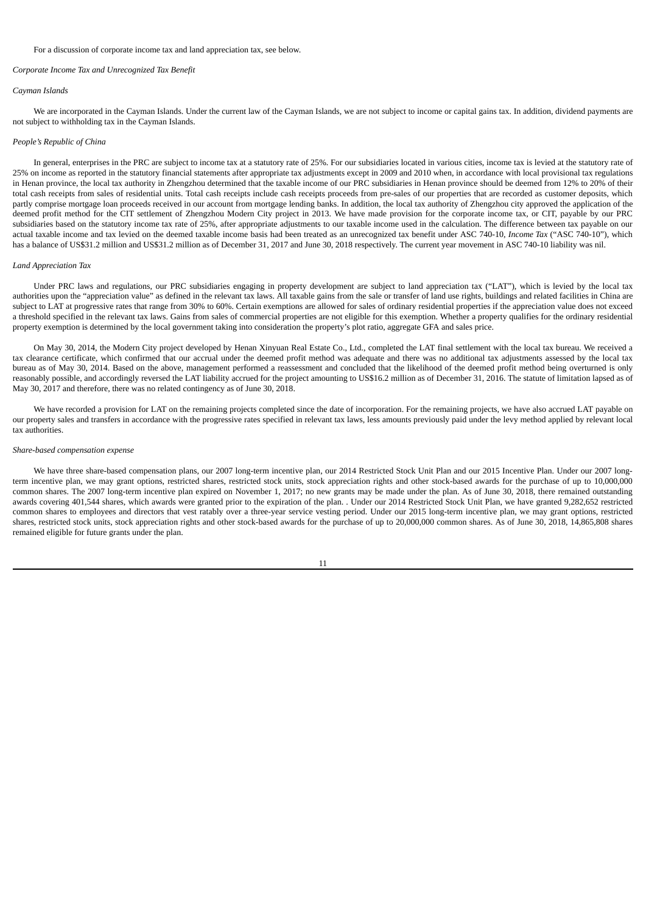For a discussion of corporate income tax and land appreciation tax, see below.

*Corporate Income Tax and Unrecognized Tax Benefit*

*Cayman Islands*

We are incorporated in the Cayman Islands. Under the current law of the Cayman Islands, we are not subject to income or capital gains tax. In addition, dividend payments are not subject to withholding tax in the Cayman Islands.

*People's Republic of China*

In general, enterprises in the PRC are subject to income tax at a statutory rate of 25%. For our subsidiaries located in various cities, income tax is levied at the statutory rate of 25% on income as reported in the statutory financial statements after appropriate tax adjustments except in 2009 and 2010 when, in accordance with local provisional tax regulations in Henan province, the local tax authority in Zhengzhou determined that the taxable income of our PRC subsidiaries in Henan province should be deemed from 12% to 20% of their total cash receipts from sales of residential units. Total cash receipts include cash receipts proceeds from pre-sales of our properties that are recorded as customer deposits, which partly comprise mortgage loan proceeds received in our account from mortgage lending banks. In addition, the local tax authority of Zhengzhou city approved the application of the deemed profit method for the CIT settlement of Zhengzhou Modern City project in 2013. We have made provision for the corporate income tax, or CIT, payable by our PRC subsidiaries based on the statutory income tax rate of 25%, after appropriate adjustments to our taxable income used in the calculation. The difference between tax payable on our actual taxable income and tax levied on the deemed taxable income basis had been treated as an unrecognized tax benefit under ASC 740-10, *Income Tax* ("ASC 740-10"), which has a balance of US$31.2 million and US$31.2 million as of December 31, 2017 and June 30, 2018 respectively. The current year movement in ASC 740-10 liability was nil.

*Land Appreciation Tax*

Under PRC laws and regulations, our PRC subsidiaries engaging in property development are subject to land appreciation tax ("LAT"), which is levied by the local tax authorities upon the "appreciation value" as defined in the relevant tax laws. All taxable gains from the sale or transfer of land use rights, buildings and related facilities in China are subject to LAT at progressive rates that range from 30% to 60%. Certain exemptions are allowed for sales of ordinary residential properties if the appreciation value does not exceed a threshold specified in the relevant tax laws. Gains from sales of commercial properties are not eligible for this exemption. Whether a property qualifies for the ordinary residential property exemption is determined by the local government taking into consideration the property's plot ratio, aggregate GFA and sales price.

On May 30, 2014, the Modern City project developed by Henan Xinyuan Real Estate Co., Ltd., completed the LAT final settlement with the local tax bureau. We received a tax clearance certificate, which confirmed that our accrual under the deemed profit method was adequate and there was no additional tax adjustments assessed by the local tax bureau as of May 30, 2014. Based on the above, management performed a reassessment and concluded that the likelihood of the deemed profit method being overturned is only reasonably possible, and accordingly reversed the LAT liability accrued for the project amounting to US$16.2 million as of December 31, 2016. The statute of limitation lapsed as of May 30, 2017 and therefore, there was no related contingency as of June 30, 2018.

We have recorded a provision for LAT on the remaining projects completed since the date of incorporation. For the remaining projects, we have also accrued LAT payable on our property sales and transfers in accordance with the progressive rates specified in relevant tax laws, less amounts previously paid under the levy method applied by relevant local tax authorities.

*Share-based compensation expense*

We have three share-based compensation plans, our 2007 long-term incentive plan, our 2014 Restricted Stock Unit Plan and our 2015 Incentive Plan. Under our 2007 long-term incentive plan, we may grant options, restricted shares, restricted stock units, stock appreciation rights and other stock-based awards for the purchase of up to 10,000,000 common shares. The 2007 long-term incentive plan expired on November 1, 2017; no new grants may be made under the plan. As of June 30, 2018, there remained outstanding awards covering 401,544 shares, which awards were granted prior to the expiration of the plan. . Under our 2014 Restricted Stock Unit Plan, we have granted 9,282,652 restricted common shares to employees and directors that vest ratably over a three-year service vesting period. Under our 2015 long-term incentive plan, we may grant options, restricted shares, restricted stock units, stock appreciation rights and other stock-based awards for the purchase of up to 20,000,000 common shares. As of June 30, 2018, 14,865,808 shares remained eligible for future grants under the plan.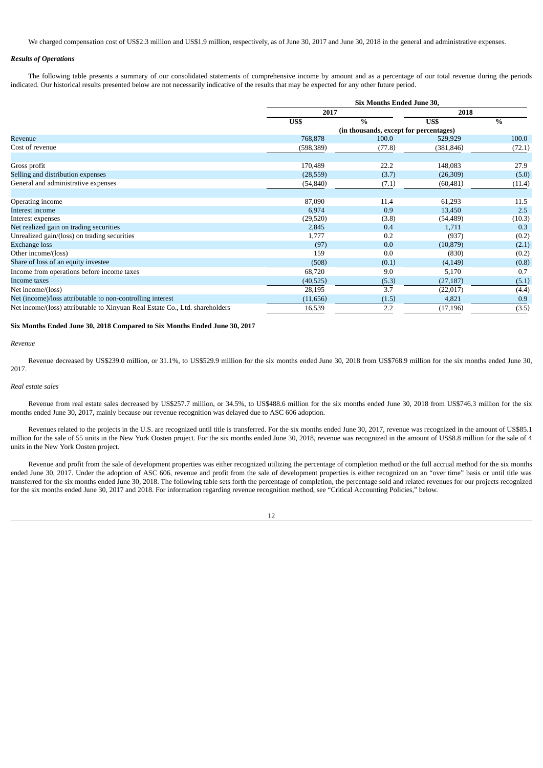We charged compensation cost of US$2.3 million and US$1.9 million, respectively, as of June 30, 2017 and June 30, 2018 in the general and administrative expenses.

***Results of Operations***

The following table presents a summary of our consolidated statements of comprehensive income by amount and as a percentage of our total revenue during the periods indicated. Our historical results presented below are not necessarily indicative of the results that may be expected for any other future period.

| | Six Months Ended June 30, | | | |
|---|---|---|---|---|
| | 2017 | | 2018 | |
| | US$ | % | US$ | % |
| | (in thousands, except for percentages) | | | |
| Revenue | 768,878 | 100.0 | 529,929 | 100.0 |
| Cost of revenue | (598,389) | (77.8) | (381,846) | (72.1) |
| Gross profit | 170,489 | 22.2 | 148,083 | 27.9 |
| Selling and distribution expenses | (28,559) | (3.7) | (26,309) | (5.0) |
| General and administrative expenses | (54,840) | (7.1) | (60,481) | (11.4) |
| Operating income | 87,090 | 11.4 | 61,293 | 11.5 |
| Interest income | 6,974 | 0.9 | 13,450 | 2.5 |
| Interest expenses | (29,520) | (3.8) | (54,489) | (10.3) |
| Net realized gain on trading securities | 2,845 | 0.4 | 1,711 | 0.3 |
| Unrealized gain/(loss) on trading securities | 1,777 | 0.2 | (937) | (0.2) |
| Exchange loss | (97) | 0.0 | (10,879) | (2.1) |
| Other income/(loss) | 159 | 0.0 | (830) | (0.2) |
| Share of loss of an equity investee | (508) | (0.1) | (4,149) | (0.8) |
| Income from operations before income taxes | 68,720 | 9.0 | 5,170 | 0.7 |
| Income taxes | (40,525) | (5.3) | (27,187) | (5.1) |
| Net income/(loss) | 28,195 | 3.7 | (22,017) | (4.4) |
| Net (income)/loss attributable to non-controlling interest | (11,656) | (1.5) | 4,821 | 0.9 |
| Net income/(loss) attributable to Xinyuan Real Estate Co., Ltd. shareholders | 16,539 | 2.2 | (17,196) | (3.5) |

**Six Months Ended June 30, 2018 Compared to Six Months Ended June 30, 2017**

*Revenue*

Revenue decreased by US$239.0 million, or 31.1%, to US$529.9 million for the six months ended June 30, 2018 from US$768.9 million for the six months ended June 30, 2017.

*Real estate sales*

Revenue from real estate sales decreased by US$257.7 million, or 34.5%, to US$488.6 million for the six months ended June 30, 2018 from US$746.3 million for the six months ended June 30, 2017, mainly because our revenue recognition was delayed due to ASC 606 adoption.

Revenues related to the projects in the U.S. are recognized until title is transferred. For the six months ended June 30, 2017, revenue was recognized in the amount of US$85.1 million for the sale of 55 units in the New York Oosten project. For the six months ended June 30, 2018, revenue was recognized in the amount of US$8.8 million for the sale of 4 units in the New York Oosten project.

Revenue and profit from the sale of development properties was either recognized utilizing the percentage of completion method or the full accrual method for the six months ended June 30, 2017. Under the adoption of ASC 606, revenue and profit from the sale of development properties is either recognized on an "over time" basis or until title was transferred for the six months ended June 30, 2018. The following table sets forth the percentage of completion, the percentage sold and related revenues for our projects recognized for the six months ended June 30, 2017 and 2018. For information regarding revenue recognition method, see "Critical Accounting Policies," below.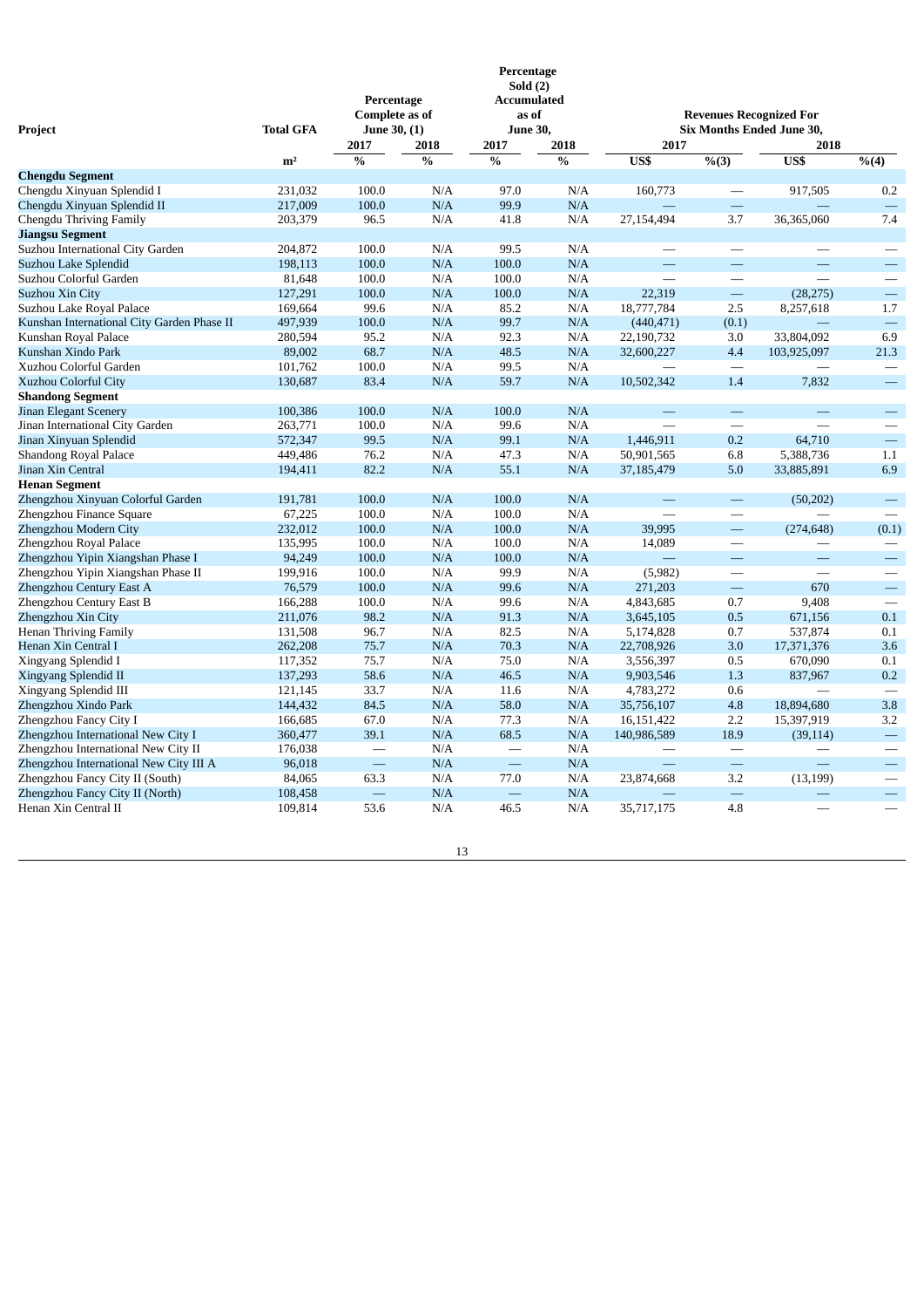| Project | Total GFA | Percentage Complete as of June 30, (1) | | Percentage Sold (2) Accumulated as of June 30, | | Revenues Recognized For Six Months Ended June 30, | | | |
|---|---|---|---|---|---|---|---|---|---|
| | | 2017 | 2018 | 2017 | 2018 | 2017 | | 2018 | |
| | m² | % | % | % | % | US$ | %(3) | US$ | %(4) |
| **Chengdu Segment** | | | | | | | | | |
| Chengdu Xinyuan Splendid I | 231,032 | 100.0 | N/A | 97.0 | N/A | 160,773 | — | 917,505 | 0.2 |
| Chengdu Xinyuan Splendid II | 217,009 | 100.0 | N/A | 99.9 | N/A | — | — | — | — |
| Chengdu Thriving Family | 203,379 | 96.5 | N/A | 41.8 | N/A | 27,154,494 | 3.7 | 36,365,060 | 7.4 |
| **Jiangsu Segment** | | | | | | | | | |
| Suzhou International City Garden | 204,872 | 100.0 | N/A | 99.5 | N/A | — | — | — | — |
| Suzhou Lake Splendid | 198,113 | 100.0 | N/A | 100.0 | N/A | — | — | — | — |
| Suzhou Colorful Garden | 81,648 | 100.0 | N/A | 100.0 | N/A | — | — | — | — |
| Suzhou Xin City | 127,291 | 100.0 | N/A | 100.0 | N/A | 22,319 | — | (28,275) | — |
| Suzhou Lake Royal Palace | 169,664 | 99.6 | N/A | 85.2 | N/A | 18,777,784 | 2.5 | 8,257,618 | 1.7 |
| Kunshan International City Garden Phase II | 497,939 | 100.0 | N/A | 99.7 | N/A | (440,471) | (0.1) | — | — |
| Kunshan Royal Palace | 280,594 | 95.2 | N/A | 92.3 | N/A | 22,190,732 | 3.0 | 33,804,092 | 6.9 |
| Kunshan Xindo Park | 89,002 | 68.7 | N/A | 48.5 | N/A | 32,600,227 | 4.4 | 103,925,097 | 21.3 |
| Xuzhou Colorful Garden | 101,762 | 100.0 | N/A | 99.5 | N/A | — | — | — | — |
| Xuzhou Colorful City | 130,687 | 83.4 | N/A | 59.7 | N/A | 10,502,342 | 1.4 | 7,832 | — |
| **Shandong Segment** | | | | | | | | | |
| Jinan Elegant Scenery | 100,386 | 100.0 | N/A | 100.0 | N/A | — | — | — | — |
| Jinan International City Garden | 263,771 | 100.0 | N/A | 99.6 | N/A | — | — | — | — |
| Jinan Xinyuan Splendid | 572,347 | 99.5 | N/A | 99.1 | N/A | 1,446,911 | 0.2 | 64,710 | — |
| Shandong Royal Palace | 449,486 | 76.2 | N/A | 47.3 | N/A | 50,901,565 | 6.8 | 5,388,736 | 1.1 |
| Jinan Xin Central | 194,411 | 82.2 | N/A | 55.1 | N/A | 37,185,479 | 5.0 | 33,885,891 | 6.9 |
| **Henan Segment** | | | | | | | | | |
| Zhengzhou Xinyuan Colorful Garden | 191,781 | 100.0 | N/A | 100.0 | N/A | — | — | (50,202) | — |
| Zhengzhou Finance Square | 67,225 | 100.0 | N/A | 100.0 | N/A | — | — | — | — |
| Zhengzhou Modern City | 232,012 | 100.0 | N/A | 100.0 | N/A | 39,995 | — | (274,648) | (0.1) |
| Zhengzhou Royal Palace | 135,995 | 100.0 | N/A | 100.0 | N/A | 14,089 | — | — | — |
| Zhengzhou Yipin Xiangshan Phase I | 94,249 | 100.0 | N/A | 100.0 | N/A | — | — | — | — |
| Zhengzhou Yipin Xiangshan Phase II | 199,916 | 100.0 | N/A | 99.9 | N/A | (5,982) | — | — | — |
| Zhengzhou Century East A | 76,579 | 100.0 | N/A | 99.6 | N/A | 271,203 | — | 670 | — |
| Zhengzhou Century East B | 166,288 | 100.0 | N/A | 99.6 | N/A | 4,843,685 | 0.7 | 9,408 | — |
| Zhengzhou Xin City | 211,076 | 98.2 | N/A | 91.3 | N/A | 3,645,105 | 0.5 | 671,156 | 0.1 |
| Henan Thriving Family | 131,508 | 96.7 | N/A | 82.5 | N/A | 5,174,828 | 0.7 | 537,874 | 0.1 |
| Henan Xin Central I | 262,208 | 75.7 | N/A | 70.3 | N/A | 22,708,926 | 3.0 | 17,371,376 | 3.6 |
| Xingyang Splendid I | 117,352 | 75.7 | N/A | 75.0 | N/A | 3,556,397 | 0.5 | 670,090 | 0.1 |
| Xingyang Splendid II | 137,293 | 58.6 | N/A | 46.5 | N/A | 9,903,546 | 1.3 | 837,967 | 0.2 |
| Xingyang Splendid III | 121,145 | 33.7 | N/A | 11.6 | N/A | 4,783,272 | 0.6 | — | — |
| Zhengzhou Xindo Park | 144,432 | 84.5 | N/A | 58.0 | N/A | 35,756,107 | 4.8 | 18,894,680 | 3.8 |
| Zhengzhou Fancy City I | 166,685 | 67.0 | N/A | 77.3 | N/A | 16,151,422 | 2.2 | 15,397,919 | 3.2 |
| Zhengzhou International New City I | 360,477 | 39.1 | N/A | 68.5 | N/A | 140,986,589 | 18.9 | (39,114) | — |
| Zhengzhou International New City II | 176,038 | — | N/A | — | N/A | — | — | — | — |
| Zhengzhou International New City III A | 96,018 | — | N/A | — | N/A | — | — | — | — |
| Zhengzhou Fancy City II (South) | 84,065 | 63.3 | N/A | 77.0 | N/A | 23,874,668 | 3.2 | (13,199) | — |
| Zhengzhou Fancy City II (North) | 108,458 | — | N/A | — | N/A | — | — | — | — |
| Henan Xin Central II | 109,814 | 53.6 | N/A | 46.5 | N/A | 35,717,175 | 4.8 | — | — |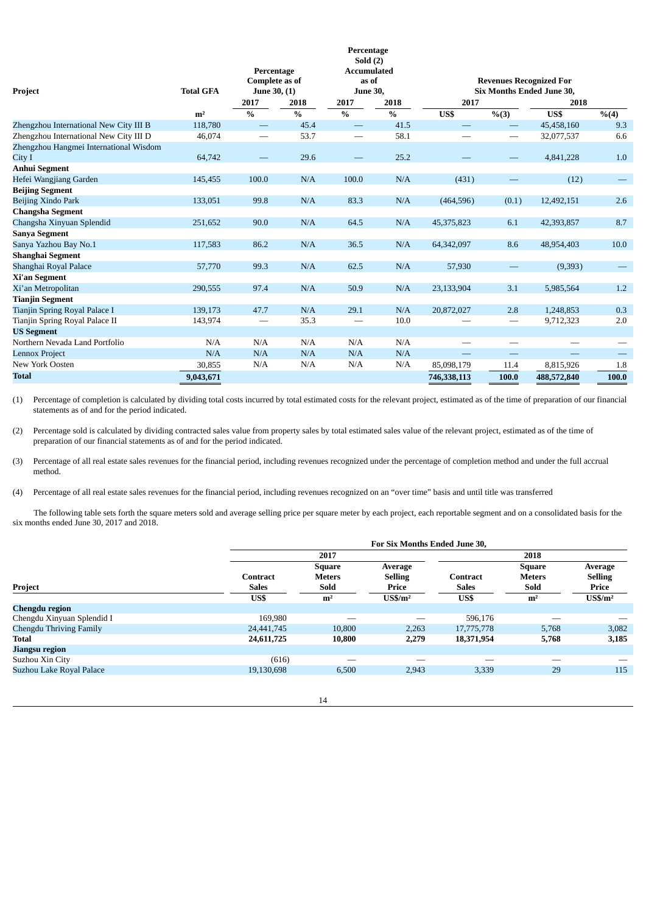| Project | Total GFA | Percentage Complete as of June 30, (1) | | Percentage Sold (2) Accumulated as of June 30, | | Revenues Recognized For Six Months Ended June 30, | | | |
|---|---|---|---|---|---|---|---|---|---|
| | | 2017 | 2018 | 2017 | 2018 | 2017 | | 2018 | |
| | m² | % | % | % | % | US$ | %(3) | US$ | %(4) |
| Zhengzhou International New City III B | 118,780 | — | 45.4 | — | 41.5 | — | — | 45,458,160 | 9.3 |
| Zhengzhou International New City III D | 46,074 | — | 53.7 | — | 58.1 | — | — | 32,077,537 | 6.6 |
| Zhengzhou Hangmei International Wisdom City I | 64,742 | — | 29.6 | — | 25.2 | — | — | 4,841,228 | 1.0 |
| **Anhui Segment** | | | | | | | | | |
| Hefei Wangjiang Garden | 145,455 | 100.0 | N/A | 100.0 | N/A | (431) | — | (12) | — |
| **Beijing Segment** | | | | | | | | | |
| Beijing Xindo Park | 133,051 | 99.8 | N/A | 83.3 | N/A | (464,596) | (0.1) | 12,492,151 | 2.6 |
| **Changsha Segment** | | | | | | | | | |
| Changsha Xinyuan Splendid | 251,652 | 90.0 | N/A | 64.5 | N/A | 45,375,823 | 6.1 | 42,393,857 | 8.7 |
| **Sanya Segment** | | | | | | | | | |
| Sanya Yazhou Bay No.1 | 117,583 | 86.2 | N/A | 36.5 | N/A | 64,342,097 | 8.6 | 48,954,403 | 10.0 |
| **Shanghai Segment** | | | | | | | | | |
| Shanghai Royal Palace | 57,770 | 99.3 | N/A | 62.5 | N/A | 57,930 | — | (9,393) | — |
| **Xi'an Segment** | | | | | | | | | |
| Xi'an Metropolitan | 290,555 | 97.4 | N/A | 50.9 | N/A | 23,133,904 | 3.1 | 5,985,564 | 1.2 |
| **Tianjin Segment** | | | | | | | | | |
| Tianjin Spring Royal Palace I | 139,173 | 47.7 | N/A | 29.1 | N/A | 20,872,027 | 2.8 | 1,248,853 | 0.3 |
| Tianjin Spring Royal Palace II | 143,974 | — | 35.3 | — | 10.0 | — | — | 9,712,323 | 2.0 |
| **US Segment** | | | | | | | | | |
| Northern Nevada Land Portfolio | N/A | N/A | N/A | N/A | N/A | — | — | — | — |
| Lennox Project | N/A | N/A | N/A | N/A | N/A | — | — | — | — |
| New York Oosten | 30,855 | N/A | N/A | N/A | N/A | 85,098,179 | 11.4 | 8,815,926 | 1.8 |
| **Total** | **9,043,671** | | | | | **746,338,113** | **100.0** | **488,572,840** | **100.0** |

(1) Percentage of completion is calculated by dividing total costs incurred by total estimated costs for the relevant project, estimated as of the time of preparation of our financial statements as of and for the period indicated.

(2) Percentage sold is calculated by dividing contracted sales value from property sales by total estimated sales value of the relevant project, estimated as of the time of preparation of our financial statements as of and for the period indicated.

(3) Percentage of all real estate sales revenues for the financial period, including revenues recognized under the percentage of completion method and under the full accrual method.

(4) Percentage of all real estate sales revenues for the financial period, including revenues recognized on an "over time" basis and until title was transferred

The following table sets forth the square meters sold and average selling price per square meter by each project, each reportable segment and on a consolidated basis for the six months ended June 30, 2017 and 2018.

| Project | For Six Months Ended June 30, | | | | | |
|---|---|---|---|---|---|---|
| | 2017 | | | 2018 | | |
| | Contract Sales | Square Meters Sold | Average Selling Price | Contract Sales | Square Meters Sold | Average Selling Price |
| | US$ | m² | US$/m² | US$ | m² | US$/m² |
| **Chengdu region** | | | | | | |
| Chengdu Xinyuan Splendid I | 169,980 | — | — | 596,176 | — | — |
| Chengdu Thriving Family | 24,441,745 | 10,800 | 2,263 | 17,775,778 | 5,768 | 3,082 |
| **Total** | **24,611,725** | **10,800** | **2,279** | **18,371,954** | **5,768** | **3,185** |
| **Jiangsu region** | | | | | | |
| Suzhou Xin City | (616) | — | — | — | — | — |
| Suzhou Lake Royal Palace | 19,130,698 | 6,500 | 2,943 | 3,339 | 29 | 115 |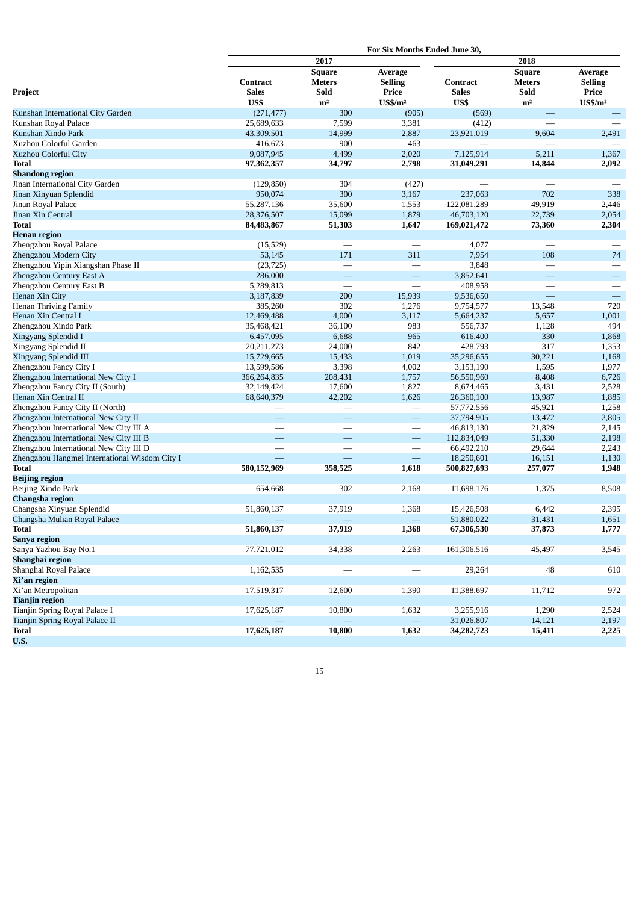| Project | For Six Months Ended June 30, | | | | | |
|---|---|---|---|---|---|---|
| | 2017 | | | 2018 | | |
| | Contract Sales | Square Meters Sold | Average Selling Price | Contract Sales | Square Meters Sold | Average Selling Price |
| | US$ | m² | US$/m² | US$ | m² | US$/m² |
| Kunshan International City Garden | (271,477) | 300 | (905) | (569) | — | — |
| Kunshan Royal Palace | 25,689,633 | 7,599 | 3,381 | (412) | — | — |
| Kunshan Xindo Park | 43,309,501 | 14,999 | 2,887 | 23,921,019 | 9,604 | 2,491 |
| Xuzhou Colorful Garden | 416,673 | 900 | 463 | — | — | — |
| Xuzhou Colorful City | 9,087,945 | 4,499 | 2,020 | 7,125,914 | 5,211 | 1,367 |
| **Total** | **97,362,357** | **34,797** | **2,798** | **31,049,291** | **14,844** | **2,092** |
| **Shandong region** | | | | | | |
| Jinan International City Garden | (129,850) | 304 | (427) | — | — | — |
| Jinan Xinyuan Splendid | 950,074 | 300 | 3,167 | 237,063 | 702 | 338 |
| Jinan Royal Palace | 55,287,136 | 35,600 | 1,553 | 122,081,289 | 49,919 | 2,446 |
| Jinan Xin Central | 28,376,507 | 15,099 | 1,879 | 46,703,120 | 22,739 | 2,054 |
| **Total** | **84,483,867** | **51,303** | **1,647** | **169,021,472** | **73,360** | **2,304** |
| **Henan region** | | | | | | |
| Zhengzhou Royal Palace | (15,529) | — | — | 4,077 | — | — |
| Zhengzhou Modern City | 53,145 | 171 | 311 | 7,954 | 108 | 74 |
| Zhengzhou Yipin Xiangshan Phase II | (23,725) | — | — | 3,848 | — | — |
| Zhengzhou Century East A | 286,000 | — | — | 3,852,641 | — | — |
| Zhengzhou Century East B | 5,289,813 | — | — | 408,958 | — | — |
| Henan Xin City | 3,187,839 | 200 | 15,939 | 9,536,650 | — | — |
| Henan Thriving Family | 385,260 | 302 | 1,276 | 9,754,577 | 13,548 | 720 |
| Henan Xin Central I | 12,469,488 | 4,000 | 3,117 | 5,664,237 | 5,657 | 1,001 |
| Zhengzhou Xindo Park | 35,468,421 | 36,100 | 983 | 556,737 | 1,128 | 494 |
| Xingyang Splendid I | 6,457,095 | 6,688 | 965 | 616,400 | 330 | 1,868 |
| Xingyang Splendid II | 20,211,273 | 24,000 | 842 | 428,793 | 317 | 1,353 |
| Xingyang Splendid III | 15,729,665 | 15,433 | 1,019 | 35,296,655 | 30,221 | 1,168 |
| Zhengzhou Fancy City I | 13,599,586 | 3,398 | 4,002 | 3,153,190 | 1,595 | 1,977 |
| Zhengzhou International New City I | 366,264,835 | 208,431 | 1,757 | 56,550,960 | 8,408 | 6,726 |
| Zhengzhou Fancy City II (South) | 32,149,424 | 17,600 | 1,827 | 8,674,465 | 3,431 | 2,528 |
| Henan Xin Central II | 68,640,379 | 42,202 | 1,626 | 26,360,100 | 13,987 | 1,885 |
| Zhengzhou Fancy City II (North) | — | — | — | 57,772,556 | 45,921 | 1,258 |
| Zhengzhou International New City II | — | — | — | 37,794,905 | 13,472 | 2,805 |
| Zhengzhou International New City III A | — | — | — | 46,813,130 | 21,829 | 2,145 |
| Zhengzhou International New City III B | — | — | — | 112,834,049 | 51,330 | 2,198 |
| Zhengzhou International New City III D | — | — | — | 66,492,210 | 29,644 | 2,243 |
| Zhengzhou Hangmei International Wisdom City I | — | — | — | 18,250,601 | 16,151 | 1,130 |
| **Total** | **580,152,969** | **358,525** | **1,618** | **500,827,693** | **257,077** | **1,948** |
| **Beijing region** | | | | | | |
| Beijing Xindo Park | 654,668 | 302 | 2,168 | 11,698,176 | 1,375 | 8,508 |
| **Changsha region** | | | | | | |
| Changsha Xinyuan Splendid | 51,860,137 | 37,919 | 1,368 | 15,426,508 | 6,442 | 2,395 |
| Changsha Mulian Royal Palace | — | — | — | 51,880,022 | 31,431 | 1,651 |
| **Total** | **51,860,137** | **37,919** | **1,368** | **67,306,530** | **37,873** | **1,777** |
| **Sanya region** | | | | | | |
| Sanya Yazhou Bay No.1 | 77,721,012 | 34,338 | 2,263 | 161,306,516 | 45,497 | 3,545 |
| **Shanghai region** | | | | | | |
| Shanghai Royal Palace | 1,162,535 | — | — | 29,264 | 48 | 610 |
| **Xi'an region** | | | | | | |
| Xi'an Metropolitan | 17,519,317 | 12,600 | 1,390 | 11,388,697 | 11,712 | 972 |
| **Tianjin region** | | | | | | |
| Tianjin Spring Royal Palace I | 17,625,187 | 10,800 | 1,632 | 3,255,916 | 1,290 | 2,524 |
| Tianjin Spring Royal Palace II | — | — | — | 31,026,807 | 14,121 | 2,197 |
| **Total** | **17,625,187** | **10,800** | **1,632** | **34,282,723** | **15,411** | **2,225** |
| **U.S.** | | | | | | |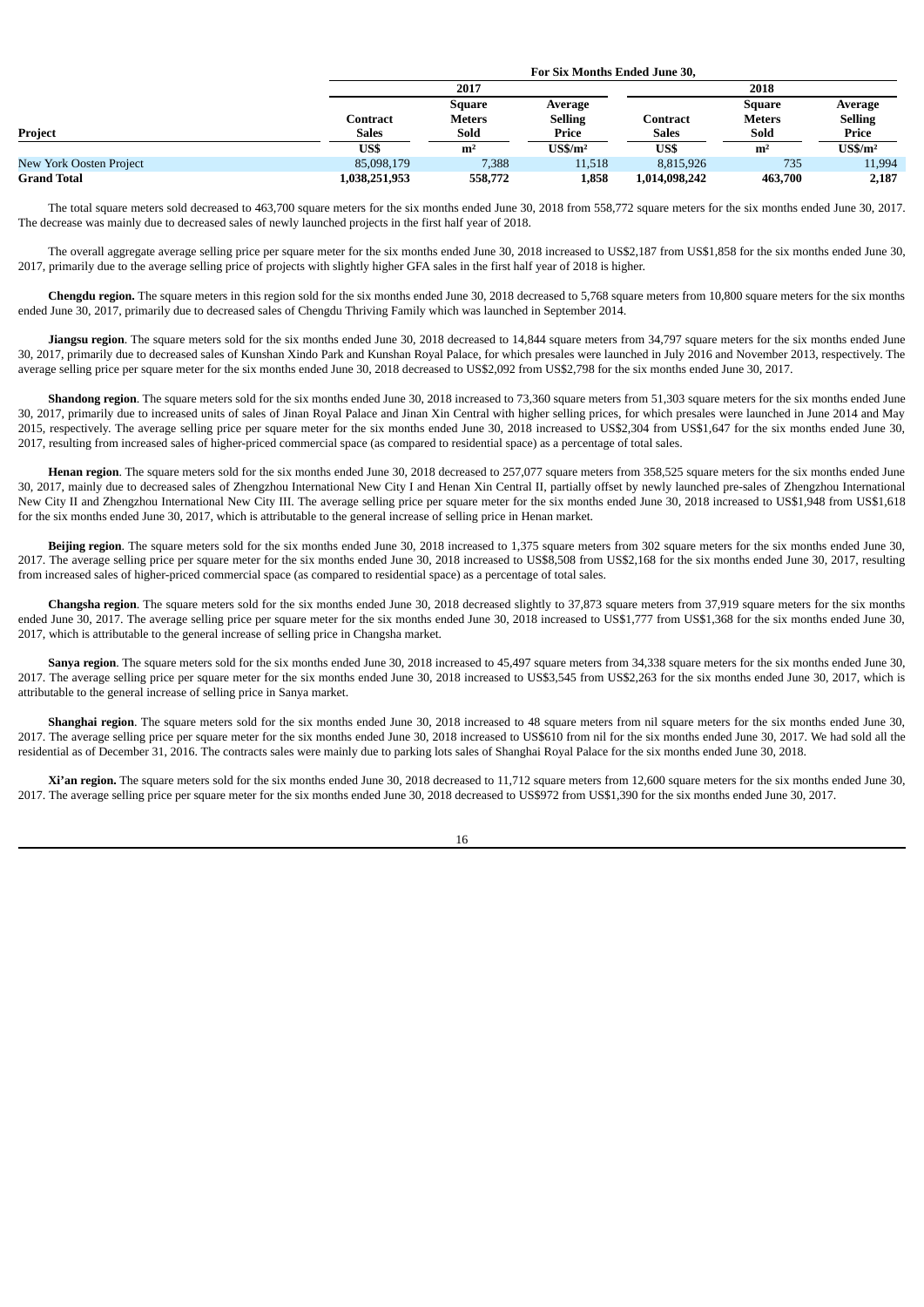| Project | For Six Months Ended June 30, | | | | | |
|---|---|---|---|---|---|---|
| | 2017 | | | 2018 | | |
| | Contract Sales | Square Meters Sold | Average Selling Price | Contract Sales | Square Meters Sold | Average Selling Price |
| | US$ | m² | US$/m² | US$ | m² | US$/m² |
| New York Oosten Project | 85,098,179 | 7,388 | 11,518 | 8,815,926 | 735 | 11,994 |
| **Grand Total** | **1,038,251,953** | **558,772** | **1,858** | **1,014,098,242** | **463,700** | **2,187** |

The total square meters sold decreased to 463,700 square meters for the six months ended June 30, 2018 from 558,772 square meters for the six months ended June 30, 2017. The decrease was mainly due to decreased sales of newly launched projects in the first half year of 2018.

The overall aggregate average selling price per square meter for the six months ended June 30, 2018 increased to US$2,187 from US$1,858 for the six months ended June 30, 2017, primarily due to the average selling price of projects with slightly higher GFA sales in the first half year of 2018 is higher.

**Chengdu region.** The square meters in this region sold for the six months ended June 30, 2018 decreased to 5,768 square meters from 10,800 square meters for the six months ended June 30, 2017, primarily due to decreased sales of Chengdu Thriving Family which was launched in September 2014.

**Jiangsu region**. The square meters sold for the six months ended June 30, 2018 decreased to 14,844 square meters from 34,797 square meters for the six months ended June 30, 2017, primarily due to decreased sales of Kunshan Xindo Park and Kunshan Royal Palace, for which presales were launched in July 2016 and November 2013, respectively. The average selling price per square meter for the six months ended June 30, 2018 decreased to US$2,092 from US$2,798 for the six months ended June 30, 2017.

**Shandong region**. The square meters sold for the six months ended June 30, 2018 increased to 73,360 square meters from 51,303 square meters for the six months ended June 30, 2017, primarily due to increased units of sales of Jinan Royal Palace and Jinan Xin Central with higher selling prices, for which presales were launched in June 2014 and May 2015, respectively. The average selling price per square meter for the six months ended June 30, 2018 increased to US$2,304 from US$1,647 for the six months ended June 30, 2017, resulting from increased sales of higher-priced commercial space (as compared to residential space) as a percentage of total sales.

**Henan region**. The square meters sold for the six months ended June 30, 2018 decreased to 257,077 square meters from 358,525 square meters for the six months ended June 30, 2017, mainly due to decreased sales of Zhengzhou International New City I and Henan Xin Central II, partially offset by newly launched pre-sales of Zhengzhou International New City II and Zhengzhou International New City III. The average selling price per square meter for the six months ended June 30, 2018 increased to US$1,948 from US$1,618 for the six months ended June 30, 2017, which is attributable to the general increase of selling price in Henan market.

**Beijing region**. The square meters sold for the six months ended June 30, 2018 increased to 1,375 square meters from 302 square meters for the six months ended June 30, 2017. The average selling price per square meter for the six months ended June 30, 2018 increased to US$8,508 from US$2,168 for the six months ended June 30, 2017, resulting from increased sales of higher-priced commercial space (as compared to residential space) as a percentage of total sales.

**Changsha region**. The square meters sold for the six months ended June 30, 2018 decreased slightly to 37,873 square meters from 37,919 square meters for the six months ended June 30, 2017. The average selling price per square meter for the six months ended June 30, 2018 increased to US$1,777 from US$1,368 for the six months ended June 30, 2017, which is attributable to the general increase of selling price in Changsha market.

**Sanya region**. The square meters sold for the six months ended June 30, 2018 increased to 45,497 square meters from 34,338 square meters for the six months ended June 30, 2017. The average selling price per square meter for the six months ended June 30, 2018 increased to US$3,545 from US$2,263 for the six months ended June 30, 2017, which is attributable to the general increase of selling price in Sanya market.

**Shanghai region**. The square meters sold for the six months ended June 30, 2018 increased to 48 square meters from nil square meters for the six months ended June 30, 2017. The average selling price per square meter for the six months ended June 30, 2018 increased to US$610 from nil for the six months ended June 30, 2017. We had sold all the residential as of December 31, 2016. The contracts sales were mainly due to parking lots sales of Shanghai Royal Palace for the six months ended June 30, 2018.

**Xi'an region.** The square meters sold for the six months ended June 30, 2018 decreased to 11,712 square meters from 12,600 square meters for the six months ended June 30, 2017. The average selling price per square meter for the six months ended June 30, 2018 decreased to US$972 from US$1,390 for the six months ended June 30, 2017.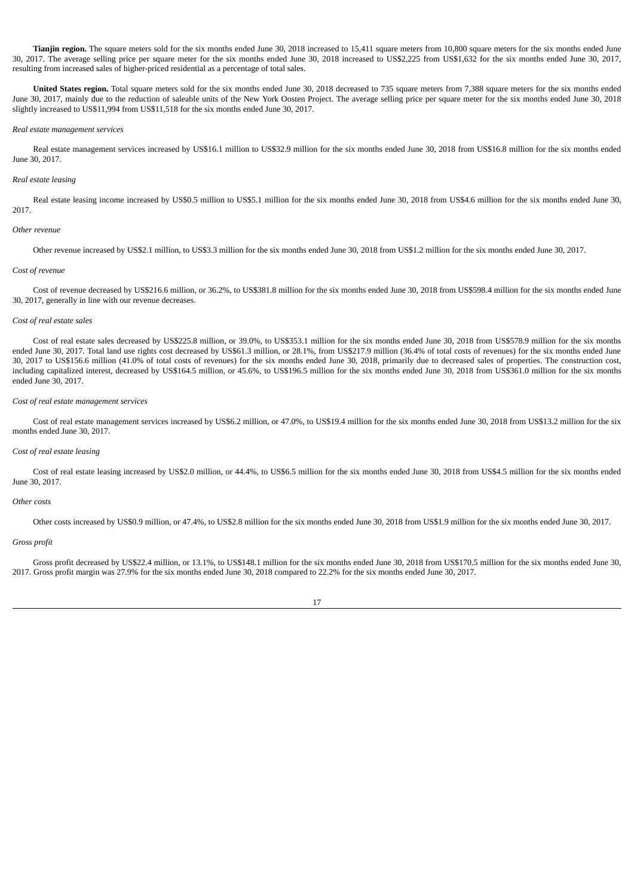**Tianjin region.** The square meters sold for the six months ended June 30, 2018 increased to 15,411 square meters from 10,800 square meters for the six months ended June 30, 2017. The average selling price per square meter for the six months ended June 30, 2018 increased to US$2,225 from US$1,632 for the six months ended June 30, 2017, resulting from increased sales of higher-priced residential as a percentage of total sales.

**United States region.** Total square meters sold for the six months ended June 30, 2018 decreased to 735 square meters from 7,388 square meters for the six months ended June 30, 2017, mainly due to the reduction of saleable units of the New York Oosten Project. The average selling price per square meter for the six months ended June 30, 2018 slightly increased to US$11,994 from US$11,518 for the six months ended June 30, 2017.

*Real estate management services*

Real estate management services increased by US$16.1 million to US$32.9 million for the six months ended June 30, 2018 from US$16.8 million for the six months ended June 30, 2017.

*Real estate leasing*

Real estate leasing income increased by US$0.5 million to US$5.1 million for the six months ended June 30, 2018 from US$4.6 million for the six months ended June 30, 2017.

*Other revenue*

Other revenue increased by US$2.1 million, to US$3.3 million for the six months ended June 30, 2018 from US$1.2 million for the six months ended June 30, 2017.

*Cost of revenue*

Cost of revenue decreased by US$216.6 million, or 36.2%, to US$381.8 million for the six months ended June 30, 2018 from US$598.4 million for the six months ended June 30, 2017, generally in line with our revenue decreases.

*Cost of real estate sales*

Cost of real estate sales decreased by US$225.8 million, or 39.0%, to US$353.1 million for the six months ended June 30, 2018 from US$578.9 million for the six months ended June 30, 2017. Total land use rights cost decreased by US$61.3 million, or 28.1%, from US$217.9 million (36.4% of total costs of revenues) for the six months ended June 30, 2017 to US$156.6 million (41.0% of total costs of revenues) for the six months ended June 30, 2018, primarily due to decreased sales of properties. The construction cost, including capitalized interest, decreased by US$164.5 million, or 45.6%, to US$196.5 million for the six months ended June 30, 2018 from US$361.0 million for the six months ended June 30, 2017.

*Cost of real estate management services*

Cost of real estate management services increased by US$6.2 million, or 47.0%, to US$19.4 million for the six months ended June 30, 2018 from US$13.2 million for the six months ended June 30, 2017.

*Cost of real estate leasing*

Cost of real estate leasing increased by US$2.0 million, or 44.4%, to US$6.5 million for the six months ended June 30, 2018 from US$4.5 million for the six months ended June 30, 2017.

*Other costs*

Other costs increased by US$0.9 million, or 47.4%, to US$2.8 million for the six months ended June 30, 2018 from US$1.9 million for the six months ended June 30, 2017.

*Gross profit*

Gross profit decreased by US$22.4 million, or 13.1%, to US$148.1 million for the six months ended June 30, 2018 from US$170.5 million for the six months ended June 30, 2017. Gross profit margin was 27.9% for the six months ended June 30, 2018 compared to 22.2% for the six months ended June 30, 2017.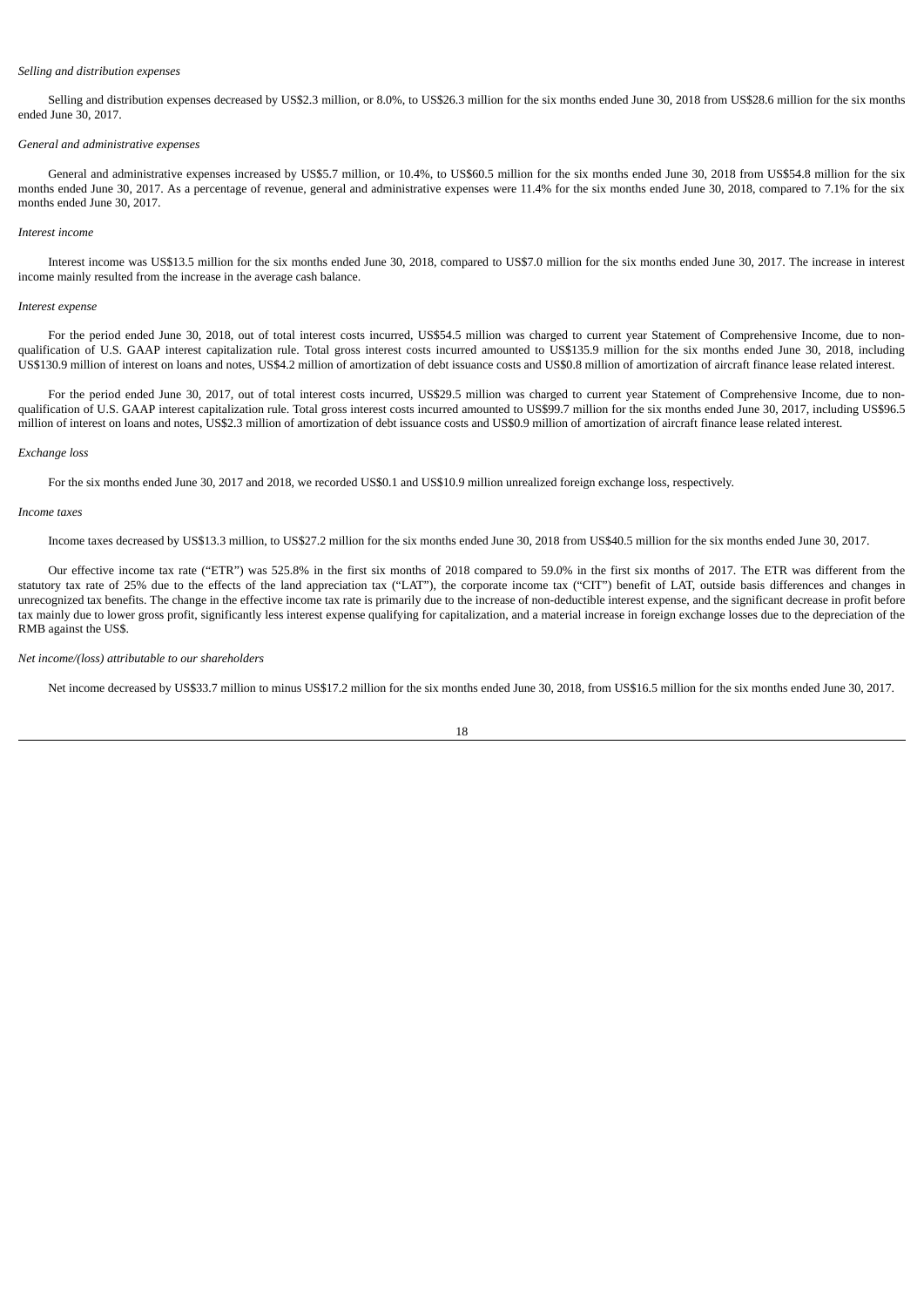*Selling and distribution expenses*

Selling and distribution expenses decreased by US$2.3 million, or 8.0%, to US$26.3 million for the six months ended June 30, 2018 from US$28.6 million for the six months ended June 30, 2017.

*General and administrative expenses*

General and administrative expenses increased by US$5.7 million, or 10.4%, to US$60.5 million for the six months ended June 30, 2018 from US$54.8 million for the six months ended June 30, 2017. As a percentage of revenue, general and administrative expenses were 11.4% for the six months ended June 30, 2018, compared to 7.1% for the six months ended June 30, 2017.

*Interest income*

Interest income was US$13.5 million for the six months ended June 30, 2018, compared to US$7.0 million for the six months ended June 30, 2017. The increase in interest income mainly resulted from the increase in the average cash balance.

*Interest expense*

For the period ended June 30, 2018, out of total interest costs incurred, US$54.5 million was charged to current year Statement of Comprehensive Income, due to non-qualification of U.S. GAAP interest capitalization rule. Total gross interest costs incurred amounted to US$135.9 million for the six months ended June 30, 2018, including US$130.9 million of interest on loans and notes, US$4.2 million of amortization of debt issuance costs and US$0.8 million of amortization of aircraft finance lease related interest.

For the period ended June 30, 2017, out of total interest costs incurred, US$29.5 million was charged to current year Statement of Comprehensive Income, due to non-qualification of U.S. GAAP interest capitalization rule. Total gross interest costs incurred amounted to US$99.7 million for the six months ended June 30, 2017, including US$96.5 million of interest on loans and notes, US$2.3 million of amortization of debt issuance costs and US$0.9 million of amortization of aircraft finance lease related interest.

*Exchange loss*

For the six months ended June 30, 2017 and 2018, we recorded US$0.1 and US$10.9 million unrealized foreign exchange loss, respectively.

*Income taxes*

Income taxes decreased by US$13.3 million, to US$27.2 million for the six months ended June 30, 2018 from US$40.5 million for the six months ended June 30, 2017.

Our effective income tax rate ("ETR") was 525.8% in the first six months of 2018 compared to 59.0% in the first six months of 2017. The ETR was different from the statutory tax rate of 25% due to the effects of the land appreciation tax ("LAT"), the corporate income tax ("CIT") benefit of LAT, outside basis differences and changes in unrecognized tax benefits. The change in the effective income tax rate is primarily due to the increase of non-deductible interest expense, and the significant decrease in profit before tax mainly due to lower gross profit, significantly less interest expense qualifying for capitalization, and a material increase in foreign exchange losses due to the depreciation of the RMB against the US$.

*Net income/(loss) attributable to our shareholders*

Net income decreased by US$33.7 million to minus US$17.2 million for the six months ended June 30, 2018, from US$16.5 million for the six months ended June 30, 2017.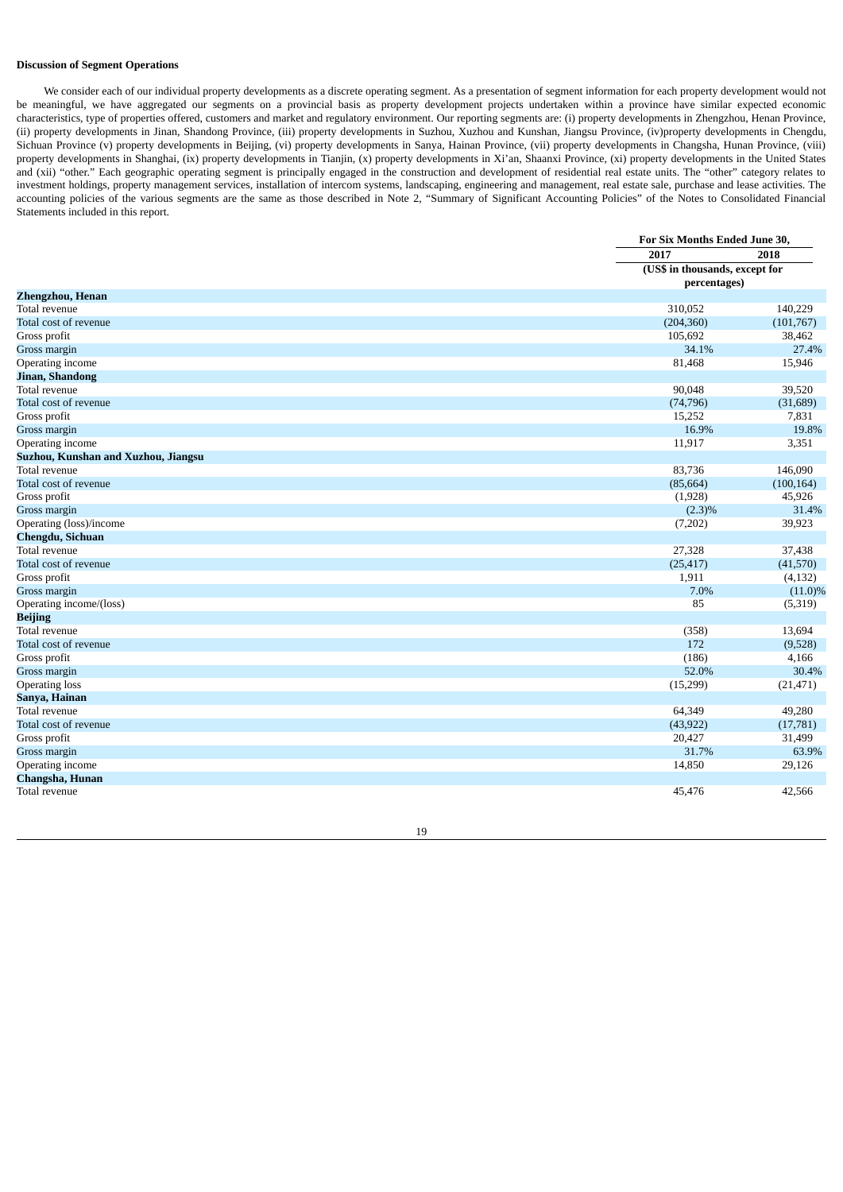### Discussion of Segment Operations

We consider each of our individual property developments as a discrete operating segment. As a presentation of segment information for each property development would not be meaningful, we have aggregated our segments on a provincial basis as property development projects undertaken within a province have similar expected economic characteristics, type of properties offered, customers and market and regulatory environment. Our reporting segments are: (i) property developments in Zhengzhou, Henan Province, (ii) property developments in Jinan, Shandong Province, (iii) property developments in Suzhou, Xuzhou and Kunshan, Jiangsu Province, (iv)property developments in Chengdu, Sichuan Province (v) property developments in Beijing, (vi) property developments in Sanya, Hainan Province, (vii) property developments in Changsha, Hunan Province, (viii) property developments in Shanghai, (ix) property developments in Tianjin, (x) property developments in Xi'an, Shaanxi Province, (xi) property developments in the United States and (xii) "other." Each geographic operating segment is principally engaged in the construction and development of residential real estate units. The "other" category relates to investment holdings, property management services, installation of intercom systems, landscaping, engineering and management, real estate sale, purchase and lease activities. The accounting policies of the various segments are the same as those described in Note 2, "Summary of Significant Accounting Policies" of the Notes to Consolidated Financial Statements included in this report.

| | For Six Months Ended June 30, | |
|---|---|---|
| | 2017 | 2018 |
| | (US$ in thousands, except for percentages) | |
| **Zhengzhou, Henan** | | |
| Total revenue | 310,052 | 140,229 |
| Total cost of revenue | (204,360) | (101,767) |
| Gross profit | 105,692 | 38,462 |
| Gross margin | 34.1% | 27.4% |
| Operating income | 81,468 | 15,946 |
| **Jinan, Shandong** | | |
| Total revenue | 90,048 | 39,520 |
| Total cost of revenue | (74,796) | (31,689) |
| Gross profit | 15,252 | 7,831 |
| Gross margin | 16.9% | 19.8% |
| Operating income | 11,917 | 3,351 |
| **Suzhou, Kunshan and Xuzhou, Jiangsu** | | |
| Total revenue | 83,736 | 146,090 |
| Total cost of revenue | (85,664) | (100,164) |
| Gross profit | (1,928) | 45,926 |
| Gross margin | (2.3)% | 31.4% |
| Operating (loss)/income | (7,202) | 39,923 |
| **Chengdu, Sichuan** | | |
| Total revenue | 27,328 | 37,438 |
| Total cost of revenue | (25,417) | (41,570) |
| Gross profit | 1,911 | (4,132) |
| Gross margin | 7.0% | (11.0)% |
| Operating income/(loss) | 85 | (5,319) |
| **Beijing** | | |
| Total revenue | (358) | 13,694 |
| Total cost of revenue | 172 | (9,528) |
| Gross profit | (186) | 4,166 |
| Gross margin | 52.0% | 30.4% |
| Operating loss | (15,299) | (21,471) |
| **Sanya, Hainan** | | |
| Total revenue | 64,349 | 49,280 |
| Total cost of revenue | (43,922) | (17,781) |
| Gross profit | 20,427 | 31,499 |
| Gross margin | 31.7% | 63.9% |
| Operating income | 14,850 | 29,126 |
| **Changsha, Hunan** | | |
| Total revenue | 45,476 | 42,566 |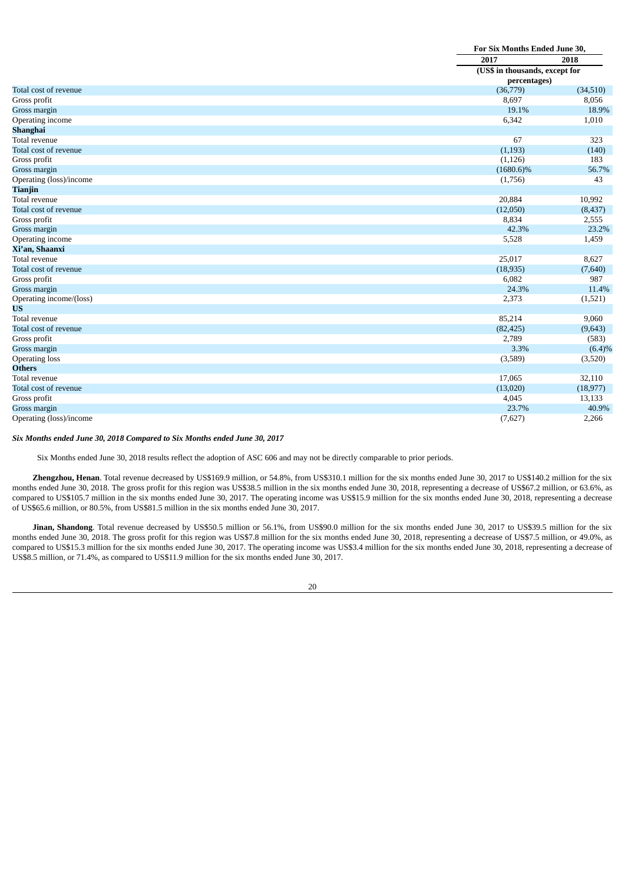| | For Six Months Ended June 30, | |
|---|---|---|
| | 2017 | 2018 |
| | (US$ in thousands, except for percentages) | |
| Total cost of revenue | (36,779) | (34,510) |
| Gross profit | 8,697 | 8,056 |
| Gross margin | 19.1% | 18.9% |
| Operating income | 6,342 | 1,010 |
| **Shanghai** | | |
| Total revenue | 67 | 323 |
| Total cost of revenue | (1,193) | (140) |
| Gross profit | (1,126) | 183 |
| Gross margin | (1680.6)% | 56.7% |
| Operating (loss)/income | (1,756) | 43 |
| **Tianjin** | | |
| Total revenue | 20,884 | 10,992 |
| Total cost of revenue | (12,050) | (8,437) |
| Gross profit | 8,834 | 2,555 |
| Gross margin | 42.3% | 23.2% |
| Operating income | 5,528 | 1,459 |
| **Xi'an, Shaanxi** | | |
| Total revenue | 25,017 | 8,627 |
| Total cost of revenue | (18,935) | (7,640) |
| Gross profit | 6,082 | 987 |
| Gross margin | 24.3% | 11.4% |
| Operating income/(loss) | 2,373 | (1,521) |
| **US** | | |
| Total revenue | 85,214 | 9,060 |
| Total cost of revenue | (82,425) | (9,643) |
| Gross profit | 2,789 | (583) |
| Gross margin | 3.3% | (6.4)% |
| Operating loss | (3,589) | (3,520) |
| **Others** | | |
| Total revenue | 17,065 | 32,110 |
| Total cost of revenue | (13,020) | (18,977) |
| Gross profit | 4,045 | 13,133 |
| Gross margin | 23.7% | 40.9% |
| Operating (loss)/income | (7,627) | 2,266 |

***Six Months ended June 30, 2018 Compared to Six Months ended June 30, 2017***

Six Months ended June 30, 2018 results reflect the adoption of ASC 606 and may not be directly comparable to prior periods.

**Zhengzhou, Henan**. Total revenue decreased by US$169.9 million, or 54.8%, from US$310.1 million for the six months ended June 30, 2017 to US$140.2 million for the six months ended June 30, 2018. The gross profit for this region was US$38.5 million in the six months ended June 30, 2018, representing a decrease of US$67.2 million, or 63.6%, as compared to US$105.7 million in the six months ended June 30, 2017. The operating income was US$15.9 million for the six months ended June 30, 2018, representing a decrease of US$65.6 million, or 80.5%, from US$81.5 million in the six months ended June 30, 2017.

**Jinan, Shandong**. Total revenue decreased by US$50.5 million or 56.1%, from US$90.0 million for the six months ended June 30, 2017 to US$39.5 million for the six months ended June 30, 2018. The gross profit for this region was US$7.8 million for the six months ended June 30, 2018, representing a decrease of US$7.5 million, or 49.0%, as compared to US$15.3 million for the six months ended June 30, 2017. The operating income was US$3.4 million for the six months ended June 30, 2018, representing a decrease of US$8.5 million, or 71.4%, as compared to US$11.9 million for the six months ended June 30, 2017.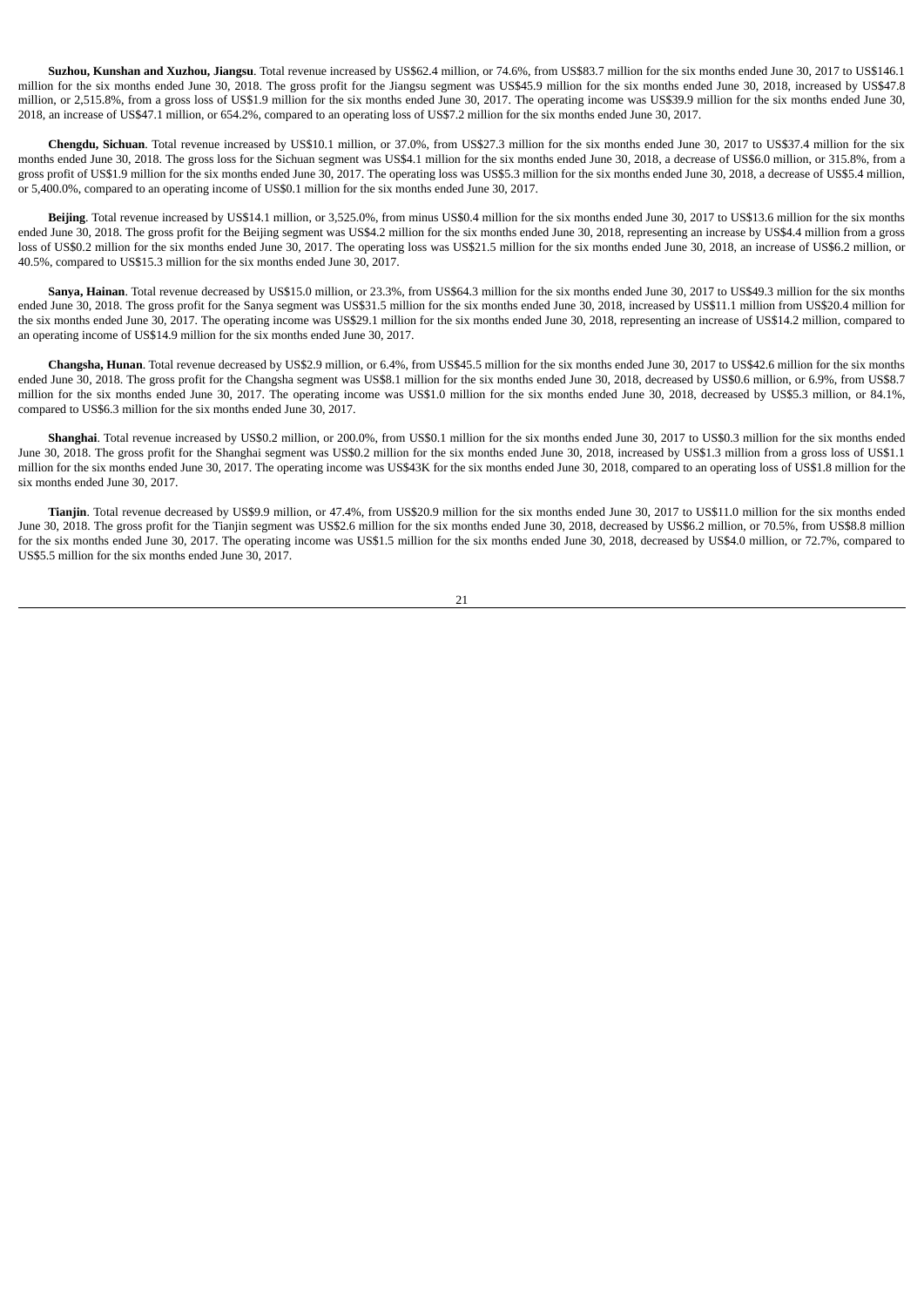**Suzhou, Kunshan and Xuzhou, Jiangsu**. Total revenue increased by US$62.4 million, or 74.6%, from US$83.7 million for the six months ended June 30, 2017 to US$146.1 million for the six months ended June 30, 2018. The gross profit for the Jiangsu segment was US$45.9 million for the six months ended June 30, 2018, increased by US$47.8 million, or 2,515.8%, from a gross loss of US$1.9 million for the six months ended June 30, 2017. The operating income was US$39.9 million for the six months ended June 30, 2018, an increase of US$47.1 million, or 654.2%, compared to an operating loss of US$7.2 million for the six months ended June 30, 2017.

**Chengdu, Sichuan**. Total revenue increased by US$10.1 million, or 37.0%, from US$27.3 million for the six months ended June 30, 2017 to US$37.4 million for the six months ended June 30, 2018. The gross loss for the Sichuan segment was US$4.1 million for the six months ended June 30, 2018, a decrease of US$6.0 million, or 315.8%, from a gross profit of US$1.9 million for the six months ended June 30, 2017. The operating loss was US$5.3 million for the six months ended June 30, 2018, a decrease of US$5.4 million, or 5,400.0%, compared to an operating income of US$0.1 million for the six months ended June 30, 2017.

**Beijing**. Total revenue increased by US$14.1 million, or 3,525.0%, from minus US$0.4 million for the six months ended June 30, 2017 to US$13.6 million for the six months ended June 30, 2018. The gross profit for the Beijing segment was US$4.2 million for the six months ended June 30, 2018, representing an increase by US$4.4 million from a gross loss of US$0.2 million for the six months ended June 30, 2017. The operating loss was US$21.5 million for the six months ended June 30, 2018, an increase of US$6.2 million, or 40.5%, compared to US$15.3 million for the six months ended June 30, 2017.

**Sanya, Hainan**. Total revenue decreased by US$15.0 million, or 23.3%, from US$64.3 million for the six months ended June 30, 2017 to US$49.3 million for the six months ended June 30, 2018. The gross profit for the Sanya segment was US$31.5 million for the six months ended June 30, 2018, increased by US$11.1 million from US$20.4 million for the six months ended June 30, 2017. The operating income was US$29.1 million for the six months ended June 30, 2018, representing an increase of US$14.2 million, compared to an operating income of US$14.9 million for the six months ended June 30, 2017.

**Changsha, Hunan**. Total revenue decreased by US$2.9 million, or 6.4%, from US$45.5 million for the six months ended June 30, 2017 to US$42.6 million for the six months ended June 30, 2018. The gross profit for the Changsha segment was US$8.1 million for the six months ended June 30, 2018, decreased by US$0.6 million, or 6.9%, from US$8.7 million for the six months ended June 30, 2017. The operating income was US$1.0 million for the six months ended June 30, 2018, decreased by US$5.3 million, or 84.1%, compared to US$6.3 million for the six months ended June 30, 2017.

**Shanghai**. Total revenue increased by US$0.2 million, or 200.0%, from US$0.1 million for the six months ended June 30, 2017 to US$0.3 million for the six months ended June 30, 2018. The gross profit for the Shanghai segment was US$0.2 million for the six months ended June 30, 2018, increased by US$1.3 million from a gross loss of US$1.1 million for the six months ended June 30, 2017. The operating income was US$43K for the six months ended June 30, 2018, compared to an operating loss of US$1.8 million for the six months ended June 30, 2017.

**Tianjin**. Total revenue decreased by US$9.9 million, or 47.4%, from US$20.9 million for the six months ended June 30, 2017 to US$11.0 million for the six months ended June 30, 2018. The gross profit for the Tianjin segment was US$2.6 million for the six months ended June 30, 2018, decreased by US$6.2 million, or 70.5%, from US$8.8 million for the six months ended June 30, 2017. The operating income was US$1.5 million for the six months ended June 30, 2018, decreased by US$4.0 million, or 72.7%, compared to US$5.5 million for the six months ended June 30, 2017.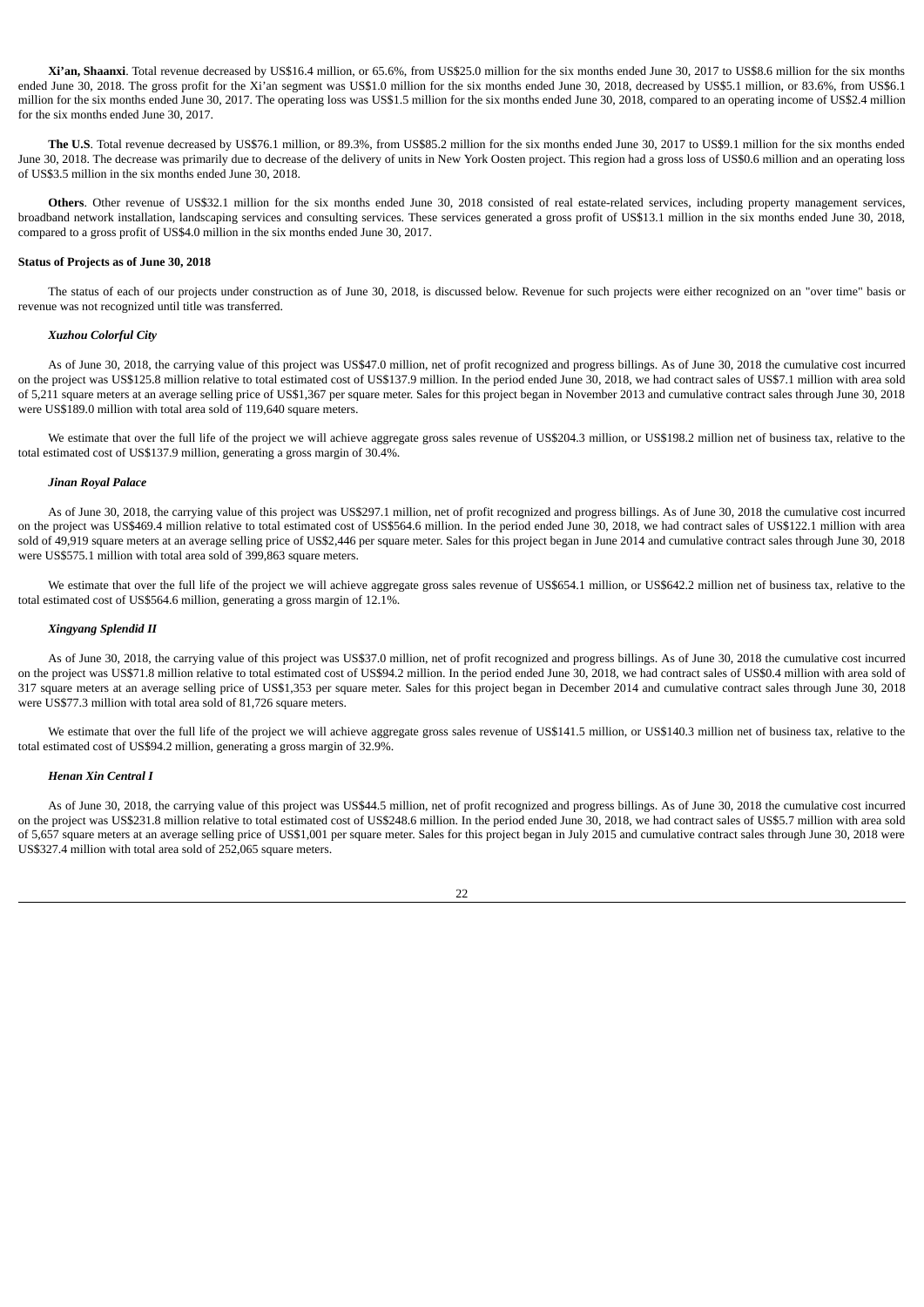**Xi'an, Shaanxi**. Total revenue decreased by US$16.4 million, or 65.6%, from US$25.0 million for the six months ended June 30, 2017 to US$8.6 million for the six months ended June 30, 2018. The gross profit for the Xi'an segment was US$1.0 million for the six months ended June 30, 2018, decreased by US$5.1 million, or 83.6%, from US$6.1 million for the six months ended June 30, 2017. The operating loss was US$1.5 million for the six months ended June 30, 2018, compared to an operating income of US$2.4 million for the six months ended June 30, 2017.

**The U.S**. Total revenue decreased by US$76.1 million, or 89.3%, from US$85.2 million for the six months ended June 30, 2017 to US$9.1 million for the six months ended June 30, 2018. The decrease was primarily due to decrease of the delivery of units in New York Oosten project. This region had a gross loss of US$0.6 million and an operating loss of US$3.5 million in the six months ended June 30, 2018.

**Others**. Other revenue of US$32.1 million for the six months ended June 30, 2018 consisted of real estate-related services, including property management services, broadband network installation, landscaping services and consulting services. These services generated a gross profit of US$13.1 million in the six months ended June 30, 2018, compared to a gross profit of US$4.0 million in the six months ended June 30, 2017.

**Status of Projects as of June 30, 2018**

The status of each of our projects under construction as of June 30, 2018, is discussed below. Revenue for such projects were either recognized on an "over time" basis or revenue was not recognized until title was transferred.

***Xuzhou Colorful City***

As of June 30, 2018, the carrying value of this project was US$47.0 million, net of profit recognized and progress billings. As of June 30, 2018 the cumulative cost incurred on the project was US$125.8 million relative to total estimated cost of US$137.9 million. In the period ended June 30, 2018, we had contract sales of US$7.1 million with area sold of 5,211 square meters at an average selling price of US$1,367 per square meter. Sales for this project began in November 2013 and cumulative contract sales through June 30, 2018 were US$189.0 million with total area sold of 119,640 square meters.

We estimate that over the full life of the project we will achieve aggregate gross sales revenue of US$204.3 million, or US$198.2 million net of business tax, relative to the total estimated cost of US$137.9 million, generating a gross margin of 30.4%.

***Jinan Royal Palace***

As of June 30, 2018, the carrying value of this project was US$297.1 million, net of profit recognized and progress billings. As of June 30, 2018 the cumulative cost incurred on the project was US$469.4 million relative to total estimated cost of US$564.6 million. In the period ended June 30, 2018, we had contract sales of US$122.1 million with area sold of 49,919 square meters at an average selling price of US$2,446 per square meter. Sales for this project began in June 2014 and cumulative contract sales through June 30, 2018 were US$575.1 million with total area sold of 399,863 square meters.

We estimate that over the full life of the project we will achieve aggregate gross sales revenue of US$654.1 million, or US$642.2 million net of business tax, relative to the total estimated cost of US$564.6 million, generating a gross margin of 12.1%.

***Xingyang Splendid II***

As of June 30, 2018, the carrying value of this project was US$37.0 million, net of profit recognized and progress billings. As of June 30, 2018 the cumulative cost incurred on the project was US$71.8 million relative to total estimated cost of US$94.2 million. In the period ended June 30, 2018, we had contract sales of US$0.4 million with area sold of 317 square meters at an average selling price of US$1,353 per square meter. Sales for this project began in December 2014 and cumulative contract sales through June 30, 2018 were US$77.3 million with total area sold of 81,726 square meters.

We estimate that over the full life of the project we will achieve aggregate gross sales revenue of US$141.5 million, or US$140.3 million net of business tax, relative to the total estimated cost of US$94.2 million, generating a gross margin of 32.9%.

***Henan Xin Central I***

As of June 30, 2018, the carrying value of this project was US$44.5 million, net of profit recognized and progress billings. As of June 30, 2018 the cumulative cost incurred on the project was US$231.8 million relative to total estimated cost of US$248.6 million. In the period ended June 30, 2018, we had contract sales of US$5.7 million with area sold of 5,657 square meters at an average selling price of US$1,001 per square meter. Sales for this project began in July 2015 and cumulative contract sales through June 30, 2018 were US$327.4 million with total area sold of 252,065 square meters.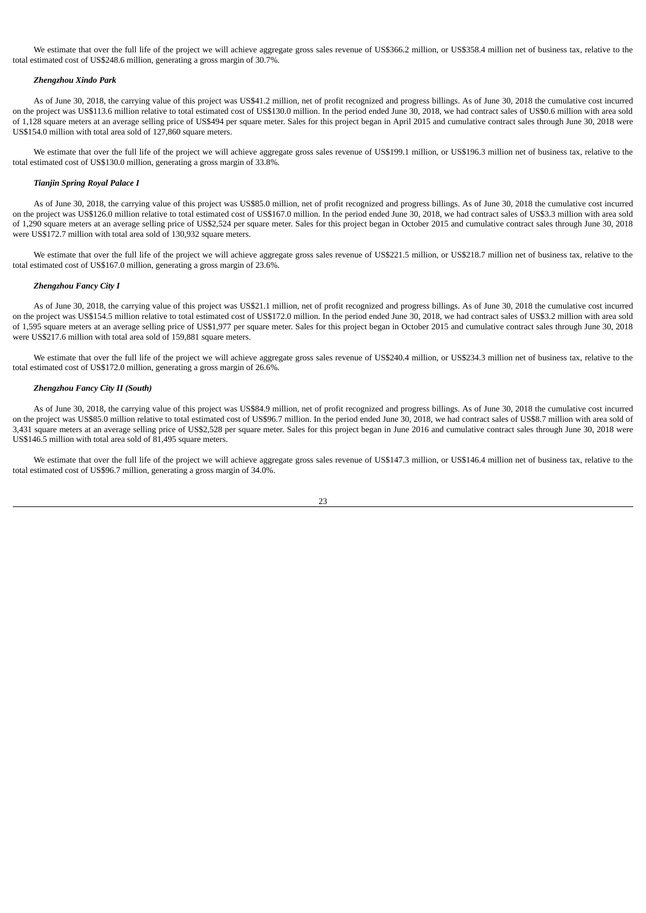We estimate that over the full life of the project we will achieve aggregate gross sales revenue of US$366.2 million, or US$358.4 million net of business tax, relative to the total estimated cost of US$248.6 million, generating a gross margin of 30.7%.

***Zhengzhou Xindo Park***

As of June 30, 2018, the carrying value of this project was US$41.2 million, net of profit recognized and progress billings. As of June 30, 2018 the cumulative cost incurred on the project was US$113.6 million relative to total estimated cost of US$130.0 million. In the period ended June 30, 2018, we had contract sales of US$0.6 million with area sold of 1,128 square meters at an average selling price of US$494 per square meter. Sales for this project began in April 2015 and cumulative contract sales through June 30, 2018 were US$154.0 million with total area sold of 127,860 square meters.

We estimate that over the full life of the project we will achieve aggregate gross sales revenue of US$199.1 million, or US$196.3 million net of business tax, relative to the total estimated cost of US$130.0 million, generating a gross margin of 33.8%.

***Tianjin Spring Royal Palace I***

As of June 30, 2018, the carrying value of this project was US$85.0 million, net of profit recognized and progress billings. As of June 30, 2018 the cumulative cost incurred on the project was US$126.0 million relative to total estimated cost of US$167.0 million. In the period ended June 30, 2018, we had contract sales of US$3.3 million with area sold of 1,290 square meters at an average selling price of US$2,524 per square meter. Sales for this project began in October 2015 and cumulative contract sales through June 30, 2018 were US$172.7 million with total area sold of 130,932 square meters.

We estimate that over the full life of the project we will achieve aggregate gross sales revenue of US$221.5 million, or US$218.7 million net of business tax, relative to the total estimated cost of US$167.0 million, generating a gross margin of 23.6%.

***Zhengzhou Fancy City I***

As of June 30, 2018, the carrying value of this project was US$21.1 million, net of profit recognized and progress billings. As of June 30, 2018 the cumulative cost incurred on the project was US$154.5 million relative to total estimated cost of US$172.0 million. In the period ended June 30, 2018, we had contract sales of US$3.2 million with area sold of 1,595 square meters at an average selling price of US$1,977 per square meter. Sales for this project began in October 2015 and cumulative contract sales through June 30, 2018 were US$217.6 million with total area sold of 159,881 square meters.

We estimate that over the full life of the project we will achieve aggregate gross sales revenue of US$240.4 million, or US$234.3 million net of business tax, relative to the total estimated cost of US$172.0 million, generating a gross margin of 26.6%.

***Zhengzhou Fancy City II (South)***

As of June 30, 2018, the carrying value of this project was US$84.9 million, net of profit recognized and progress billings. As of June 30, 2018 the cumulative cost incurred on the project was US$85.0 million relative to total estimated cost of US$96.7 million. In the period ended June 30, 2018, we had contract sales of US$8.7 million with area sold of 3,431 square meters at an average selling price of US$2,528 per square meter. Sales for this project began in June 2016 and cumulative contract sales through June 30, 2018 were US$146.5 million with total area sold of 81,495 square meters.

We estimate that over the full life of the project we will achieve aggregate gross sales revenue of US$147.3 million, or US$146.4 million net of business tax, relative to the total estimated cost of US$96.7 million, generating a gross margin of 34.0%.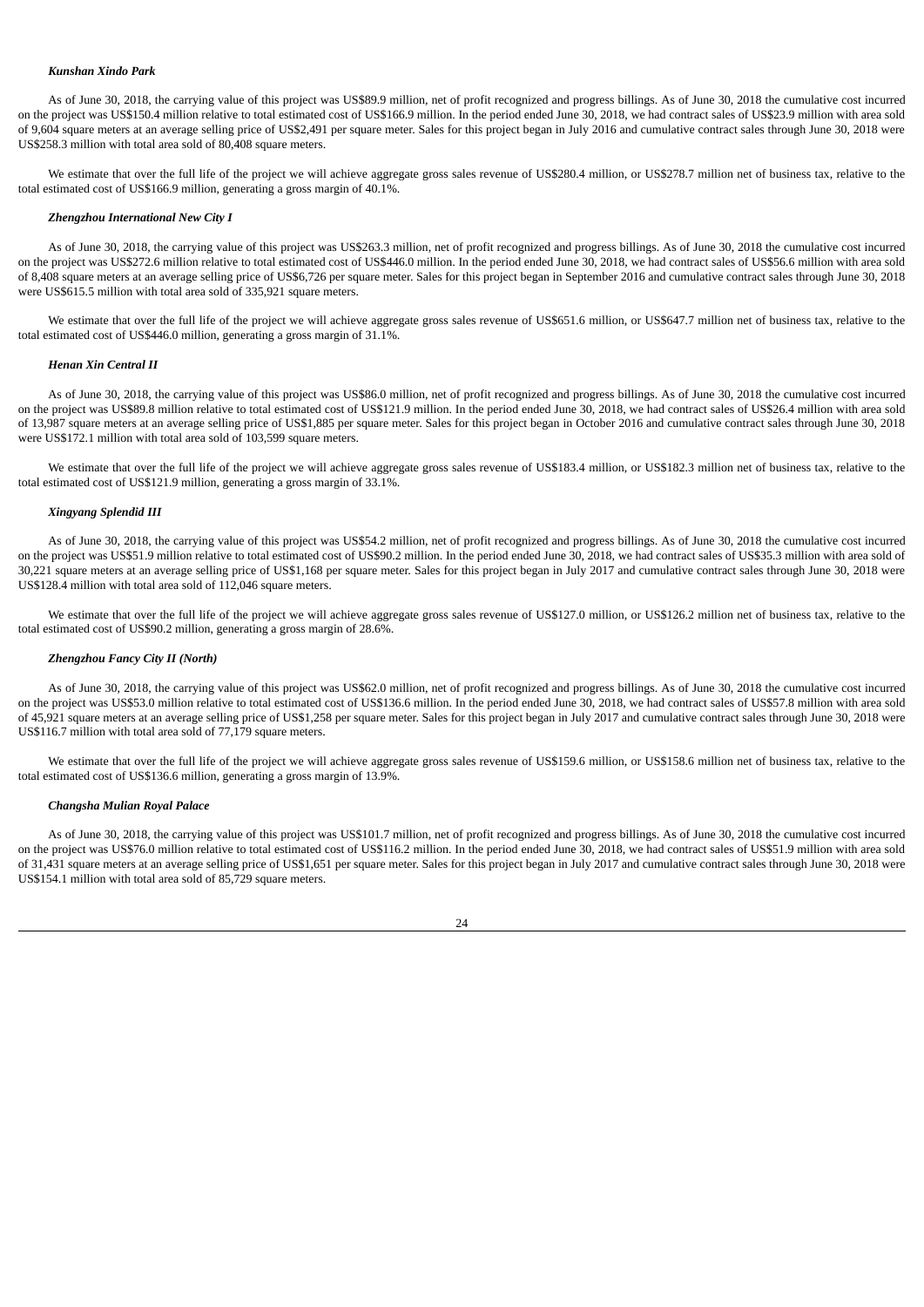***Kunshan Xindo Park***

As of June 30, 2018, the carrying value of this project was US$89.9 million, net of profit recognized and progress billings. As of June 30, 2018 the cumulative cost incurred on the project was US$150.4 million relative to total estimated cost of US$166.9 million. In the period ended June 30, 2018, we had contract sales of US$23.9 million with area sold of 9,604 square meters at an average selling price of US$2,491 per square meter. Sales for this project began in July 2016 and cumulative contract sales through June 30, 2018 were US$258.3 million with total area sold of 80,408 square meters.

We estimate that over the full life of the project we will achieve aggregate gross sales revenue of US$280.4 million, or US$278.7 million net of business tax, relative to the total estimated cost of US$166.9 million, generating a gross margin of 40.1%.

***Zhengzhou International New City I***

As of June 30, 2018, the carrying value of this project was US$263.3 million, net of profit recognized and progress billings. As of June 30, 2018 the cumulative cost incurred on the project was US$272.6 million relative to total estimated cost of US$446.0 million. In the period ended June 30, 2018, we had contract sales of US$56.6 million with area sold of 8,408 square meters at an average selling price of US$6,726 per square meter. Sales for this project began in September 2016 and cumulative contract sales through June 30, 2018 were US$615.5 million with total area sold of 335,921 square meters.

We estimate that over the full life of the project we will achieve aggregate gross sales revenue of US$651.6 million, or US$647.7 million net of business tax, relative to the total estimated cost of US$446.0 million, generating a gross margin of 31.1%.

***Henan Xin Central II***

As of June 30, 2018, the carrying value of this project was US$86.0 million, net of profit recognized and progress billings. As of June 30, 2018 the cumulative cost incurred on the project was US$89.8 million relative to total estimated cost of US$121.9 million. In the period ended June 30, 2018, we had contract sales of US$26.4 million with area sold of 13,987 square meters at an average selling price of US$1,885 per square meter. Sales for this project began in October 2016 and cumulative contract sales through June 30, 2018 were US$172.1 million with total area sold of 103,599 square meters.

We estimate that over the full life of the project we will achieve aggregate gross sales revenue of US$183.4 million, or US$182.3 million net of business tax, relative to the total estimated cost of US$121.9 million, generating a gross margin of 33.1%.

***Xingyang Splendid III***

As of June 30, 2018, the carrying value of this project was US$54.2 million, net of profit recognized and progress billings. As of June 30, 2018 the cumulative cost incurred on the project was US$51.9 million relative to total estimated cost of US$90.2 million. In the period ended June 30, 2018, we had contract sales of US$35.3 million with area sold of 30,221 square meters at an average selling price of US$1,168 per square meter. Sales for this project began in July 2017 and cumulative contract sales through June 30, 2018 were US$128.4 million with total area sold of 112,046 square meters.

We estimate that over the full life of the project we will achieve aggregate gross sales revenue of US$127.0 million, or US$126.2 million net of business tax, relative to the total estimated cost of US$90.2 million, generating a gross margin of 28.6%.

***Zhengzhou Fancy City II (North)***

As of June 30, 2018, the carrying value of this project was US$62.0 million, net of profit recognized and progress billings. As of June 30, 2018 the cumulative cost incurred on the project was US$53.0 million relative to total estimated cost of US$136.6 million. In the period ended June 30, 2018, we had contract sales of US$57.8 million with area sold of 45,921 square meters at an average selling price of US$1,258 per square meter. Sales for this project began in July 2017 and cumulative contract sales through June 30, 2018 were US$116.7 million with total area sold of 77,179 square meters.

We estimate that over the full life of the project we will achieve aggregate gross sales revenue of US$159.6 million, or US$158.6 million net of business tax, relative to the total estimated cost of US$136.6 million, generating a gross margin of 13.9%.

***Changsha Mulian Royal Palace***

As of June 30, 2018, the carrying value of this project was US$101.7 million, net of profit recognized and progress billings. As of June 30, 2018 the cumulative cost incurred on the project was US$76.0 million relative to total estimated cost of US$116.2 million. In the period ended June 30, 2018, we had contract sales of US$51.9 million with area sold of 31,431 square meters at an average selling price of US$1,651 per square meter. Sales for this project began in July 2017 and cumulative contract sales through June 30, 2018 were US$154.1 million with total area sold of 85,729 square meters.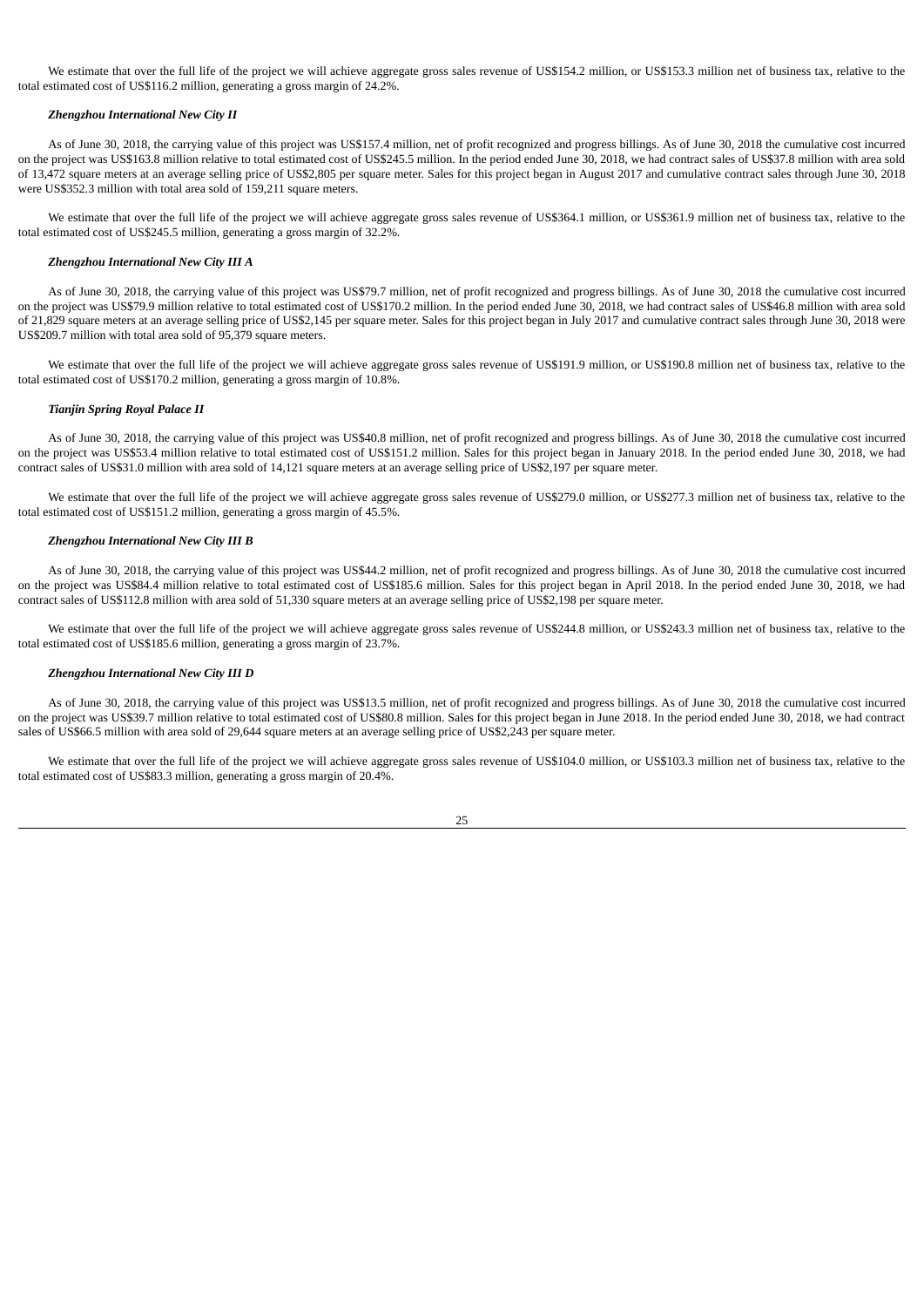We estimate that over the full life of the project we will achieve aggregate gross sales revenue of US$154.2 million, or US$153.3 million net of business tax, relative to the total estimated cost of US$116.2 million, generating a gross margin of 24.2%.

***Zhengzhou International New City II***

As of June 30, 2018, the carrying value of this project was US$157.4 million, net of profit recognized and progress billings. As of June 30, 2018 the cumulative cost incurred on the project was US$163.8 million relative to total estimated cost of US$245.5 million. In the period ended June 30, 2018, we had contract sales of US$37.8 million with area sold of 13,472 square meters at an average selling price of US$2,805 per square meter. Sales for this project began in August 2017 and cumulative contract sales through June 30, 2018 were US$352.3 million with total area sold of 159,211 square meters.

We estimate that over the full life of the project we will achieve aggregate gross sales revenue of US$364.1 million, or US$361.9 million net of business tax, relative to the total estimated cost of US$245.5 million, generating a gross margin of 32.2%.

***Zhengzhou International New City III A***

As of June 30, 2018, the carrying value of this project was US$79.7 million, net of profit recognized and progress billings. As of June 30, 2018 the cumulative cost incurred on the project was US$79.9 million relative to total estimated cost of US$170.2 million. In the period ended June 30, 2018, we had contract sales of US$46.8 million with area sold of 21,829 square meters at an average selling price of US$2,145 per square meter. Sales for this project began in July 2017 and cumulative contract sales through June 30, 2018 were US$209.7 million with total area sold of 95,379 square meters.

We estimate that over the full life of the project we will achieve aggregate gross sales revenue of US$191.9 million, or US$190.8 million net of business tax, relative to the total estimated cost of US$170.2 million, generating a gross margin of 10.8%.

***Tianjin Spring Royal Palace II***

As of June 30, 2018, the carrying value of this project was US$40.8 million, net of profit recognized and progress billings. As of June 30, 2018 the cumulative cost incurred on the project was US$53.4 million relative to total estimated cost of US$151.2 million. Sales for this project began in January 2018. In the period ended June 30, 2018, we had contract sales of US$31.0 million with area sold of 14,121 square meters at an average selling price of US$2,197 per square meter.

We estimate that over the full life of the project we will achieve aggregate gross sales revenue of US$279.0 million, or US$277.3 million net of business tax, relative to the total estimated cost of US$151.2 million, generating a gross margin of 45.5%.

***Zhengzhou International New City III B***

As of June 30, 2018, the carrying value of this project was US$44.2 million, net of profit recognized and progress billings. As of June 30, 2018 the cumulative cost incurred on the project was US$84.4 million relative to total estimated cost of US$185.6 million. Sales for this project began in April 2018. In the period ended June 30, 2018, we had contract sales of US$112.8 million with area sold of 51,330 square meters at an average selling price of US$2,198 per square meter.

We estimate that over the full life of the project we will achieve aggregate gross sales revenue of US$244.8 million, or US$243.3 million net of business tax, relative to the total estimated cost of US$185.6 million, generating a gross margin of 23.7%.

***Zhengzhou International New City III D***

As of June 30, 2018, the carrying value of this project was US$13.5 million, net of profit recognized and progress billings. As of June 30, 2018 the cumulative cost incurred on the project was US$39.7 million relative to total estimated cost of US$80.8 million. Sales for this project began in June 2018. In the period ended June 30, 2018, we had contract sales of US$66.5 million with area sold of 29,644 square meters at an average selling price of US$2,243 per square meter.

We estimate that over the full life of the project we will achieve aggregate gross sales revenue of US$104.0 million, or US$103.3 million net of business tax, relative to the total estimated cost of US$83.3 million, generating a gross margin of 20.4%.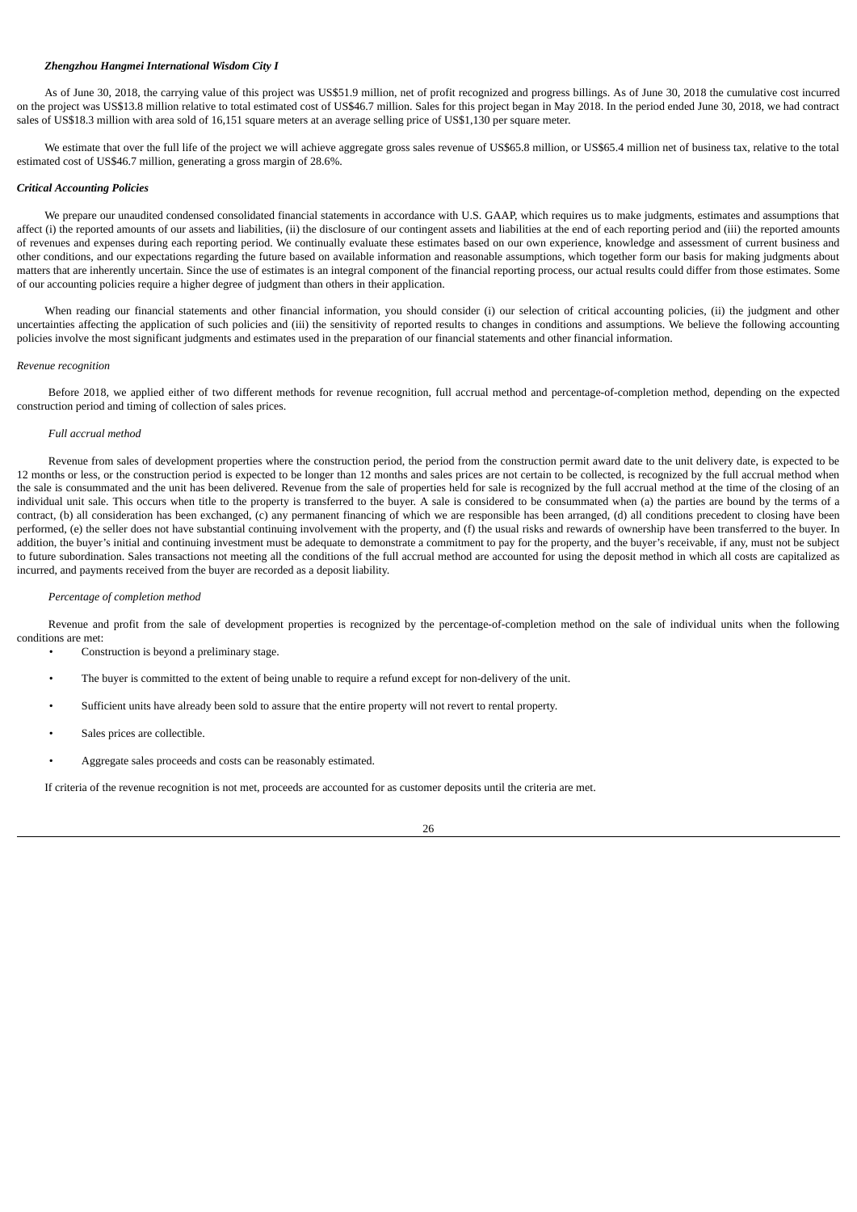***Zhengzhou Hangmei International Wisdom City I***

As of June 30, 2018, the carrying value of this project was US$51.9 million, net of profit recognized and progress billings. As of June 30, 2018 the cumulative cost incurred on the project was US$13.8 million relative to total estimated cost of US$46.7 million. Sales for this project began in May 2018. In the period ended June 30, 2018, we had contract sales of US$18.3 million with area sold of 16,151 square meters at an average selling price of US$1,130 per square meter.

We estimate that over the full life of the project we will achieve aggregate gross sales revenue of US$65.8 million, or US$65.4 million net of business tax, relative to the total estimated cost of US$46.7 million, generating a gross margin of 28.6%.

***Critical Accounting Policies***

We prepare our unaudited condensed consolidated financial statements in accordance with U.S. GAAP, which requires us to make judgments, estimates and assumptions that affect (i) the reported amounts of our assets and liabilities, (ii) the disclosure of our contingent assets and liabilities at the end of each reporting period and (iii) the reported amounts of revenues and expenses during each reporting period. We continually evaluate these estimates based on our own experience, knowledge and assessment of current business and other conditions, and our expectations regarding the future based on available information and reasonable assumptions, which together form our basis for making judgments about matters that are inherently uncertain. Since the use of estimates is an integral component of the financial reporting process, our actual results could differ from those estimates. Some of our accounting policies require a higher degree of judgment than others in their application.

When reading our financial statements and other financial information, you should consider (i) our selection of critical accounting policies, (ii) the judgment and other uncertainties affecting the application of such policies and (iii) the sensitivity of reported results to changes in conditions and assumptions. We believe the following accounting policies involve the most significant judgments and estimates used in the preparation of our financial statements and other financial information.

*Revenue recognition*

Before 2018, we applied either of two different methods for revenue recognition, full accrual method and percentage-of-completion method, depending on the expected construction period and timing of collection of sales prices.

*Full accrual method*

Revenue from sales of development properties where the construction period, the period from the construction permit award date to the unit delivery date, is expected to be 12 months or less, or the construction period is expected to be longer than 12 months and sales prices are not certain to be collected, is recognized by the full accrual method when the sale is consummated and the unit has been delivered. Revenue from the sale of properties held for sale is recognized by the full accrual method at the time of the closing of an individual unit sale. This occurs when title to the property is transferred to the buyer. A sale is considered to be consummated when (a) the parties are bound by the terms of a contract, (b) all consideration has been exchanged, (c) any permanent financing of which we are responsible has been arranged, (d) all conditions precedent to closing have been performed, (e) the seller does not have substantial continuing involvement with the property, and (f) the usual risks and rewards of ownership have been transferred to the buyer. In addition, the buyer's initial and continuing investment must be adequate to demonstrate a commitment to pay for the property, and the buyer's receivable, if any, must not be subject to future subordination. Sales transactions not meeting all the conditions of the full accrual method are accounted for using the deposit method in which all costs are capitalized as incurred, and payments received from the buyer are recorded as a deposit liability.

*Percentage of completion method*

Revenue and profit from the sale of development properties is recognized by the percentage-of-completion method on the sale of individual units when the following conditions are met:

- Construction is beyond a preliminary stage.
- The buyer is committed to the extent of being unable to require a refund except for non-delivery of the unit.
- Sufficient units have already been sold to assure that the entire property will not revert to rental property.
- Sales prices are collectible.
- Aggregate sales proceeds and costs can be reasonably estimated.

If criteria of the revenue recognition is not met, proceeds are accounted for as customer deposits until the criteria are met.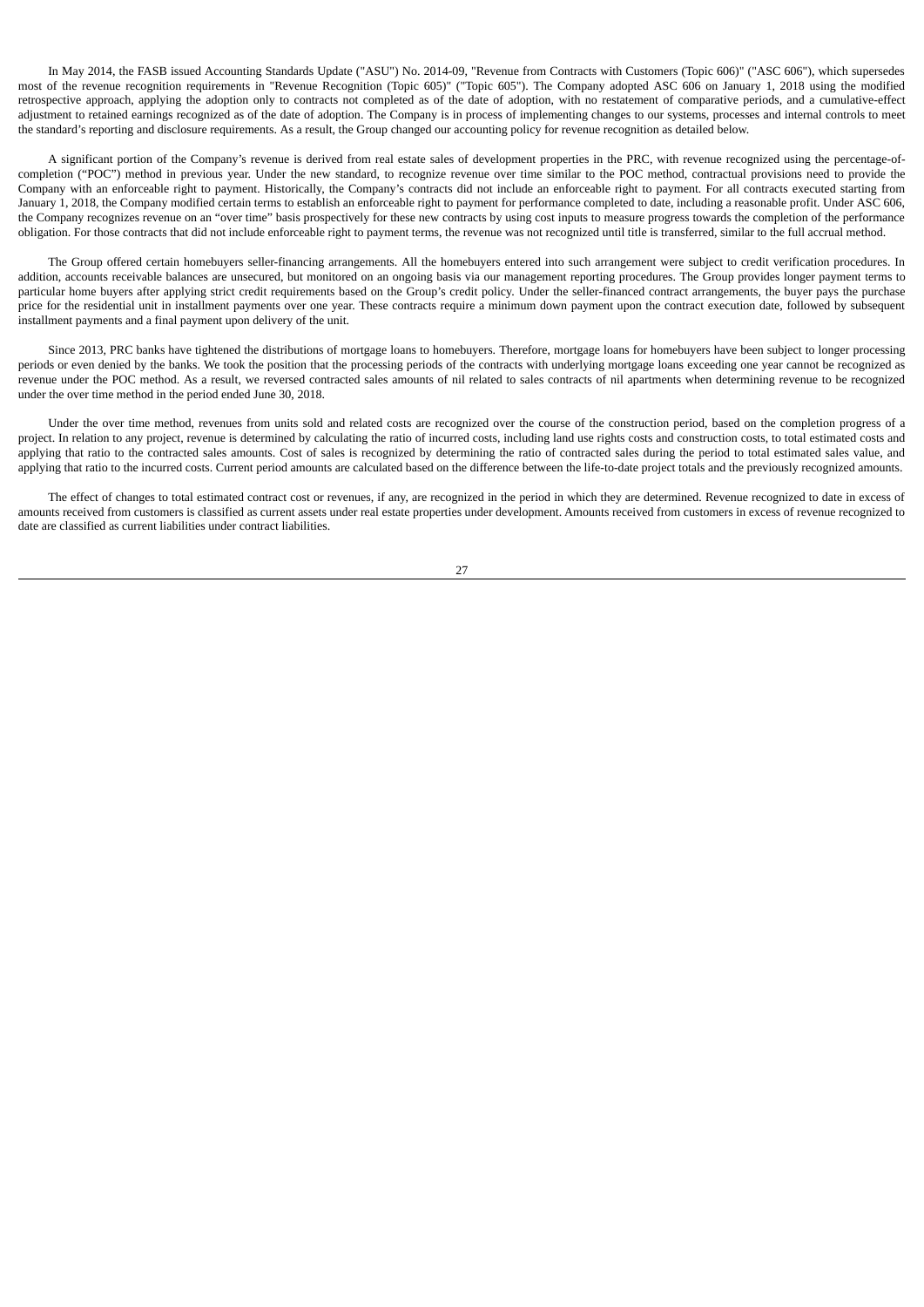In May 2014, the FASB issued Accounting Standards Update ("ASU") No. 2014-09, "Revenue from Contracts with Customers (Topic 606)" ("ASC 606"), which supersedes most of the revenue recognition requirements in "Revenue Recognition (Topic 605)" ("Topic 605"). The Company adopted ASC 606 on January 1, 2018 using the modified retrospective approach, applying the adoption only to contracts not completed as of the date of adoption, with no restatement of comparative periods, and a cumulative-effect adjustment to retained earnings recognized as of the date of adoption. The Company is in process of implementing changes to our systems, processes and internal controls to meet the standard's reporting and disclosure requirements. As a result, the Group changed our accounting policy for revenue recognition as detailed below.

A significant portion of the Company's revenue is derived from real estate sales of development properties in the PRC, with revenue recognized using the percentage-of-completion ("POC") method in previous year. Under the new standard, to recognize revenue over time similar to the POC method, contractual provisions need to provide the Company with an enforceable right to payment. Historically, the Company's contracts did not include an enforceable right to payment. For all contracts executed starting from January 1, 2018, the Company modified certain terms to establish an enforceable right to payment for performance completed to date, including a reasonable profit. Under ASC 606, the Company recognizes revenue on an "over time" basis prospectively for these new contracts by using cost inputs to measure progress towards the completion of the performance obligation. For those contracts that did not include enforceable right to payment terms, the revenue was not recognized until title is transferred, similar to the full accrual method.

The Group offered certain homebuyers seller-financing arrangements. All the homebuyers entered into such arrangement were subject to credit verification procedures. In addition, accounts receivable balances are unsecured, but monitored on an ongoing basis via our management reporting procedures. The Group provides longer payment terms to particular home buyers after applying strict credit requirements based on the Group's credit policy. Under the seller-financed contract arrangements, the buyer pays the purchase price for the residential unit in installment payments over one year. These contracts require a minimum down payment upon the contract execution date, followed by subsequent installment payments and a final payment upon delivery of the unit.

Since 2013, PRC banks have tightened the distributions of mortgage loans to homebuyers. Therefore, mortgage loans for homebuyers have been subject to longer processing periods or even denied by the banks. We took the position that the processing periods of the contracts with underlying mortgage loans exceeding one year cannot be recognized as revenue under the POC method. As a result, we reversed contracted sales amounts of nil related to sales contracts of nil apartments when determining revenue to be recognized under the over time method in the period ended June 30, 2018.

Under the over time method, revenues from units sold and related costs are recognized over the course of the construction period, based on the completion progress of a project. In relation to any project, revenue is determined by calculating the ratio of incurred costs, including land use rights costs and construction costs, to total estimated costs and applying that ratio to the contracted sales amounts. Cost of sales is recognized by determining the ratio of contracted sales during the period to total estimated sales value, and applying that ratio to the incurred costs. Current period amounts are calculated based on the difference between the life-to-date project totals and the previously recognized amounts.

The effect of changes to total estimated contract cost or revenues, if any, are recognized in the period in which they are determined. Revenue recognized to date in excess of amounts received from customers is classified as current assets under real estate properties under development. Amounts received from customers in excess of revenue recognized to date are classified as current liabilities under contract liabilities.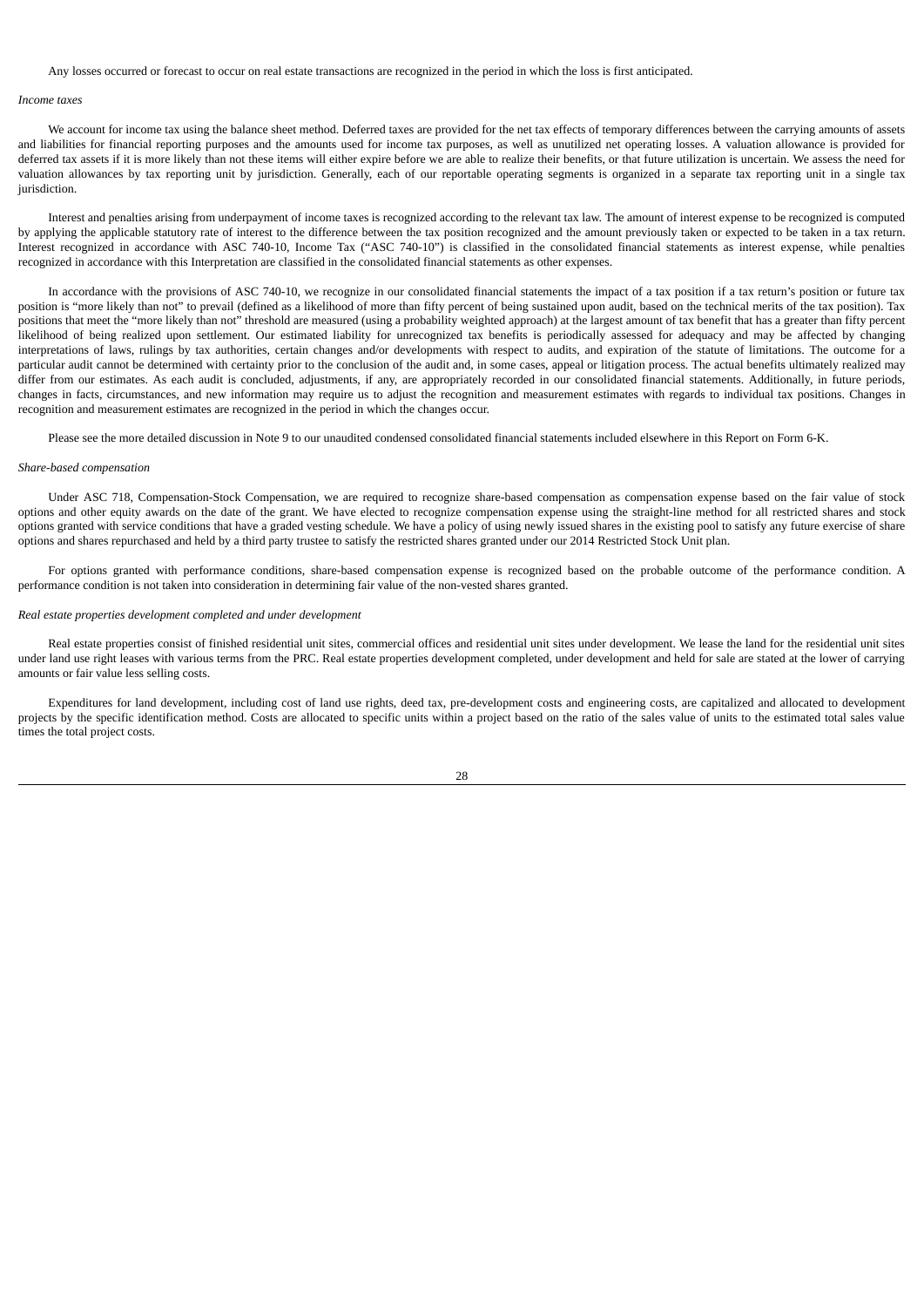Any losses occurred or forecast to occur on real estate transactions are recognized in the period in which the loss is first anticipated.

*Income taxes*

We account for income tax using the balance sheet method. Deferred taxes are provided for the net tax effects of temporary differences between the carrying amounts of assets and liabilities for financial reporting purposes and the amounts used for income tax purposes, as well as unutilized net operating losses. A valuation allowance is provided for deferred tax assets if it is more likely than not these items will either expire before we are able to realize their benefits, or that future utilization is uncertain. We assess the need for valuation allowances by tax reporting unit by jurisdiction. Generally, each of our reportable operating segments is organized in a separate tax reporting unit in a single tax jurisdiction.

Interest and penalties arising from underpayment of income taxes is recognized according to the relevant tax law. The amount of interest expense to be recognized is computed by applying the applicable statutory rate of interest to the difference between the tax position recognized and the amount previously taken or expected to be taken in a tax return. Interest recognized in accordance with ASC 740-10, Income Tax ("ASC 740-10") is classified in the consolidated financial statements as interest expense, while penalties recognized in accordance with this Interpretation are classified in the consolidated financial statements as other expenses.

In accordance with the provisions of ASC 740-10, we recognize in our consolidated financial statements the impact of a tax position if a tax return's position or future tax position is "more likely than not" to prevail (defined as a likelihood of more than fifty percent of being sustained upon audit, based on the technical merits of the tax position). Tax positions that meet the "more likely than not" threshold are measured (using a probability weighted approach) at the largest amount of tax benefit that has a greater than fifty percent likelihood of being realized upon settlement. Our estimated liability for unrecognized tax benefits is periodically assessed for adequacy and may be affected by changing interpretations of laws, rulings by tax authorities, certain changes and/or developments with respect to audits, and expiration of the statute of limitations. The outcome for a particular audit cannot be determined with certainty prior to the conclusion of the audit and, in some cases, appeal or litigation process. The actual benefits ultimately realized may differ from our estimates. As each audit is concluded, adjustments, if any, are appropriately recorded in our consolidated financial statements. Additionally, in future periods, changes in facts, circumstances, and new information may require us to adjust the recognition and measurement estimates with regards to individual tax positions. Changes in recognition and measurement estimates are recognized in the period in which the changes occur.

Please see the more detailed discussion in Note 9 to our unaudited condensed consolidated financial statements included elsewhere in this Report on Form 6-K.

*Share-based compensation*

Under ASC 718, Compensation-Stock Compensation, we are required to recognize share-based compensation as compensation expense based on the fair value of stock options and other equity awards on the date of the grant. We have elected to recognize compensation expense using the straight-line method for all restricted shares and stock options granted with service conditions that have a graded vesting schedule. We have a policy of using newly issued shares in the existing pool to satisfy any future exercise of share options and shares repurchased and held by a third party trustee to satisfy the restricted shares granted under our 2014 Restricted Stock Unit plan.

For options granted with performance conditions, share-based compensation expense is recognized based on the probable outcome of the performance condition. A performance condition is not taken into consideration in determining fair value of the non-vested shares granted.

*Real estate properties development completed and under development*

Real estate properties consist of finished residential unit sites, commercial offices and residential unit sites under development. We lease the land for the residential unit sites under land use right leases with various terms from the PRC. Real estate properties development completed, under development and held for sale are stated at the lower of carrying amounts or fair value less selling costs.

Expenditures for land development, including cost of land use rights, deed tax, pre-development costs and engineering costs, are capitalized and allocated to development projects by the specific identification method. Costs are allocated to specific units within a project based on the ratio of the sales value of units to the estimated total sales value times the total project costs.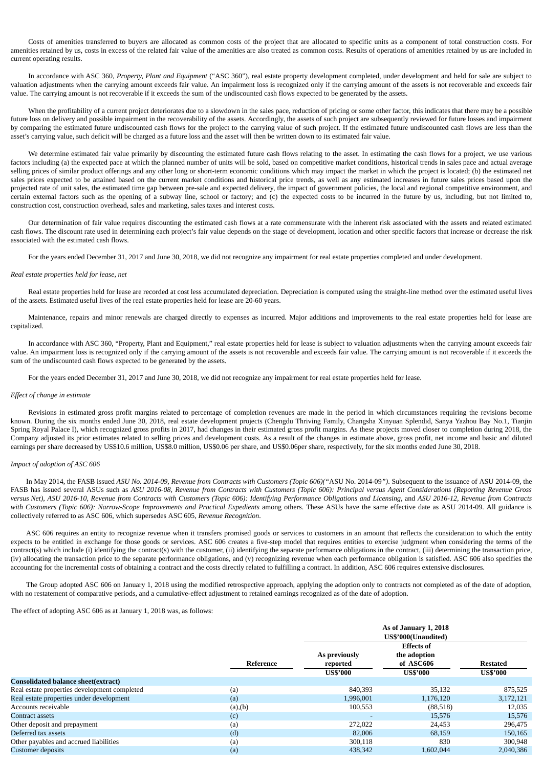Costs of amenities transferred to buyers are allocated as common costs of the project that are allocated to specific units as a component of total construction costs. For amenities retained by us, costs in excess of the related fair value of the amenities are also treated as common costs. Results of operations of amenities retained by us are included in current operating results.

In accordance with ASC 360, *Property, Plant and Equipment* ("ASC 360"), real estate property development completed, under development and held for sale are subject to valuation adjustments when the carrying amount exceeds fair value. An impairment loss is recognized only if the carrying amount of the assets is not recoverable and exceeds fair value. The carrying amount is not recoverable if it exceeds the sum of the undiscounted cash flows expected to be generated by the assets.

When the profitability of a current project deteriorates due to a slowdown in the sales pace, reduction of pricing or some other factor, this indicates that there may be a possible future loss on delivery and possible impairment in the recoverability of the assets. Accordingly, the assets of such project are subsequently reviewed for future losses and impairment by comparing the estimated future undiscounted cash flows for the project to the carrying value of such project. If the estimated future undiscounted cash flows are less than the asset's carrying value, such deficit will be charged as a future loss and the asset will then be written down to its estimated fair value.

We determine estimated fair value primarily by discounting the estimated future cash flows relating to the asset. In estimating the cash flows for a project, we use various factors including (a) the expected pace at which the planned number of units will be sold, based on competitive market conditions, historical trends in sales pace and actual average selling prices of similar product offerings and any other long or short-term economic conditions which may impact the market in which the project is located; (b) the estimated net sales prices expected to be attained based on the current market conditions and historical price trends, as well as any estimated increases in future sales prices based upon the projected rate of unit sales, the estimated time gap between pre-sale and expected delivery, the impact of government policies, the local and regional competitive environment, and certain external factors such as the opening of a subway line, school or factory; and (c) the expected costs to be incurred in the future by us, including, but not limited to, construction cost, construction overhead, sales and marketing, sales taxes and interest costs.

Our determination of fair value requires discounting the estimated cash flows at a rate commensurate with the inherent risk associated with the assets and related estimated cash flows. The discount rate used in determining each project's fair value depends on the stage of development, location and other specific factors that increase or decrease the risk associated with the estimated cash flows.

For the years ended December 31, 2017 and June 30, 2018, we did not recognize any impairment for real estate properties completed and under development.

*Real estate properties held for lease, net*

Real estate properties held for lease are recorded at cost less accumulated depreciation. Depreciation is computed using the straight-line method over the estimated useful lives of the assets. Estimated useful lives of the real estate properties held for lease are 20-60 years.

Maintenance, repairs and minor renewals are charged directly to expenses as incurred. Major additions and improvements to the real estate properties held for lease are capitalized.

In accordance with ASC 360, "Property, Plant and Equipment," real estate properties held for lease is subject to valuation adjustments when the carrying amount exceeds fair value. An impairment loss is recognized only if the carrying amount of the assets is not recoverable and exceeds fair value. The carrying amount is not recoverable if it exceeds the sum of the undiscounted cash flows expected to be generated by the assets.

For the years ended December 31, 2017 and June 30, 2018, we did not recognize any impairment for real estate properties held for lease.

*Effect of change in estimate*

Revisions in estimated gross profit margins related to percentage of completion revenues are made in the period in which circumstances requiring the revisions become known. During the six months ended June 30, 2018, real estate development projects (Chengdu Thriving Family, Changsha Xinyuan Splendid, Sanya Yazhou Bay No.1, Tianjin Spring Royal Palace I), which recognized gross profits in 2017, had changes in their estimated gross profit margins. As these projects moved closer to completion during 2018, the Company adjusted its prior estimates related to selling prices and development costs. As a result of the changes in estimate above, gross profit, net income and basic and diluted earnings per share decreased by US$10.6 million, US$8.0 million, US$0.06 per share, and US$0.06per share, respectively, for the six months ended June 30, 2018.

*Impact of adoption of ASC 606*

In May 2014, the FASB issued *ASU No. 2014-09, Revenue from Contracts with Customers (Topic 606)*("ASU No. 2014-09"). Subsequent to the issuance of ASU 2014-09, the FASB has issued several ASUs such as *ASU 2016-08, Revenue from Contracts with Customers (Topic 606): Principal versus Agent Considerations (Reporting Revenue Gross versus Net), ASU 2016-10, Revenue from Contracts with Customers (Topic 606): Identifying Performance Obligations and Licensing,* and *ASU 2016-12, Revenue from Contracts with Customers (Topic 606): Narrow-Scope Improvements and Practical Expedients* among others. These ASUs have the same effective date as ASU 2014-09. All guidance is collectively referred to as ASC 606, which supersedes ASC 605, *Revenue Recognition*.

ASC 606 requires an entity to recognize revenue when it transfers promised goods or services to customers in an amount that reflects the consideration to which the entity expects to be entitled in exchange for those goods or services. ASC 606 creates a five-step model that requires entities to exercise judgment when considering the terms of the contract(s) which include (i) identifying the contract(s) with the customer, (ii) identifying the separate performance obligations in the contract, (iii) determining the transaction price, (iv) allocating the transaction price to the separate performance obligations, and (v) recognizing revenue when each performance obligation is satisfied. ASC 606 also specifies the accounting for the incremental costs of obtaining a contract and the costs directly related to fulfilling a contract. In addition, ASC 606 requires extensive disclosures.

The Group adopted ASC 606 on January 1, 2018 using the modified retrospective approach, applying the adoption only to contracts not completed as of the date of adoption, with no restatement of comparative periods, and a cumulative-effect adjustment to retained earnings recognized as of the date of adoption.

The effect of adopting ASC 606 as at January 1, 2018 was, as follows:

| | | As of January 1, 2018 US$'000(Unaudited) | | |
|---|---|---|---|---|
| | **Reference** | **As previously reported** | **Effects of the adoption of ASC606** | **Restated** |
| | | **US$'000** | **US$'000** | **US$'000** |
| **Consolidated balance sheet(extract)** | | | | |
| Real estate properties development completed | (a) | 840,393 | 35,132 | 875,525 |
| Real estate properties under development | (a) | 1,996,001 | 1,176,120 | 3,172,121 |
| Accounts receivable | (a),(b) | 100,553 | (88,518) | 12,035 |
| Contract assets | (c) | - | 15,576 | 15,576 |
| Other deposit and prepayment | (a) | 272,022 | 24,453 | 296,475 |
| Deferred tax assets | (d) | 82,006 | 68,159 | 150,165 |
| Other payables and accrued liabilities | (a) | 300,118 | 830 | 300,948 |
| Customer deposits | (a) | 438,342 | 1,602,044 | 2,040,386 |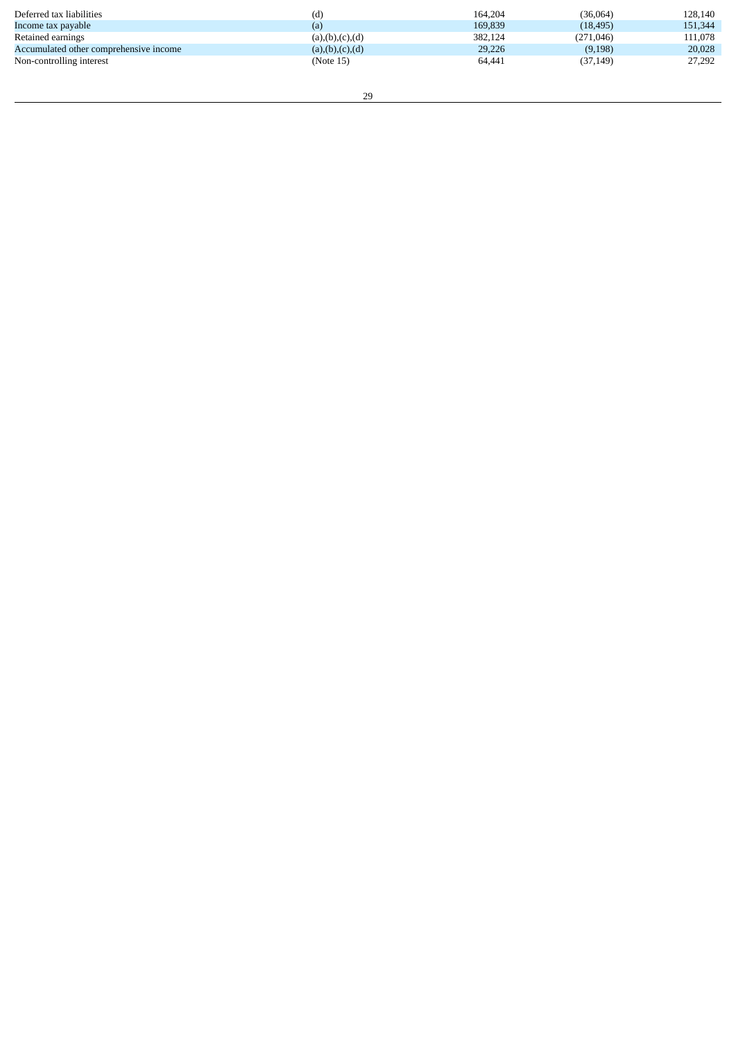| | | | | |
|---|---|---|---|---|
| Deferred tax liabilities | (d) | 164,204 | (36,064) | 128,140 |
| Income tax payable | (a) | 169,839 | (18,495) | 151,344 |
| Retained earnings | (a),(b),(c),(d) | 382,124 | (271,046) | 111,078 |
| Accumulated other comprehensive income | (a),(b),(c),(d) | 29,226 | (9,198) | 20,028 |
| Non-controlling interest | (Note 15) | 64,441 | (37,149) | 27,292 |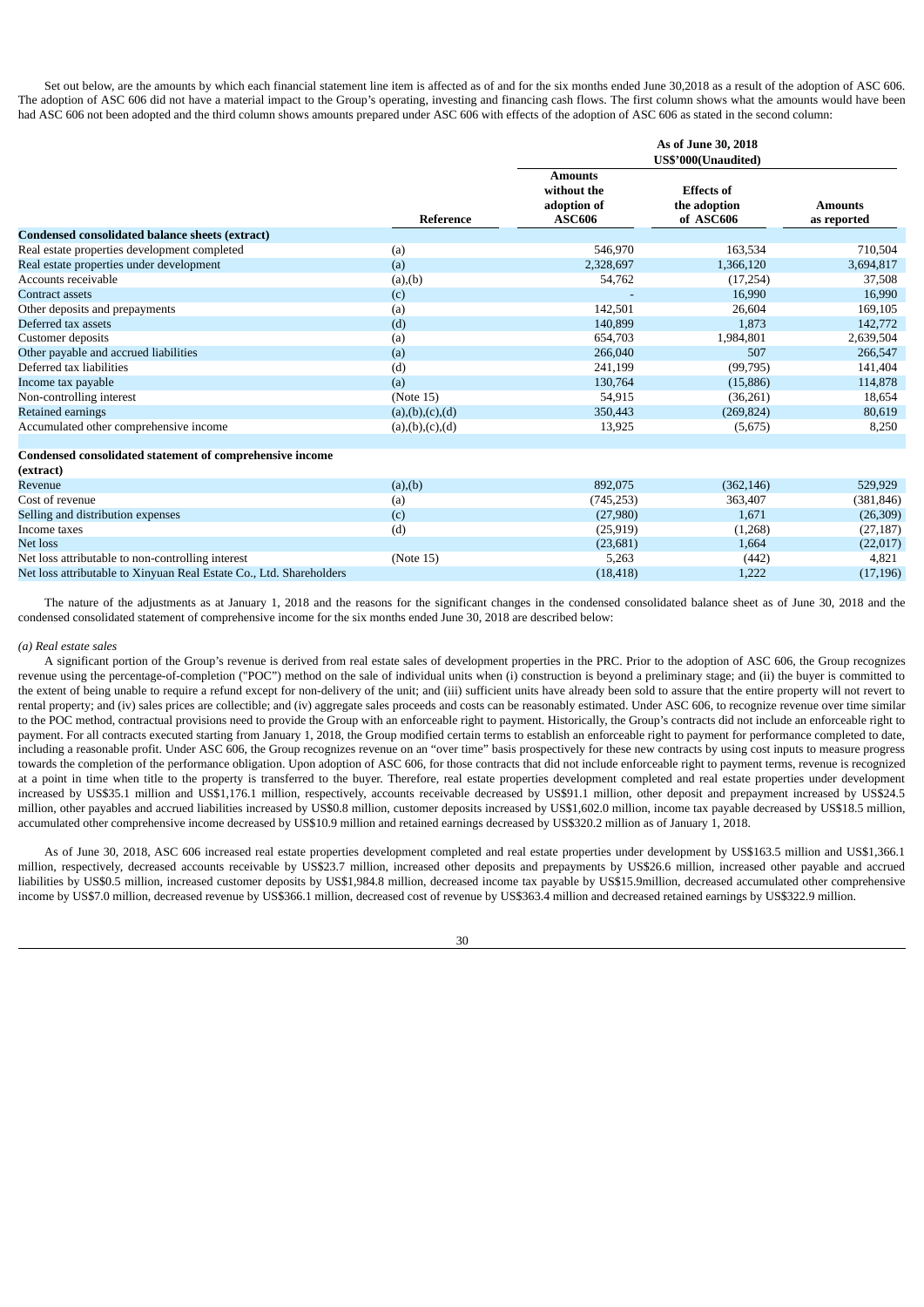Set out below, are the amounts by which each financial statement line item is affected as of and for the six months ended June 30,2018 as a result of the adoption of ASC 606. The adoption of ASC 606 did not have a material impact to the Group's operating, investing and financing cash flows. The first column shows what the amounts would have been had ASC 606 not been adopted and the third column shows amounts prepared under ASC 606 with effects of the adoption of ASC 606 as stated in the second column:

| | | As of June 30, 2018 US$'000(Unaudited) | | |
|---|---|---|---|---|
| | **Reference** | **Amounts without the adoption of ASC606** | **Effects of the adoption of ASC606** | **Amounts as reported** |
| **Condensed consolidated balance sheets (extract)** | | | | |
| Real estate properties development completed | (a) | 546,970 | 163,534 | 710,504 |
| Real estate properties under development | (a) | 2,328,697 | 1,366,120 | 3,694,817 |
| Accounts receivable | (a),(b) | 54,762 | (17,254) | 37,508 |
| Contract assets | (c) | - | 16,990 | 16,990 |
| Other deposits and prepayments | (a) | 142,501 | 26,604 | 169,105 |
| Deferred tax assets | (d) | 140,899 | 1,873 | 142,772 |
| Customer deposits | (a) | 654,703 | 1,984,801 | 2,639,504 |
| Other payable and accrued liabilities | (a) | 266,040 | 507 | 266,547 |
| Deferred tax liabilities | (d) | 241,199 | (99,795) | 141,404 |
| Income tax payable | (a) | 130,764 | (15,886) | 114,878 |
| Non-controlling interest | (Note 15) | 54,915 | (36,261) | 18,654 |
| Retained earnings | (a),(b),(c),(d) | 350,443 | (269,824) | 80,619 |
| Accumulated other comprehensive income | (a),(b),(c),(d) | 13,925 | (5,675) | 8,250 |
| | | | | |
| **Condensed consolidated statement of comprehensive income (extract)** | | | | |
| Revenue | (a),(b) | 892,075 | (362,146) | 529,929 |
| Cost of revenue | (a) | (745,253) | 363,407 | (381,846) |
| Selling and distribution expenses | (c) | (27,980) | 1,671 | (26,309) |
| Income taxes | (d) | (25,919) | (1,268) | (27,187) |
| Net loss | | (23,681) | 1,664 | (22,017) |
| Net loss attributable to non-controlling interest | (Note 15) | 5,263 | (442) | 4,821 |
| Net loss attributable to Xinyuan Real Estate Co., Ltd. Shareholders | | (18,418) | 1,222 | (17,196) |

The nature of the adjustments as at January 1, 2018 and the reasons for the significant changes in the condensed consolidated balance sheet as of June 30, 2018 and the condensed consolidated statement of comprehensive income for the six months ended June 30, 2018 are described below:

*(a) Real estate sales*

A significant portion of the Group's revenue is derived from real estate sales of development properties in the PRC. Prior to the adoption of ASC 606, the Group recognizes revenue using the percentage-of-completion ("POC") method on the sale of individual units when (i) construction is beyond a preliminary stage; and (ii) the buyer is committed to the extent of being unable to require a refund except for non-delivery of the unit; and (iii) sufficient units have already been sold to assure that the entire property will not revert to rental property; and (iv) sales prices are collectible; and (iv) aggregate sales proceeds and costs can be reasonably estimated. Under ASC 606, to recognize revenue over time similar to the POC method, contractual provisions need to provide the Group with an enforceable right to payment. Historically, the Group's contracts did not include an enforceable right to payment. For all contracts executed starting from January 1, 2018, the Group modified certain terms to establish an enforceable right to payment for performance completed to date, including a reasonable profit. Under ASC 606, the Group recognizes revenue on an "over time" basis prospectively for these new contracts by using cost inputs to measure progress towards the completion of the performance obligation. Upon adoption of ASC 606, for those contracts that did not include enforceable right to payment terms, revenue is recognized at a point in time when title to the property is transferred to the buyer. Therefore, real estate properties development completed and real estate properties under development increased by US$35.1 million and US$1,176.1 million, respectively, accounts receivable decreased by US$91.1 million, other deposit and prepayment increased by US$24.5 million, other payables and accrued liabilities increased by US$0.8 million, customer deposits increased by US$1,602.0 million, income tax payable decreased by US$18.5 million, accumulated other comprehensive income decreased by US$10.9 million and retained earnings decreased by US$320.2 million as of January 1, 2018.

As of June 30, 2018, ASC 606 increased real estate properties development completed and real estate properties under development by US$163.5 million and US$1,366.1 million, respectively, decreased accounts receivable by US$23.7 million, increased other deposits and prepayments by US$26.6 million, increased other payable and accrued liabilities by US$0.5 million, increased customer deposits by US$1,984.8 million, decreased income tax payable by US$15.9million, decreased accumulated other comprehensive income by US$7.0 million, decreased revenue by US$366.1 million, decreased cost of revenue by US$363.4 million and decreased retained earnings by US$322.9 million.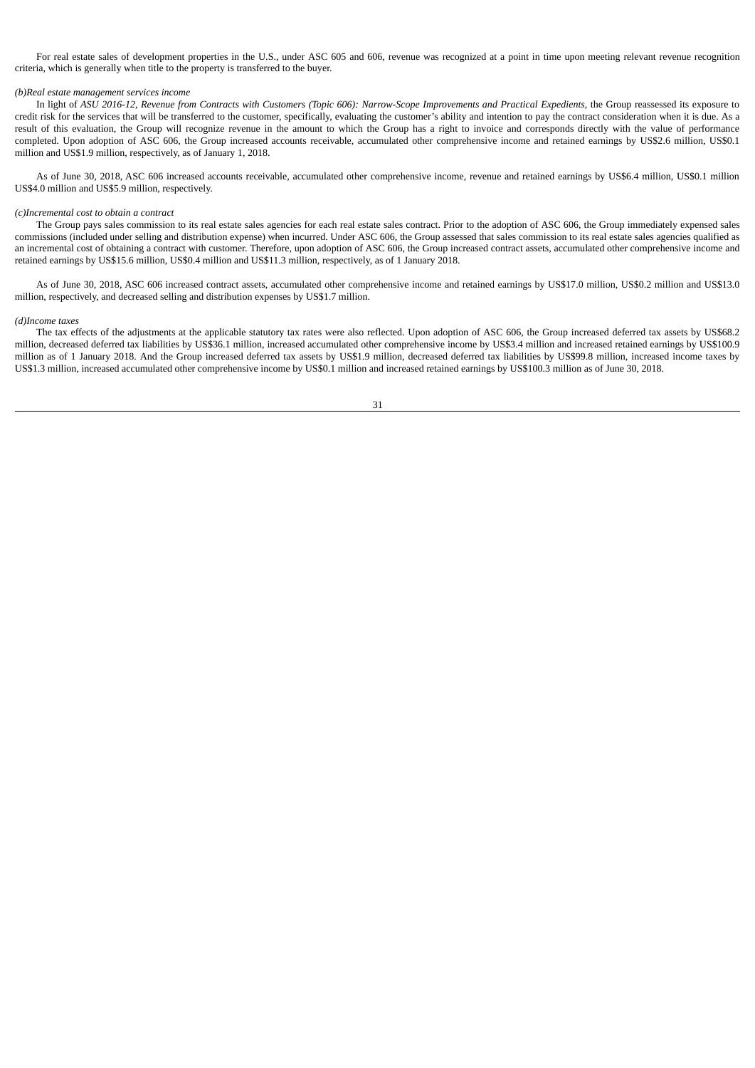For real estate sales of development properties in the U.S., under ASC 605 and 606, revenue was recognized at a point in time upon meeting relevant revenue recognition criteria, which is generally when title to the property is transferred to the buyer.

*(b)Real estate management services income*

In light of *ASU 2016-12, Revenue from Contracts with Customers (Topic 606): Narrow-Scope Improvements and Practical Expedients*, the Group reassessed its exposure to credit risk for the services that will be transferred to the customer, specifically, evaluating the customer's ability and intention to pay the contract consideration when it is due. As a result of this evaluation, the Group will recognize revenue in the amount to which the Group has a right to invoice and corresponds directly with the value of performance completed. Upon adoption of ASC 606, the Group increased accounts receivable, accumulated other comprehensive income and retained earnings by US$2.6 million, US$0.1 million and US$1.9 million, respectively, as of January 1, 2018.

As of June 30, 2018, ASC 606 increased accounts receivable, accumulated other comprehensive income, revenue and retained earnings by US$6.4 million, US$0.1 million US$4.0 million and US$5.9 million, respectively.

*(c)Incremental cost to obtain a contract*

The Group pays sales commission to its real estate sales agencies for each real estate sales contract. Prior to the adoption of ASC 606, the Group immediately expensed sales commissions (included under selling and distribution expense) when incurred. Under ASC 606, the Group assessed that sales commission to its real estate sales agencies qualified as an incremental cost of obtaining a contract with customer. Therefore, upon adoption of ASC 606, the Group increased contract assets, accumulated other comprehensive income and retained earnings by US$15.6 million, US$0.4 million and US$11.3 million, respectively, as of 1 January 2018.

As of June 30, 2018, ASC 606 increased contract assets, accumulated other comprehensive income and retained earnings by US$17.0 million, US$0.2 million and US$13.0 million, respectively, and decreased selling and distribution expenses by US$1.7 million.

*(d)Income taxes*

The tax effects of the adjustments at the applicable statutory tax rates were also reflected. Upon adoption of ASC 606, the Group increased deferred tax assets by US$68.2 million, decreased deferred tax liabilities by US$36.1 million, increased accumulated other comprehensive income by US$3.4 million and increased retained earnings by US$100.9 million as of 1 January 2018. And the Group increased deferred tax assets by US$1.9 million, decreased deferred tax liabilities by US$99.8 million, increased income taxes by US$1.3 million, increased accumulated other comprehensive income by US$0.1 million and increased retained earnings by US$100.3 million as of June 30, 2018.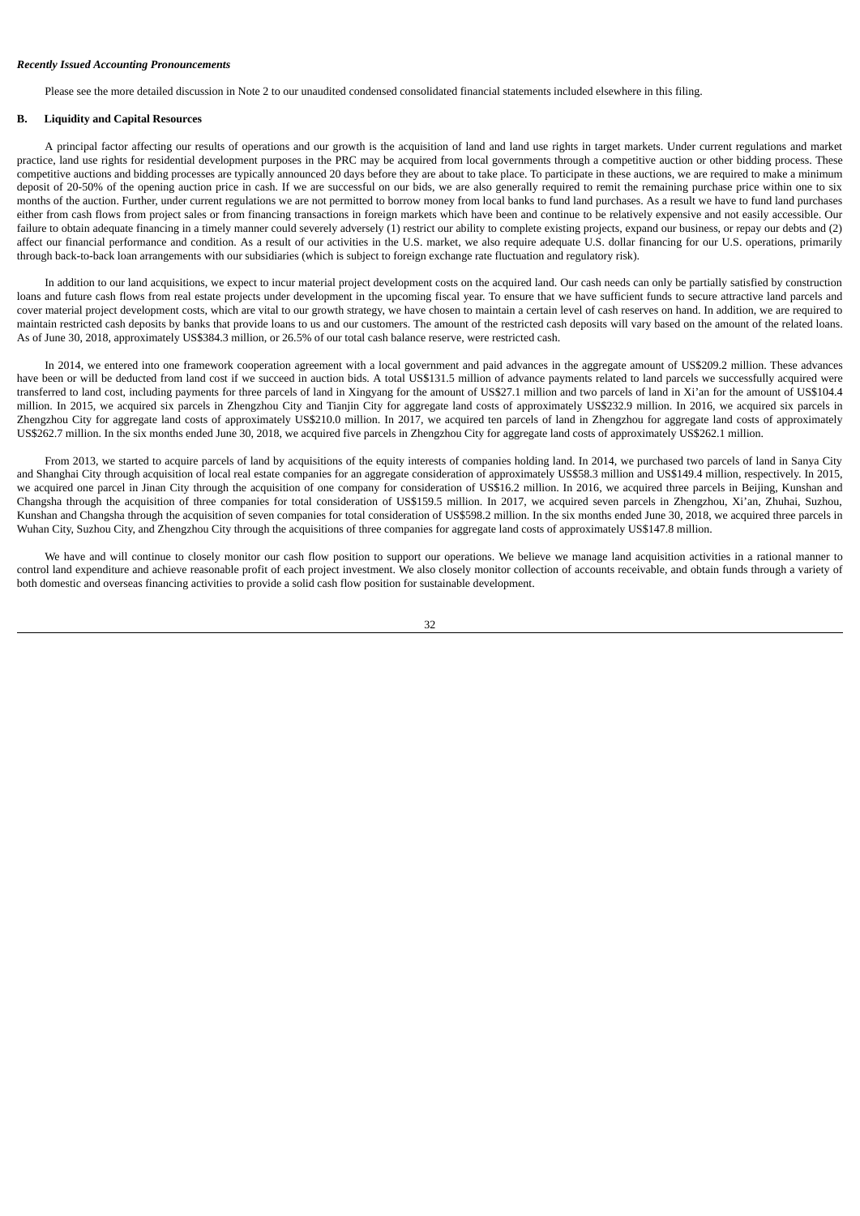***Recently Issued Accounting Pronouncements***

Please see the more detailed discussion in Note 2 to our unaudited condensed consolidated financial statements included elsewhere in this filing.

**B. Liquidity and Capital Resources**

A principal factor affecting our results of operations and our growth is the acquisition of land and land use rights in target markets. Under current regulations and market practice, land use rights for residential development purposes in the PRC may be acquired from local governments through a competitive auction or other bidding process. These competitive auctions and bidding processes are typically announced 20 days before they are about to take place. To participate in these auctions, we are required to make a minimum deposit of 20-50% of the opening auction price in cash. If we are successful on our bids, we are also generally required to remit the remaining purchase price within one to six months of the auction. Further, under current regulations we are not permitted to borrow money from local banks to fund land purchases. As a result we have to fund land purchases either from cash flows from project sales or from financing transactions in foreign markets which have been and continue to be relatively expensive and not easily accessible. Our failure to obtain adequate financing in a timely manner could severely adversely (1) restrict our ability to complete existing projects, expand our business, or repay our debts and (2) affect our financial performance and condition. As a result of our activities in the U.S. market, we also require adequate U.S. dollar financing for our U.S. operations, primarily through back-to-back loan arrangements with our subsidiaries (which is subject to foreign exchange rate fluctuation and regulatory risk).

In addition to our land acquisitions, we expect to incur material project development costs on the acquired land. Our cash needs can only be partially satisfied by construction loans and future cash flows from real estate projects under development in the upcoming fiscal year. To ensure that we have sufficient funds to secure attractive land parcels and cover material project development costs, which are vital to our growth strategy, we have chosen to maintain a certain level of cash reserves on hand. In addition, we are required to maintain restricted cash deposits by banks that provide loans to us and our customers. The amount of the restricted cash deposits will vary based on the amount of the related loans. As of June 30, 2018, approximately US$384.3 million, or 26.5% of our total cash balance reserve, were restricted cash.

In 2014, we entered into one framework cooperation agreement with a local government and paid advances in the aggregate amount of US$209.2 million. These advances have been or will be deducted from land cost if we succeed in auction bids. A total US$131.5 million of advance payments related to land parcels we successfully acquired were transferred to land cost, including payments for three parcels of land in Xingyang for the amount of US$27.1 million and two parcels of land in Xi'an for the amount of US$104.4 million. In 2015, we acquired six parcels in Zhengzhou City and Tianjin City for aggregate land costs of approximately US$232.9 million. In 2016, we acquired six parcels in Zhengzhou City for aggregate land costs of approximately US$210.0 million. In 2017, we acquired ten parcels of land in Zhengzhou for aggregate land costs of approximately US$262.7 million. In the six months ended June 30, 2018, we acquired five parcels in Zhengzhou City for aggregate land costs of approximately US$262.1 million.

From 2013, we started to acquire parcels of land by acquisitions of the equity interests of companies holding land. In 2014, we purchased two parcels of land in Sanya City and Shanghai City through acquisition of local real estate companies for an aggregate consideration of approximately US$58.3 million and US$149.4 million, respectively. In 2015, we acquired one parcel in Jinan City through the acquisition of one company for consideration of US$16.2 million. In 2016, we acquired three parcels in Beijing, Kunshan and Changsha through the acquisition of three companies for total consideration of US$159.5 million. In 2017, we acquired seven parcels in Zhengzhou, Xi'an, Zhuhai, Suzhou, Kunshan and Changsha through the acquisition of seven companies for total consideration of US$598.2 million. In the six months ended June 30, 2018, we acquired three parcels in Wuhan City, Suzhou City, and Zhengzhou City through the acquisitions of three companies for aggregate land costs of approximately US$147.8 million.

We have and will continue to closely monitor our cash flow position to support our operations. We believe we manage land acquisition activities in a rational manner to control land expenditure and achieve reasonable profit of each project investment. We also closely monitor collection of accounts receivable, and obtain funds through a variety of both domestic and overseas financing activities to provide a solid cash flow position for sustainable development.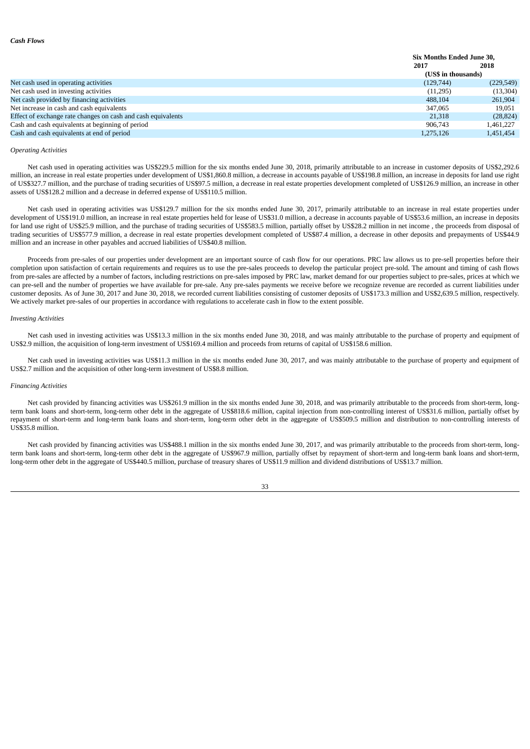*Cash Flows*

| | Six Months Ended June 30, | |
|---|---|---|
| | 2017 | 2018 |
| | (US$ in thousands) | |
| Net cash used in operating activities | (129,744) | (229,549) |
| Net cash used in investing activities | (11,295) | (13,304) |
| Net cash provided by financing activities | 488,104 | 261,904 |
| Net increase in cash and cash equivalents | 347,065 | 19,051 |
| Effect of exchange rate changes on cash and cash equivalents | 21,318 | (28,824) |
| Cash and cash equivalents at beginning of period | 906,743 | 1,461,227 |
| Cash and cash equivalents at end of period | 1,275,126 | 1,451,454 |

*Operating Activities*

Net cash used in operating activities was US$229.5 million for the six months ended June 30, 2018, primarily attributable to an increase in customer deposits of US$2,292.6 million, an increase in real estate properties under development of US$1,860.8 million, a decrease in accounts payable of US$198.8 million, an increase in deposits for land use right of US$327.7 million, and the purchase of trading securities of US$97.5 million, a decrease in real estate properties development completed of US$126.9 million, an increase in other assets of US$128.2 million and a decrease in deferred expense of US$110.5 million.

Net cash used in operating activities was US$129.7 million for the six months ended June 30, 2017, primarily attributable to an increase in real estate properties under development of US$191.0 million, an increase in real estate properties held for lease of US$31.0 million, a decrease in accounts payable of US$53.6 million, an increase in deposits for land use right of US$25.9 million, and the purchase of trading securities of US$583.5 million, partially offset by US$28.2 million in net income , the proceeds from disposal of trading securities of US$577.9 million, a decrease in real estate properties development completed of US$87.4 million, a decrease in other deposits and prepayments of US$44.9 million and an increase in other payables and accrued liabilities of US$40.8 million.

Proceeds from pre-sales of our properties under development are an important source of cash flow for our operations. PRC law allows us to pre-sell properties before their completion upon satisfaction of certain requirements and requires us to use the pre-sales proceeds to develop the particular project pre-sold. The amount and timing of cash flows from pre-sales are affected by a number of factors, including restrictions on pre-sales imposed by PRC law, market demand for our properties subject to pre-sales, prices at which we can pre-sell and the number of properties we have available for pre-sale. Any pre-sales payments we receive before we recognize revenue are recorded as current liabilities under customer deposits. As of June 30, 2017 and June 30, 2018, we recorded current liabilities consisting of customer deposits of US$173.3 million and US$2,639.5 million, respectively. We actively market pre-sales of our properties in accordance with regulations to accelerate cash in flow to the extent possible.

*Investing Activities*

Net cash used in investing activities was US$13.3 million in the six months ended June 30, 2018, and was mainly attributable to the purchase of property and equipment of US$2.9 million, the acquisition of long-term investment of US$169.4 million and proceeds from returns of capital of US$158.6 million.

Net cash used in investing activities was US$11.3 million in the six months ended June 30, 2017, and was mainly attributable to the purchase of property and equipment of US$2.7 million and the acquisition of other long-term investment of US$8.8 million.

*Financing Activities*

Net cash provided by financing activities was US$261.9 million in the six months ended June 30, 2018, and was primarily attributable to the proceeds from short-term, long-term bank loans and short-term, long-term other debt in the aggregate of US$818.6 million, capital injection from non-controlling interest of US$31.6 million, partially offset by repayment of short-term and long-term bank loans and short-term, long-term other debt in the aggregate of US$509.5 million and distribution to non-controlling interests of US$35.8 million.

Net cash provided by financing activities was US$488.1 million in the six months ended June 30, 2017, and was primarily attributable to the proceeds from short-term, long-term bank loans and short-term, long-term other debt in the aggregate of US$967.9 million, partially offset by repayment of short-term and long-term bank loans and short-term, long-term other debt in the aggregate of US$440.5 million, purchase of treasury shares of US$11.9 million and dividend distributions of US$13.7 million.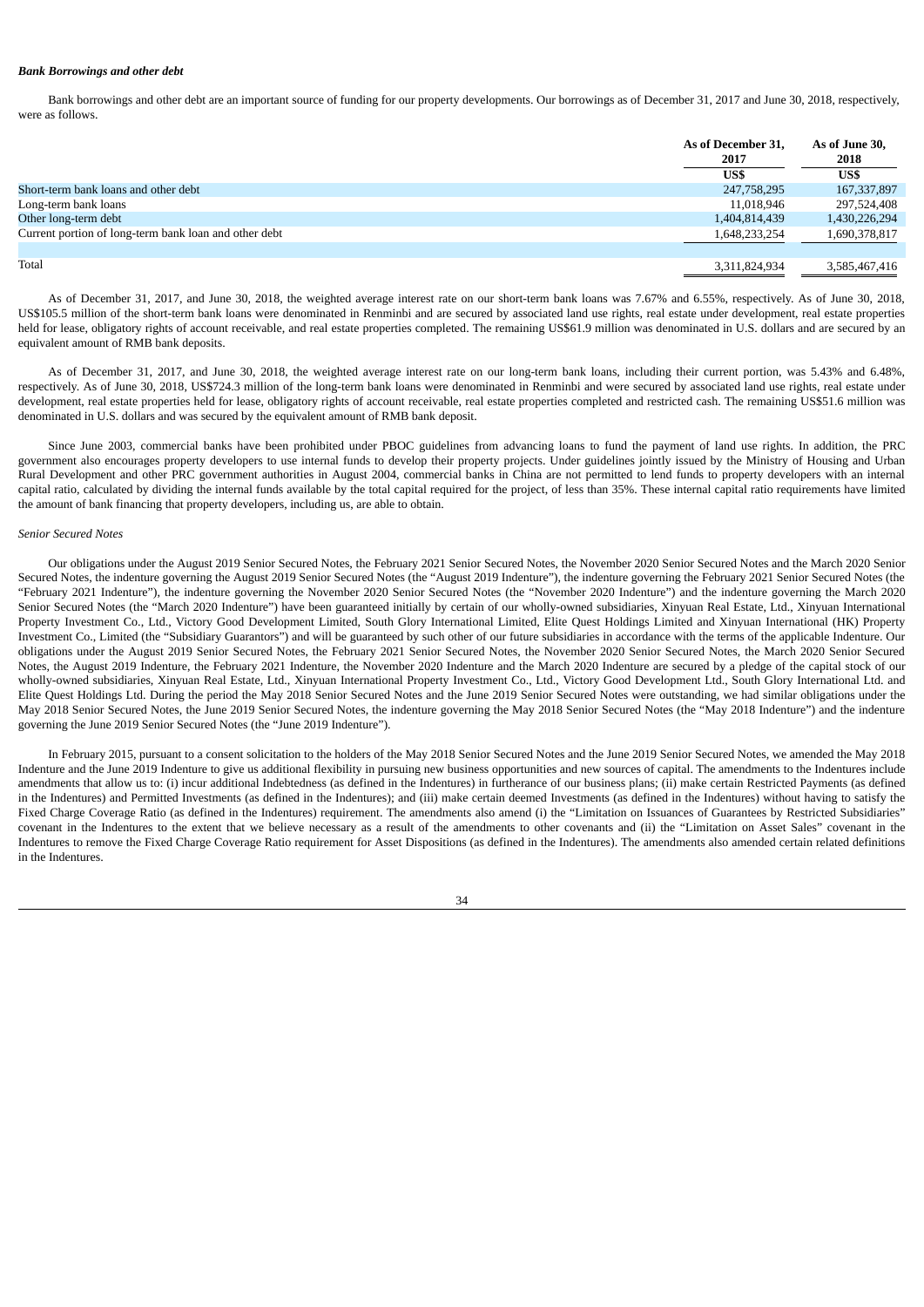***Bank Borrowings and other debt***

Bank borrowings and other debt are an important source of funding for our property developments. Our borrowings as of December 31, 2017 and June 30, 2018, respectively, were as follows.

| | As of December 31, 2017 | As of June 30, 2018 |
|---|---|---|
| | US$ | US$ |
| Short-term bank loans and other debt | 247,758,295 | 167,337,897 |
| Long-term bank loans | 11,018,946 | 297,524,408 |
| Other long-term debt | 1,404,814,439 | 1,430,226,294 |
| Current portion of long-term bank loan and other debt | 1,648,233,254 | 1,690,378,817 |
| Total | 3,311,824,934 | 3,585,467,416 |

As of December 31, 2017, and June 30, 2018, the weighted average interest rate on our short-term bank loans was 7.67% and 6.55%, respectively. As of June 30, 2018, US$105.5 million of the short-term bank loans were denominated in Renminbi and are secured by associated land use rights, real estate under development, real estate properties held for lease, obligatory rights of account receivable, and real estate properties completed. The remaining US$61.9 million was denominated in U.S. dollars and are secured by an equivalent amount of RMB bank deposits.

As of December 31, 2017, and June 30, 2018, the weighted average interest rate on our long-term bank loans, including their current portion, was 5.43% and 6.48%, respectively. As of June 30, 2018, US$724.3 million of the long-term bank loans were denominated in Renminbi and were secured by associated land use rights, real estate under development, real estate properties held for lease, obligatory rights of account receivable, real estate properties completed and restricted cash. The remaining US$51.6 million was denominated in U.S. dollars and was secured by the equivalent amount of RMB bank deposit.

Since June 2003, commercial banks have been prohibited under PBOC guidelines from advancing loans to fund the payment of land use rights. In addition, the PRC government also encourages property developers to use internal funds to develop their property projects. Under guidelines jointly issued by the Ministry of Housing and Urban Rural Development and other PRC government authorities in August 2004, commercial banks in China are not permitted to lend funds to property developers with an internal capital ratio, calculated by dividing the internal funds available by the total capital required for the project, of less than 35%. These internal capital ratio requirements have limited the amount of bank financing that property developers, including us, are able to obtain.

*Senior Secured Notes*

Our obligations under the August 2019 Senior Secured Notes, the February 2021 Senior Secured Notes, the November 2020 Senior Secured Notes and the March 2020 Senior Secured Notes, the indenture governing the August 2019 Senior Secured Notes (the "August 2019 Indenture"), the indenture governing the February 2021 Senior Secured Notes (the "February 2021 Indenture"), the indenture governing the November 2020 Senior Secured Notes (the "November 2020 Indenture") and the indenture governing the March 2020 Senior Secured Notes (the "March 2020 Indenture") have been guaranteed initially by certain of our wholly-owned subsidiaries, Xinyuan Real Estate, Ltd., Xinyuan International Property Investment Co., Ltd., Victory Good Development Limited, South Glory International Limited, Elite Quest Holdings Limited and Xinyuan International (HK) Property Investment Co., Limited (the "Subsidiary Guarantors") and will be guaranteed by such other of our future subsidiaries in accordance with the terms of the applicable Indenture. Our obligations under the August 2019 Senior Secured Notes, the February 2021 Senior Secured Notes, the November 2020 Senior Secured Notes, the March 2020 Senior Secured Notes, the August 2019 Indenture, the February 2021 Indenture, the November 2020 Indenture and the March 2020 Indenture are secured by a pledge of the capital stock of our wholly-owned subsidiaries, Xinyuan Real Estate, Ltd., Xinyuan International Property Investment Co., Ltd., Victory Good Development Ltd., South Glory International Ltd. and Elite Quest Holdings Ltd. During the period the May 2018 Senior Secured Notes and the June 2019 Senior Secured Notes were outstanding, we had similar obligations under the May 2018 Senior Secured Notes, the June 2019 Senior Secured Notes, the indenture governing the May 2018 Senior Secured Notes (the "May 2018 Indenture") and the indenture governing the June 2019 Senior Secured Notes (the "June 2019 Indenture").

In February 2015, pursuant to a consent solicitation to the holders of the May 2018 Senior Secured Notes and the June 2019 Senior Secured Notes, we amended the May 2018 Indenture and the June 2019 Indenture to give us additional flexibility in pursuing new business opportunities and new sources of capital. The amendments to the Indentures include amendments that allow us to: (i) incur additional Indebtedness (as defined in the Indentures) in furtherance of our business plans; (ii) make certain Restricted Payments (as defined in the Indentures) and Permitted Investments (as defined in the Indentures); and (iii) make certain deemed Investments (as defined in the Indentures) without having to satisfy the Fixed Charge Coverage Ratio (as defined in the Indentures) requirement. The amendments also amend (i) the "Limitation on Issuances of Guarantees by Restricted Subsidiaries" covenant in the Indentures to the extent that we believe necessary as a result of the amendments to other covenants and (ii) the "Limitation on Asset Sales" covenant in the Indentures to remove the Fixed Charge Coverage Ratio requirement for Asset Dispositions (as defined in the Indentures). The amendments also amended certain related definitions in the Indentures.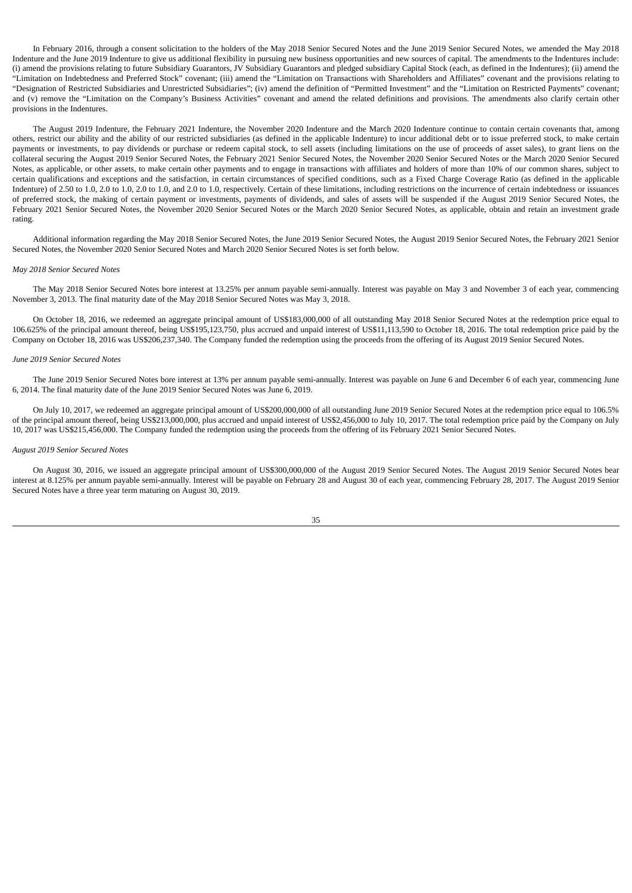In February 2016, through a consent solicitation to the holders of the May 2018 Senior Secured Notes and the June 2019 Senior Secured Notes, we amended the May 2018 Indenture and the June 2019 Indenture to give us additional flexibility in pursuing new business opportunities and new sources of capital. The amendments to the Indentures include: (i) amend the provisions relating to future Subsidiary Guarantors, JV Subsidiary Guarantors and pledged subsidiary Capital Stock (each, as defined in the Indentures); (ii) amend the "Limitation on Indebtedness and Preferred Stock" covenant; (iii) amend the "Limitation on Transactions with Shareholders and Affiliates" covenant and the provisions relating to "Designation of Restricted Subsidiaries and Unrestricted Subsidiaries"; (iv) amend the definition of "Permitted Investment" and the "Limitation on Restricted Payments" covenant; and (v) remove the "Limitation on the Company's Business Activities" covenant and amend the related definitions and provisions. The amendments also clarify certain other provisions in the Indentures.

The August 2019 Indenture, the February 2021 Indenture, the November 2020 Indenture and the March 2020 Indenture continue to contain certain covenants that, among others, restrict our ability and the ability of our restricted subsidiaries (as defined in the applicable Indenture) to incur additional debt or to issue preferred stock, to make certain payments or investments, to pay dividends or purchase or redeem capital stock, to sell assets (including limitations on the use of proceeds of asset sales), to grant liens on the collateral securing the August 2019 Senior Secured Notes, the February 2021 Senior Secured Notes, the November 2020 Senior Secured Notes or the March 2020 Senior Secured Notes, as applicable, or other assets, to make certain other payments and to engage in transactions with affiliates and holders of more than 10% of our common shares, subject to certain qualifications and exceptions and the satisfaction, in certain circumstances of specified conditions, such as a Fixed Charge Coverage Ratio (as defined in the applicable Indenture) of 2.50 to 1.0, 2.0 to 1.0, 2.0 to 1.0, and 2.0 to 1.0, respectively. Certain of these limitations, including restrictions on the incurrence of certain indebtedness or issuances of preferred stock, the making of certain payment or investments, payments of dividends, and sales of assets will be suspended if the August 2019 Senior Secured Notes, the February 2021 Senior Secured Notes, the November 2020 Senior Secured Notes or the March 2020 Senior Secured Notes, as applicable, obtain and retain an investment grade rating.

Additional information regarding the May 2018 Senior Secured Notes, the June 2019 Senior Secured Notes, the August 2019 Senior Secured Notes, the February 2021 Senior Secured Notes, the November 2020 Senior Secured Notes and March 2020 Senior Secured Notes is set forth below.

*May 2018 Senior Secured Notes*

The May 2018 Senior Secured Notes bore interest at 13.25% per annum payable semi-annually. Interest was payable on May 3 and November 3 of each year, commencing November 3, 2013. The final maturity date of the May 2018 Senior Secured Notes was May 3, 2018.

On October 18, 2016, we redeemed an aggregate principal amount of US$183,000,000 of all outstanding May 2018 Senior Secured Notes at the redemption price equal to 106.625% of the principal amount thereof, being US$195,123,750, plus accrued and unpaid interest of US$11,113,590 to October 18, 2016. The total redemption price paid by the Company on October 18, 2016 was US$206,237,340. The Company funded the redemption using the proceeds from the offering of its August 2019 Senior Secured Notes.

*June 2019 Senior Secured Notes*

The June 2019 Senior Secured Notes bore interest at 13% per annum payable semi-annually. Interest was payable on June 6 and December 6 of each year, commencing June 6, 2014. The final maturity date of the June 2019 Senior Secured Notes was June 6, 2019.

On July 10, 2017, we redeemed an aggregate principal amount of US$200,000,000 of all outstanding June 2019 Senior Secured Notes at the redemption price equal to 106.5% of the principal amount thereof, being US$213,000,000, plus accrued and unpaid interest of US$2,456,000 to July 10, 2017. The total redemption price paid by the Company on July 10, 2017 was US$215,456,000. The Company funded the redemption using the proceeds from the offering of its February 2021 Senior Secured Notes.

*August 2019 Senior Secured Notes*

On August 30, 2016, we issued an aggregate principal amount of US$300,000,000 of the August 2019 Senior Secured Notes. The August 2019 Senior Secured Notes bear interest at 8.125% per annum payable semi-annually. Interest will be payable on February 28 and August 30 of each year, commencing February 28, 2017. The August 2019 Senior Secured Notes have a three year term maturing on August 30, 2019.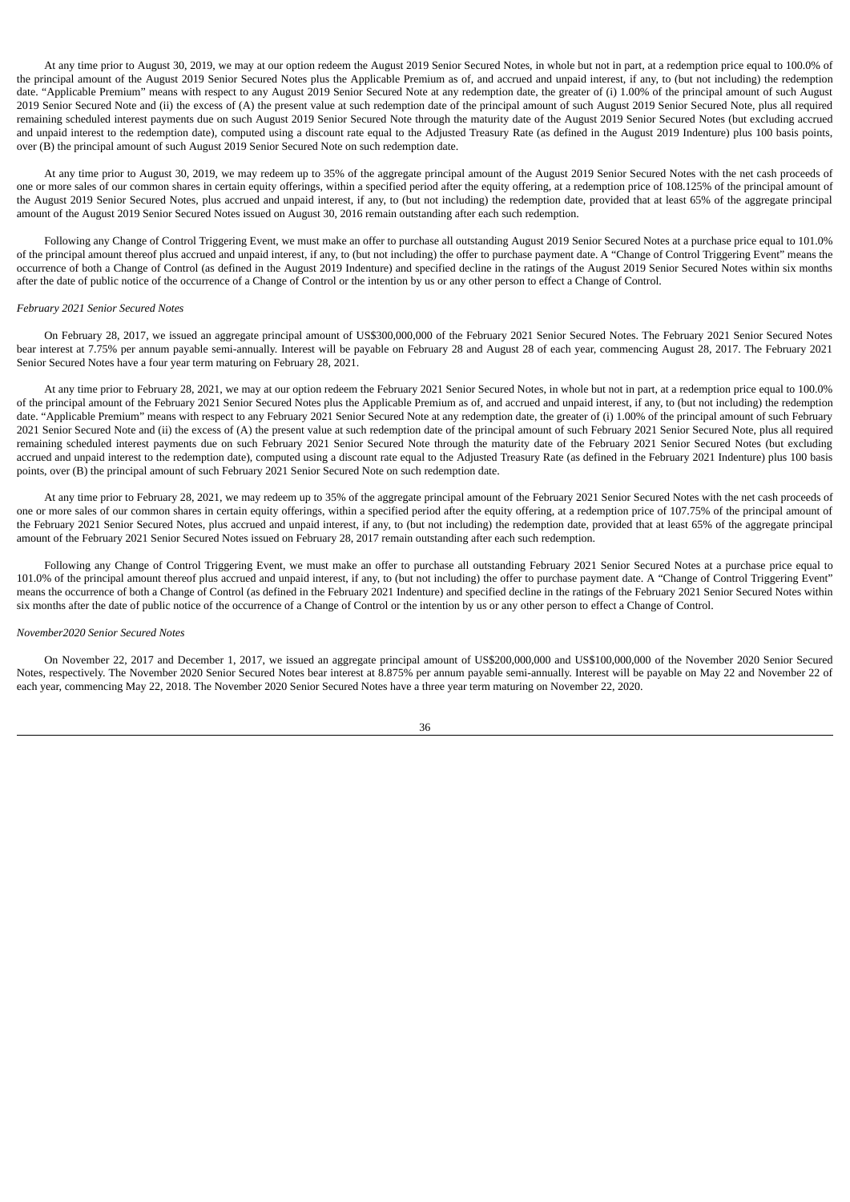At any time prior to August 30, 2019, we may at our option redeem the August 2019 Senior Secured Notes, in whole but not in part, at a redemption price equal to 100.0% of the principal amount of the August 2019 Senior Secured Notes plus the Applicable Premium as of, and accrued and unpaid interest, if any, to (but not including) the redemption date. "Applicable Premium" means with respect to any August 2019 Senior Secured Note at any redemption date, the greater of (i) 1.00% of the principal amount of such August 2019 Senior Secured Note and (ii) the excess of (A) the present value at such redemption date of the principal amount of such August 2019 Senior Secured Note, plus all required remaining scheduled interest payments due on such August 2019 Senior Secured Note through the maturity date of the August 2019 Senior Secured Notes (but excluding accrued and unpaid interest to the redemption date), computed using a discount rate equal to the Adjusted Treasury Rate (as defined in the August 2019 Indenture) plus 100 basis points, over (B) the principal amount of such August 2019 Senior Secured Note on such redemption date.

At any time prior to August 30, 2019, we may redeem up to 35% of the aggregate principal amount of the August 2019 Senior Secured Notes with the net cash proceeds of one or more sales of our common shares in certain equity offerings, within a specified period after the equity offering, at a redemption price of 108.125% of the principal amount of the August 2019 Senior Secured Notes, plus accrued and unpaid interest, if any, to (but not including) the redemption date, provided that at least 65% of the aggregate principal amount of the August 2019 Senior Secured Notes issued on August 30, 2016 remain outstanding after each such redemption.

Following any Change of Control Triggering Event, we must make an offer to purchase all outstanding August 2019 Senior Secured Notes at a purchase price equal to 101.0% of the principal amount thereof plus accrued and unpaid interest, if any, to (but not including) the offer to purchase payment date. A "Change of Control Triggering Event" means the occurrence of both a Change of Control (as defined in the August 2019 Indenture) and specified decline in the ratings of the August 2019 Senior Secured Notes within six months after the date of public notice of the occurrence of a Change of Control or the intention by us or any other person to effect a Change of Control.

*February 2021 Senior Secured Notes*

On February 28, 2017, we issued an aggregate principal amount of US$300,000,000 of the February 2021 Senior Secured Notes. The February 2021 Senior Secured Notes bear interest at 7.75% per annum payable semi-annually. Interest will be payable on February 28 and August 28 of each year, commencing August 28, 2017. The February 2021 Senior Secured Notes have a four year term maturing on February 28, 2021.

At any time prior to February 28, 2021, we may at our option redeem the February 2021 Senior Secured Notes, in whole but not in part, at a redemption price equal to 100.0% of the principal amount of the February 2021 Senior Secured Notes plus the Applicable Premium as of, and accrued and unpaid interest, if any, to (but not including) the redemption date. "Applicable Premium" means with respect to any February 2021 Senior Secured Note at any redemption date, the greater of (i) 1.00% of the principal amount of such February 2021 Senior Secured Note and (ii) the excess of (A) the present value at such redemption date of the principal amount of such February 2021 Senior Secured Note, plus all required remaining scheduled interest payments due on such February 2021 Senior Secured Note through the maturity date of the February 2021 Senior Secured Notes (but excluding accrued and unpaid interest to the redemption date), computed using a discount rate equal to the Adjusted Treasury Rate (as defined in the February 2021 Indenture) plus 100 basis points, over (B) the principal amount of such February 2021 Senior Secured Note on such redemption date.

At any time prior to February 28, 2021, we may redeem up to 35% of the aggregate principal amount of the February 2021 Senior Secured Notes with the net cash proceeds of one or more sales of our common shares in certain equity offerings, within a specified period after the equity offering, at a redemption price of 107.75% of the principal amount of the February 2021 Senior Secured Notes, plus accrued and unpaid interest, if any, to (but not including) the redemption date, provided that at least 65% of the aggregate principal amount of the February 2021 Senior Secured Notes issued on February 28, 2017 remain outstanding after each such redemption.

Following any Change of Control Triggering Event, we must make an offer to purchase all outstanding February 2021 Senior Secured Notes at a purchase price equal to 101.0% of the principal amount thereof plus accrued and unpaid interest, if any, to (but not including) the offer to purchase payment date. A "Change of Control Triggering Event" means the occurrence of both a Change of Control (as defined in the February 2021 Indenture) and specified decline in the ratings of the February 2021 Senior Secured Notes within six months after the date of public notice of the occurrence of a Change of Control or the intention by us or any other person to effect a Change of Control.

*November2020 Senior Secured Notes*

On November 22, 2017 and December 1, 2017, we issued an aggregate principal amount of US$200,000,000 and US$100,000,000 of the November 2020 Senior Secured Notes, respectively. The November 2020 Senior Secured Notes bear interest at 8.875% per annum payable semi-annually. Interest will be payable on May 22 and November 22 of each year, commencing May 22, 2018. The November 2020 Senior Secured Notes have a three year term maturing on November 22, 2020.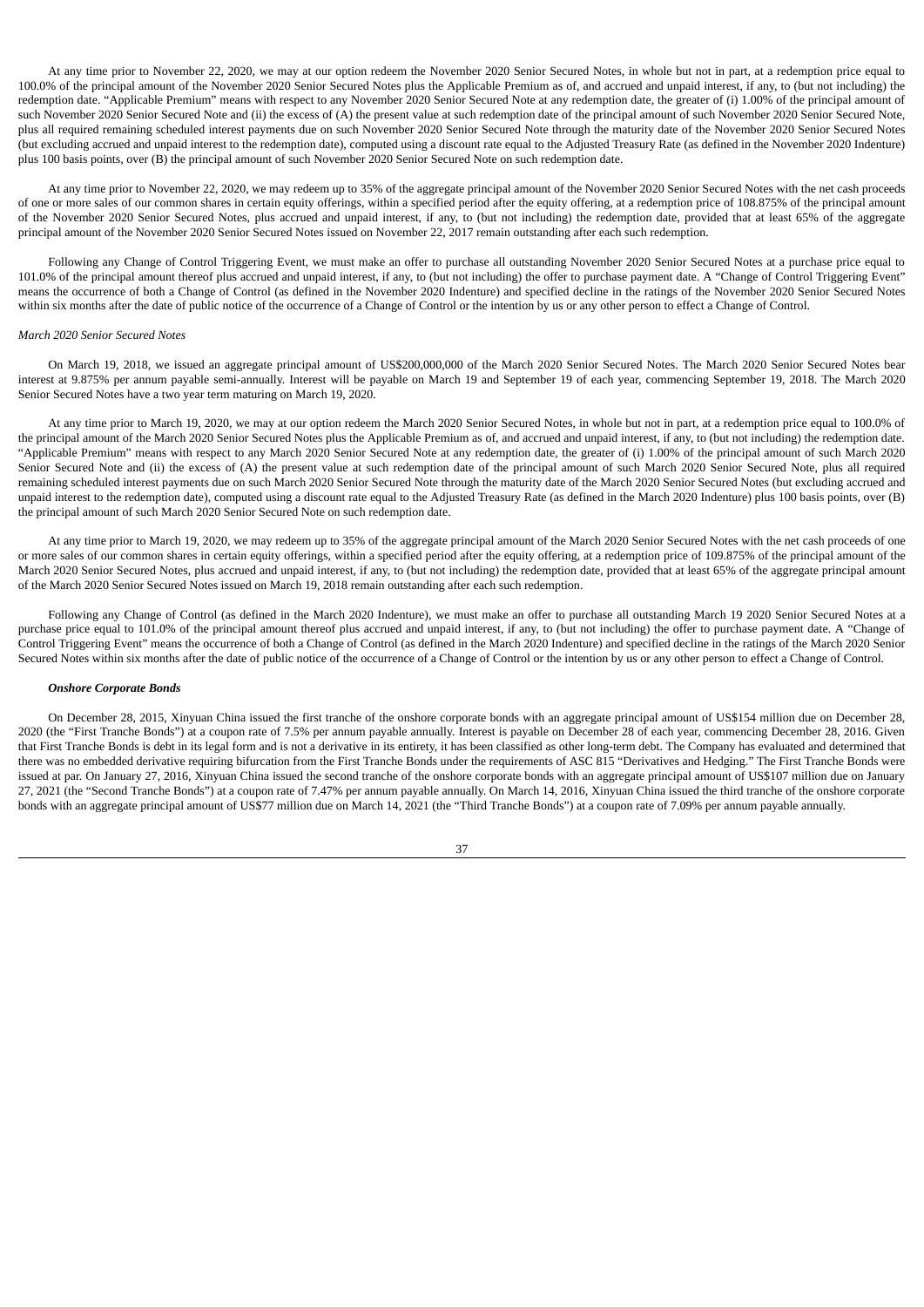At any time prior to November 22, 2020, we may at our option redeem the November 2020 Senior Secured Notes, in whole but not in part, at a redemption price equal to 100.0% of the principal amount of the November 2020 Senior Secured Notes plus the Applicable Premium as of, and accrued and unpaid interest, if any, to (but not including) the redemption date. "Applicable Premium" means with respect to any November 2020 Senior Secured Note at any redemption date, the greater of (i) 1.00% of the principal amount of such November 2020 Senior Secured Note and (ii) the excess of (A) the present value at such redemption date of the principal amount of such November 2020 Senior Secured Note, plus all required remaining scheduled interest payments due on such November 2020 Senior Secured Note through the maturity date of the November 2020 Senior Secured Notes (but excluding accrued and unpaid interest to the redemption date), computed using a discount rate equal to the Adjusted Treasury Rate (as defined in the November 2020 Indenture) plus 100 basis points, over (B) the principal amount of such November 2020 Senior Secured Note on such redemption date.

At any time prior to November 22, 2020, we may redeem up to 35% of the aggregate principal amount of the November 2020 Senior Secured Notes with the net cash proceeds of one or more sales of our common shares in certain equity offerings, within a specified period after the equity offering, at a redemption price of 108.875% of the principal amount of the November 2020 Senior Secured Notes, plus accrued and unpaid interest, if any, to (but not including) the redemption date, provided that at least 65% of the aggregate principal amount of the November 2020 Senior Secured Notes issued on November 22, 2017 remain outstanding after each such redemption.

Following any Change of Control Triggering Event, we must make an offer to purchase all outstanding November 2020 Senior Secured Notes at a purchase price equal to 101.0% of the principal amount thereof plus accrued and unpaid interest, if any, to (but not including) the offer to purchase payment date. A "Change of Control Triggering Event" means the occurrence of both a Change of Control (as defined in the November 2020 Indenture) and specified decline in the ratings of the November 2020 Senior Secured Notes within six months after the date of public notice of the occurrence of a Change of Control or the intention by us or any other person to effect a Change of Control.

*March 2020 Senior Secured Notes*

On March 19, 2018, we issued an aggregate principal amount of US$200,000,000 of the March 2020 Senior Secured Notes. The March 2020 Senior Secured Notes bear interest at 9.875% per annum payable semi-annually. Interest will be payable on March 19 and September 19 of each year, commencing September 19, 2018. The March 2020 Senior Secured Notes have a two year term maturing on March 19, 2020.

At any time prior to March 19, 2020, we may at our option redeem the March 2020 Senior Secured Notes, in whole but not in part, at a redemption price equal to 100.0% of the principal amount of the March 2020 Senior Secured Notes plus the Applicable Premium as of, and accrued and unpaid interest, if any, to (but not including) the redemption date. "Applicable Premium" means with respect to any March 2020 Senior Secured Note at any redemption date, the greater of (i) 1.00% of the principal amount of such March 2020 Senior Secured Note and (ii) the excess of (A) the present value at such redemption date of the principal amount of such March 2020 Senior Secured Note, plus all required remaining scheduled interest payments due on such March 2020 Senior Secured Note through the maturity date of the March 2020 Senior Secured Notes (but excluding accrued and unpaid interest to the redemption date), computed using a discount rate equal to the Adjusted Treasury Rate (as defined in the March 2020 Indenture) plus 100 basis points, over (B) the principal amount of such March 2020 Senior Secured Note on such redemption date.

At any time prior to March 19, 2020, we may redeem up to 35% of the aggregate principal amount of the March 2020 Senior Secured Notes with the net cash proceeds of one or more sales of our common shares in certain equity offerings, within a specified period after the equity offering, at a redemption price of 109.875% of the principal amount of the March 2020 Senior Secured Notes, plus accrued and unpaid interest, if any, to (but not including) the redemption date, provided that at least 65% of the aggregate principal amount of the March 2020 Senior Secured Notes issued on March 19, 2018 remain outstanding after each such redemption.

Following any Change of Control (as defined in the March 2020 Indenture), we must make an offer to purchase all outstanding March 19 2020 Senior Secured Notes at a purchase price equal to 101.0% of the principal amount thereof plus accrued and unpaid interest, if any, to (but not including) the offer to purchase payment date. A "Change of Control Triggering Event" means the occurrence of both a Change of Control (as defined in the March 2020 Indenture) and specified decline in the ratings of the March 2020 Senior Secured Notes within six months after the date of public notice of the occurrence of a Change of Control or the intention by us or any other person to effect a Change of Control.

***Onshore Corporate Bonds***

On December 28, 2015, Xinyuan China issued the first tranche of the onshore corporate bonds with an aggregate principal amount of US$154 million due on December 28, 2020 (the "First Tranche Bonds") at a coupon rate of 7.5% per annum payable annually. Interest is payable on December 28 of each year, commencing December 28, 2016. Given that First Tranche Bonds is debt in its legal form and is not a derivative in its entirety, it has been classified as other long-term debt. The Company has evaluated and determined that there was no embedded derivative requiring bifurcation from the First Tranche Bonds under the requirements of ASC 815 "Derivatives and Hedging." The First Tranche Bonds were issued at par. On January 27, 2016, Xinyuan China issued the second tranche of the onshore corporate bonds with an aggregate principal amount of US$107 million due on January 27, 2021 (the "Second Tranche Bonds") at a coupon rate of 7.47% per annum payable annually. On March 14, 2016, Xinyuan China issued the third tranche of the onshore corporate bonds with an aggregate principal amount of US$77 million due on March 14, 2021 (the "Third Tranche Bonds") at a coupon rate of 7.09% per annum payable annually.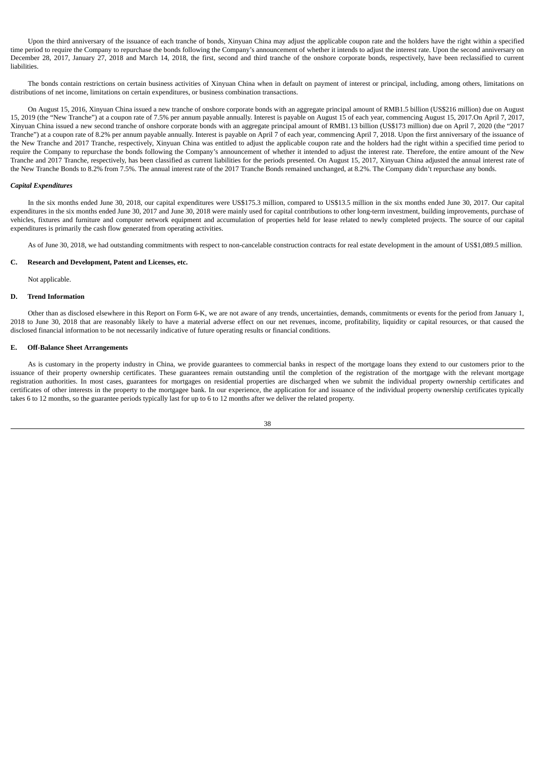Upon the third anniversary of the issuance of each tranche of bonds, Xinyuan China may adjust the applicable coupon rate and the holders have the right within a specified time period to require the Company to repurchase the bonds following the Company's announcement of whether it intends to adjust the interest rate. Upon the second anniversary on December 28, 2017, January 27, 2018 and March 14, 2018, the first, second and third tranche of the onshore corporate bonds, respectively, have been reclassified to current liabilities.

The bonds contain restrictions on certain business activities of Xinyuan China when in default on payment of interest or principal, including, among others, limitations on distributions of net income, limitations on certain expenditures, or business combination transactions.

On August 15, 2016, Xinyuan China issued a new tranche of onshore corporate bonds with an aggregate principal amount of RMB1.5 billion (US$216 million) due on August 15, 2019 (the "New Tranche") at a coupon rate of 7.5% per annum payable annually. Interest is payable on August 15 of each year, commencing August 15, 2017.On April 7, 2017, Xinyuan China issued a new second tranche of onshore corporate bonds with an aggregate principal amount of RMB1.13 billion (US$173 million) due on April 7, 2020 (the "2017 Tranche") at a coupon rate of 8.2% per annum payable annually. Interest is payable on April 7 of each year, commencing April 7, 2018. Upon the first anniversary of the issuance of the New Tranche and 2017 Tranche, respectively, Xinyuan China was entitled to adjust the applicable coupon rate and the holders had the right within a specified time period to require the Company to repurchase the bonds following the Company's announcement of whether it intended to adjust the interest rate. Therefore, the entire amount of the New Tranche and 2017 Tranche, respectively, has been classified as current liabilities for the periods presented. On August 15, 2017, Xinyuan China adjusted the annual interest rate of the New Tranche Bonds to 8.2% from 7.5%. The annual interest rate of the 2017 Tranche Bonds remained unchanged, at 8.2%. The Company didn't repurchase any bonds.

***Capital Expenditures***

In the six months ended June 30, 2018, our capital expenditures were US$175.3 million, compared to US$13.5 million in the six months ended June 30, 2017. Our capital expenditures in the six months ended June 30, 2017 and June 30, 2018 were mainly used for capital contributions to other long-term investment, building improvements, purchase of vehicles, fixtures and furniture and computer network equipment and accumulation of properties held for lease related to newly completed projects. The source of our capital expenditures is primarily the cash flow generated from operating activities.

As of June 30, 2018, we had outstanding commitments with respect to non-cancelable construction contracts for real estate development in the amount of US$1,089.5 million.

**C. Research and Development, Patent and Licenses, etc.**

Not applicable.

**D. Trend Information**

Other than as disclosed elsewhere in this Report on Form 6-K, we are not aware of any trends, uncertainties, demands, commitments or events for the period from January 1, 2018 to June 30, 2018 that are reasonably likely to have a material adverse effect on our net revenues, income, profitability, liquidity or capital resources, or that caused the disclosed financial information to be not necessarily indicative of future operating results or financial conditions.

**E. Off-Balance Sheet Arrangements**

As is customary in the property industry in China, we provide guarantees to commercial banks in respect of the mortgage loans they extend to our customers prior to the issuance of their property ownership certificates. These guarantees remain outstanding until the completion of the registration of the mortgage with the relevant mortgage registration authorities. In most cases, guarantees for mortgages on residential properties are discharged when we submit the individual property ownership certificates and certificates of other interests in the property to the mortgagee bank. In our experience, the application for and issuance of the individual property ownership certificates typically takes 6 to 12 months, so the guarantee periods typically last for up to 6 to 12 months after we deliver the related property.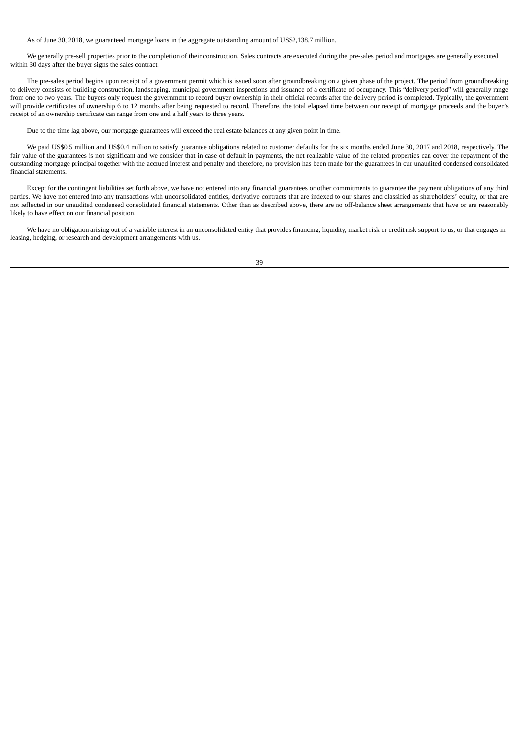As of June 30, 2018, we guaranteed mortgage loans in the aggregate outstanding amount of US$2,138.7 million.

We generally pre-sell properties prior to the completion of their construction. Sales contracts are executed during the pre-sales period and mortgages are generally executed within 30 days after the buyer signs the sales contract.

The pre-sales period begins upon receipt of a government permit which is issued soon after groundbreaking on a given phase of the project. The period from groundbreaking to delivery consists of building construction, landscaping, municipal government inspections and issuance of a certificate of occupancy. This "delivery period" will generally range from one to two years. The buyers only request the government to record buyer ownership in their official records after the delivery period is completed. Typically, the government will provide certificates of ownership 6 to 12 months after being requested to record. Therefore, the total elapsed time between our receipt of mortgage proceeds and the buyer's receipt of an ownership certificate can range from one and a half years to three years.

Due to the time lag above, our mortgage guarantees will exceed the real estate balances at any given point in time.

We paid US$0.5 million and US$0.4 million to satisfy guarantee obligations related to customer defaults for the six months ended June 30, 2017 and 2018, respectively. The fair value of the guarantees is not significant and we consider that in case of default in payments, the net realizable value of the related properties can cover the repayment of the outstanding mortgage principal together with the accrued interest and penalty and therefore, no provision has been made for the guarantees in our unaudited condensed consolidated financial statements.

Except for the contingent liabilities set forth above, we have not entered into any financial guarantees or other commitments to guarantee the payment obligations of any third parties. We have not entered into any transactions with unconsolidated entities, derivative contracts that are indexed to our shares and classified as shareholders' equity, or that are not reflected in our unaudited condensed consolidated financial statements. Other than as described above, there are no off-balance sheet arrangements that have or are reasonably likely to have effect on our financial position.

We have no obligation arising out of a variable interest in an unconsolidated entity that provides financing, liquidity, market risk or credit risk support to us, or that engages in leasing, hedging, or research and development arrangements with us.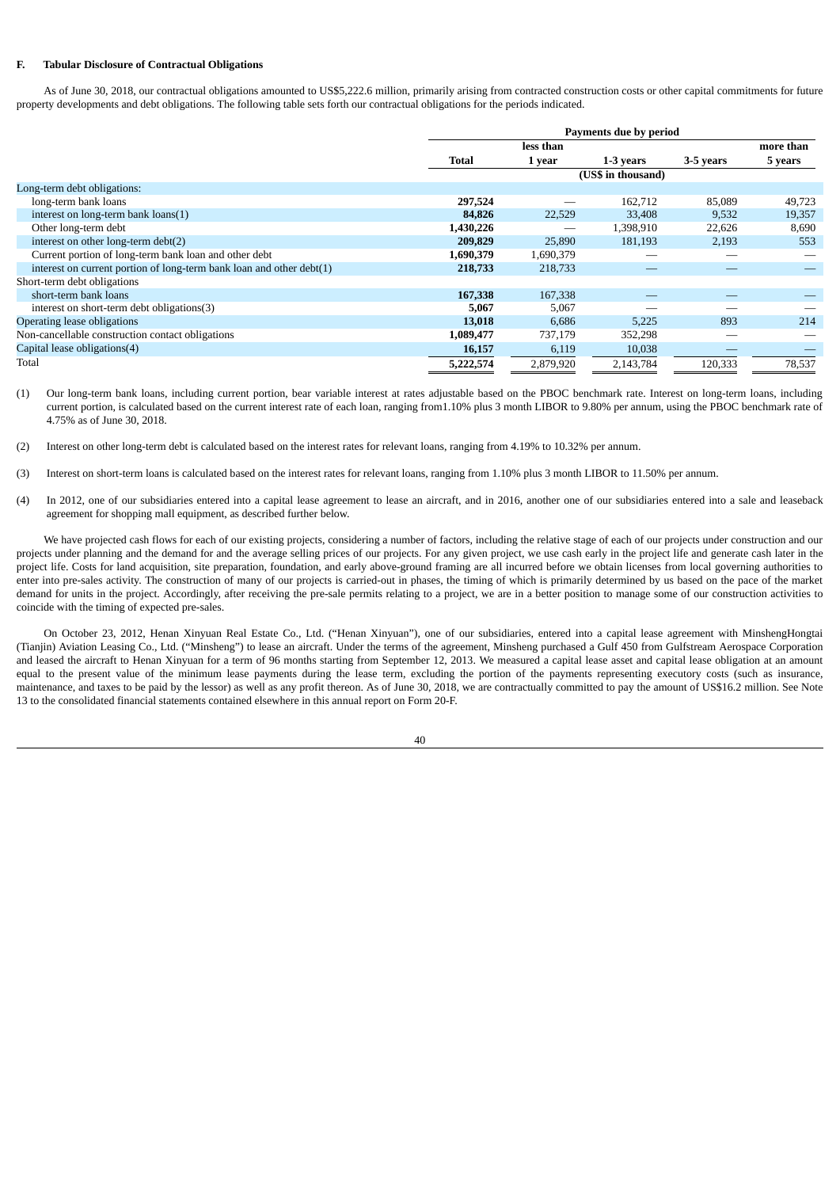### F. Tabular Disclosure of Contractual Obligations

As of June 30, 2018, our contractual obligations amounted to US$5,222.6 million, primarily arising from contracted construction costs or other capital commitments for future property developments and debt obligations. The following table sets forth our contractual obligations for the periods indicated.

| | Payments due by period | | | | |
|---|---|---|---|---|---|
| | **Total** | **less than 1 year** | **1-3 years** | **3-5 years** | **more than 5 years** |
| | (US$ in thousand) | | | | |
| Long-term debt obligations: | | | | | |
| long-term bank loans | **297,524** | — | 162,712 | 85,089 | 49,723 |
| interest on long-term bank loans(1) | **84,826** | 22,529 | 33,408 | 9,532 | 19,357 |
| Other long-term debt | **1,430,226** | — | 1,398,910 | 22,626 | 8,690 |
| interest on other long-term debt(2) | **209,829** | 25,890 | 181,193 | 2,193 | 553 |
| Current portion of long-term bank loan and other debt | **1,690,379** | 1,690,379 | — | — | — |
| interest on current portion of long-term bank loan and other debt(1) | **218,733** | 218,733 | — | — | — |
| Short-term debt obligations | | | | | |
| short-term bank loans | **167,338** | 167,338 | — | — | — |
| interest on short-term debt obligations(3) | **5,067** | 5,067 | — | — | — |
| Operating lease obligations | **13,018** | 6,686 | 5,225 | 893 | 214 |
| Non-cancellable construction contact obligations | **1,089,477** | 737,179 | 352,298 | — | — |
| Capital lease obligations(4) | **16,157** | 6,119 | 10,038 | — | — |
| Total | **5,222,574** | 2,879,920 | 2,143,784 | 120,333 | 78,537 |

(1) Our long-term bank loans, including current portion, bear variable interest at rates adjustable based on the PBOC benchmark rate. Interest on long-term loans, including current portion, is calculated based on the current interest rate of each loan, ranging from1.10% plus 3 month LIBOR to 9.80% per annum, using the PBOC benchmark rate of 4.75% as of June 30, 2018.

(2) Interest on other long-term debt is calculated based on the interest rates for relevant loans, ranging from 4.19% to 10.32% per annum.

(3) Interest on short-term loans is calculated based on the interest rates for relevant loans, ranging from 1.10% plus 3 month LIBOR to 11.50% per annum.

(4) In 2012, one of our subsidiaries entered into a capital lease agreement to lease an aircraft, and in 2016, another one of our subsidiaries entered into a sale and leaseback agreement for shopping mall equipment, as described further below.

We have projected cash flows for each of our existing projects, considering a number of factors, including the relative stage of each of our projects under construction and our projects under planning and the demand for and the average selling prices of our projects. For any given project, we use cash early in the project life and generate cash later in the project life. Costs for land acquisition, site preparation, foundation, and early above-ground framing are all incurred before we obtain licenses from local governing authorities to enter into pre-sales activity. The construction of many of our projects is carried-out in phases, the timing of which is primarily determined by us based on the pace of the market demand for units in the project. Accordingly, after receiving the pre-sale permits relating to a project, we are in a better position to manage some of our construction activities to coincide with the timing of expected pre-sales.

On October 23, 2012, Henan Xinyuan Real Estate Co., Ltd. ("Henan Xinyuan"), one of our subsidiaries, entered into a capital lease agreement with MinshengHongtai (Tianjin) Aviation Leasing Co., Ltd. ("Minsheng") to lease an aircraft. Under the terms of the agreement, Minsheng purchased a Gulf 450 from Gulfstream Aerospace Corporation and leased the aircraft to Henan Xinyuan for a term of 96 months starting from September 12, 2013. We measured a capital lease asset and capital lease obligation at an amount equal to the present value of the minimum lease payments during the lease term, excluding the portion of the payments representing executory costs (such as insurance, maintenance, and taxes to be paid by the lessor) as well as any profit thereon. As of June 30, 2018, we are contractually committed to pay the amount of US$16.2 million. See Note 13 to the consolidated financial statements contained elsewhere in this annual report on Form 20-F.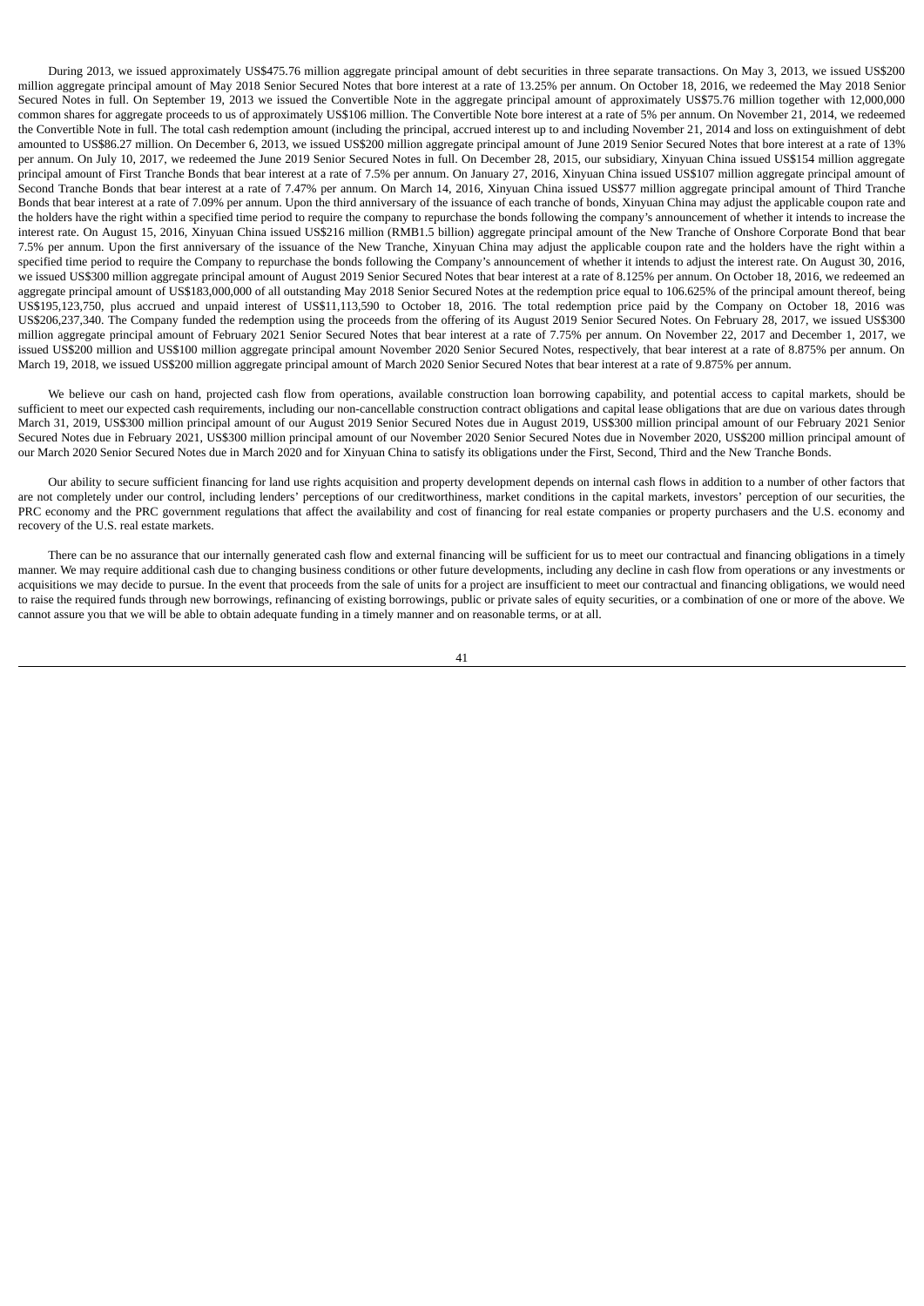During 2013, we issued approximately US$475.76 million aggregate principal amount of debt securities in three separate transactions. On May 3, 2013, we issued US$200 million aggregate principal amount of May 2018 Senior Secured Notes that bore interest at a rate of 13.25% per annum. On October 18, 2016, we redeemed the May 2018 Senior Secured Notes in full. On September 19, 2013 we issued the Convertible Note in the aggregate principal amount of approximately US$75.76 million together with 12,000,000 common shares for aggregate proceeds to us of approximately US$106 million. The Convertible Note bore interest at a rate of 5% per annum. On November 21, 2014, we redeemed the Convertible Note in full. The total cash redemption amount (including the principal, accrued interest up to and including November 21, 2014 and loss on extinguishment of debt amounted to US$86.27 million. On December 6, 2013, we issued US$200 million aggregate principal amount of June 2019 Senior Secured Notes that bore interest at a rate of 13% per annum. On July 10, 2017, we redeemed the June 2019 Senior Secured Notes in full. On December 28, 2015, our subsidiary, Xinyuan China issued US$154 million aggregate principal amount of First Tranche Bonds that bear interest at a rate of 7.5% per annum. On January 27, 2016, Xinyuan China issued US$107 million aggregate principal amount of Second Tranche Bonds that bear interest at a rate of 7.47% per annum. On March 14, 2016, Xinyuan China issued US$77 million aggregate principal amount of Third Tranche Bonds that bear interest at a rate of 7.09% per annum. Upon the third anniversary of the issuance of each tranche of bonds, Xinyuan China may adjust the applicable coupon rate and the holders have the right within a specified time period to require the company to repurchase the bonds following the company's announcement of whether it intends to increase the interest rate. On August 15, 2016, Xinyuan China issued US$216 million (RMB1.5 billion) aggregate principal amount of the New Tranche of Onshore Corporate Bond that bear 7.5% per annum. Upon the first anniversary of the issuance of the New Tranche, Xinyuan China may adjust the applicable coupon rate and the holders have the right within a specified time period to require the Company to repurchase the bonds following the Company's announcement of whether it intends to adjust the interest rate. On August 30, 2016, we issued US$300 million aggregate principal amount of August 2019 Senior Secured Notes that bear interest at a rate of 8.125% per annum. On October 18, 2016, we redeemed an aggregate principal amount of US$183,000,000 of all outstanding May 2018 Senior Secured Notes at the redemption price equal to 106.625% of the principal amount thereof, being US$195,123,750, plus accrued and unpaid interest of US$11,113,590 to October 18, 2016. The total redemption price paid by the Company on October 18, 2016 was US$206,237,340. The Company funded the redemption using the proceeds from the offering of its August 2019 Senior Secured Notes. On February 28, 2017, we issued US$300 million aggregate principal amount of February 2021 Senior Secured Notes that bear interest at a rate of 7.75% per annum. On November 22, 2017 and December 1, 2017, we issued US$200 million and US$100 million aggregate principal amount November 2020 Senior Secured Notes, respectively, that bear interest at a rate of 8.875% per annum. On March 19, 2018, we issued US$200 million aggregate principal amount of March 2020 Senior Secured Notes that bear interest at a rate of 9.875% per annum.

We believe our cash on hand, projected cash flow from operations, available construction loan borrowing capability, and potential access to capital markets, should be sufficient to meet our expected cash requirements, including our non-cancellable construction contract obligations and capital lease obligations that are due on various dates through March 31, 2019, US$300 million principal amount of our August 2019 Senior Secured Notes due in August 2019, US$300 million principal amount of our February 2021 Senior Secured Notes due in February 2021, US$300 million principal amount of our November 2020 Senior Secured Notes due in November 2020, US$200 million principal amount of our March 2020 Senior Secured Notes due in March 2020 and for Xinyuan China to satisfy its obligations under the First, Second, Third and the New Tranche Bonds.

Our ability to secure sufficient financing for land use rights acquisition and property development depends on internal cash flows in addition to a number of other factors that are not completely under our control, including lenders' perceptions of our creditworthiness, market conditions in the capital markets, investors' perception of our securities, the PRC economy and the PRC government regulations that affect the availability and cost of financing for real estate companies or property purchasers and the U.S. economy and recovery of the U.S. real estate markets.

There can be no assurance that our internally generated cash flow and external financing will be sufficient for us to meet our contractual and financing obligations in a timely manner. We may require additional cash due to changing business conditions or other future developments, including any decline in cash flow from operations or any investments or acquisitions we may decide to pursue. In the event that proceeds from the sale of units for a project are insufficient to meet our contractual and financing obligations, we would need to raise the required funds through new borrowings, refinancing of existing borrowings, public or private sales of equity securities, or a combination of one or more of the above. We cannot assure you that we will be able to obtain adequate funding in a timely manner and on reasonable terms, or at all.